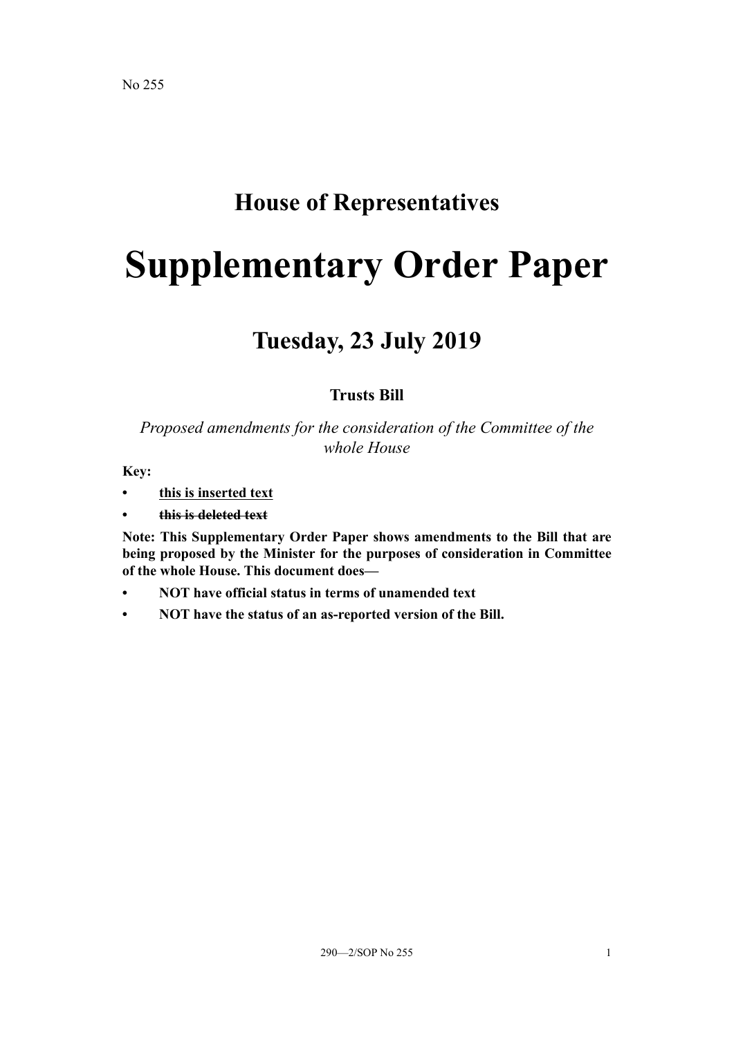No 255

## House of Representatives

# Supplementary Order Paper

## Tuesday, 23 July 2019

### Trusts Bill

*Proposed amendments for the consideration of the Committee of the whole House*

**Key:**

- <u>**this is inserted text**</u>
- ~~**this is deleted text**~~

**Note: This Supplementary Order Paper shows amendments to the Bill that are being proposed by the Minister for the purposes of consideration in Committee of the whole House. This document does—**

- **NOT have official status in terms of unamended text**
- **NOT have the status of an as-reported version of the Bill.**

290—2/SOP No 255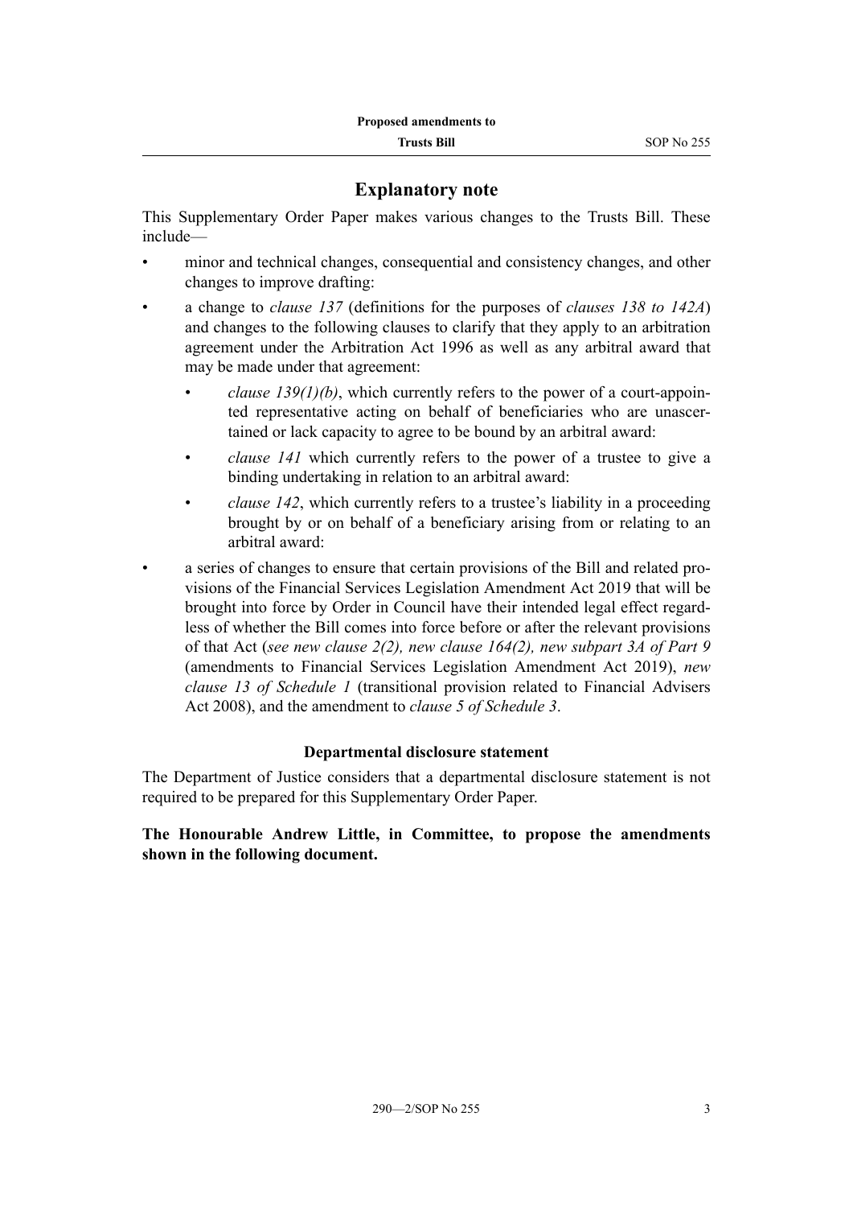## Explanatory note

This Supplementary Order Paper makes various changes to the Trusts Bill. These include—

- minor and technical changes, consequential and consistency changes, and other changes to improve drafting:
- a change to *clause 137* (definitions for the purposes of *clauses 138 to 142A*) and changes to the following clauses to clarify that they apply to an arbitration agreement under the Arbitration Act 1996 as well as any arbitral award that may be made under that agreement:
    - *clause 139(1)(b)*, which currently refers to the power of a court-appointed representative acting on behalf of beneficiaries who are unascertained or lack capacity to agree to be bound by an arbitral award:
    - *clause 141* which currently refers to the power of a trustee to give a binding undertaking in relation to an arbitral award:
    - *clause 142*, which currently refers to a trustee's liability in a proceeding brought by or on behalf of a beneficiary arising from or relating to an arbitral award:
- a series of changes to ensure that certain provisions of the Bill and related provisions of the Financial Services Legislation Amendment Act 2019 that will be brought into force by Order in Council have their intended legal effect regardless of whether the Bill comes into force before or after the relevant provisions of that Act (*see new clause 2(2), new clause 164(2), new subpart 3A of Part 9* (amendments to Financial Services Legislation Amendment Act 2019), *new clause 13 of Schedule 1* (transitional provision related to Financial Advisers Act 2008), and the amendment to *clause 5 of Schedule 3*.

### Departmental disclosure statement

The Department of Justice considers that a departmental disclosure statement is not required to be prepared for this Supplementary Order Paper.

**The Honourable Andrew Little, in Committee, to propose the amendments shown in the following document.**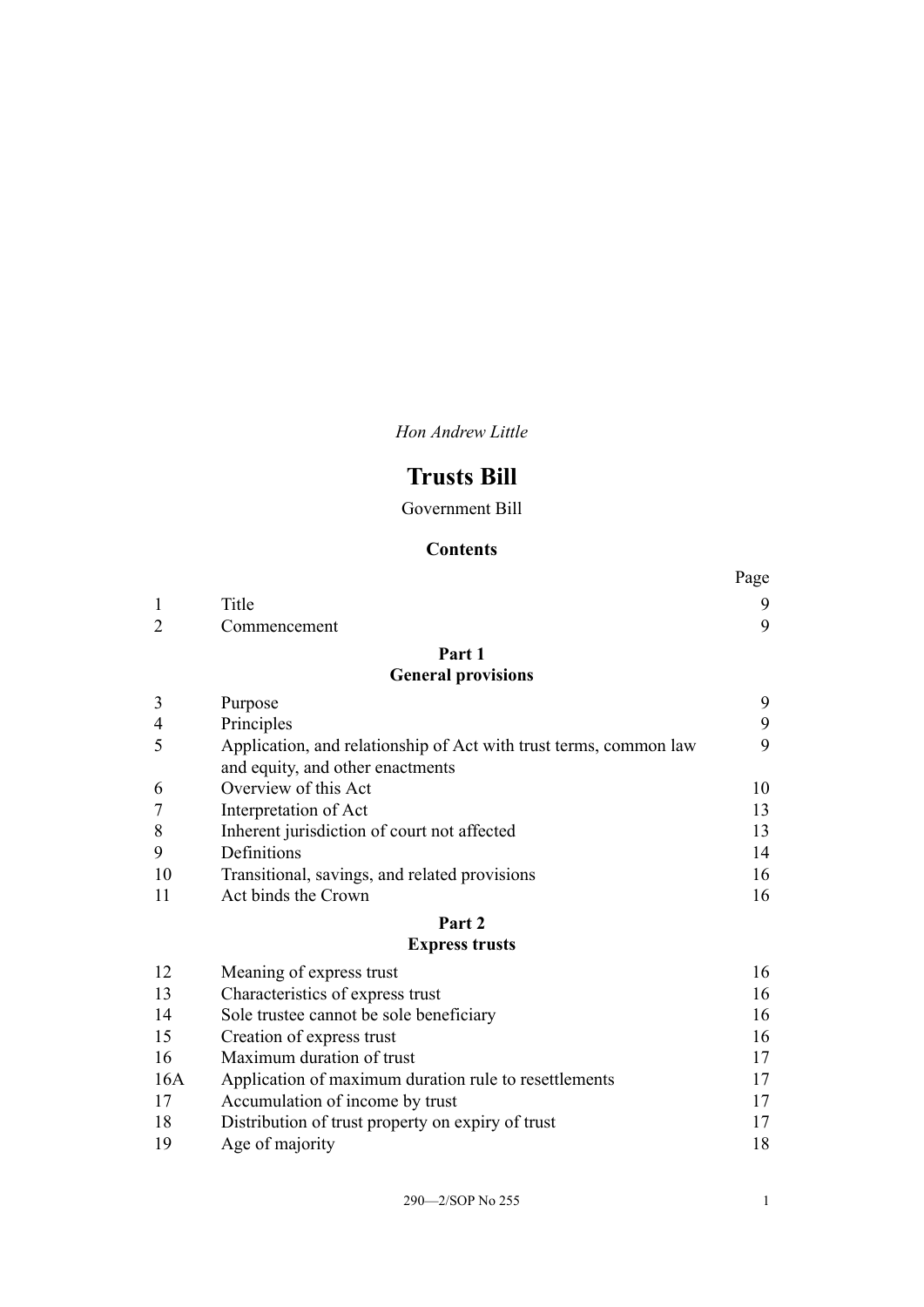*Hon Andrew Little*

# Trusts Bill

Government Bill

## Contents

| | | Page |
|---|---|---|
| 1 | Title | 9 |
| 2 | Commencement | 9 |
| | **Part 1** **General provisions** | |
| 3 | Purpose | 9 |
| 4 | Principles | 9 |
| 5 | Application, and relationship of Act with trust terms, common law and equity, and other enactments | 9 |
| 6 | Overview of this Act | 10 |
| 7 | Interpretation of Act | 13 |
| 8 | Inherent jurisdiction of court not affected | 13 |
| 9 | Definitions | 14 |
| 10 | Transitional, savings, and related provisions | 16 |
| 11 | Act binds the Crown | 16 |
| | **Part 2** **Express trusts** | |
| 12 | Meaning of express trust | 16 |
| 13 | Characteristics of express trust | 16 |
| 14 | Sole trustee cannot be sole beneficiary | 16 |
| 15 | Creation of express trust | 16 |
| 16 | Maximum duration of trust | 17 |
| 16A | Application of maximum duration rule to resettlements | 17 |
| 17 | Accumulation of income by trust | 17 |
| 18 | Distribution of trust property on expiry of trust | 17 |
| 19 | Age of majority | 18 |

290—2/SOP No 255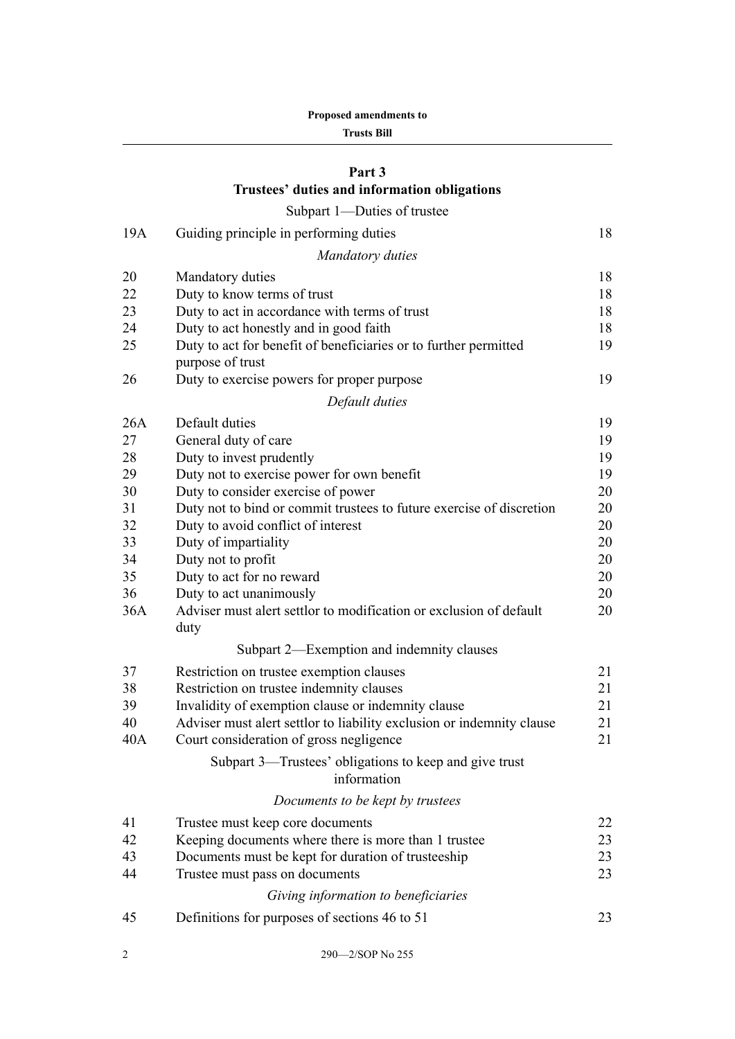## Part 3
## Trustees' duties and information obligations

### Subpart 1—Duties of trustee

| | | |
|---|---|---|
| 19A | Guiding principle in performing duties | 18 |
| | *Mandatory duties* | |
| 20 | Mandatory duties | 18 |
| 22 | Duty to know terms of trust | 18 |
| 23 | Duty to act in accordance with terms of trust | 18 |
| 24 | Duty to act honestly and in good faith | 18 |
| 25 | Duty to act for benefit of beneficiaries or to further permitted purpose of trust | 19 |
| 26 | Duty to exercise powers for proper purpose | 19 |
| | *Default duties* | |
| 26A | Default duties | 19 |
| 27 | General duty of care | 19 |
| 28 | Duty to invest prudently | 19 |
| 29 | Duty not to exercise power for own benefit | 19 |
| 30 | Duty to consider exercise of power | 20 |
| 31 | Duty not to bind or commit trustees to future exercise of discretion | 20 |
| 32 | Duty to avoid conflict of interest | 20 |
| 33 | Duty of impartiality | 20 |
| 34 | Duty not to profit | 20 |
| 35 | Duty to act for no reward | 20 |
| 36 | Duty to act unanimously | 20 |
| 36A | Adviser must alert settlor to modification or exclusion of default duty | 20 |

### Subpart 2—Exemption and indemnity clauses

| | | |
|---|---|---|
| 37 | Restriction on trustee exemption clauses | 21 |
| 38 | Restriction on trustee indemnity clauses | 21 |
| 39 | Invalidity of exemption clause or indemnity clause | 21 |
| 40 | Adviser must alert settlor to liability exclusion or indemnity clause | 21 |
| 40A | Court consideration of gross negligence | 21 |

### Subpart 3—Trustees' obligations to keep and give trust information

| | | |
|---|---|---|
| | *Documents to be kept by trustees* | |
| 41 | Trustee must keep core documents | 22 |
| 42 | Keeping documents where there is more than 1 trustee | 23 |
| 43 | Documents must be kept for duration of trusteeship | 23 |
| 44 | Trustee must pass on documents | 23 |
| | *Giving information to beneficiaries* | |
| 45 | Definitions for purposes of sections 46 to 51 | 23 |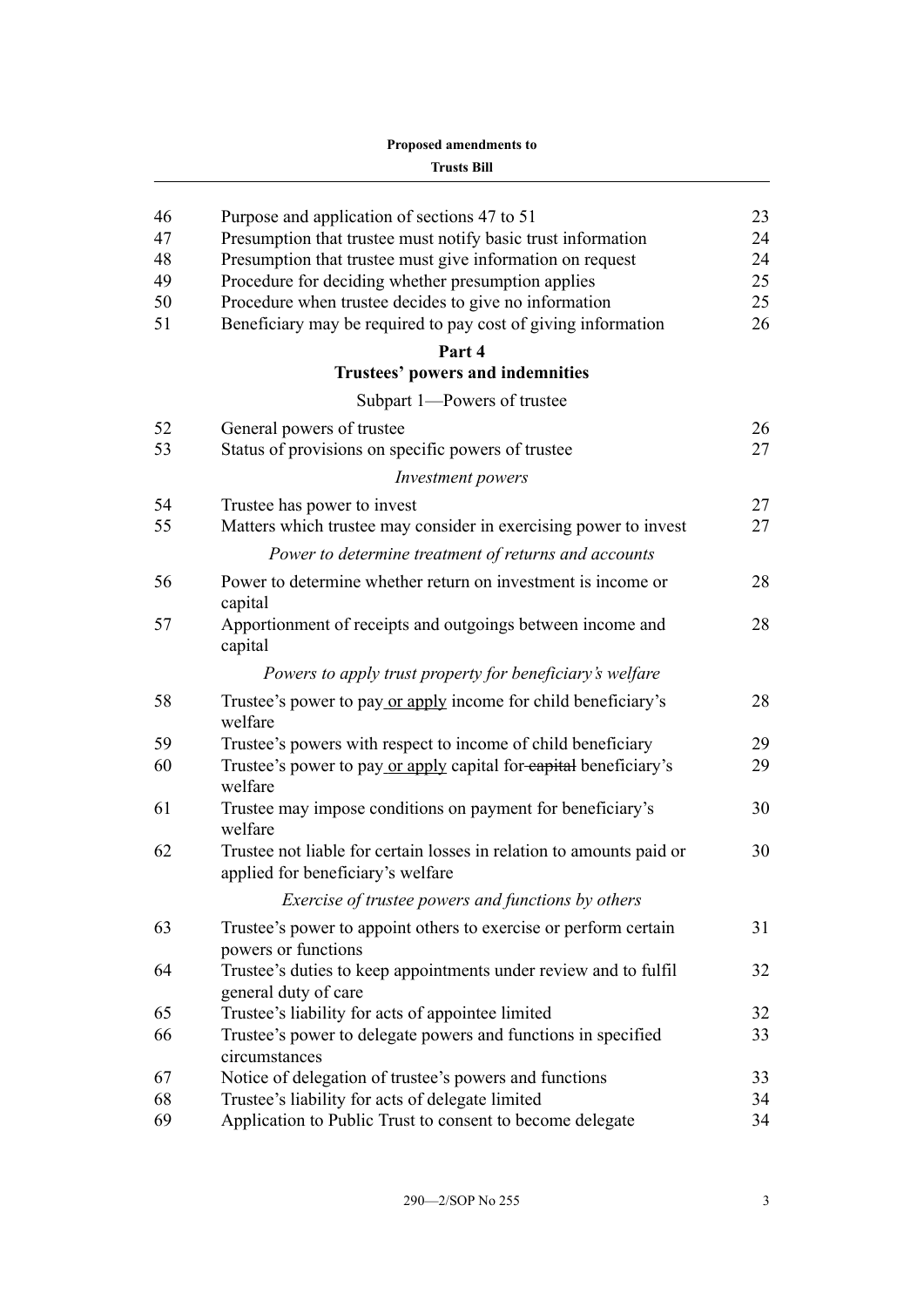| | | |
|---|---|---|
| 46 | Purpose and application of sections 47 to 51 | 23 |
| 47 | Presumption that trustee must notify basic trust information | 24 |
| 48 | Presumption that trustee must give information on request | 24 |
| 49 | Procedure for deciding whether presumption applies | 25 |
| 50 | Procedure when trustee decides to give no information | 25 |
| 51 | Beneficiary may be required to pay cost of giving information | 26 |

## Part 4
## Trustees' powers and indemnities

### Subpart 1—Powers of trustee

| | | |
|---|---|---|
| 52 | General powers of trustee | 26 |
| 53 | Status of provisions on specific powers of trustee | 27 |

*Investment powers*

| | | |
|---|---|---|
| 54 | Trustee has power to invest | 27 |
| 55 | Matters which trustee may consider in exercising power to invest | 27 |

*Power to determine treatment of returns and accounts*

| | | |
|---|---|---|
| 56 | Power to determine whether return on investment is income or capital | 28 |
| 57 | Apportionment of receipts and outgoings between income and capital | 28 |

*Powers to apply trust property for beneficiary's welfare*

| | | |
|---|---|---|
| 58 | Trustee's power to pay <u>or apply</u> income for child beneficiary's welfare | 28 |
| 59 | Trustee's powers with respect to income of child beneficiary | 29 |
| 60 | Trustee's power to pay <u>or apply</u> capital for ~~capital~~ beneficiary's welfare | 29 |
| 61 | Trustee may impose conditions on payment for beneficiary's welfare | 30 |
| 62 | Trustee not liable for certain losses in relation to amounts paid or applied for beneficiary's welfare | 30 |

*Exercise of trustee powers and functions by others*

| | | |
|---|---|---|
| 63 | Trustee's power to appoint others to exercise or perform certain powers or functions | 31 |
| 64 | Trustee's duties to keep appointments under review and to fulfil general duty of care | 32 |
| 65 | Trustee's liability for acts of appointee limited | 32 |
| 66 | Trustee's power to delegate powers and functions in specified circumstances | 33 |
| 67 | Notice of delegation of trustee's powers and functions | 33 |
| 68 | Trustee's liability for acts of delegate limited | 34 |
| 69 | Application to Public Trust to consent to become delegate | 34 |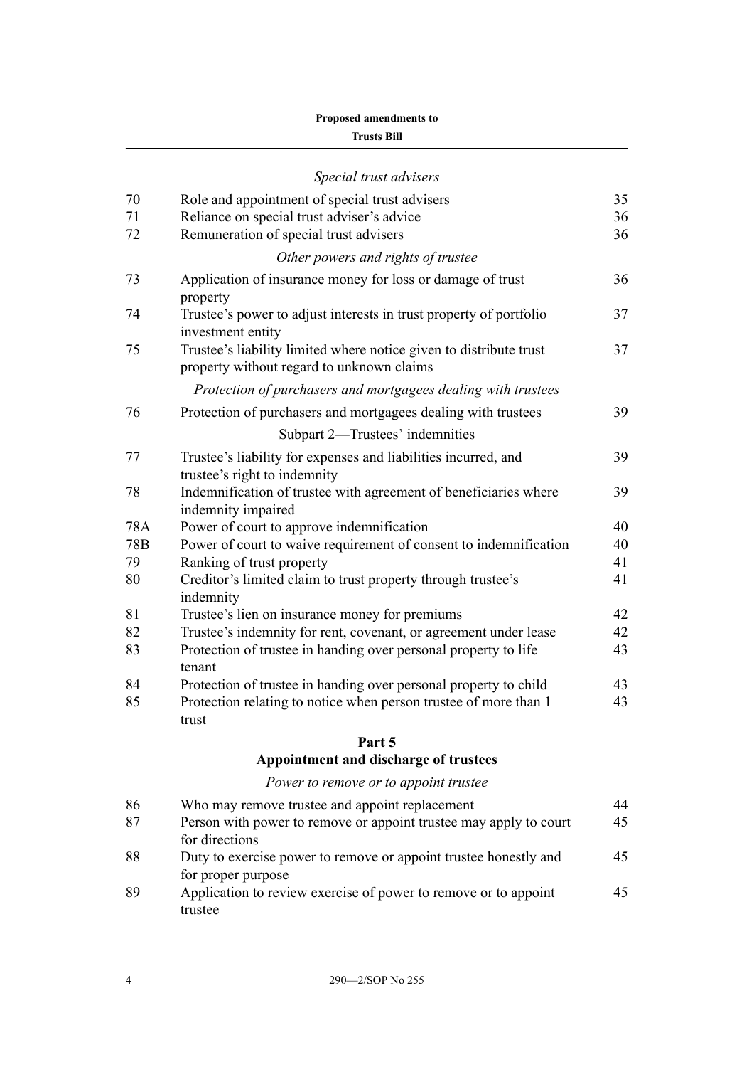*Special trust advisers*

| | | |
|---|---|---|
| 70 | Role and appointment of special trust advisers | 35 |
| 71 | Reliance on special trust adviser's advice | 36 |
| 72 | Remuneration of special trust advisers | 36 |

*Other powers and rights of trustee*

| | | |
|---|---|---|
| 73 | Application of insurance money for loss or damage of trust property | 36 |
| 74 | Trustee's power to adjust interests in trust property of portfolio investment entity | 37 |
| 75 | Trustee's liability limited where notice given to distribute trust property without regard to unknown claims | 37 |

*Protection of purchasers and mortgagees dealing with trustees*

| | | |
|---|---|---|
| 76 | Protection of purchasers and mortgagees dealing with trustees | 39 |

Subpart 2—Trustees' indemnities

| | | |
|---|---|---|
| 77 | Trustee's liability for expenses and liabilities incurred, and trustee's right to indemnity | 39 |
| 78 | Indemnification of trustee with agreement of beneficiaries where indemnity impaired | 39 |
| 78A | Power of court to approve indemnification | 40 |
| 78B | Power of court to waive requirement of consent to indemnification | 40 |
| 79 | Ranking of trust property | 41 |
| 80 | Creditor's limited claim to trust property through trustee's indemnity | 41 |
| 81 | Trustee's lien on insurance money for premiums | 42 |
| 82 | Trustee's indemnity for rent, covenant, or agreement under lease | 42 |
| 83 | Protection of trustee in handing over personal property to life tenant | 43 |
| 84 | Protection of trustee in handing over personal property to child | 43 |
| 85 | Protection relating to notice when person trustee of more than 1 trust | 43 |

## Part 5
## Appointment and discharge of trustees

*Power to remove or to appoint trustee*

| | | |
|---|---|---|
| 86 | Who may remove trustee and appoint replacement | 44 |
| 87 | Person with power to remove or appoint trustee may apply to court for directions | 45 |
| 88 | Duty to exercise power to remove or appoint trustee honestly and for proper purpose | 45 |
| 89 | Application to review exercise of power to remove or to appoint trustee | 45 |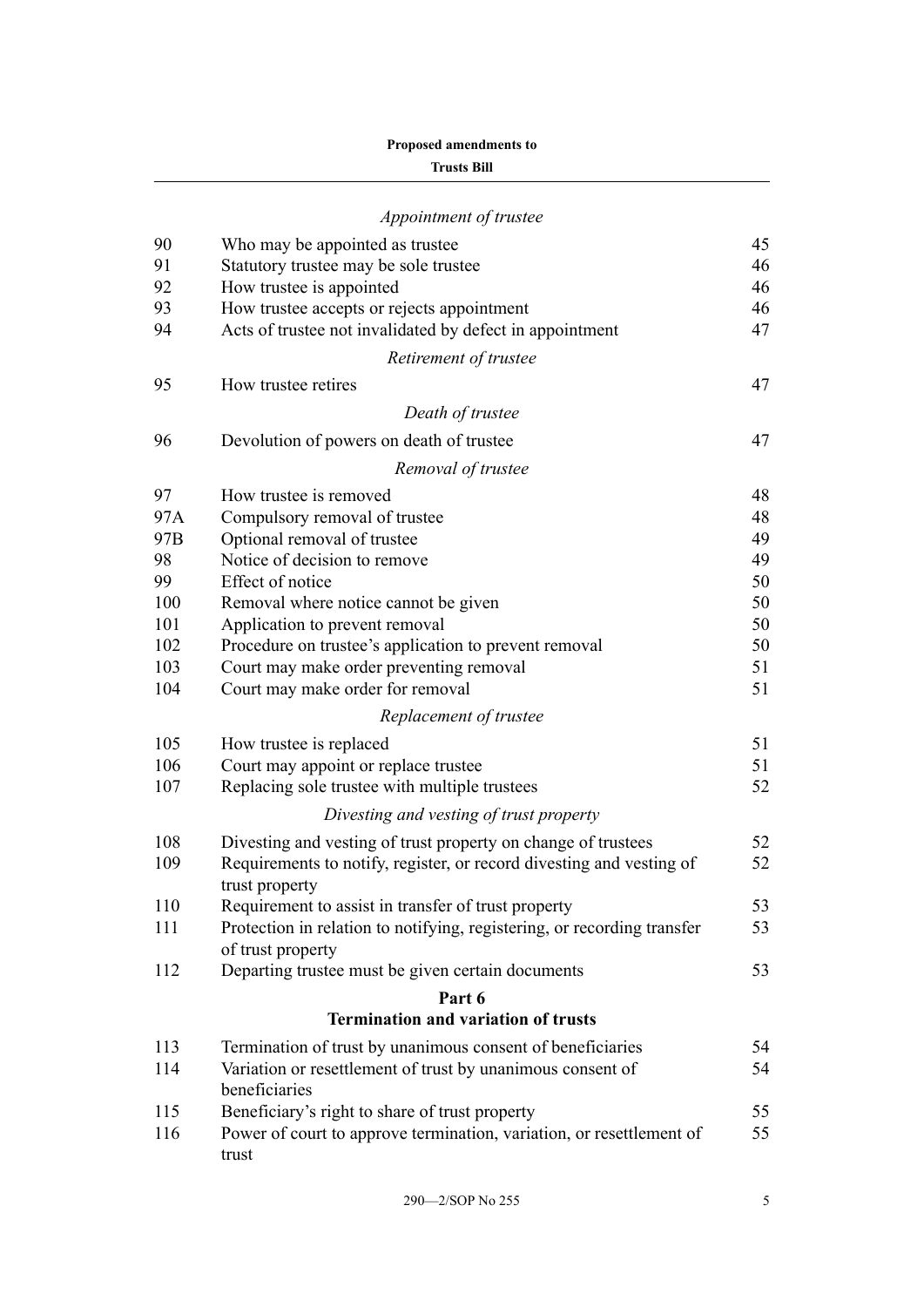*Appointment of trustee*

| | | |
|---|---|---|
| 90 | Who may be appointed as trustee | 45 |
| 91 | Statutory trustee may be sole trustee | 46 |
| 92 | How trustee is appointed | 46 |
| 93 | How trustee accepts or rejects appointment | 46 |
| 94 | Acts of trustee not invalidated by defect in appointment | 47 |

*Retirement of trustee*

| | | |
|---|---|---|
| 95 | How trustee retires | 47 |

*Death of trustee*

| | | |
|---|---|---|
| 96 | Devolution of powers on death of trustee | 47 |

*Removal of trustee*

| | | |
|---|---|---|
| 97 | How trustee is removed | 48 |
| 97A | Compulsory removal of trustee | 48 |
| 97B | Optional removal of trustee | 49 |
| 98 | Notice of decision to remove | 49 |
| 99 | Effect of notice | 50 |
| 100 | Removal where notice cannot be given | 50 |
| 101 | Application to prevent removal | 50 |
| 102 | Procedure on trustee's application to prevent removal | 50 |
| 103 | Court may make order preventing removal | 51 |
| 104 | Court may make order for removal | 51 |

*Replacement of trustee*

| | | |
|---|---|---|
| 105 | How trustee is replaced | 51 |
| 106 | Court may appoint or replace trustee | 51 |
| 107 | Replacing sole trustee with multiple trustees | 52 |

*Divesting and vesting of trust property*

| | | |
|---|---|---|
| 108 | Divesting and vesting of trust property on change of trustees | 52 |
| 109 | Requirements to notify, register, or record divesting and vesting of trust property | 52 |
| 110 | Requirement to assist in transfer of trust property | 53 |
| 111 | Protection in relation to notifying, registering, or recording transfer of trust property | 53 |
| 112 | Departing trustee must be given certain documents | 53 |

## Part 6
## Termination and variation of trusts

| | | |
|---|---|---|
| 113 | Termination of trust by unanimous consent of beneficiaries | 54 |
| 114 | Variation or resettlement of trust by unanimous consent of beneficiaries | 54 |
| 115 | Beneficiary's right to share of trust property | 55 |
| 116 | Power of court to approve termination, variation, or resettlement of trust | 55 |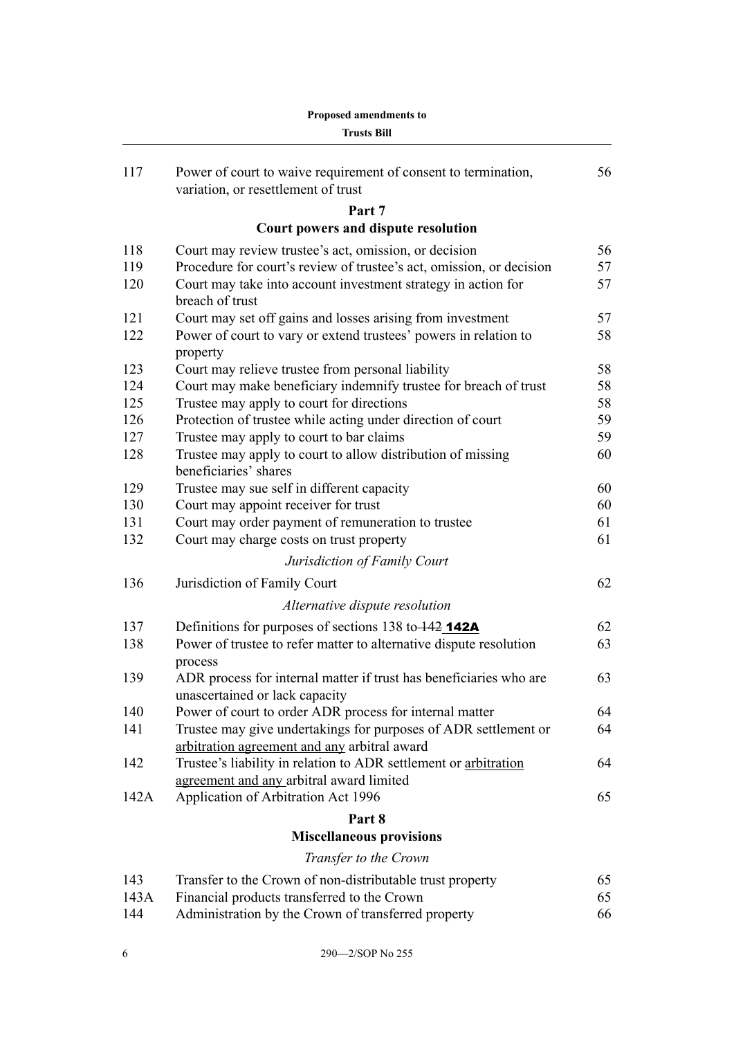| | | |
|---|---|---|
| 117 | Power of court to waive requirement of consent to termination, variation, or resettlement of trust | 56 |

**Part 7**

**Court powers and dispute resolution**

| | | |
|---|---|---|
| 118 | Court may review trustee's act, omission, or decision | 56 |
| 119 | Procedure for court's review of trustee's act, omission, or decision | 57 |
| 120 | Court may take into account investment strategy in action for breach of trust | 57 |
| 121 | Court may set off gains and losses arising from investment | 57 |
| 122 | Power of court to vary or extend trustees' powers in relation to property | 58 |
| 123 | Court may relieve trustee from personal liability | 58 |
| 124 | Court may make beneficiary indemnify trustee for breach of trust | 58 |
| 125 | Trustee may apply to court for directions | 58 |
| 126 | Protection of trustee while acting under direction of court | 59 |
| 127 | Trustee may apply to court to bar claims | 59 |
| 128 | Trustee may apply to court to allow distribution of missing beneficiaries' shares | 60 |
| 129 | Trustee may sue self in different capacity | 60 |
| 130 | Court may appoint receiver for trust | 60 |
| 131 | Court may order payment of remuneration to trustee | 61 |
| 132 | Court may charge costs on trust property | 61 |

*Jurisdiction of Family Court*

| | | |
|---|---|---|
| 136 | Jurisdiction of Family Court | 62 |

*Alternative dispute resolution*

| | | |
|---|---|---|
| 137 | Definitions for purposes of sections 138 to ~~142~~ **142A** | 62 |
| 138 | Power of trustee to refer matter to alternative dispute resolution process | 63 |
| 139 | ADR process for internal matter if trust has beneficiaries who are unascertained or lack capacity | 63 |
| 140 | Power of court to order ADR process for internal matter | 64 |
| 141 | Trustee may give undertakings for purposes of ADR settlement or <u>arbitration agreement and any</u> arbitral award | 64 |
| 142 | Trustee's liability in relation to ADR settlement or <u>arbitration agreement and any</u> arbitral award limited | 64 |
| 142A | Application of Arbitration Act 1996 | 65 |

**Part 8**

**Miscellaneous provisions**

*Transfer to the Crown*

| | | |
|---|---|---|
| 143 | Transfer to the Crown of non-distributable trust property | 65 |
| 143A | Financial products transferred to the Crown | 65 |
| 144 | Administration by the Crown of transferred property | 66 |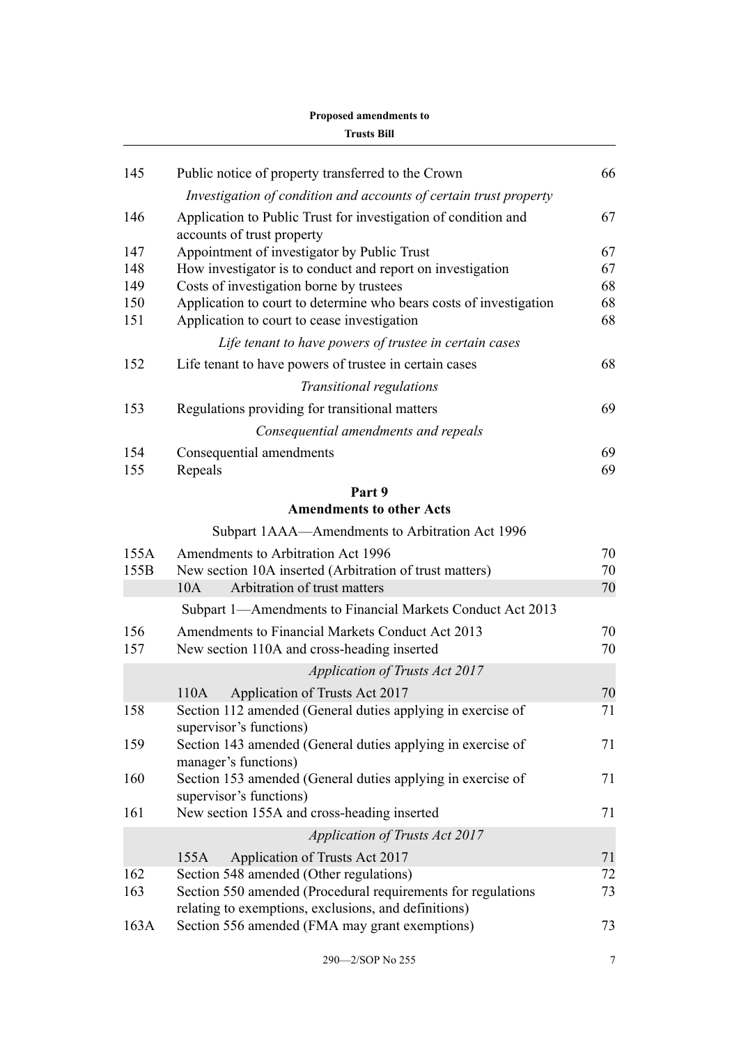| | | |
|---|---|---|
| 145 | Public notice of property transferred to the Crown | 66 |
| | *Investigation of condition and accounts of certain trust property* | |
| 146 | Application to Public Trust for investigation of condition and accounts of trust property | 67 |
| 147 | Appointment of investigator by Public Trust | 67 |
| 148 | How investigator is to conduct and report on investigation | 67 |
| 149 | Costs of investigation borne by trustees | 68 |
| 150 | Application to court to determine who bears costs of investigation | 68 |
| 151 | Application to court to cease investigation | 68 |
| | *Life tenant to have powers of trustee in certain cases* | |
| 152 | Life tenant to have powers of trustee in certain cases | 68 |
| | *Transitional regulations* | |
| 153 | Regulations providing for transitional matters | 69 |
| | *Consequential amendments and repeals* | |
| 154 | Consequential amendments | 69 |
| 155 | Repeals | 69 |

**Part 9**
**Amendments to other Acts**

Subpart 1AAA—Amendments to Arbitration Act 1996

| | | |
|---|---|---|
| 155A | Amendments to Arbitration Act 1996 | 70 |
| 155B | New section 10A inserted (Arbitration of trust matters) | 70 |
| | 10A Arbitration of trust matters | 70 |

Subpart 1—Amendments to Financial Markets Conduct Act 2013

| | | |
|---|---|---|
| 156 | Amendments to Financial Markets Conduct Act 2013 | 70 |
| 157 | New section 110A and cross-heading inserted | 70 |
| | *Application of Trusts Act 2017* | |
| | 110A Application of Trusts Act 2017 | 70 |
| 158 | Section 112 amended (General duties applying in exercise of supervisor's functions) | 71 |
| 159 | Section 143 amended (General duties applying in exercise of manager's functions) | 71 |
| 160 | Section 153 amended (General duties applying in exercise of supervisor's functions) | 71 |
| 161 | New section 155A and cross-heading inserted | 71 |
| | *Application of Trusts Act 2017* | |
| | 155A Application of Trusts Act 2017 | 71 |
| 162 | Section 548 amended (Other regulations) | 72 |
| 163 | Section 550 amended (Procedural requirements for regulations relating to exemptions, exclusions, and definitions) | 73 |
| 163A | Section 556 amended (FMA may grant exemptions) | 73 |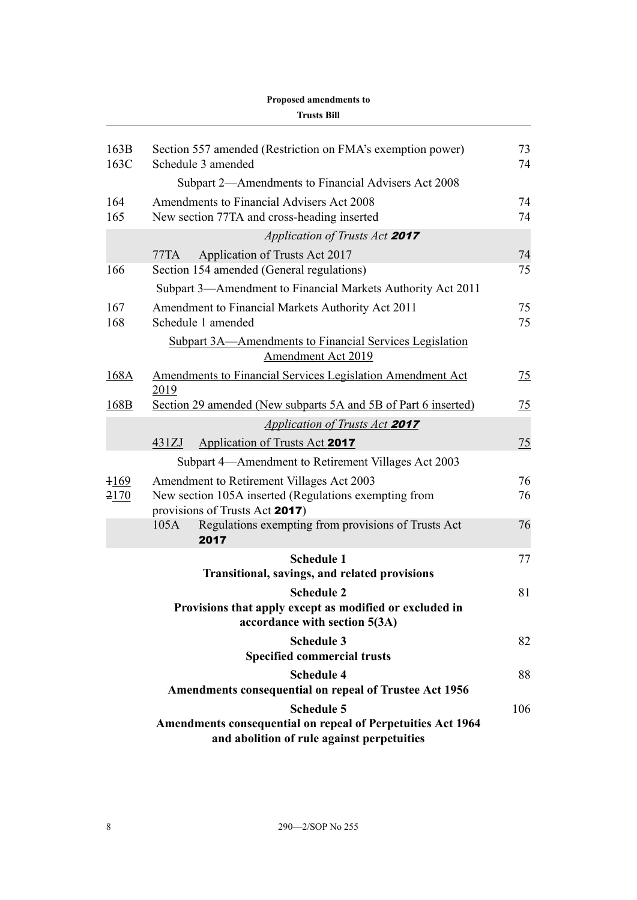| | | |
|---|---|---|
| 163B | Section 557 amended (Restriction on FMA's exemption power) | 73 |
| 163C | Schedule 3 amended | 74 |
| | Subpart 2—Amendments to Financial Advisers Act 2008 | |
| 164 | Amendments to Financial Advisers Act 2008 | 74 |
| 165 | New section 77TA and cross-heading inserted | 74 |
| | *Application of Trusts Act **2017*** | |
| | 77TA Application of Trusts Act 2017 | 74 |
| 166 | Section 154 amended (General regulations) | 75 |
| | Subpart 3—Amendment to Financial Markets Authority Act 2011 | |
| 167 | Amendment to Financial Markets Authority Act 2011 | 75 |
| 168 | Schedule 1 amended | 75 |
| | Subpart 3A—Amendments to Financial Services Legislation Amendment Act 2019 | |
| 168A | Amendments to Financial Services Legislation Amendment Act 2019 | 75 |
| 168B | Section 29 amended (New subparts 5A and 5B of Part 6 inserted) | 75 |
| | *Application of Trusts Act **2017*** | |
| | 431ZJ Application of Trusts Act **2017** | 75 |
| | Subpart 4—Amendment to Retirement Villages Act 2003 | |
| ~~1~~169 | Amendment to Retirement Villages Act 2003 | 76 |
| ~~2~~170 | New section 105A inserted (Regulations exempting from provisions of Trusts Act **2017**) | 76 |
| | 105A Regulations exempting from provisions of Trusts Act **2017** | 76 |
| | **Schedule 1** **Transitional, savings, and related provisions** | 77 |
| | **Schedule 2** **Provisions that apply except as modified or excluded in accordance with section 5(3A)** | 81 |
| | **Schedule 3** **Specified commercial trusts** | 82 |
| | **Schedule 4** **Amendments consequential on repeal of Trustee Act 1956** | 88 |
| | **Schedule 5** **Amendments consequential on repeal of Perpetuities Act 1964 and abolition of rule against perpetuities** | 106 |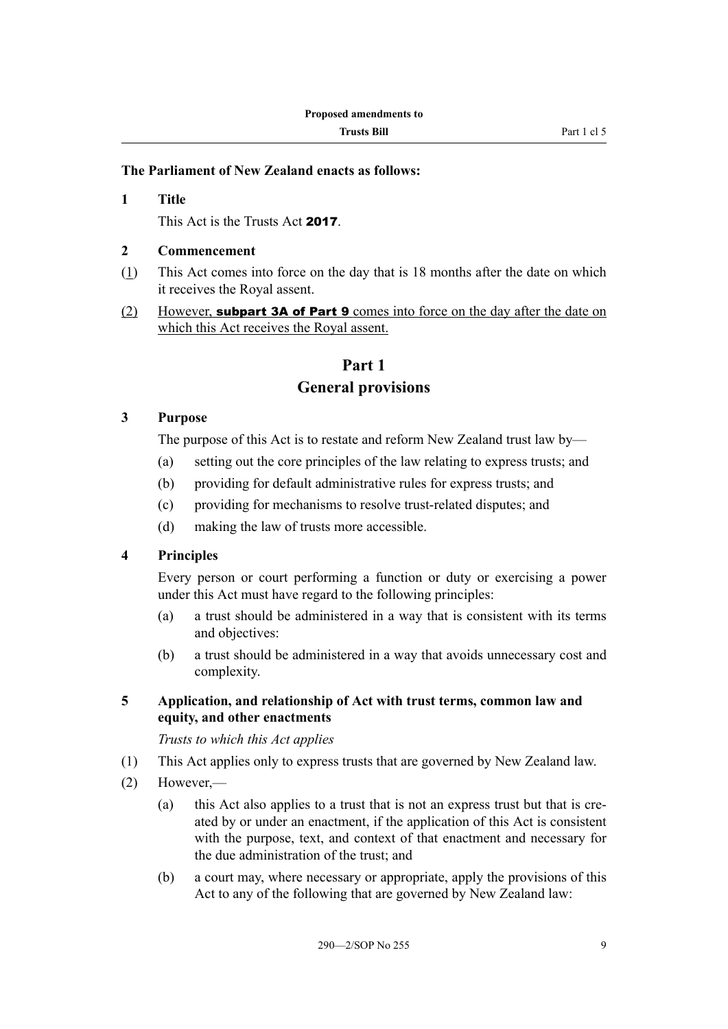**The Parliament of New Zealand enacts as follows:**

**1 Title**

This Act is the Trusts Act **2017**.

**2 Commencement**

(1) This Act comes into force on the day that is 18 months after the date on which it receives the Royal assent.

(2) However, **subpart 3A of Part 9** comes into force on the day after the date on which this Act receives the Royal assent.

# Part 1
# General provisions

**3 Purpose**

The purpose of this Act is to restate and reform New Zealand trust law by—

(a) setting out the core principles of the law relating to express trusts; and

(b) providing for default administrative rules for express trusts; and

(c) providing for mechanisms to resolve trust-related disputes; and

(d) making the law of trusts more accessible.

**4 Principles**

Every person or court performing a function or duty or exercising a power under this Act must have regard to the following principles:

(a) a trust should be administered in a way that is consistent with its terms and objectives:

(b) a trust should be administered in a way that avoids unnecessary cost and complexity.

**5 Application, and relationship of Act with trust terms, common law and equity, and other enactments**

*Trusts to which this Act applies*

(1) This Act applies only to express trusts that are governed by New Zealand law.

(2) However,—

(a) this Act also applies to a trust that is not an express trust but that is created by or under an enactment, if the application of this Act is consistent with the purpose, text, and context of that enactment and necessary for the due administration of the trust; and

(b) a court may, where necessary or appropriate, apply the provisions of this Act to any of the following that are governed by New Zealand law: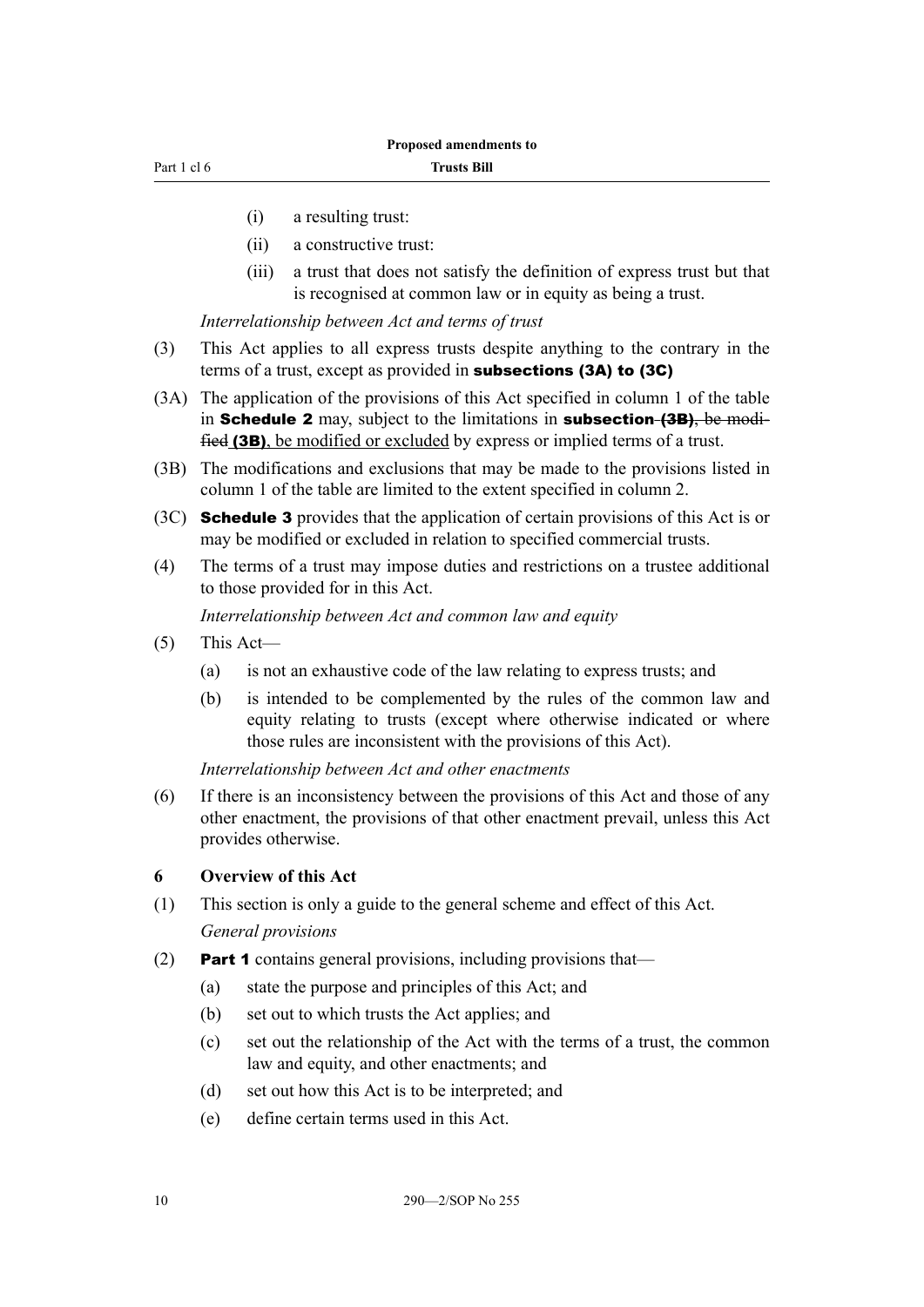(i) a resulting trust:

(ii) a constructive trust:

(iii) a trust that does not satisfy the definition of express trust but that is recognised at common law or in equity as being a trust.

*Interrelationship between Act and terms of trust*

(3) This Act applies to all express trusts despite anything to the contrary in the terms of a trust, except as provided in **subsections (3A) to (3C)**

(3A) The application of the provisions of this Act specified in column 1 of the table in **Schedule 2** may, subject to the limitations in **subsection** ~~**(3B)**, be modified~~ **(3B)**, <u>be modified or excluded</u> by express or implied terms of a trust.

(3B) The modifications and exclusions that may be made to the provisions listed in column 1 of the table are limited to the extent specified in column 2.

(3C) **Schedule 3** provides that the application of certain provisions of this Act is or may be modified or excluded in relation to specified commercial trusts.

(4) The terms of a trust may impose duties and restrictions on a trustee additional to those provided for in this Act.

*Interrelationship between Act and common law and equity*

(5) This Act—

(a) is not an exhaustive code of the law relating to express trusts; and

(b) is intended to be complemented by the rules of the common law and equity relating to trusts (except where otherwise indicated or where those rules are inconsistent with the provisions of this Act).

*Interrelationship between Act and other enactments*

(6) If there is an inconsistency between the provisions of this Act and those of any other enactment, the provisions of that other enactment prevail, unless this Act provides otherwise.

### 6 Overview of this Act

(1) This section is only a guide to the general scheme and effect of this Act.

*General provisions*

(2) **Part 1** contains general provisions, including provisions that—

(a) state the purpose and principles of this Act; and

(b) set out to which trusts the Act applies; and

(c) set out the relationship of the Act with the terms of a trust, the common law and equity, and other enactments; and

(d) set out how this Act is to be interpreted; and

(e) define certain terms used in this Act.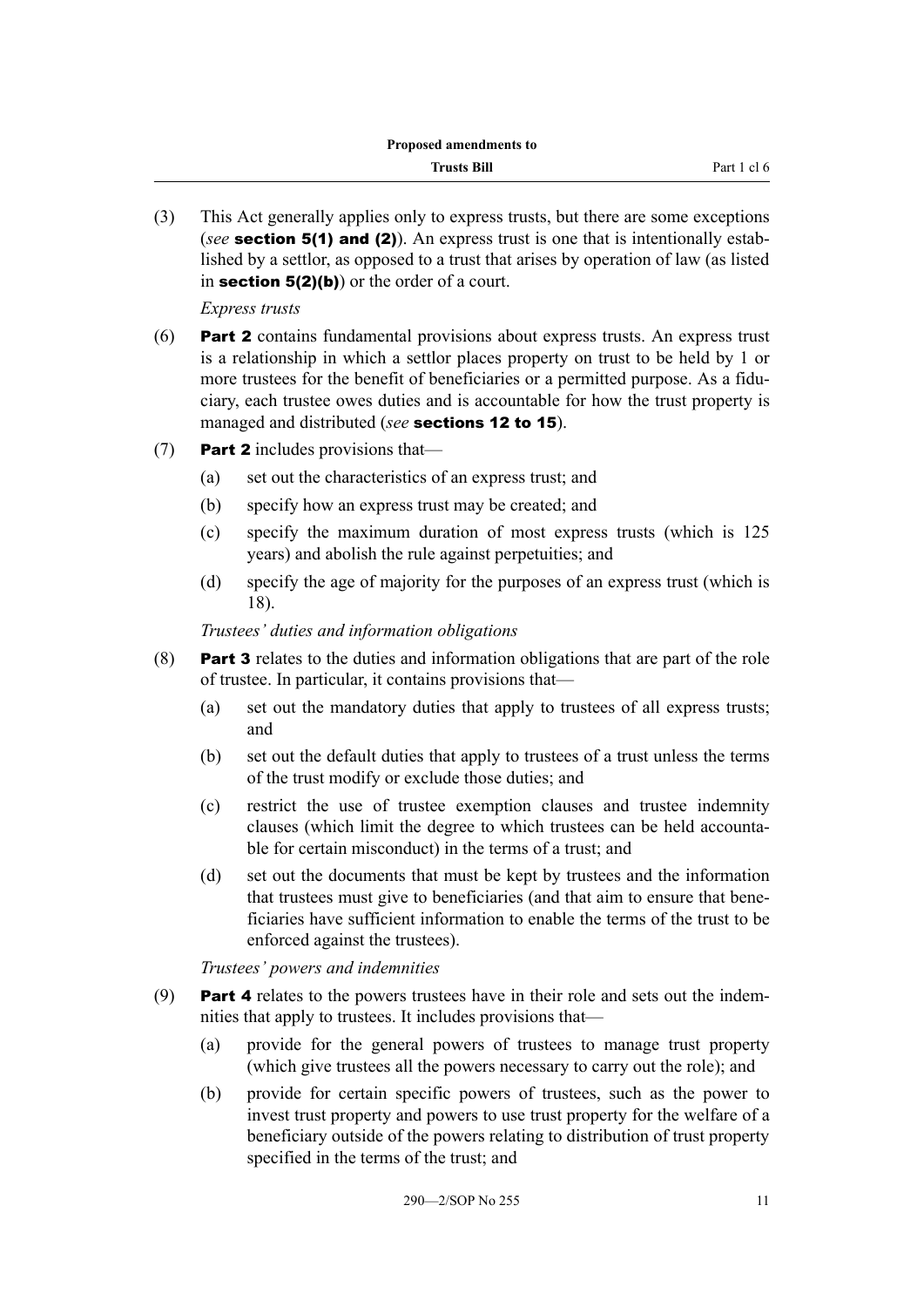(3) This Act generally applies only to express trusts, but there are some exceptions (*see* **section 5(1) and (2)**). An express trust is one that is intentionally established by a settlor, as opposed to a trust that arises by operation of law (as listed in **section 5(2)(b)**) or the order of a court.

*Express trusts*

(6) **Part 2** contains fundamental provisions about express trusts. An express trust is a relationship in which a settlor places property on trust to be held by 1 or more trustees for the benefit of beneficiaries or a permitted purpose. As a fiduciary, each trustee owes duties and is accountable for how the trust property is managed and distributed (*see* **sections 12 to 15**).

(7) **Part 2** includes provisions that—

(a) set out the characteristics of an express trust; and

(b) specify how an express trust may be created; and

(c) specify the maximum duration of most express trusts (which is 125 years) and abolish the rule against perpetuities; and

(d) specify the age of majority for the purposes of an express trust (which is 18).

*Trustees' duties and information obligations*

(8) **Part 3** relates to the duties and information obligations that are part of the role of trustee. In particular, it contains provisions that—

(a) set out the mandatory duties that apply to trustees of all express trusts; and

(b) set out the default duties that apply to trustees of a trust unless the terms of the trust modify or exclude those duties; and

(c) restrict the use of trustee exemption clauses and trustee indemnity clauses (which limit the degree to which trustees can be held accountable for certain misconduct) in the terms of a trust; and

(d) set out the documents that must be kept by trustees and the information that trustees must give to beneficiaries (and that aim to ensure that beneficiaries have sufficient information to enable the terms of the trust to be enforced against the trustees).

*Trustees' powers and indemnities*

(9) **Part 4** relates to the powers trustees have in their role and sets out the indemnities that apply to trustees. It includes provisions that—

(a) provide for the general powers of trustees to manage trust property (which give trustees all the powers necessary to carry out the role); and

(b) provide for certain specific powers of trustees, such as the power to invest trust property and powers to use trust property for the welfare of a beneficiary outside of the powers relating to distribution of trust property specified in the terms of the trust; and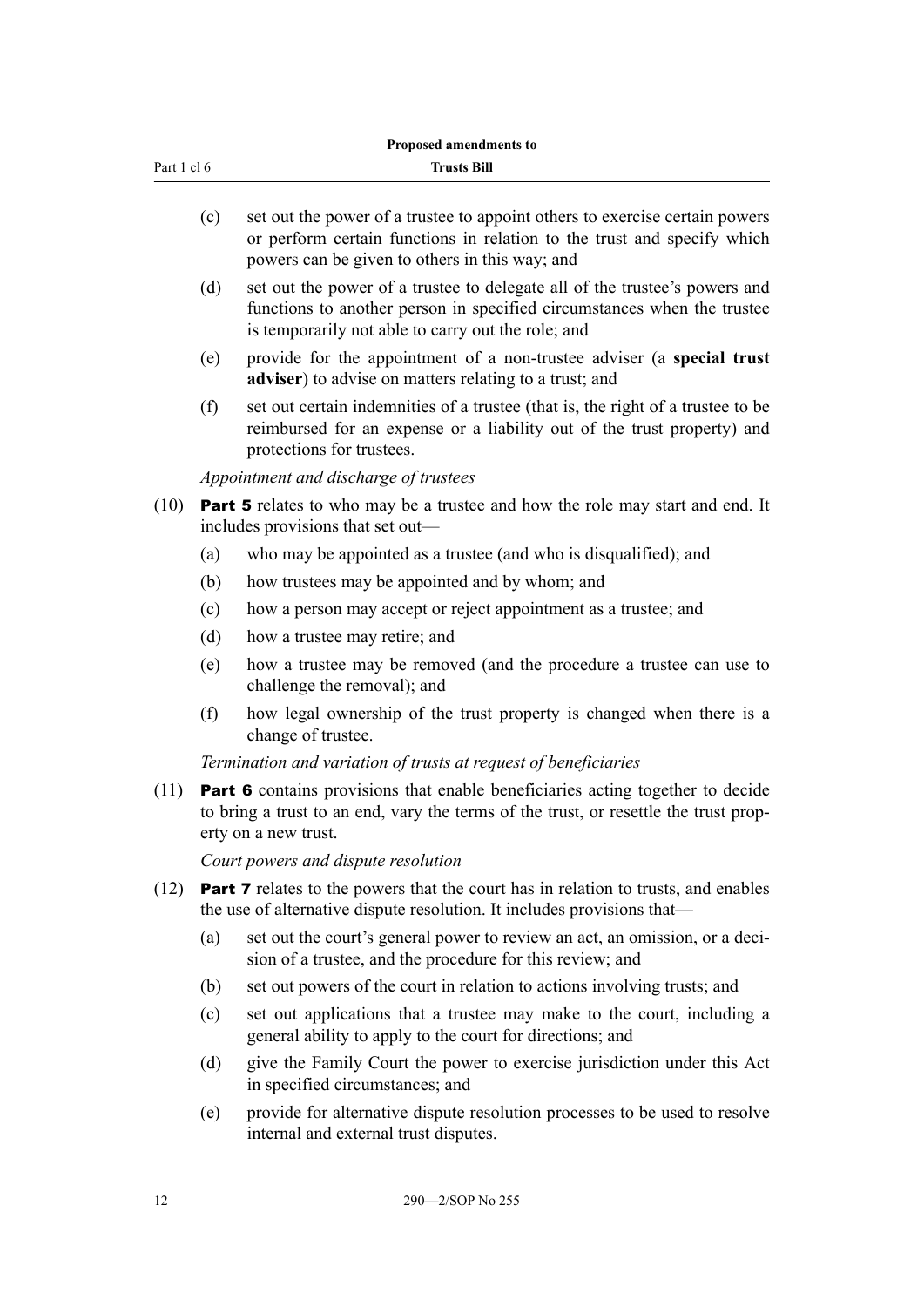(c) set out the power of a trustee to appoint others to exercise certain powers or perform certain functions in relation to the trust and specify which powers can be given to others in this way; and

(d) set out the power of a trustee to delegate all of the trustee's powers and functions to another person in specified circumstances when the trustee is temporarily not able to carry out the role; and

(e) provide for the appointment of a non-trustee adviser (a **special trust adviser**) to advise on matters relating to a trust; and

(f) set out certain indemnities of a trustee (that is, the right of a trustee to be reimbursed for an expense or a liability out of the trust property) and protections for trustees.

*Appointment and discharge of trustees*

(10) **Part 5** relates to who may be a trustee and how the role may start and end. It includes provisions that set out—

(a) who may be appointed as a trustee (and who is disqualified); and

(b) how trustees may be appointed and by whom; and

(c) how a person may accept or reject appointment as a trustee; and

(d) how a trustee may retire; and

(e) how a trustee may be removed (and the procedure a trustee can use to challenge the removal); and

(f) how legal ownership of the trust property is changed when there is a change of trustee.

*Termination and variation of trusts at request of beneficiaries*

(11) **Part 6** contains provisions that enable beneficiaries acting together to decide to bring a trust to an end, vary the terms of the trust, or resettle the trust property on a new trust.

*Court powers and dispute resolution*

(12) **Part 7** relates to the powers that the court has in relation to trusts, and enables the use of alternative dispute resolution. It includes provisions that—

(a) set out the court's general power to review an act, an omission, or a decision of a trustee, and the procedure for this review; and

(b) set out powers of the court in relation to actions involving trusts; and

(c) set out applications that a trustee may make to the court, including a general ability to apply to the court for directions; and

(d) give the Family Court the power to exercise jurisdiction under this Act in specified circumstances; and

(e) provide for alternative dispute resolution processes to be used to resolve internal and external trust disputes.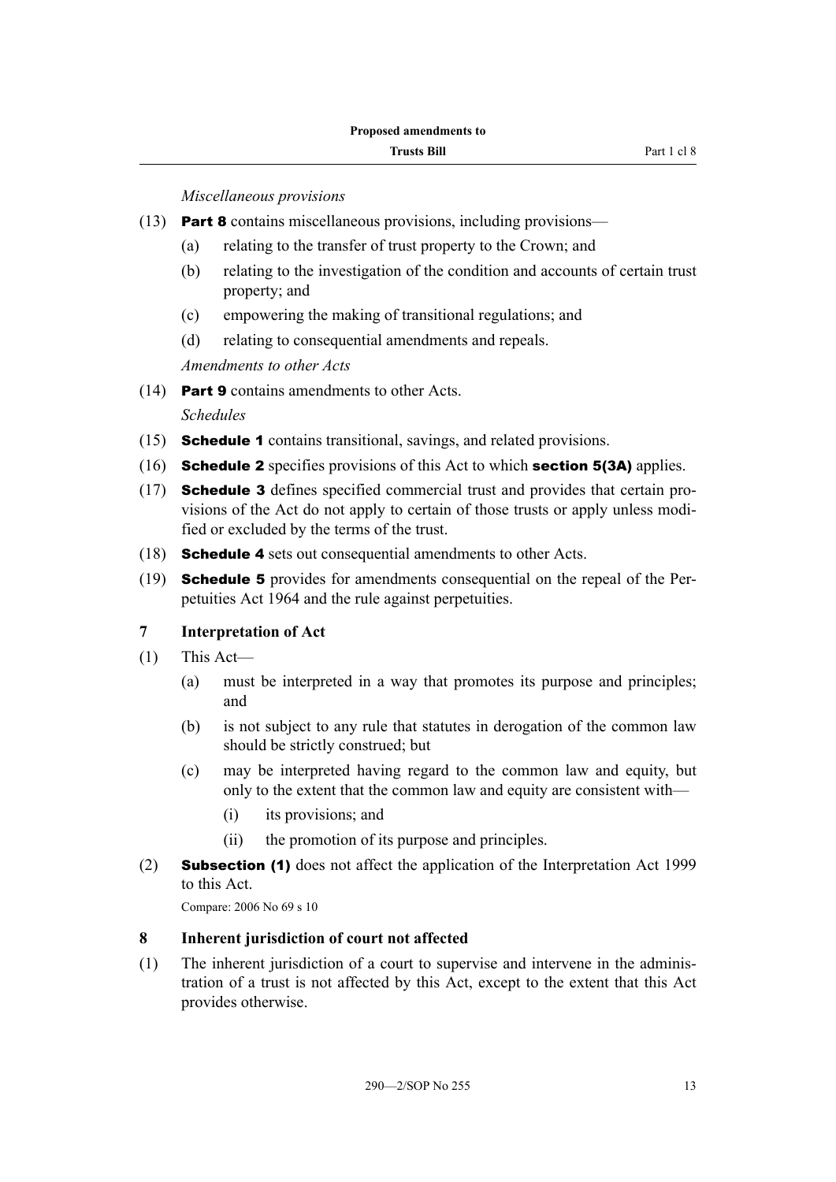*Miscellaneous provisions*

(13) **Part 8** contains miscellaneous provisions, including provisions—

- (a) relating to the transfer of trust property to the Crown; and
- (b) relating to the investigation of the condition and accounts of certain trust property; and
- (c) empowering the making of transitional regulations; and
- (d) relating to consequential amendments and repeals.

*Amendments to other Acts*

(14) **Part 9** contains amendments to other Acts.

*Schedules*

(15) **Schedule 1** contains transitional, savings, and related provisions.

(16) **Schedule 2** specifies provisions of this Act to which **section 5(3A)** applies.

(17) **Schedule 3** defines specified commercial trust and provides that certain provisions of the Act do not apply to certain of those trusts or apply unless modified or excluded by the terms of the trust.

(18) **Schedule 4** sets out consequential amendments to other Acts.

(19) **Schedule 5** provides for amendments consequential on the repeal of the Perpetuities Act 1964 and the rule against perpetuities.

### 7 Interpretation of Act

(1) This Act—

- (a) must be interpreted in a way that promotes its purpose and principles; and
- (b) is not subject to any rule that statutes in derogation of the common law should be strictly construed; but
- (c) may be interpreted having regard to the common law and equity, but only to the extent that the common law and equity are consistent with—
  - (i) its provisions; and
  - (ii) the promotion of its purpose and principles.

(2) **Subsection (1)** does not affect the application of the Interpretation Act 1999 to this Act.

Compare: 2006 No 69 s 10

### 8 Inherent jurisdiction of court not affected

(1) The inherent jurisdiction of a court to supervise and intervene in the administration of a trust is not affected by this Act, except to the extent that this Act provides otherwise.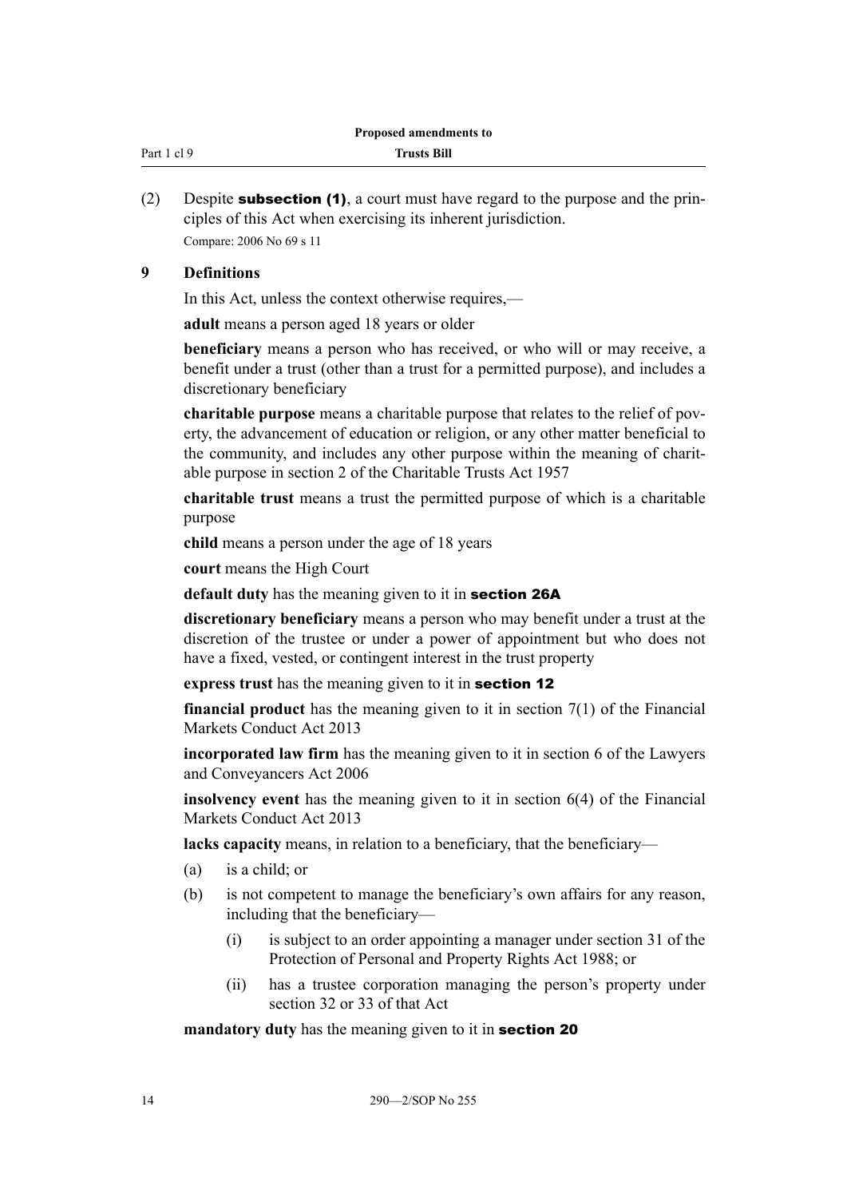(2) Despite **subsection (1)**, a court must have regard to the purpose and the principles of this Act when exercising its inherent jurisdiction.

Compare: 2006 No 69 s 11

### 9 Definitions

In this Act, unless the context otherwise requires,—

**adult** means a person aged 18 years or older

**beneficiary** means a person who has received, or who will or may receive, a benefit under a trust (other than a trust for a permitted purpose), and includes a discretionary beneficiary

**charitable purpose** means a charitable purpose that relates to the relief of poverty, the advancement of education or religion, or any other matter beneficial to the community, and includes any other purpose within the meaning of charitable purpose in section 2 of the Charitable Trusts Act 1957

**charitable trust** means a trust the permitted purpose of which is a charitable purpose

**child** means a person under the age of 18 years

**court** means the High Court

**default duty** has the meaning given to it in **section 26A**

**discretionary beneficiary** means a person who may benefit under a trust at the discretion of the trustee or under a power of appointment but who does not have a fixed, vested, or contingent interest in the trust property

**express trust** has the meaning given to it in **section 12**

**financial product** has the meaning given to it in section 7(1) of the Financial Markets Conduct Act 2013

**incorporated law firm** has the meaning given to it in section 6 of the Lawyers and Conveyancers Act 2006

**insolvency event** has the meaning given to it in section 6(4) of the Financial Markets Conduct Act 2013

**lacks capacity** means, in relation to a beneficiary, that the beneficiary—

- (a) is a child; or
- (b) is not competent to manage the beneficiary's own affairs for any reason, including that the beneficiary—
  - (i) is subject to an order appointing a manager under section 31 of the Protection of Personal and Property Rights Act 1988; or
  - (ii) has a trustee corporation managing the person's property under section 32 or 33 of that Act

**mandatory duty** has the meaning given to it in **section 20**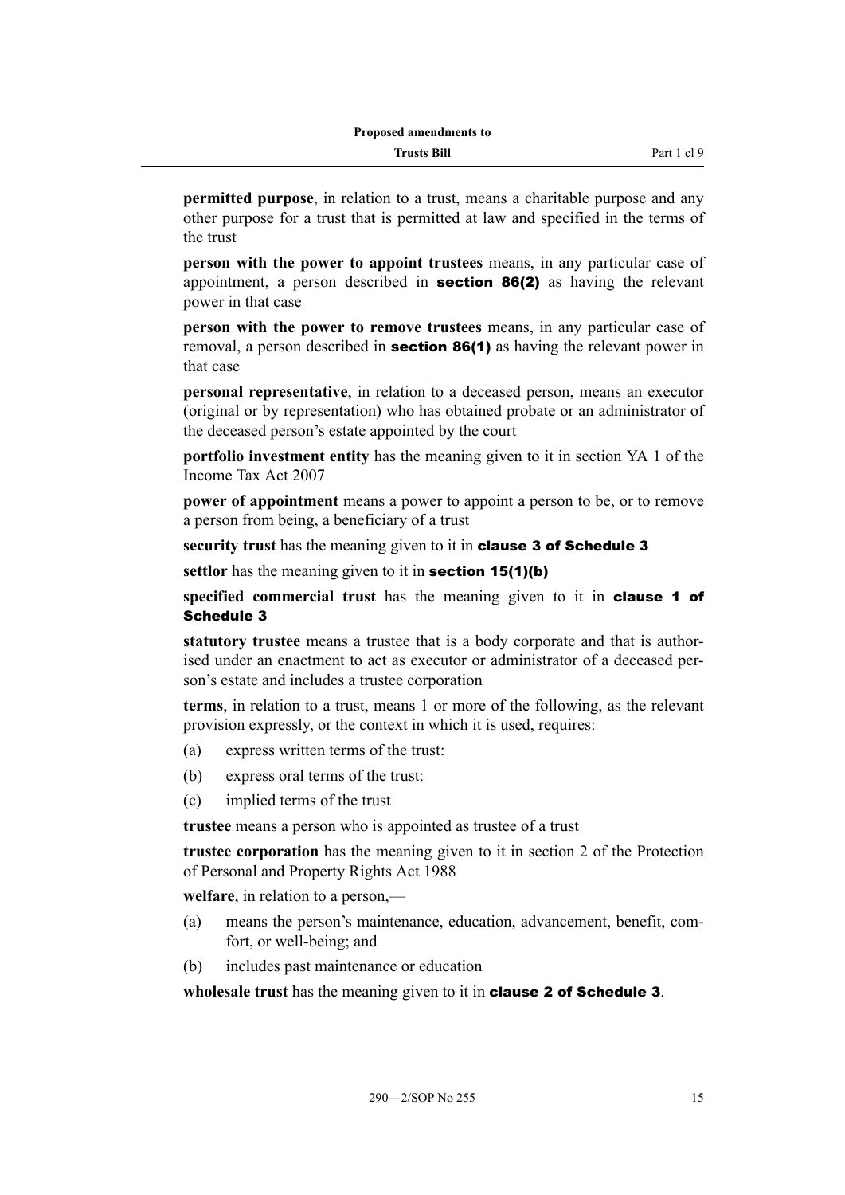**permitted purpose**, in relation to a trust, means a charitable purpose and any other purpose for a trust that is permitted at law and specified in the terms of the trust

**person with the power to appoint trustees** means, in any particular case of appointment, a person described in **section 86(2)** as having the relevant power in that case

**person with the power to remove trustees** means, in any particular case of removal, a person described in **section 86(1)** as having the relevant power in that case

**personal representative**, in relation to a deceased person, means an executor (original or by representation) who has obtained probate or an administrator of the deceased person's estate appointed by the court

**portfolio investment entity** has the meaning given to it in section YA 1 of the Income Tax Act 2007

**power of appointment** means a power to appoint a person to be, or to remove a person from being, a beneficiary of a trust

**security trust** has the meaning given to it in **clause 3 of Schedule 3**

**settlor** has the meaning given to it in **section 15(1)(b)**

**specified commercial trust** has the meaning given to it in **clause 1 of Schedule 3**

**statutory trustee** means a trustee that is a body corporate and that is authorised under an enactment to act as executor or administrator of a deceased person's estate and includes a trustee corporation

**terms**, in relation to a trust, means 1 or more of the following, as the relevant provision expressly, or the context in which it is used, requires:

(a) express written terms of the trust:

(b) express oral terms of the trust:

(c) implied terms of the trust

**trustee** means a person who is appointed as trustee of a trust

**trustee corporation** has the meaning given to it in section 2 of the Protection of Personal and Property Rights Act 1988

**welfare**, in relation to a person,—

(a) means the person's maintenance, education, advancement, benefit, comfort, or well-being; and

(b) includes past maintenance or education

**wholesale trust** has the meaning given to it in **clause 2 of Schedule 3**.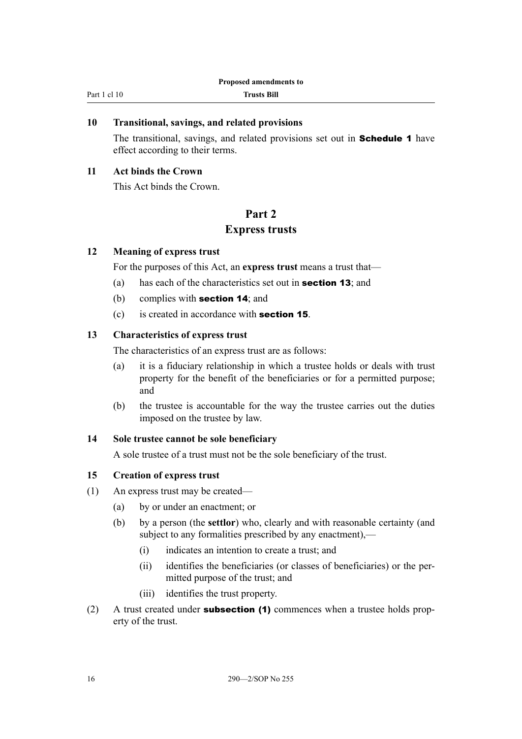### 10 Transitional, savings, and related provisions

The transitional, savings, and related provisions set out in **Schedule 1** have effect according to their terms.

### 11 Act binds the Crown

This Act binds the Crown.

## Part 2
## Express trusts

### 12 Meaning of express trust

For the purposes of this Act, an **express trust** means a trust that—

(a) has each of the characteristics set out in **section 13**; and

(b) complies with **section 14**; and

(c) is created in accordance with **section 15**.

### 13 Characteristics of express trust

The characteristics of an express trust are as follows:

(a) it is a fiduciary relationship in which a trustee holds or deals with trust property for the benefit of the beneficiaries or for a permitted purpose; and

(b) the trustee is accountable for the way the trustee carries out the duties imposed on the trustee by law.

### 14 Sole trustee cannot be sole beneficiary

A sole trustee of a trust must not be the sole beneficiary of the trust.

### 15 Creation of express trust

(1) An express trust may be created—

(a) by or under an enactment; or

(b) by a person (the **settlor**) who, clearly and with reasonable certainty (and subject to any formalities prescribed by any enactment),—

(i) indicates an intention to create a trust; and

(ii) identifies the beneficiaries (or classes of beneficiaries) or the permitted purpose of the trust; and

(iii) identifies the trust property.

(2) A trust created under **subsection (1)** commences when a trustee holds property of the trust.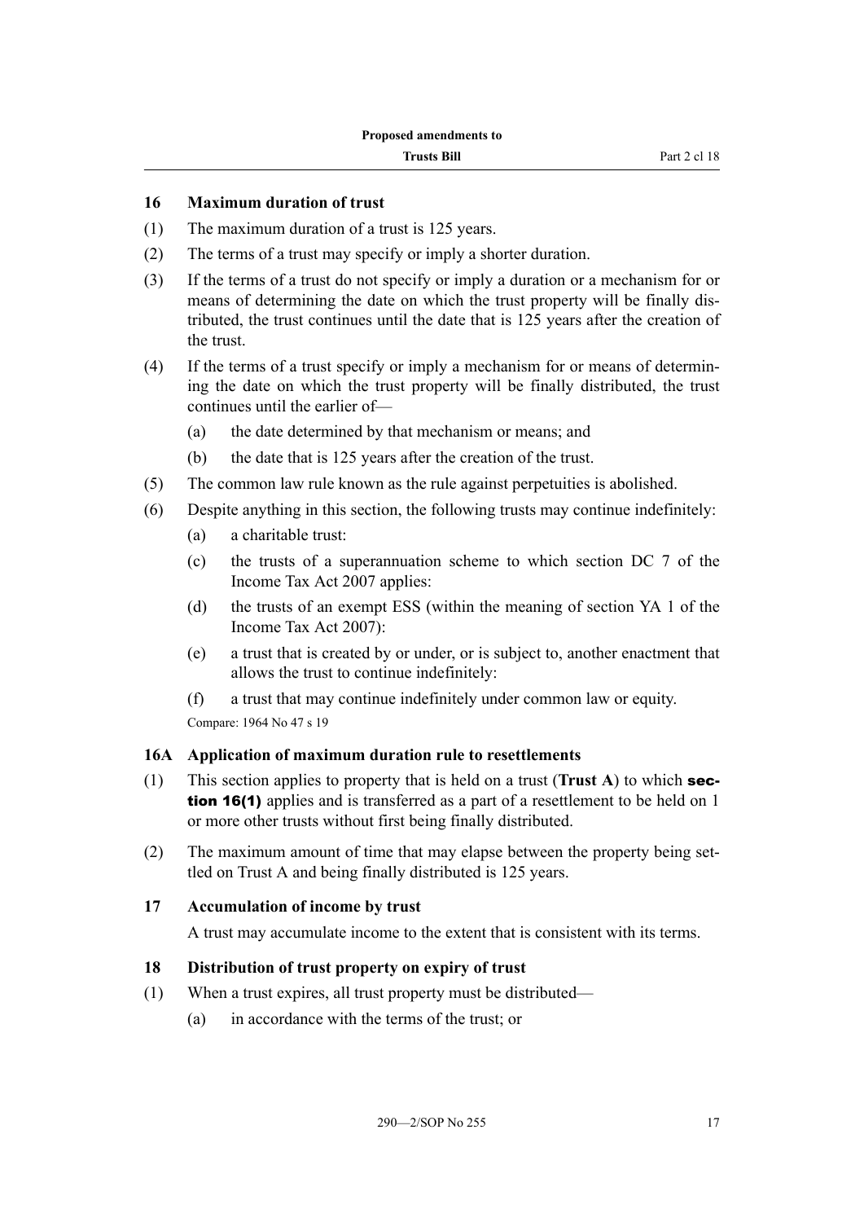### 16 Maximum duration of trust

(1) The maximum duration of a trust is 125 years.

(2) The terms of a trust may specify or imply a shorter duration.

(3) If the terms of a trust do not specify or imply a duration or a mechanism for or means of determining the date on which the trust property will be finally distributed, the trust continues until the date that is 125 years after the creation of the trust.

(4) If the terms of a trust specify or imply a mechanism for or means of determining the date on which the trust property will be finally distributed, the trust continues until the earlier of—

- (a) the date determined by that mechanism or means; and
- (b) the date that is 125 years after the creation of the trust.

(5) The common law rule known as the rule against perpetuities is abolished.

(6) Despite anything in this section, the following trusts may continue indefinitely:

- (a) a charitable trust:
- (c) the trusts of a superannuation scheme to which section DC 7 of the Income Tax Act 2007 applies:
- (d) the trusts of an exempt ESS (within the meaning of section YA 1 of the Income Tax Act 2007):
- (e) a trust that is created by or under, or is subject to, another enactment that allows the trust to continue indefinitely:
- (f) a trust that may continue indefinitely under common law or equity.

Compare: 1964 No 47 s 19

### 16A Application of maximum duration rule to resettlements

(1) This section applies to property that is held on a trust (**Trust A**) to which **section 16(1)** applies and is transferred as a part of a resettlement to be held on 1 or more other trusts without first being finally distributed.

(2) The maximum amount of time that may elapse between the property being settled on Trust A and being finally distributed is 125 years.

### 17 Accumulation of income by trust

A trust may accumulate income to the extent that is consistent with its terms.

### 18 Distribution of trust property on expiry of trust

(1) When a trust expires, all trust property must be distributed—

- (a) in accordance with the terms of the trust; or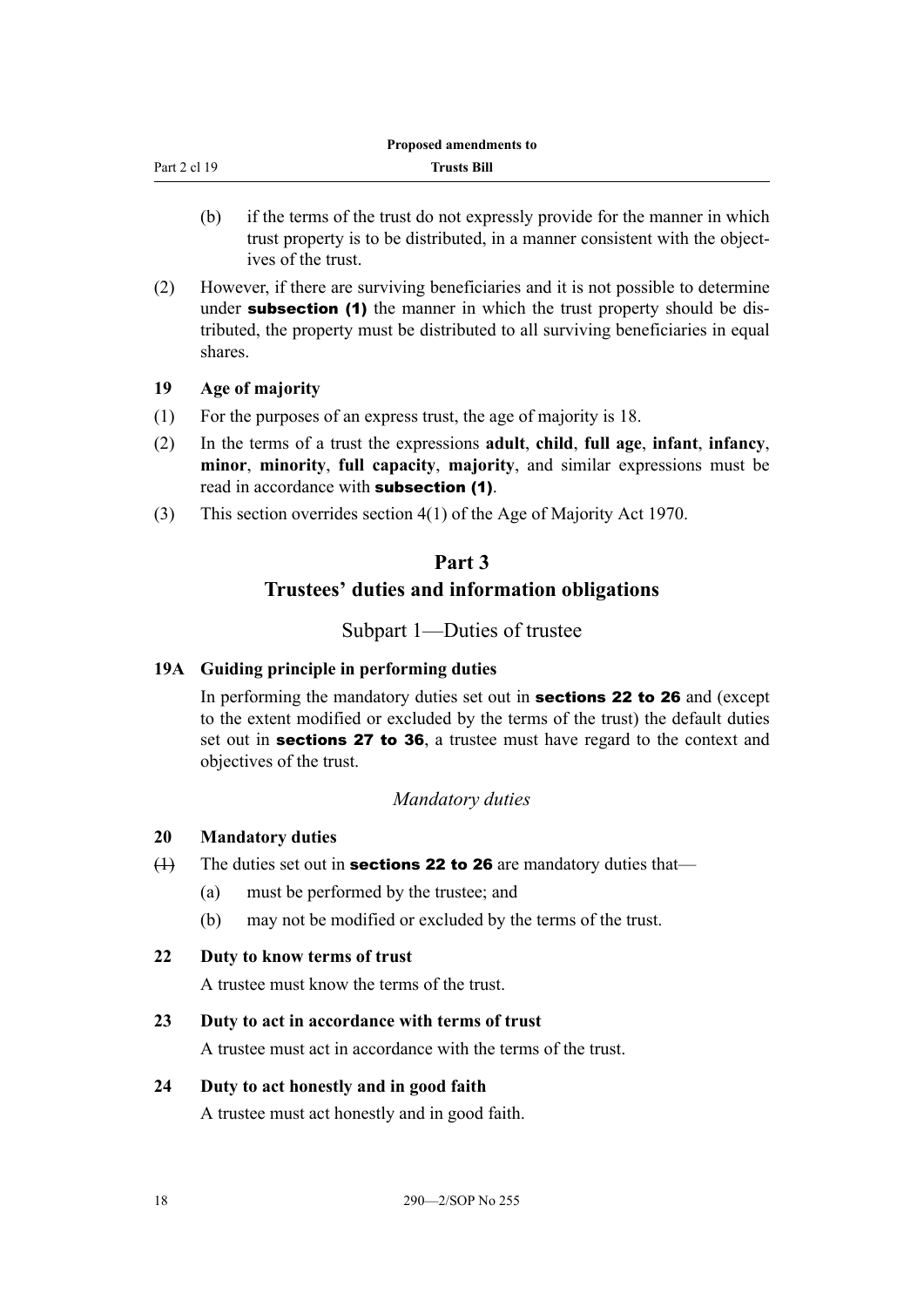(b) if the terms of the trust do not expressly provide for the manner in which trust property is to be distributed, in a manner consistent with the objectives of the trust.

(2) However, if there are surviving beneficiaries and it is not possible to determine under **subsection (1)** the manner in which the trust property should be distributed, the property must be distributed to all surviving beneficiaries in equal shares.

### 19 Age of majority

(1) For the purposes of an express trust, the age of majority is 18.

(2) In the terms of a trust the expressions **adult**, **child**, **full age**, **infant**, **infancy**, **minor**, **minority**, **full capacity**, **majority**, and similar expressions must be read in accordance with **subsection (1)**.

(3) This section overrides section 4(1) of the Age of Majority Act 1970.

# Part 3
# Trustees' duties and information obligations

## Subpart 1—Duties of trustee

### 19A Guiding principle in performing duties

In performing the mandatory duties set out in **sections 22 to 26** and (except to the extent modified or excluded by the terms of the trust) the default duties set out in **sections 27 to 36**, a trustee must have regard to the context and objectives of the trust.

*Mandatory duties*

### 20 Mandatory duties

~~(1)~~ The duties set out in **sections 22 to 26** are mandatory duties that—

(a) must be performed by the trustee; and

(b) may not be modified or excluded by the terms of the trust.

### 22 Duty to know terms of trust

A trustee must know the terms of the trust.

### 23 Duty to act in accordance with terms of trust

A trustee must act in accordance with the terms of the trust.

### 24 Duty to act honestly and in good faith

A trustee must act honestly and in good faith.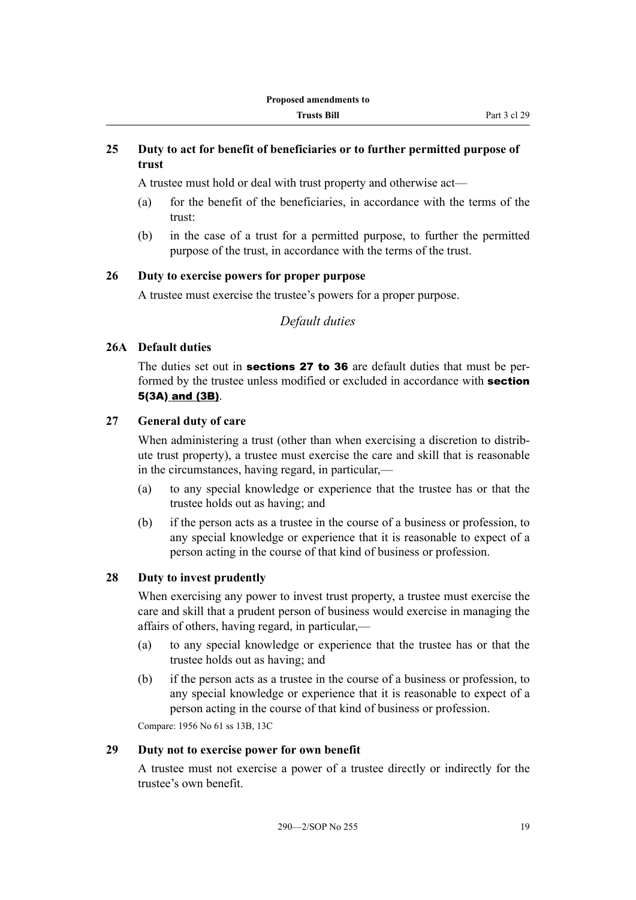## 25 Duty to act for benefit of beneficiaries or to further permitted purpose of trust

A trustee must hold or deal with trust property and otherwise act—

(a) for the benefit of the beneficiaries, in accordance with the terms of the trust:

(b) in the case of a trust for a permitted purpose, to further the permitted purpose of the trust, in accordance with the terms of the trust.

## 26 Duty to exercise powers for proper purpose

A trustee must exercise the trustee's powers for a proper purpose.

### *Default duties*

## 26A Default duties

The duties set out in **sections 27 to 36** are default duties that must be performed by the trustee unless modified or excluded in accordance with **section 5(3A)** **and (3B)**.

## 27 General duty of care

When administering a trust (other than when exercising a discretion to distribute trust property), a trustee must exercise the care and skill that is reasonable in the circumstances, having regard, in particular,—

(a) to any special knowledge or experience that the trustee has or that the trustee holds out as having; and

(b) if the person acts as a trustee in the course of a business or profession, to any special knowledge or experience that it is reasonable to expect of a person acting in the course of that kind of business or profession.

## 28 Duty to invest prudently

When exercising any power to invest trust property, a trustee must exercise the care and skill that a prudent person of business would exercise in managing the affairs of others, having regard, in particular,—

(a) to any special knowledge or experience that the trustee has or that the trustee holds out as having; and

(b) if the person acts as a trustee in the course of a business or profession, to any special knowledge or experience that it is reasonable to expect of a person acting in the course of that kind of business or profession.

Compare: 1956 No 61 ss 13B, 13C

## 29 Duty not to exercise power for own benefit

A trustee must not exercise a power of a trustee directly or indirectly for the trustee's own benefit.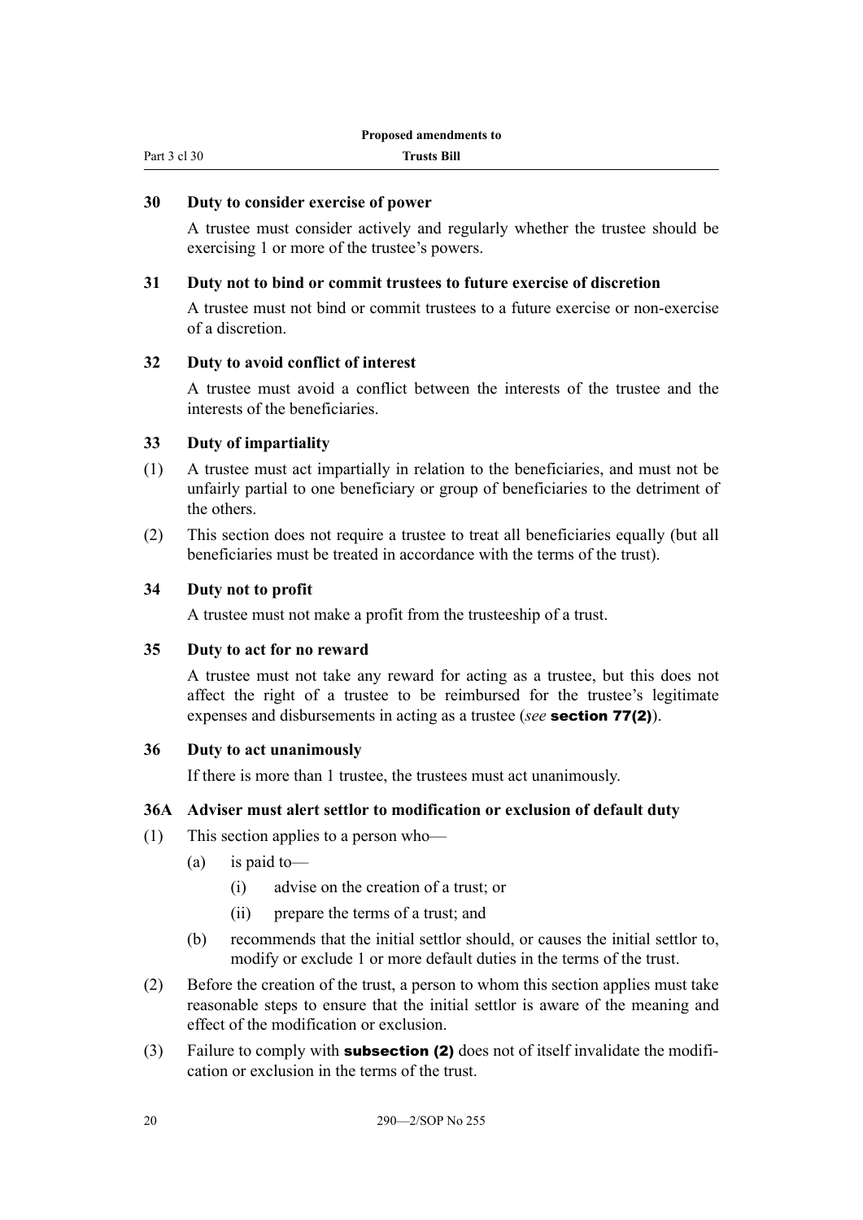### 30 Duty to consider exercise of power

A trustee must consider actively and regularly whether the trustee should be exercising 1 or more of the trustee's powers.

### 31 Duty not to bind or commit trustees to future exercise of discretion

A trustee must not bind or commit trustees to a future exercise or non-exercise of a discretion.

### 32 Duty to avoid conflict of interest

A trustee must avoid a conflict between the interests of the trustee and the interests of the beneficiaries.

### 33 Duty of impartiality

(1) A trustee must act impartially in relation to the beneficiaries, and must not be unfairly partial to one beneficiary or group of beneficiaries to the detriment of the others.

(2) This section does not require a trustee to treat all beneficiaries equally (but all beneficiaries must be treated in accordance with the terms of the trust).

### 34 Duty not to profit

A trustee must not make a profit from the trusteeship of a trust.

### 35 Duty to act for no reward

A trustee must not take any reward for acting as a trustee, but this does not affect the right of a trustee to be reimbursed for the trustee's legitimate expenses and disbursements in acting as a trustee (*see* **section 77(2)**).

### 36 Duty to act unanimously

If there is more than 1 trustee, the trustees must act unanimously.

### 36A Adviser must alert settlor to modification or exclusion of default duty

(1) This section applies to a person who—

- (a) is paid to—
  - (i) advise on the creation of a trust; or
  - (ii) prepare the terms of a trust; and
- (b) recommends that the initial settlor should, or causes the initial settlor to, modify or exclude 1 or more default duties in the terms of the trust.

(2) Before the creation of the trust, a person to whom this section applies must take reasonable steps to ensure that the initial settlor is aware of the meaning and effect of the modification or exclusion.

(3) Failure to comply with **subsection (2)** does not of itself invalidate the modification or exclusion in the terms of the trust.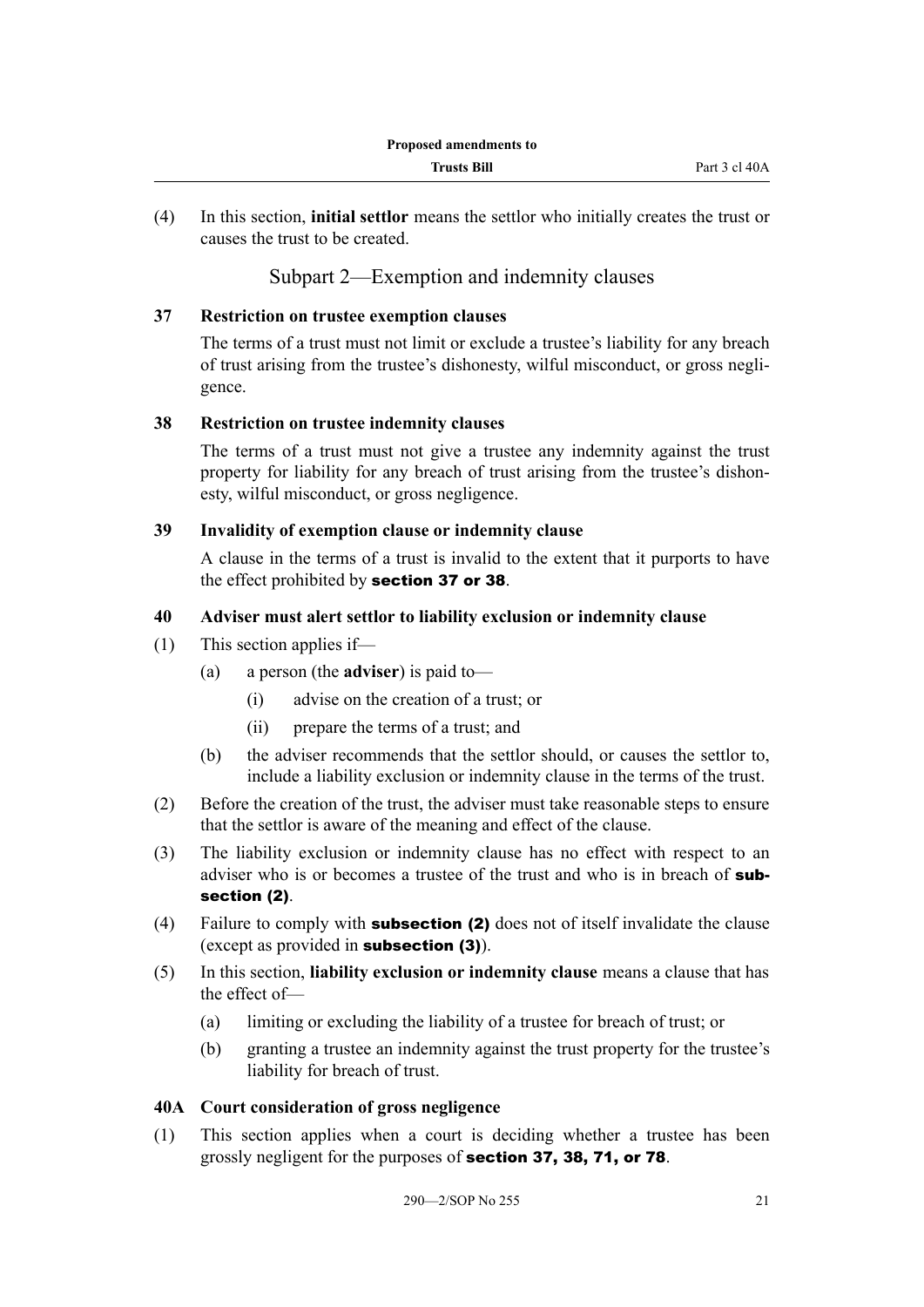(4) In this section, **initial settlor** means the settlor who initially creates the trust or causes the trust to be created.

## Subpart 2—Exemption and indemnity clauses

### 37 Restriction on trustee exemption clauses

The terms of a trust must not limit or exclude a trustee's liability for any breach of trust arising from the trustee's dishonesty, wilful misconduct, or gross negligence.

### 38 Restriction on trustee indemnity clauses

The terms of a trust must not give a trustee any indemnity against the trust property for liability for any breach of trust arising from the trustee's dishonesty, wilful misconduct, or gross negligence.

### 39 Invalidity of exemption clause or indemnity clause

A clause in the terms of a trust is invalid to the extent that it purports to have the effect prohibited by **section 37 or 38**.

### 40 Adviser must alert settlor to liability exclusion or indemnity clause

(1) This section applies if—

- (a) a person (the **adviser**) is paid to—
  - (i) advise on the creation of a trust; or
  - (ii) prepare the terms of a trust; and
- (b) the adviser recommends that the settlor should, or causes the settlor to, include a liability exclusion or indemnity clause in the terms of the trust.

(2) Before the creation of the trust, the adviser must take reasonable steps to ensure that the settlor is aware of the meaning and effect of the clause.

(3) The liability exclusion or indemnity clause has no effect with respect to an adviser who is or becomes a trustee of the trust and who is in breach of **subsection (2)**.

(4) Failure to comply with **subsection (2)** does not of itself invalidate the clause (except as provided in **subsection (3)**).

(5) In this section, **liability exclusion or indemnity clause** means a clause that has the effect of—

- (a) limiting or excluding the liability of a trustee for breach of trust; or
- (b) granting a trustee an indemnity against the trust property for the trustee's liability for breach of trust.

### 40A Court consideration of gross negligence

(1) This section applies when a court is deciding whether a trustee has been grossly negligent for the purposes of **section 37, 38, 71, or 78**.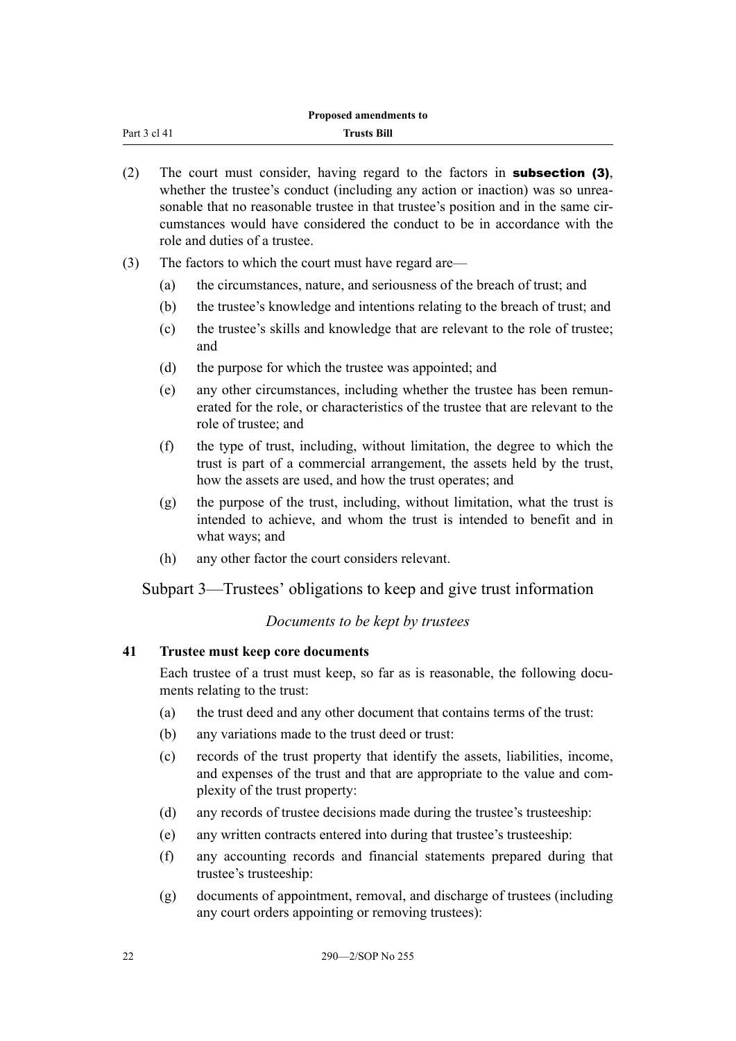(2) The court must consider, having regard to the factors in **subsection (3)**, whether the trustee's conduct (including any action or inaction) was so unreasonable that no reasonable trustee in that trustee's position and in the same circumstances would have considered the conduct to be in accordance with the role and duties of a trustee.

(3) The factors to which the court must have regard are—

(a) the circumstances, nature, and seriousness of the breach of trust; and

(b) the trustee's knowledge and intentions relating to the breach of trust; and

(c) the trustee's skills and knowledge that are relevant to the role of trustee; and

(d) the purpose for which the trustee was appointed; and

(e) any other circumstances, including whether the trustee has been remunerated for the role, or characteristics of the trustee that are relevant to the role of trustee; and

(f) the type of trust, including, without limitation, the degree to which the trust is part of a commercial arrangement, the assets held by the trust, how the assets are used, and how the trust operates; and

(g) the purpose of the trust, including, without limitation, what the trust is intended to achieve, and whom the trust is intended to benefit and in what ways; and

(h) any other factor the court considers relevant.

## Subpart 3—Trustees' obligations to keep and give trust information

*Documents to be kept by trustees*

### 41 Trustee must keep core documents

Each trustee of a trust must keep, so far as is reasonable, the following documents relating to the trust:

(a) the trust deed and any other document that contains terms of the trust:

(b) any variations made to the trust deed or trust:

(c) records of the trust property that identify the assets, liabilities, income, and expenses of the trust and that are appropriate to the value and complexity of the trust property:

(d) any records of trustee decisions made during the trustee's trusteeship:

(e) any written contracts entered into during that trustee's trusteeship:

(f) any accounting records and financial statements prepared during that trustee's trusteeship:

(g) documents of appointment, removal, and discharge of trustees (including any court orders appointing or removing trustees):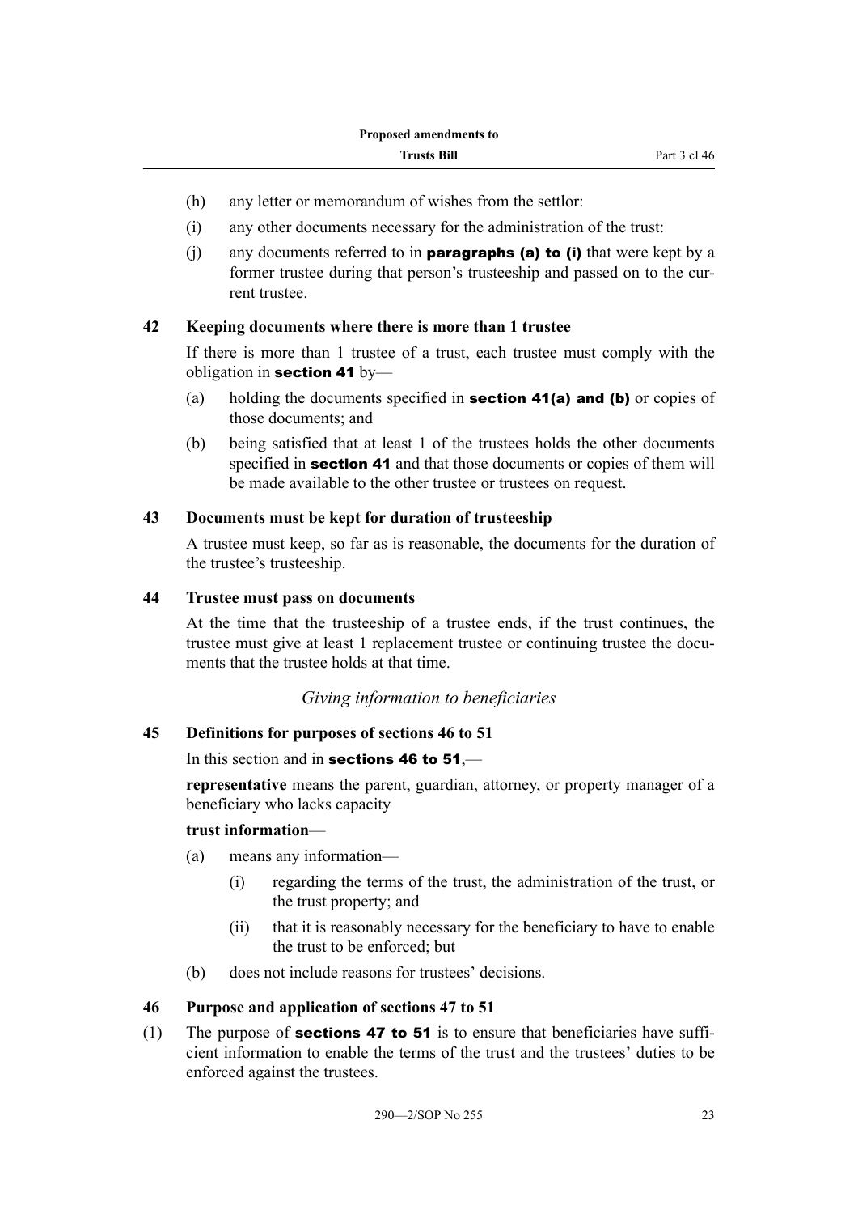- (h) any letter or memorandum of wishes from the settlor:
- (i) any other documents necessary for the administration of the trust:
- (j) any documents referred to in **paragraphs (a) to (i)** that were kept by a former trustee during that person's trusteeship and passed on to the current trustee.

### 42 Keeping documents where there is more than 1 trustee

If there is more than 1 trustee of a trust, each trustee must comply with the obligation in **section 41** by—

- (a) holding the documents specified in **section 41(a) and (b)** or copies of those documents; and
- (b) being satisfied that at least 1 of the trustees holds the other documents specified in **section 41** and that those documents or copies of them will be made available to the other trustee or trustees on request.

### 43 Documents must be kept for duration of trusteeship

A trustee must keep, so far as is reasonable, the documents for the duration of the trustee's trusteeship.

### 44 Trustee must pass on documents

At the time that the trusteeship of a trustee ends, if the trust continues, the trustee must give at least 1 replacement trustee or continuing trustee the documents that the trustee holds at that time.

## *Giving information to beneficiaries*

### 45 Definitions for purposes of sections 46 to 51

In this section and in **sections 46 to 51**,—

**representative** means the parent, guardian, attorney, or property manager of a beneficiary who lacks capacity

**trust information**—

- (a) means any information—
  - (i) regarding the terms of the trust, the administration of the trust, or the trust property; and
  - (ii) that it is reasonably necessary for the beneficiary to have to enable the trust to be enforced; but
- (b) does not include reasons for trustees' decisions.

### 46 Purpose and application of sections 47 to 51

(1) The purpose of **sections 47 to 51** is to ensure that beneficiaries have sufficient information to enable the terms of the trust and the trustees' duties to be enforced against the trustees.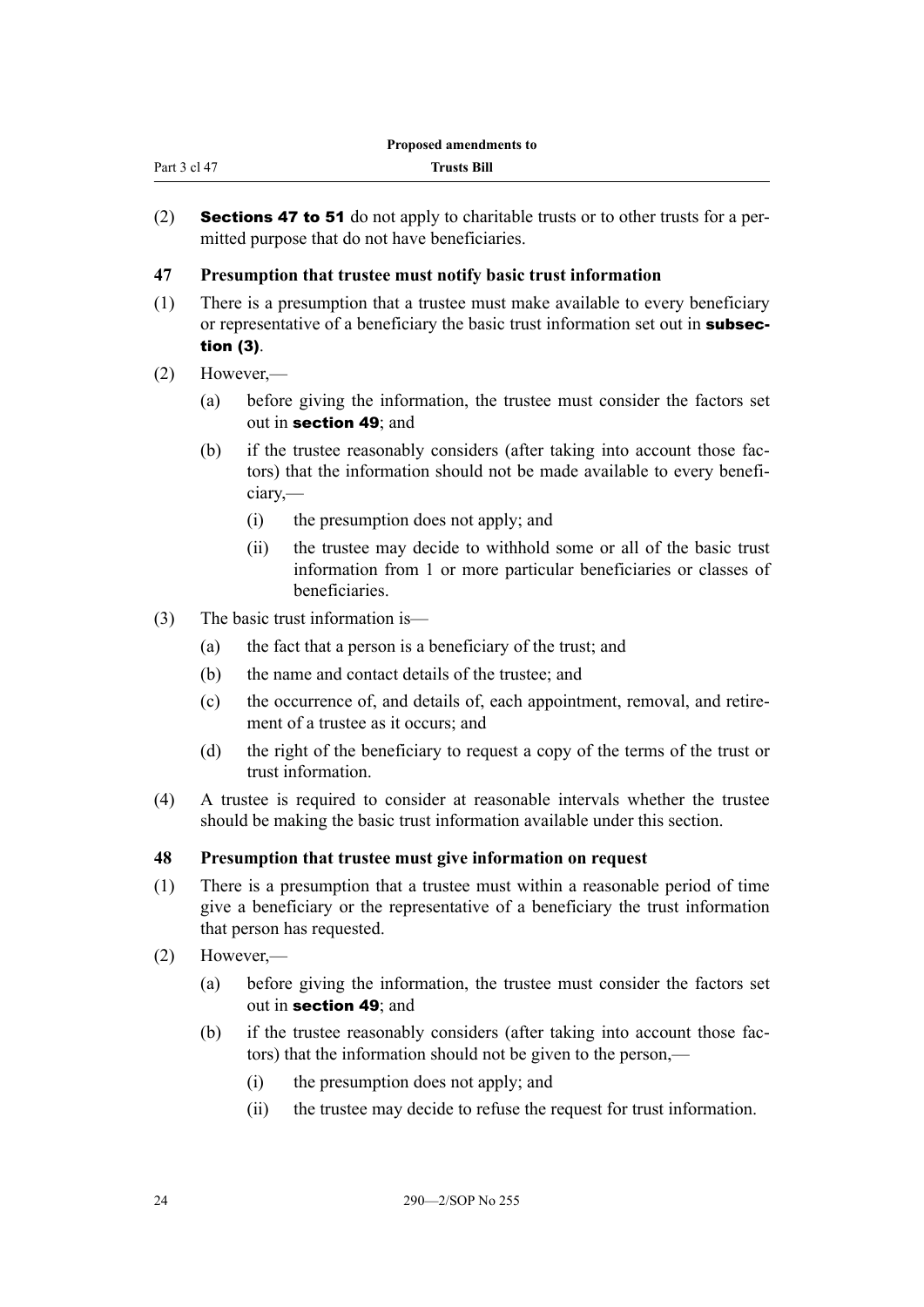(2) **Sections 47 to 51** do not apply to charitable trusts or to other trusts for a permitted purpose that do not have beneficiaries.

### 47 Presumption that trustee must notify basic trust information

(1) There is a presumption that a trustee must make available to every beneficiary or representative of a beneficiary the basic trust information set out in **subsection (3)**.

(2) However,—

  (a) before giving the information, the trustee must consider the factors set out in **section 49**; and

  (b) if the trustee reasonably considers (after taking into account those factors) that the information should not be made available to every beneficiary,—

    (i) the presumption does not apply; and

    (ii) the trustee may decide to withhold some or all of the basic trust information from 1 or more particular beneficiaries or classes of beneficiaries.

(3) The basic trust information is—

  (a) the fact that a person is a beneficiary of the trust; and

  (b) the name and contact details of the trustee; and

  (c) the occurrence of, and details of, each appointment, removal, and retirement of a trustee as it occurs; and

  (d) the right of the beneficiary to request a copy of the terms of the trust or trust information.

(4) A trustee is required to consider at reasonable intervals whether the trustee should be making the basic trust information available under this section.

### 48 Presumption that trustee must give information on request

(1) There is a presumption that a trustee must within a reasonable period of time give a beneficiary or the representative of a beneficiary the trust information that person has requested.

(2) However,—

  (a) before giving the information, the trustee must consider the factors set out in **section 49**; and

  (b) if the trustee reasonably considers (after taking into account those factors) that the information should not be given to the person,—

    (i) the presumption does not apply; and

    (ii) the trustee may decide to refuse the request for trust information.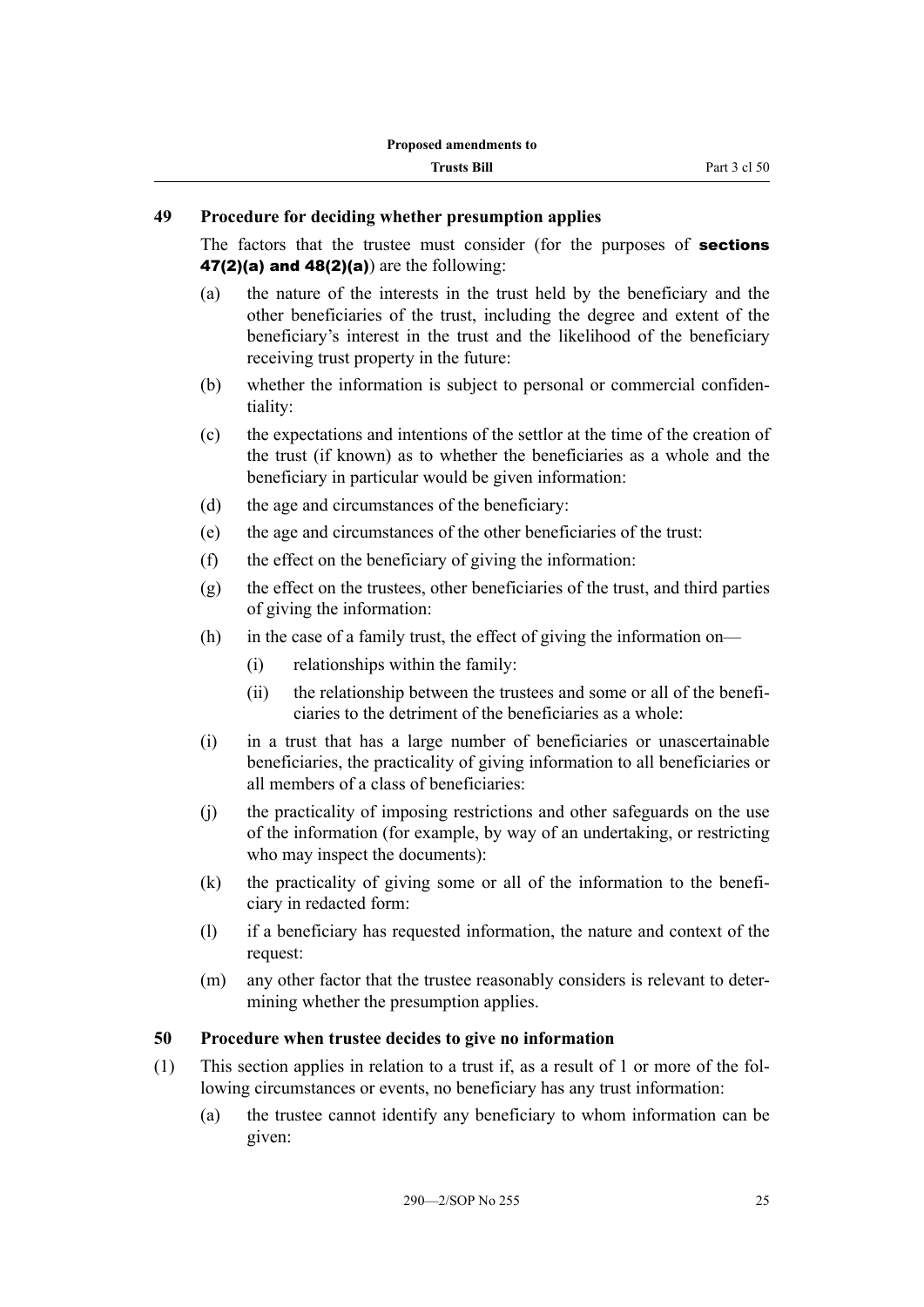## 49 Procedure for deciding whether presumption applies

The factors that the trustee must consider (for the purposes of **sections 47(2)(a) and 48(2)(a)**) are the following:

- (a) the nature of the interests in the trust held by the beneficiary and the other beneficiaries of the trust, including the degree and extent of the beneficiary's interest in the trust and the likelihood of the beneficiary receiving trust property in the future:
- (b) whether the information is subject to personal or commercial confidentiality:
- (c) the expectations and intentions of the settlor at the time of the creation of the trust (if known) as to whether the beneficiaries as a whole and the beneficiary in particular would be given information:
- (d) the age and circumstances of the beneficiary:
- (e) the age and circumstances of the other beneficiaries of the trust:
- (f) the effect on the beneficiary of giving the information:
- (g) the effect on the trustees, other beneficiaries of the trust, and third parties of giving the information:
- (h) in the case of a family trust, the effect of giving the information on—
  - (i) relationships within the family:
  - (ii) the relationship between the trustees and some or all of the beneficiaries to the detriment of the beneficiaries as a whole:
- (i) in a trust that has a large number of beneficiaries or unascertainable beneficiaries, the practicality of giving information to all beneficiaries or all members of a class of beneficiaries:
- (j) the practicality of imposing restrictions and other safeguards on the use of the information (for example, by way of an undertaking, or restricting who may inspect the documents):
- (k) the practicality of giving some or all of the information to the beneficiary in redacted form:
- (l) if a beneficiary has requested information, the nature and context of the request:
- (m) any other factor that the trustee reasonably considers is relevant to determining whether the presumption applies.

## 50 Procedure when trustee decides to give no information

(1) This section applies in relation to a trust if, as a result of 1 or more of the following circumstances or events, no beneficiary has any trust information:

- (a) the trustee cannot identify any beneficiary to whom information can be given: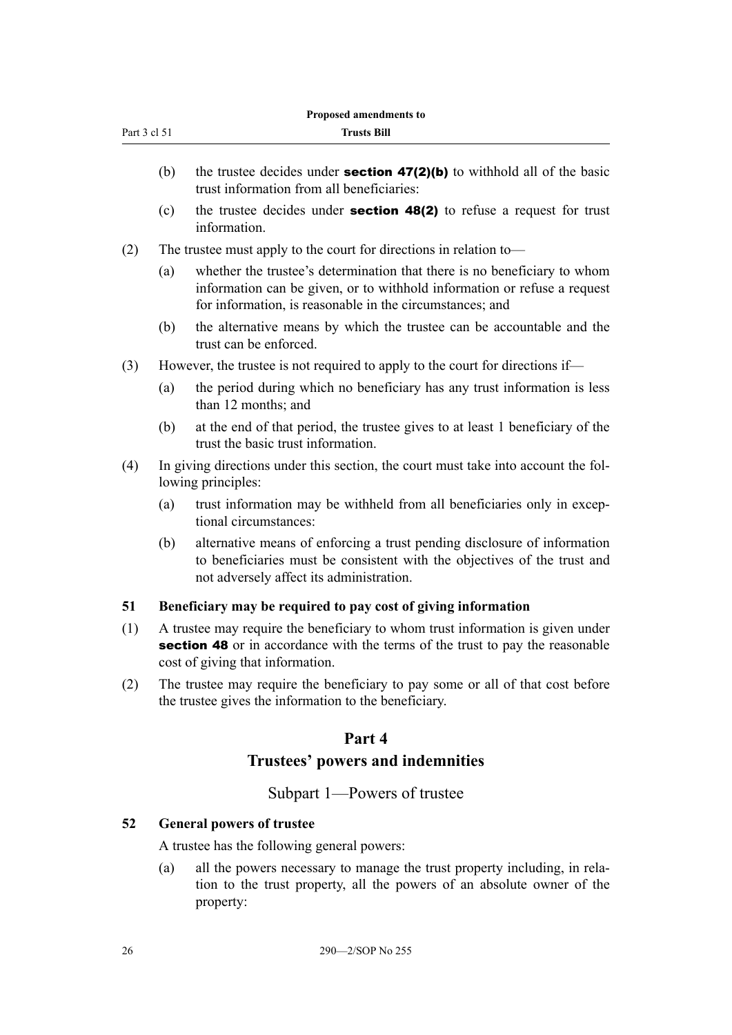(b) the trustee decides under **section 47(2)(b)** to withhold all of the basic trust information from all beneficiaries:

(c) the trustee decides under **section 48(2)** to refuse a request for trust information.

(2) The trustee must apply to the court for directions in relation to—

(a) whether the trustee's determination that there is no beneficiary to whom information can be given, or to withhold information or refuse a request for information, is reasonable in the circumstances; and

(b) the alternative means by which the trustee can be accountable and the trust can be enforced.

(3) However, the trustee is not required to apply to the court for directions if—

(a) the period during which no beneficiary has any trust information is less than 12 months; and

(b) at the end of that period, the trustee gives to at least 1 beneficiary of the trust the basic trust information.

(4) In giving directions under this section, the court must take into account the following principles:

(a) trust information may be withheld from all beneficiaries only in exceptional circumstances:

(b) alternative means of enforcing a trust pending disclosure of information to beneficiaries must be consistent with the objectives of the trust and not adversely affect its administration.

### 51 Beneficiary may be required to pay cost of giving information

(1) A trustee may require the beneficiary to whom trust information is given under **section 48** or in accordance with the terms of the trust to pay the reasonable cost of giving that information.

(2) The trustee may require the beneficiary to pay some or all of that cost before the trustee gives the information to the beneficiary.

# Part 4
# Trustees' powers and indemnities

## Subpart 1—Powers of trustee

### 52 General powers of trustee

A trustee has the following general powers:

(a) all the powers necessary to manage the trust property including, in relation to the trust property, all the powers of an absolute owner of the property: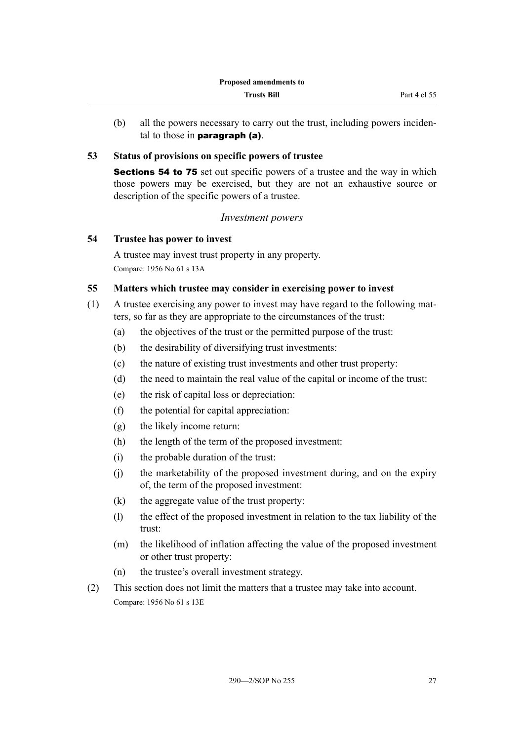(b) all the powers necessary to carry out the trust, including powers incidental to those in **paragraph (a)**.

### 53 Status of provisions on specific powers of trustee

**Sections 54 to 75** set out specific powers of a trustee and the way in which those powers may be exercised, but they are not an exhaustive source or description of the specific powers of a trustee.

*Investment powers*

### 54 Trustee has power to invest

A trustee may invest trust property in any property.

Compare: 1956 No 61 s 13A

### 55 Matters which trustee may consider in exercising power to invest

(1) A trustee exercising any power to invest may have regard to the following matters, so far as they are appropriate to the circumstances of the trust:

- (a) the objectives of the trust or the permitted purpose of the trust:
- (b) the desirability of diversifying trust investments:
- (c) the nature of existing trust investments and other trust property:
- (d) the need to maintain the real value of the capital or income of the trust:
- (e) the risk of capital loss or depreciation:
- (f) the potential for capital appreciation:
- (g) the likely income return:
- (h) the length of the term of the proposed investment:
- (i) the probable duration of the trust:
- (j) the marketability of the proposed investment during, and on the expiry of, the term of the proposed investment:
- (k) the aggregate value of the trust property:
- (l) the effect of the proposed investment in relation to the tax liability of the trust:
- (m) the likelihood of inflation affecting the value of the proposed investment or other trust property:
- (n) the trustee's overall investment strategy.

(2) This section does not limit the matters that a trustee may take into account.

Compare: 1956 No 61 s 13E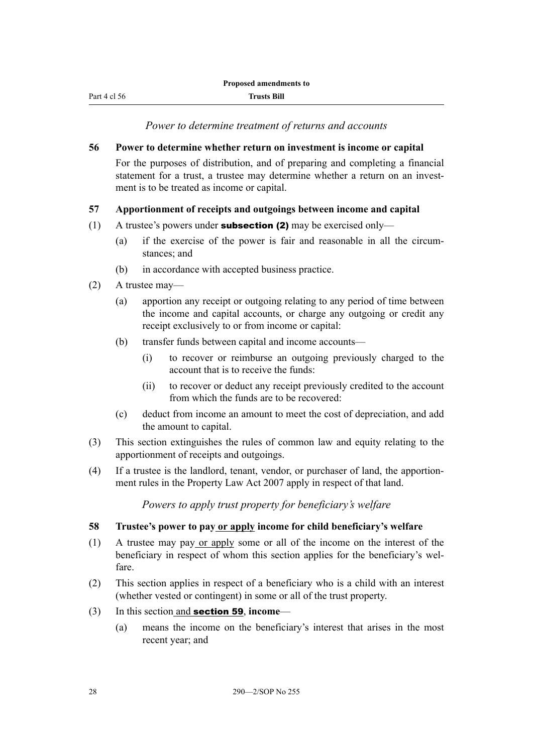*Power to determine treatment of returns and accounts*

**56 Power to determine whether return on investment is income or capital**

For the purposes of distribution, and of preparing and completing a financial statement for a trust, a trustee may determine whether a return on an investment is to be treated as income or capital.

**57 Apportionment of receipts and outgoings between income and capital**

(1) A trustee's powers under **subsection (2)** may be exercised only—

(a) if the exercise of the power is fair and reasonable in all the circumstances; and

(b) in accordance with accepted business practice.

(2) A trustee may—

(a) apportion any receipt or outgoing relating to any period of time between the income and capital accounts, or charge any outgoing or credit any receipt exclusively to or from income or capital:

(b) transfer funds between capital and income accounts—

(i) to recover or reimburse an outgoing previously charged to the account that is to receive the funds:

(ii) to recover or deduct any receipt previously credited to the account from which the funds are to be recovered:

(c) deduct from income an amount to meet the cost of depreciation, and add the amount to capital.

(3) This section extinguishes the rules of common law and equity relating to the apportionment of receipts and outgoings.

(4) If a trustee is the landlord, tenant, vendor, or purchaser of land, the apportionment rules in the Property Law Act 2007 apply in respect of that land.

*Powers to apply trust property for beneficiary's welfare*

**58 Trustee's power to pay or apply income for child beneficiary's welfare**

(1) A trustee may pay or apply some or all of the income on the interest of the beneficiary in respect of whom this section applies for the beneficiary's welfare.

(2) This section applies in respect of a beneficiary who is a child with an interest (whether vested or contingent) in some or all of the trust property.

(3) In this section and **section 59**, **income**—

(a) means the income on the beneficiary's interest that arises in the most recent year; and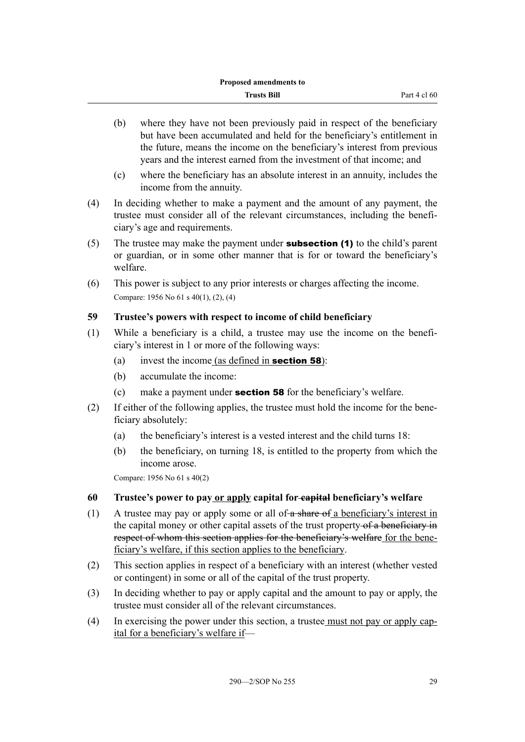(b) where they have not been previously paid in respect of the beneficiary but have been accumulated and held for the beneficiary's entitlement in the future, means the income on the beneficiary's interest from previous years and the interest earned from the investment of that income; and

(c) where the beneficiary has an absolute interest in an annuity, includes the income from the annuity.

(4) In deciding whether to make a payment and the amount of any payment, the trustee must consider all of the relevant circumstances, including the beneficiary's age and requirements.

(5) The trustee may make the payment under **subsection (1)** to the child's parent or guardian, or in some other manner that is for or toward the beneficiary's welfare.

(6) This power is subject to any prior interests or charges affecting the income.

Compare: 1956 No 61 s 40(1), (2), (4)

**59 Trustee's powers with respect to income of child beneficiary**

(1) While a beneficiary is a child, a trustee may use the income on the beneficiary's interest in 1 or more of the following ways:

(a) invest the income <u>(as defined in **section 58**)</u>:

(b) accumulate the income:

(c) make a payment under **section 58** for the beneficiary's welfare.

(2) If either of the following applies, the trustee must hold the income for the beneficiary absolutely:

(a) the beneficiary's interest is a vested interest and the child turns 18:

(b) the beneficiary, on turning 18, is entitled to the property from which the income arose.

Compare: 1956 No 61 s 40(2)

**60 Trustee's power to pay <u>or apply</u> capital for ~~capital~~ beneficiary's welfare**

(1) A trustee may pay or apply some or all of ~~a share of~~ <u>a beneficiary's interest in</u> the capital money or other capital assets of the trust property ~~of a beneficiary in respect of whom this section applies for the beneficiary's welfare~~ <u>for the beneficiary's welfare, if this section applies to the beneficiary</u>.

(2) This section applies in respect of a beneficiary with an interest (whether vested or contingent) in some or all of the capital of the trust property.

(3) In deciding whether to pay or apply capital and the amount to pay or apply, the trustee must consider all of the relevant circumstances.

(4) In exercising the power under this section, a trustee <u>must not pay or apply capital for a beneficiary's welfare if</u>—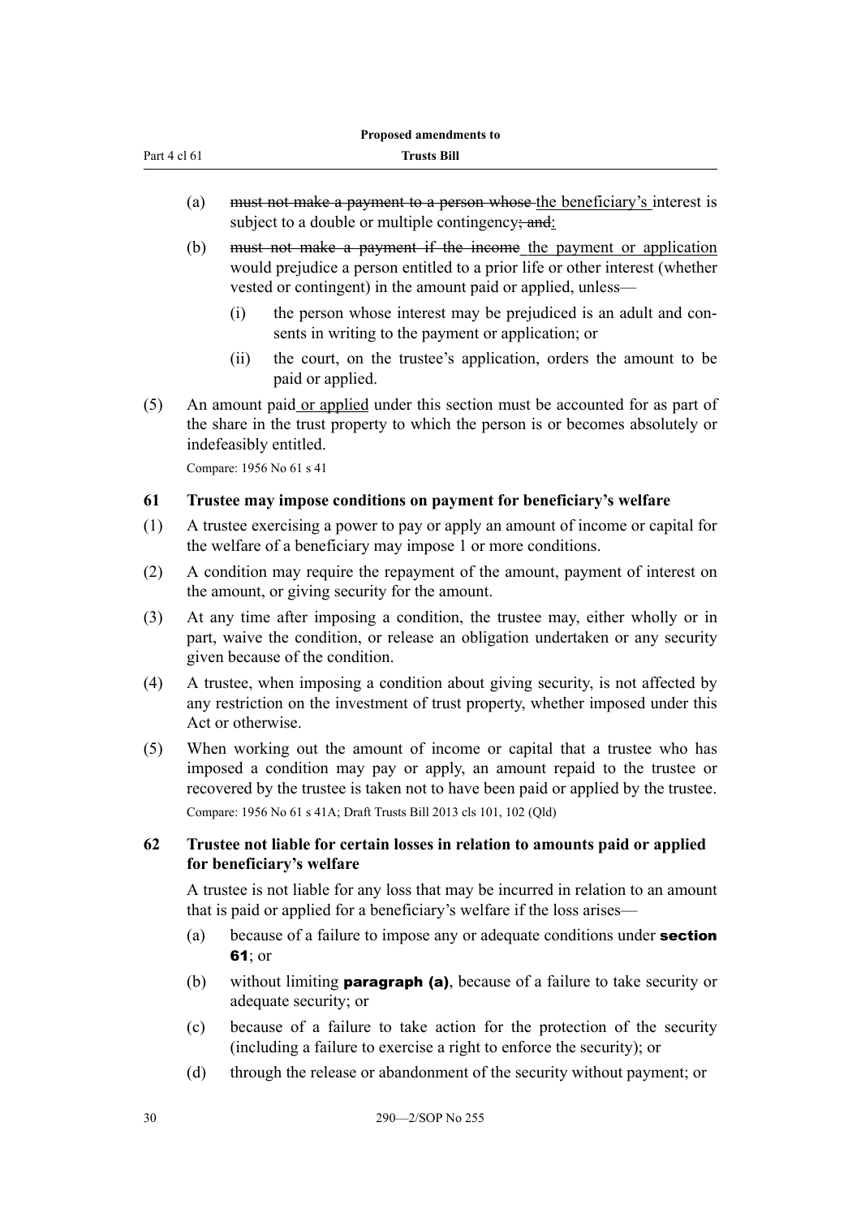(a) ~~must not make a payment to a person whose~~ the beneficiary's interest is subject to a double or multiple contingency~~; and~~:

(b) ~~must not make a payment if the income~~ the payment or application would prejudice a person entitled to a prior life or other interest (whether vested or contingent) in the amount paid or applied, unless—

   (i) the person whose interest may be prejudiced is an adult and consents in writing to the payment or application; or

   (ii) the court, on the trustee's application, orders the amount to be paid or applied.

(5) An amount paid or applied under this section must be accounted for as part of the share in the trust property to which the person is or becomes absolutely or indefeasibly entitled.

Compare: 1956 No 61 s 41

### 61 Trustee may impose conditions on payment for beneficiary's welfare

(1) A trustee exercising a power to pay or apply an amount of income or capital for the welfare of a beneficiary may impose 1 or more conditions.

(2) A condition may require the repayment of the amount, payment of interest on the amount, or giving security for the amount.

(3) At any time after imposing a condition, the trustee may, either wholly or in part, waive the condition, or release an obligation undertaken or any security given because of the condition.

(4) A trustee, when imposing a condition about giving security, is not affected by any restriction on the investment of trust property, whether imposed under this Act or otherwise.

(5) When working out the amount of income or capital that a trustee who has imposed a condition may pay or apply, an amount repaid to the trustee or recovered by the trustee is taken not to have been paid or applied by the trustee.

Compare: 1956 No 61 s 41A; Draft Trusts Bill 2013 cls 101, 102 (Qld)

### 62 Trustee not liable for certain losses in relation to amounts paid or applied for beneficiary's welfare

A trustee is not liable for any loss that may be incurred in relation to an amount that is paid or applied for a beneficiary's welfare if the loss arises—

(a) because of a failure to impose any or adequate conditions under **section 61**; or

(b) without limiting **paragraph (a)**, because of a failure to take security or adequate security; or

(c) because of a failure to take action for the protection of the security (including a failure to exercise a right to enforce the security); or

(d) through the release or abandonment of the security without payment; or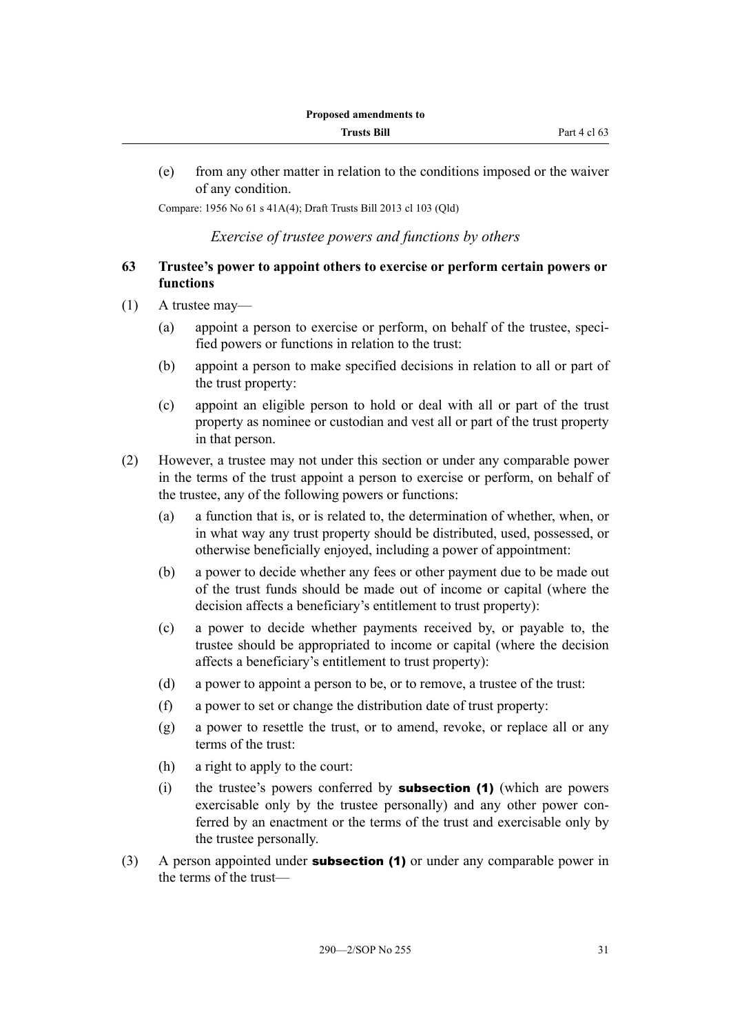(e) from any other matter in relation to the conditions imposed or the waiver of any condition.

Compare: 1956 No 61 s 41A(4); Draft Trusts Bill 2013 cl 103 (Qld)

*Exercise of trustee powers and functions by others*

### 63 Trustee's power to appoint others to exercise or perform certain powers or functions

(1) A trustee may—

(a) appoint a person to exercise or perform, on behalf of the trustee, specified powers or functions in relation to the trust:

(b) appoint a person to make specified decisions in relation to all or part of the trust property:

(c) appoint an eligible person to hold or deal with all or part of the trust property as nominee or custodian and vest all or part of the trust property in that person.

(2) However, a trustee may not under this section or under any comparable power in the terms of the trust appoint a person to exercise or perform, on behalf of the trustee, any of the following powers or functions:

(a) a function that is, or is related to, the determination of whether, when, or in what way any trust property should be distributed, used, possessed, or otherwise beneficially enjoyed, including a power of appointment:

(b) a power to decide whether any fees or other payment due to be made out of the trust funds should be made out of income or capital (where the decision affects a beneficiary's entitlement to trust property):

(c) a power to decide whether payments received by, or payable to, the trustee should be appropriated to income or capital (where the decision affects a beneficiary's entitlement to trust property):

(d) a power to appoint a person to be, or to remove, a trustee of the trust:

(f) a power to set or change the distribution date of trust property:

(g) a power to resettle the trust, or to amend, revoke, or replace all or any terms of the trust:

(h) a right to apply to the court:

(i) the trustee's powers conferred by **subsection (1)** (which are powers exercisable only by the trustee personally) and any other power conferred by an enactment or the terms of the trust and exercisable only by the trustee personally.

(3) A person appointed under **subsection (1)** or under any comparable power in the terms of the trust—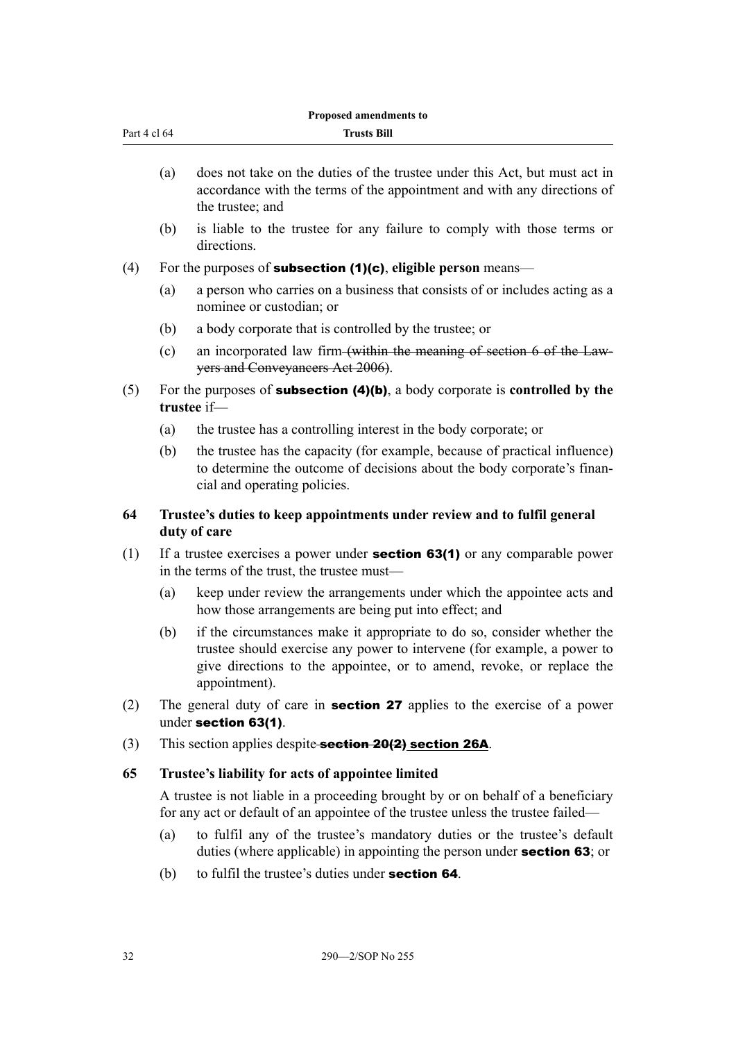- (a) does not take on the duties of the trustee under this Act, but must act in accordance with the terms of the appointment and with any directions of the trustee; and
- (b) is liable to the trustee for any failure to comply with those terms or directions.

(4) For the purposes of **subsection (1)(c)**, **eligible person** means—

- (a) a person who carries on a business that consists of or includes acting as a nominee or custodian; or
- (b) a body corporate that is controlled by the trustee; or
- (c) an incorporated law firm ~~(within the meaning of section 6 of the Lawyers and Conveyancers Act 2006)~~.

(5) For the purposes of **subsection (4)(b)**, a body corporate is **controlled by the trustee** if—

- (a) the trustee has a controlling interest in the body corporate; or
- (b) the trustee has the capacity (for example, because of practical influence) to determine the outcome of decisions about the body corporate's financial and operating policies.

### 64 Trustee's duties to keep appointments under review and to fulfil general duty of care

(1) If a trustee exercises a power under **section 63(1)** or any comparable power in the terms of the trust, the trustee must—

- (a) keep under review the arrangements under which the appointee acts and how those arrangements are being put into effect; and
- (b) if the circumstances make it appropriate to do so, consider whether the trustee should exercise any power to intervene (for example, a power to give directions to the appointee, or to amend, revoke, or replace the appointment).

(2) The general duty of care in **section 27** applies to the exercise of a power under **section 63(1)**.

(3) This section applies despite ~~**section 20(2)**~~ <u>**section 26A**</u>.

### 65 Trustee's liability for acts of appointee limited

A trustee is not liable in a proceeding brought by or on behalf of a beneficiary for any act or default of an appointee of the trustee unless the trustee failed—

- (a) to fulfil any of the trustee's mandatory duties or the trustee's default duties (where applicable) in appointing the person under **section 63**; or
- (b) to fulfil the trustee's duties under **section 64**.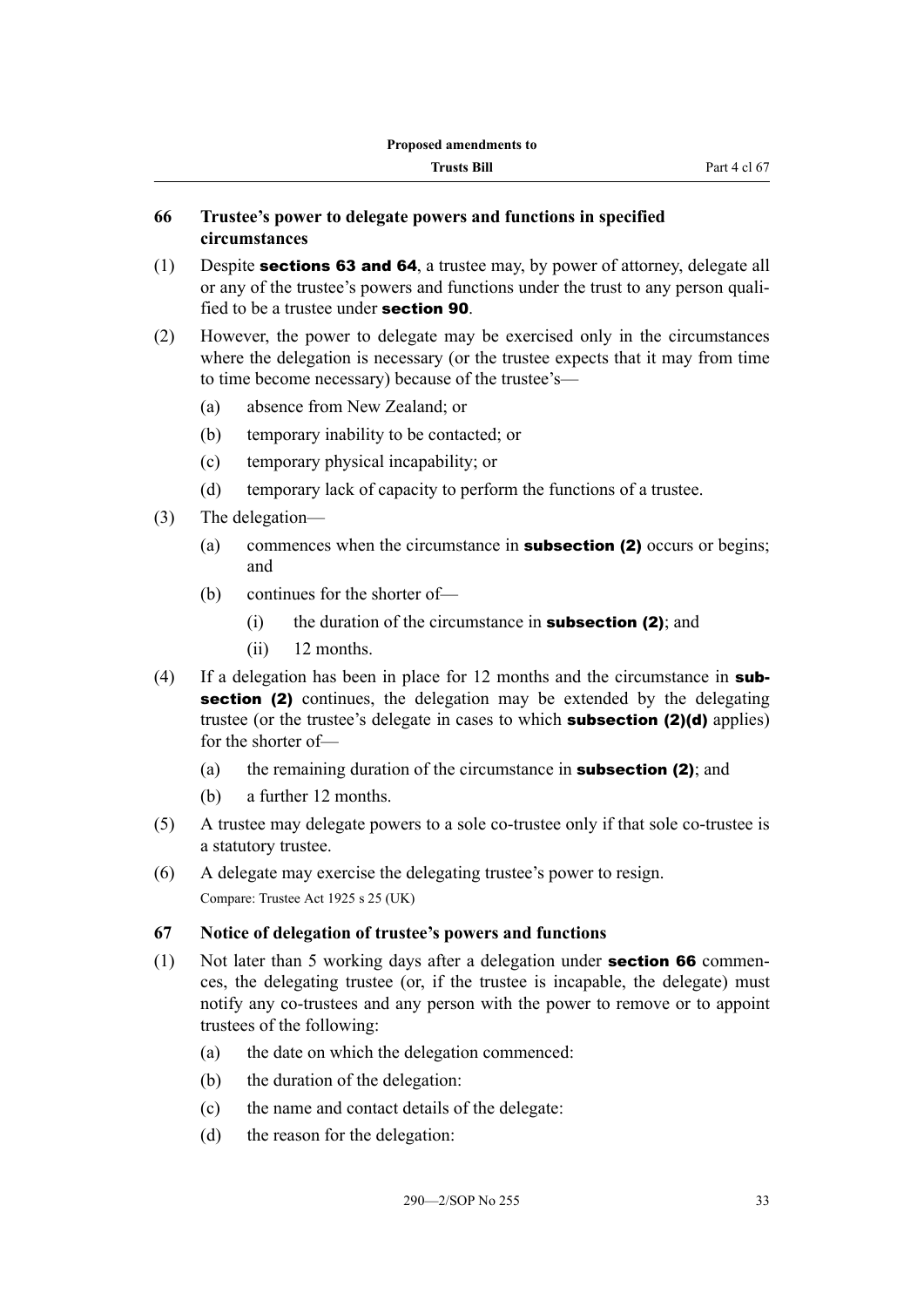## 66 Trustee's power to delegate powers and functions in specified circumstances

(1) Despite **sections 63 and 64**, a trustee may, by power of attorney, delegate all or any of the trustee's powers and functions under the trust to any person qualified to be a trustee under **section 90**.

(2) However, the power to delegate may be exercised only in the circumstances where the delegation is necessary (or the trustee expects that it may from time to time become necessary) because of the trustee's—

- (a) absence from New Zealand; or
- (b) temporary inability to be contacted; or
- (c) temporary physical incapability; or
- (d) temporary lack of capacity to perform the functions of a trustee.

(3) The delegation—

- (a) commences when the circumstance in **subsection (2)** occurs or begins; and
- (b) continues for the shorter of—
  - (i) the duration of the circumstance in **subsection (2)**; and
  - (ii) 12 months.

(4) If a delegation has been in place for 12 months and the circumstance in **subsection (2)** continues, the delegation may be extended by the delegating trustee (or the trustee's delegate in cases to which **subsection (2)(d)** applies) for the shorter of—

- (a) the remaining duration of the circumstance in **subsection (2)**; and
- (b) a further 12 months.

(5) A trustee may delegate powers to a sole co-trustee only if that sole co-trustee is a statutory trustee.

(6) A delegate may exercise the delegating trustee's power to resign.

Compare: Trustee Act 1925 s 25 (UK)

## 67 Notice of delegation of trustee's powers and functions

(1) Not later than 5 working days after a delegation under **section 66** commences, the delegating trustee (or, if the trustee is incapable, the delegate) must notify any co-trustees and any person with the power to remove or to appoint trustees of the following:

- (a) the date on which the delegation commenced:
- (b) the duration of the delegation:
- (c) the name and contact details of the delegate:
- (d) the reason for the delegation: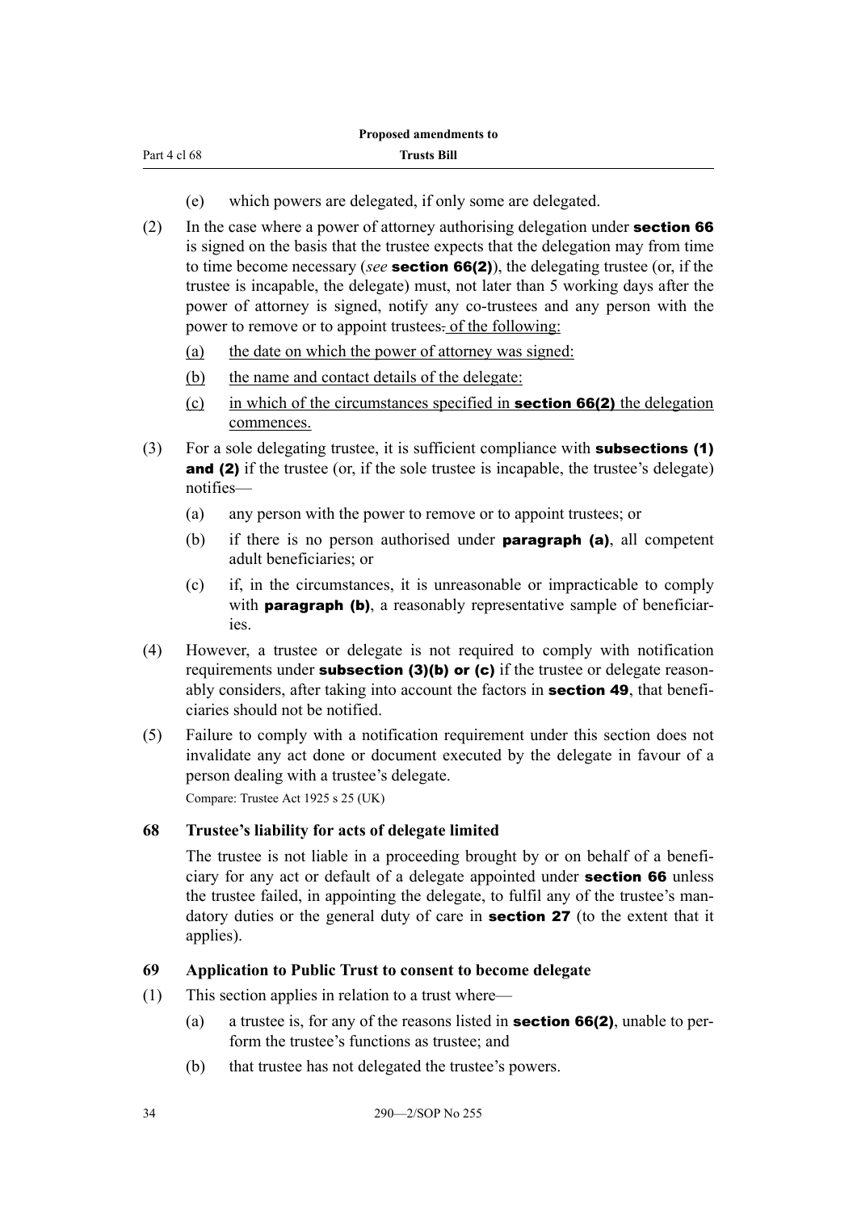(e) which powers are delegated, if only some are delegated.

(2) In the case where a power of attorney authorising delegation under **section 66** is signed on the basis that the trustee expects that the delegation may from time to time become necessary (*see* **section 66(2)**), the delegating trustee (or, if the trustee is incapable, the delegate) must, not later than 5 working days after the power of attorney is signed, notify any co-trustees and any person with the power to remove or to appoint trustees~~.~~ <u>of the following:</u>

<u>(a) the date on which the power of attorney was signed:</u>

<u>(b) the name and contact details of the delegate:</u>

<u>(c) in which of the circumstances specified in **section 66(2)** the delegation commences.</u>

(3) For a sole delegating trustee, it is sufficient compliance with **subsections (1) and (2)** if the trustee (or, if the sole trustee is incapable, the trustee's delegate) notifies—

(a) any person with the power to remove or to appoint trustees; or

(b) if there is no person authorised under **paragraph (a)**, all competent adult beneficiaries; or

(c) if, in the circumstances, it is unreasonable or impracticable to comply with **paragraph (b)**, a reasonably representative sample of beneficiaries.

(4) However, a trustee or delegate is not required to comply with notification requirements under **subsection (3)(b) or (c)** if the trustee or delegate reasonably considers, after taking into account the factors in **section 49**, that beneficiaries should not be notified.

(5) Failure to comply with a notification requirement under this section does not invalidate any act done or document executed by the delegate in favour of a person dealing with a trustee's delegate.

Compare: Trustee Act 1925 s 25 (UK)

**68 Trustee's liability for acts of delegate limited**

The trustee is not liable in a proceeding brought by or on behalf of a beneficiary for any act or default of a delegate appointed under **section 66** unless the trustee failed, in appointing the delegate, to fulfil any of the trustee's mandatory duties or the general duty of care in **section 27** (to the extent that it applies).

**69 Application to Public Trust to consent to become delegate**

(1) This section applies in relation to a trust where—

(a) a trustee is, for any of the reasons listed in **section 66(2)**, unable to perform the trustee's functions as trustee; and

(b) that trustee has not delegated the trustee's powers.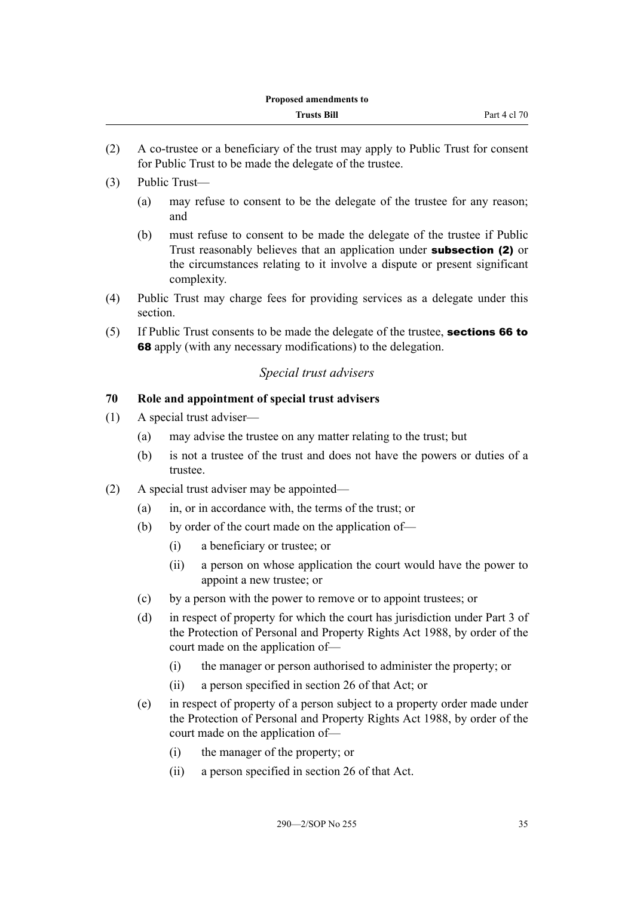(2) A co-trustee or a beneficiary of the trust may apply to Public Trust for consent for Public Trust to be made the delegate of the trustee.

(3) Public Trust—

- (a) may refuse to consent to be the delegate of the trustee for any reason; and
- (b) must refuse to consent to be made the delegate of the trustee if Public Trust reasonably believes that an application under **subsection (2)** or the circumstances relating to it involve a dispute or present significant complexity.

(4) Public Trust may charge fees for providing services as a delegate under this section.

(5) If Public Trust consents to be made the delegate of the trustee, **sections 66 to 68** apply (with any necessary modifications) to the delegation.

### *Special trust advisers*

#### 70 Role and appointment of special trust advisers

(1) A special trust adviser—

- (a) may advise the trustee on any matter relating to the trust; but
- (b) is not a trustee of the trust and does not have the powers or duties of a trustee.

(2) A special trust adviser may be appointed—

- (a) in, or in accordance with, the terms of the trust; or
- (b) by order of the court made on the application of—
  - (i) a beneficiary or trustee; or
  - (ii) a person on whose application the court would have the power to appoint a new trustee; or
- (c) by a person with the power to remove or to appoint trustees; or
- (d) in respect of property for which the court has jurisdiction under Part 3 of the Protection of Personal and Property Rights Act 1988, by order of the court made on the application of—
  - (i) the manager or person authorised to administer the property; or
  - (ii) a person specified in section 26 of that Act; or
- (e) in respect of property of a person subject to a property order made under the Protection of Personal and Property Rights Act 1988, by order of the court made on the application of—
  - (i) the manager of the property; or
  - (ii) a person specified in section 26 of that Act.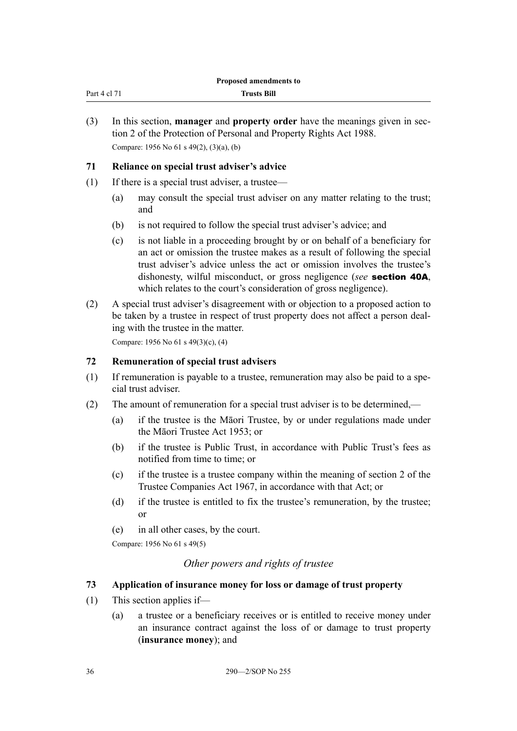(3) In this section, **manager** and **property order** have the meanings given in section 2 of the Protection of Personal and Property Rights Act 1988.

Compare: 1956 No 61 s 49(2), (3)(a), (b)

### 71 Reliance on special trust adviser's advice

(1) If there is a special trust adviser, a trustee—

(a) may consult the special trust adviser on any matter relating to the trust; and

(b) is not required to follow the special trust adviser's advice; and

(c) is not liable in a proceeding brought by or on behalf of a beneficiary for an act or omission the trustee makes as a result of following the special trust adviser's advice unless the act or omission involves the trustee's dishonesty, wilful misconduct, or gross negligence (*see* **section 40A**, which relates to the court's consideration of gross negligence).

(2) A special trust adviser's disagreement with or objection to a proposed action to be taken by a trustee in respect of trust property does not affect a person dealing with the trustee in the matter.

Compare: 1956 No 61 s 49(3)(c), (4)

### 72 Remuneration of special trust advisers

(1) If remuneration is payable to a trustee, remuneration may also be paid to a special trust adviser.

(2) The amount of remuneration for a special trust adviser is to be determined,—

(a) if the trustee is the Māori Trustee, by or under regulations made under the Māori Trustee Act 1953; or

(b) if the trustee is Public Trust, in accordance with Public Trust's fees as notified from time to time; or

(c) if the trustee is a trustee company within the meaning of section 2 of the Trustee Companies Act 1967, in accordance with that Act; or

(d) if the trustee is entitled to fix the trustee's remuneration, by the trustee; or

(e) in all other cases, by the court.

Compare: 1956 No 61 s 49(5)

*Other powers and rights of trustee*

### 73 Application of insurance money for loss or damage of trust property

(1) This section applies if—

(a) a trustee or a beneficiary receives or is entitled to receive money under an insurance contract against the loss of or damage to trust property (**insurance money**); and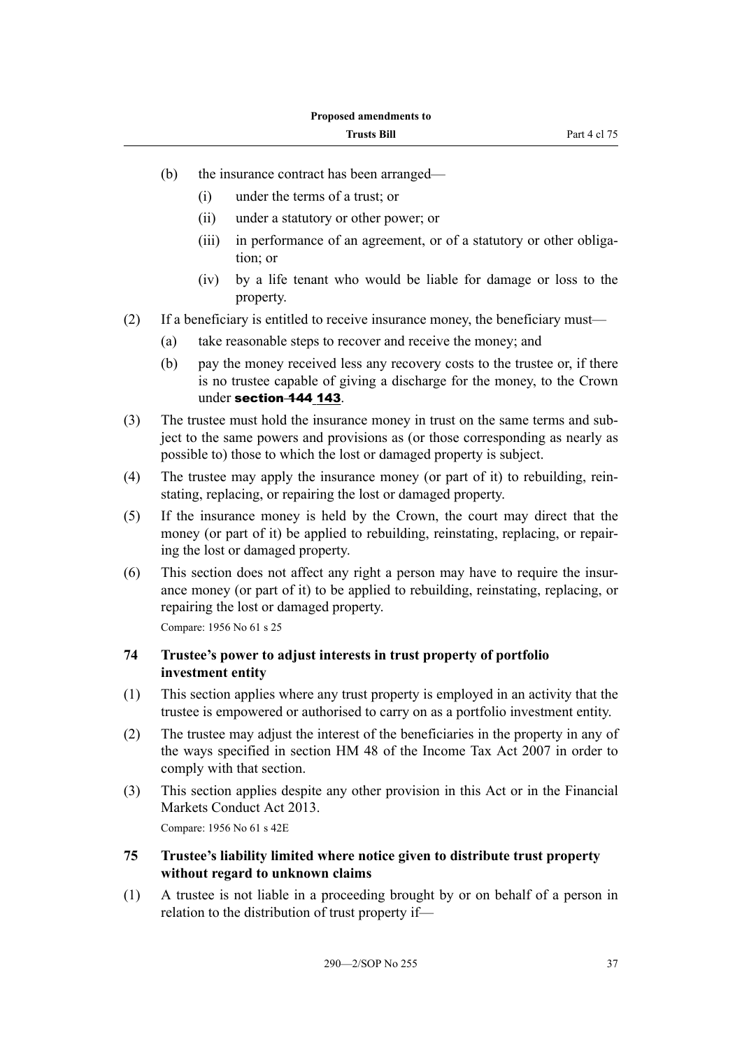- (b) the insurance contract has been arranged—
  - (i) under the terms of a trust; or
  - (ii) under a statutory or other power; or
  - (iii) in performance of an agreement, or of a statutory or other obligation; or
  - (iv) by a life tenant who would be liable for damage or loss to the property.

(2) If a beneficiary is entitled to receive insurance money, the beneficiary must—

- (a) take reasonable steps to recover and receive the money; and
- (b) pay the money received less any recovery costs to the trustee or, if there is no trustee capable of giving a discharge for the money, to the Crown under **section ~~144~~ 143**.

(3) The trustee must hold the insurance money in trust on the same terms and subject to the same powers and provisions as (or those corresponding as nearly as possible to) those to which the lost or damaged property is subject.

(4) The trustee may apply the insurance money (or part of it) to rebuilding, reinstating, replacing, or repairing the lost or damaged property.

(5) If the insurance money is held by the Crown, the court may direct that the money (or part of it) be applied to rebuilding, reinstating, replacing, or repairing the lost or damaged property.

(6) This section does not affect any right a person may have to require the insurance money (or part of it) to be applied to rebuilding, reinstating, replacing, or repairing the lost or damaged property.

Compare: 1956 No 61 s 25

### 74 Trustee's power to adjust interests in trust property of portfolio investment entity

(1) This section applies where any trust property is employed in an activity that the trustee is empowered or authorised to carry on as a portfolio investment entity.

(2) The trustee may adjust the interest of the beneficiaries in the property in any of the ways specified in section HM 48 of the Income Tax Act 2007 in order to comply with that section.

(3) This section applies despite any other provision in this Act or in the Financial Markets Conduct Act 2013.

Compare: 1956 No 61 s 42E

### 75 Trustee's liability limited where notice given to distribute trust property without regard to unknown claims

(1) A trustee is not liable in a proceeding brought by or on behalf of a person in relation to the distribution of trust property if—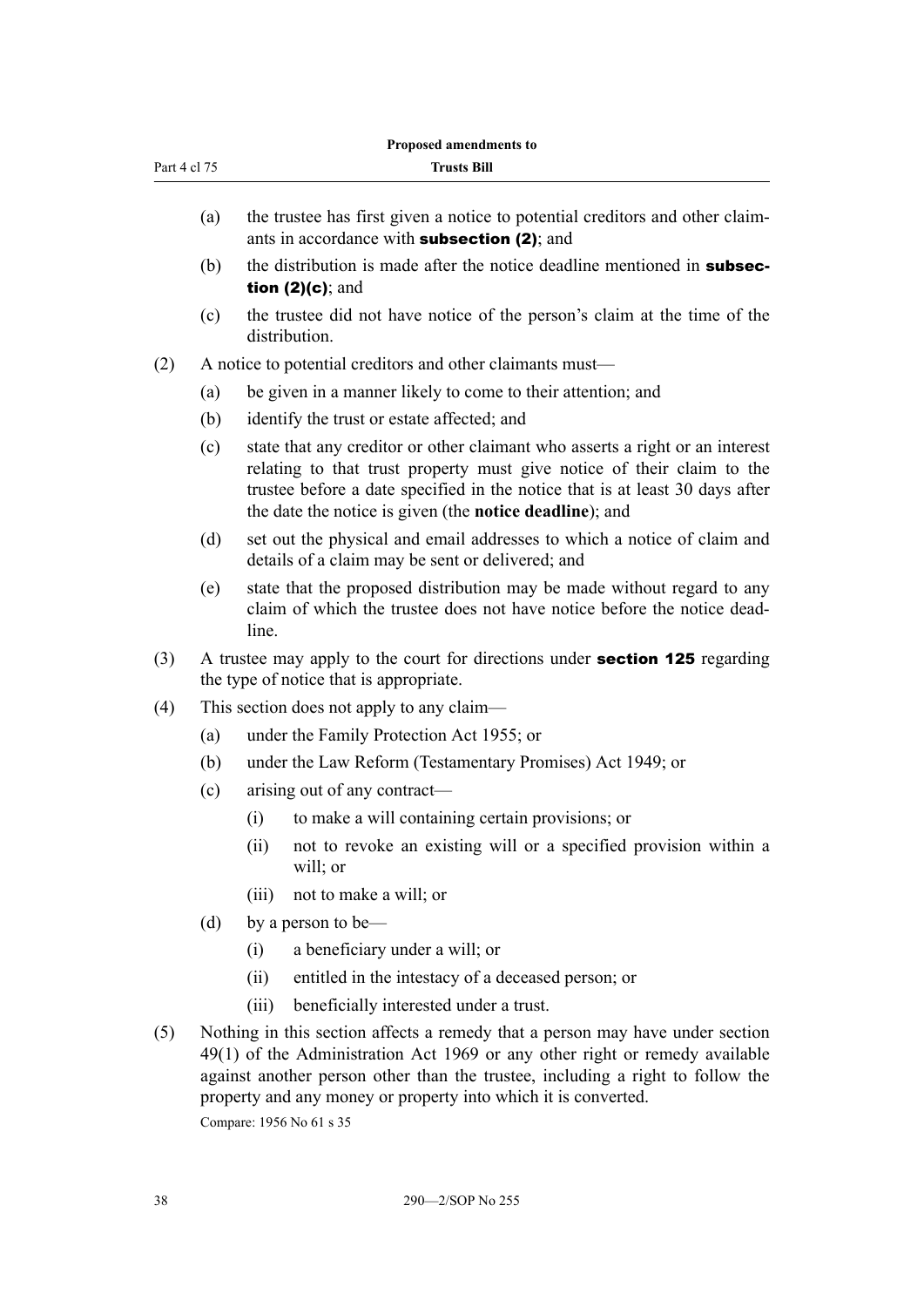(a) the trustee has first given a notice to potential creditors and other claimants in accordance with **subsection (2)**; and

(b) the distribution is made after the notice deadline mentioned in **subsection (2)(c)**; and

(c) the trustee did not have notice of the person's claim at the time of the distribution.

(2) A notice to potential creditors and other claimants must—

(a) be given in a manner likely to come to their attention; and

(b) identify the trust or estate affected; and

(c) state that any creditor or other claimant who asserts a right or an interest relating to that trust property must give notice of their claim to the trustee before a date specified in the notice that is at least 30 days after the date the notice is given (the **notice deadline**); and

(d) set out the physical and email addresses to which a notice of claim and details of a claim may be sent or delivered; and

(e) state that the proposed distribution may be made without regard to any claim of which the trustee does not have notice before the notice deadline.

(3) A trustee may apply to the court for directions under **section 125** regarding the type of notice that is appropriate.

(4) This section does not apply to any claim—

(a) under the Family Protection Act 1955; or

(b) under the Law Reform (Testamentary Promises) Act 1949; or

(c) arising out of any contract—

(i) to make a will containing certain provisions; or

(ii) not to revoke an existing will or a specified provision within a will; or

(iii) not to make a will; or

(d) by a person to be—

(i) a beneficiary under a will; or

(ii) entitled in the intestacy of a deceased person; or

(iii) beneficially interested under a trust.

(5) Nothing in this section affects a remedy that a person may have under section 49(1) of the Administration Act 1969 or any other right or remedy available against another person other than the trustee, including a right to follow the property and any money or property into which it is converted.

Compare: 1956 No 61 s 35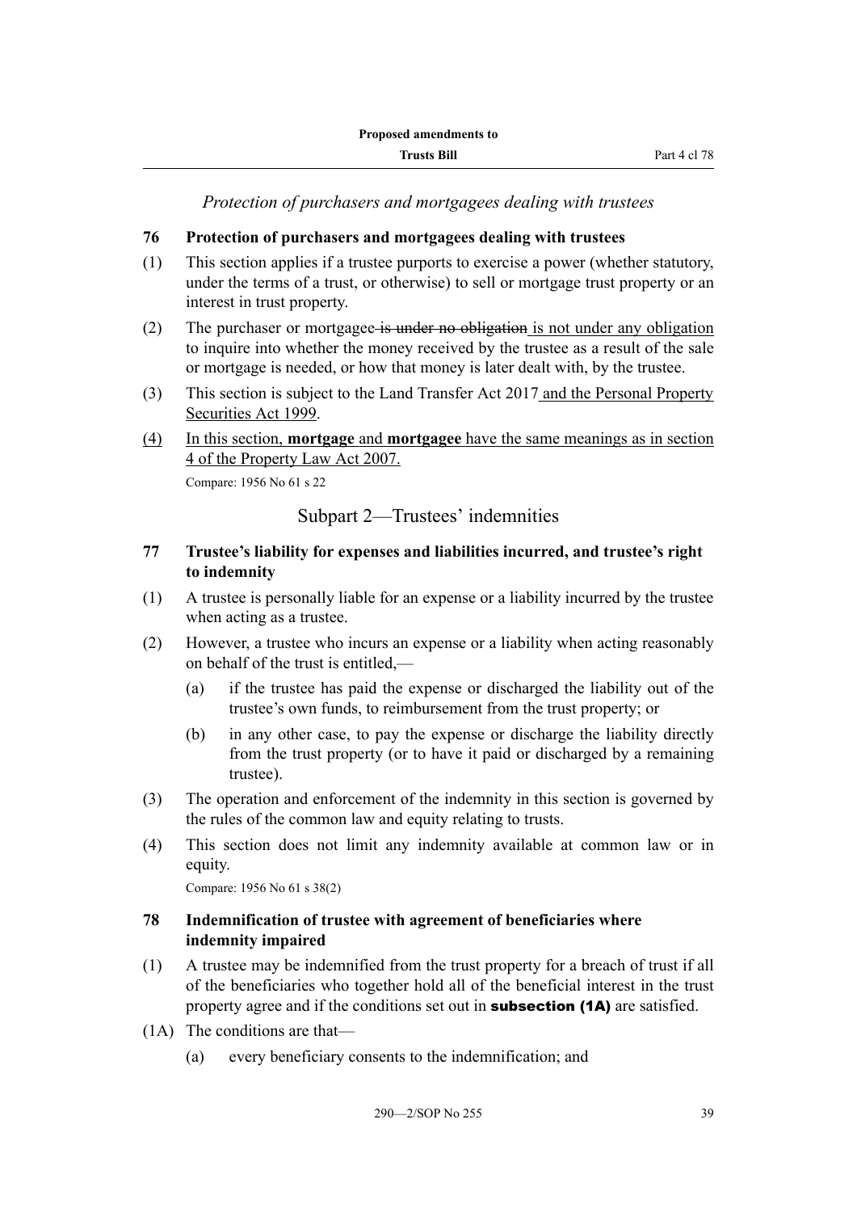*Protection of purchasers and mortgagees dealing with trustees*

**76 Protection of purchasers and mortgagees dealing with trustees**

(1) This section applies if a trustee purports to exercise a power (whether statutory, under the terms of a trust, or otherwise) to sell or mortgage trust property or an interest in trust property.

(2) The purchaser or mortgagee ~~is under no obligation~~ <u>is not under any obligation</u> to inquire into whether the money received by the trustee as a result of the sale or mortgage is needed, or how that money is later dealt with, by the trustee.

(3) This section is subject to the Land Transfer Act 2017 <u>and the Personal Property Securities Act 1999</u>.

<u>(4) In this section, **mortgage** and **mortgagee** have the same meanings as in section 4 of the Property Law Act 2007.</u>

Compare: 1956 No 61 s 22

## Subpart 2—Trustees' indemnities

**77 Trustee's liability for expenses and liabilities incurred, and trustee's right to indemnity**

(1) A trustee is personally liable for an expense or a liability incurred by the trustee when acting as a trustee.

(2) However, a trustee who incurs an expense or a liability when acting reasonably on behalf of the trust is entitled,—

- (a) if the trustee has paid the expense or discharged the liability out of the trustee's own funds, to reimbursement from the trust property; or
- (b) in any other case, to pay the expense or discharge the liability directly from the trust property (or to have it paid or discharged by a remaining trustee).

(3) The operation and enforcement of the indemnity in this section is governed by the rules of the common law and equity relating to trusts.

(4) This section does not limit any indemnity available at common law or in equity.

Compare: 1956 No 61 s 38(2)

**78 Indemnification of trustee with agreement of beneficiaries where indemnity impaired**

(1) A trustee may be indemnified from the trust property for a breach of trust if all of the beneficiaries who together hold all of the beneficial interest in the trust property agree and if the conditions set out in **subsection (1A)** are satisfied.

(1A) The conditions are that—

- (a) every beneficiary consents to the indemnification; and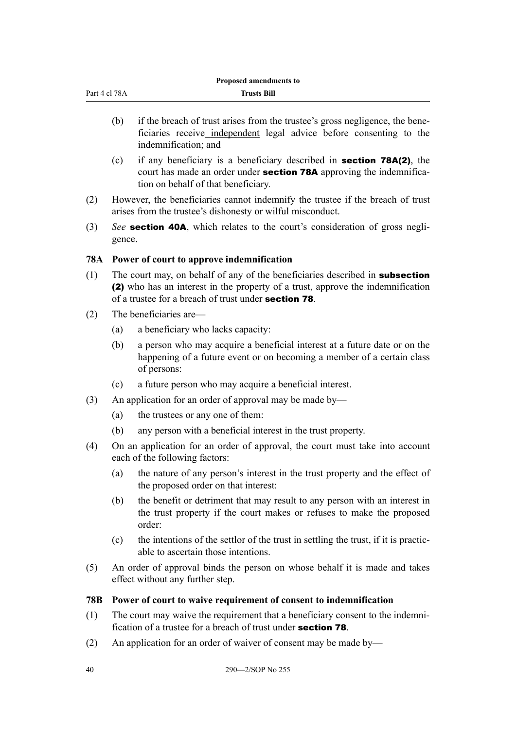(b) if the breach of trust arises from the trustee's gross negligence, the beneficiaries receive independent legal advice before consenting to the indemnification; and

(c) if any beneficiary is a beneficiary described in **section 78A(2)**, the court has made an order under **section 78A** approving the indemnification on behalf of that beneficiary.

(2) However, the beneficiaries cannot indemnify the trustee if the breach of trust arises from the trustee's dishonesty or wilful misconduct.

(3) *See* **section 40A**, which relates to the court's consideration of gross negligence.

### 78A Power of court to approve indemnification

(1) The court may, on behalf of any of the beneficiaries described in **subsection (2)** who has an interest in the property of a trust, approve the indemnification of a trustee for a breach of trust under **section 78**.

(2) The beneficiaries are—

(a) a beneficiary who lacks capacity:

(b) a person who may acquire a beneficial interest at a future date or on the happening of a future event or on becoming a member of a certain class of persons:

(c) a future person who may acquire a beneficial interest.

(3) An application for an order of approval may be made by—

(a) the trustees or any one of them:

(b) any person with a beneficial interest in the trust property.

(4) On an application for an order of approval, the court must take into account each of the following factors:

(a) the nature of any person's interest in the trust property and the effect of the proposed order on that interest:

(b) the benefit or detriment that may result to any person with an interest in the trust property if the court makes or refuses to make the proposed order:

(c) the intentions of the settlor of the trust in settling the trust, if it is practicable to ascertain those intentions.

(5) An order of approval binds the person on whose behalf it is made and takes effect without any further step.

### 78B Power of court to waive requirement of consent to indemnification

(1) The court may waive the requirement that a beneficiary consent to the indemnification of a trustee for a breach of trust under **section 78**.

(2) An application for an order of waiver of consent may be made by—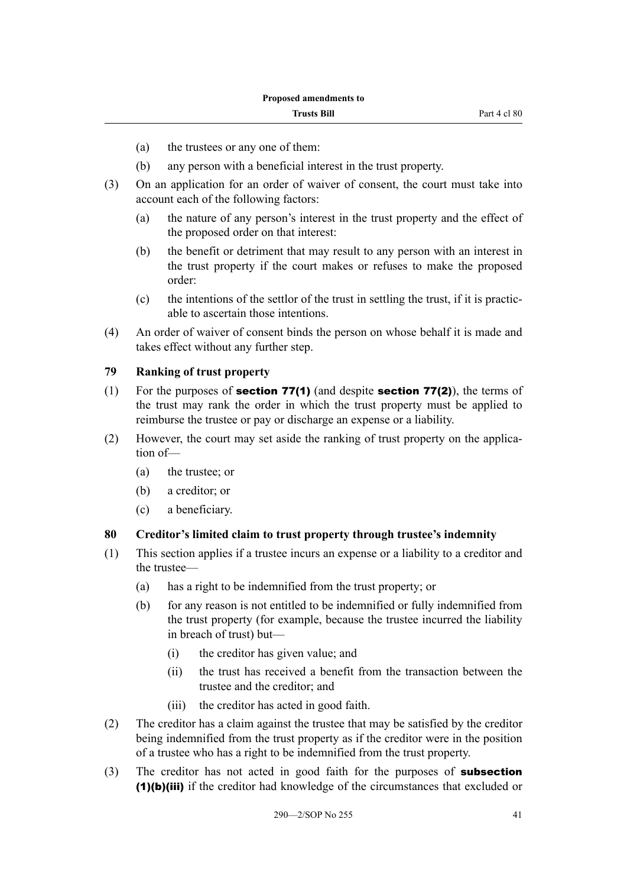(a) the trustees or any one of them:

(b) any person with a beneficial interest in the trust property.

(3) On an application for an order of waiver of consent, the court must take into account each of the following factors:

(a) the nature of any person's interest in the trust property and the effect of the proposed order on that interest:

(b) the benefit or detriment that may result to any person with an interest in the trust property if the court makes or refuses to make the proposed order:

(c) the intentions of the settlor of the trust in settling the trust, if it is practicable to ascertain those intentions.

(4) An order of waiver of consent binds the person on whose behalf it is made and takes effect without any further step.

### 79 Ranking of trust property

(1) For the purposes of **section 77(1)** (and despite **section 77(2)**), the terms of the trust may rank the order in which the trust property must be applied to reimburse the trustee or pay or discharge an expense or a liability.

(2) However, the court may set aside the ranking of trust property on the application of—

(a) the trustee; or

(b) a creditor; or

(c) a beneficiary.

### 80 Creditor's limited claim to trust property through trustee's indemnity

(1) This section applies if a trustee incurs an expense or a liability to a creditor and the trustee—

(a) has a right to be indemnified from the trust property; or

(b) for any reason is not entitled to be indemnified or fully indemnified from the trust property (for example, because the trustee incurred the liability in breach of trust) but—

(i) the creditor has given value; and

(ii) the trust has received a benefit from the transaction between the trustee and the creditor; and

(iii) the creditor has acted in good faith.

(2) The creditor has a claim against the trustee that may be satisfied by the creditor being indemnified from the trust property as if the creditor were in the position of a trustee who has a right to be indemnified from the trust property.

(3) The creditor has not acted in good faith for the purposes of **subsection (1)(b)(iii)** if the creditor had knowledge of the circumstances that excluded or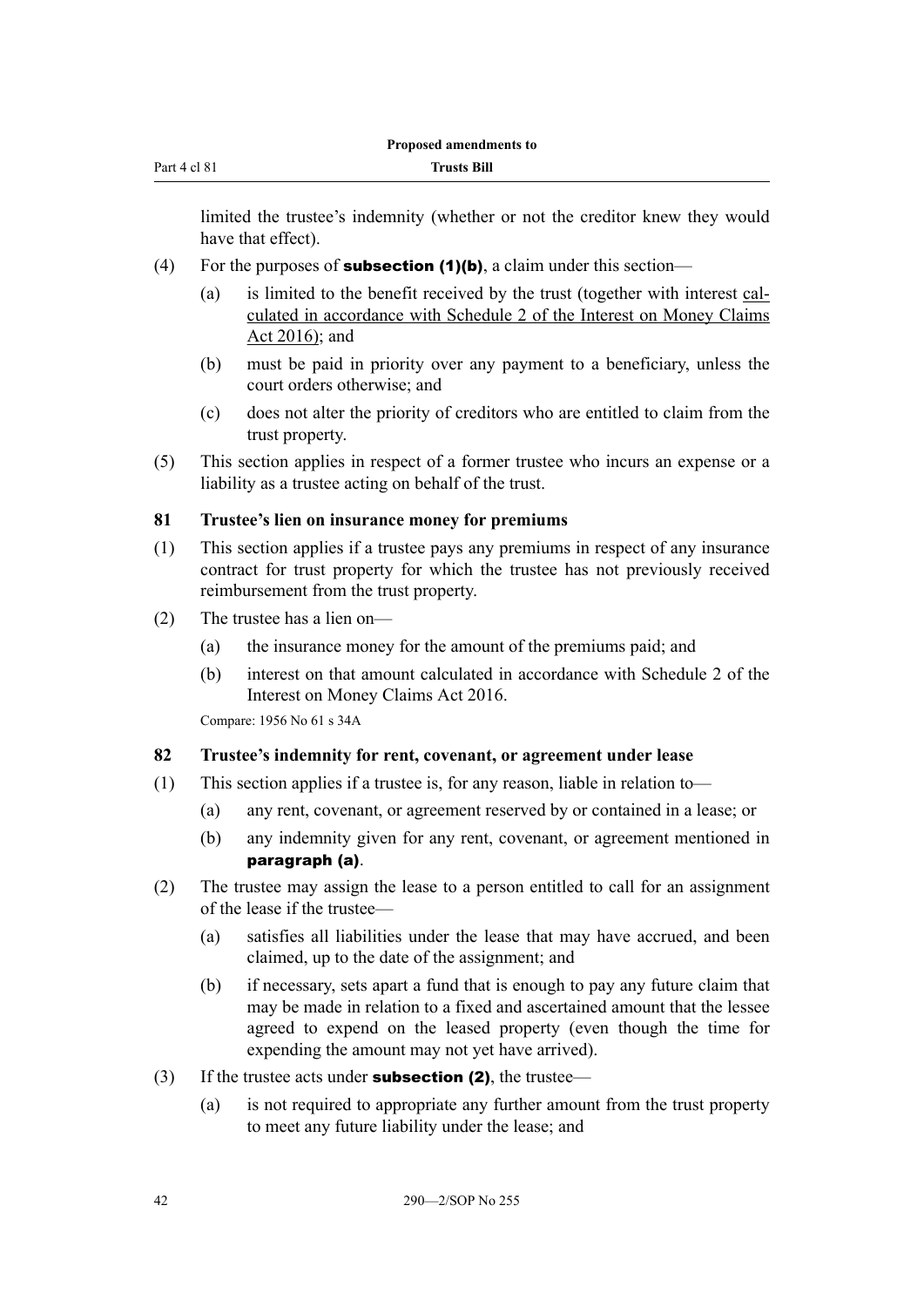limited the trustee's indemnity (whether or not the creditor knew they would have that effect).

(4) For the purposes of **subsection (1)(b)**, a claim under this section—

(a) is limited to the benefit received by the trust (together with interest calculated in accordance with Schedule 2 of the Interest on Money Claims Act 2016); and

(b) must be paid in priority over any payment to a beneficiary, unless the court orders otherwise; and

(c) does not alter the priority of creditors who are entitled to claim from the trust property.

(5) This section applies in respect of a former trustee who incurs an expense or a liability as a trustee acting on behalf of the trust.

### 81 Trustee's lien on insurance money for premiums

(1) This section applies if a trustee pays any premiums in respect of any insurance contract for trust property for which the trustee has not previously received reimbursement from the trust property.

(2) The trustee has a lien on—

(a) the insurance money for the amount of the premiums paid; and

(b) interest on that amount calculated in accordance with Schedule 2 of the Interest on Money Claims Act 2016.

Compare: 1956 No 61 s 34A

### 82 Trustee's indemnity for rent, covenant, or agreement under lease

(1) This section applies if a trustee is, for any reason, liable in relation to—

(a) any rent, covenant, or agreement reserved by or contained in a lease; or

(b) any indemnity given for any rent, covenant, or agreement mentioned in **paragraph (a)**.

(2) The trustee may assign the lease to a person entitled to call for an assignment of the lease if the trustee—

(a) satisfies all liabilities under the lease that may have accrued, and been claimed, up to the date of the assignment; and

(b) if necessary, sets apart a fund that is enough to pay any future claim that may be made in relation to a fixed and ascertained amount that the lessee agreed to expend on the leased property (even though the time for expending the amount may not yet have arrived).

(3) If the trustee acts under **subsection (2)**, the trustee—

(a) is not required to appropriate any further amount from the trust property to meet any future liability under the lease; and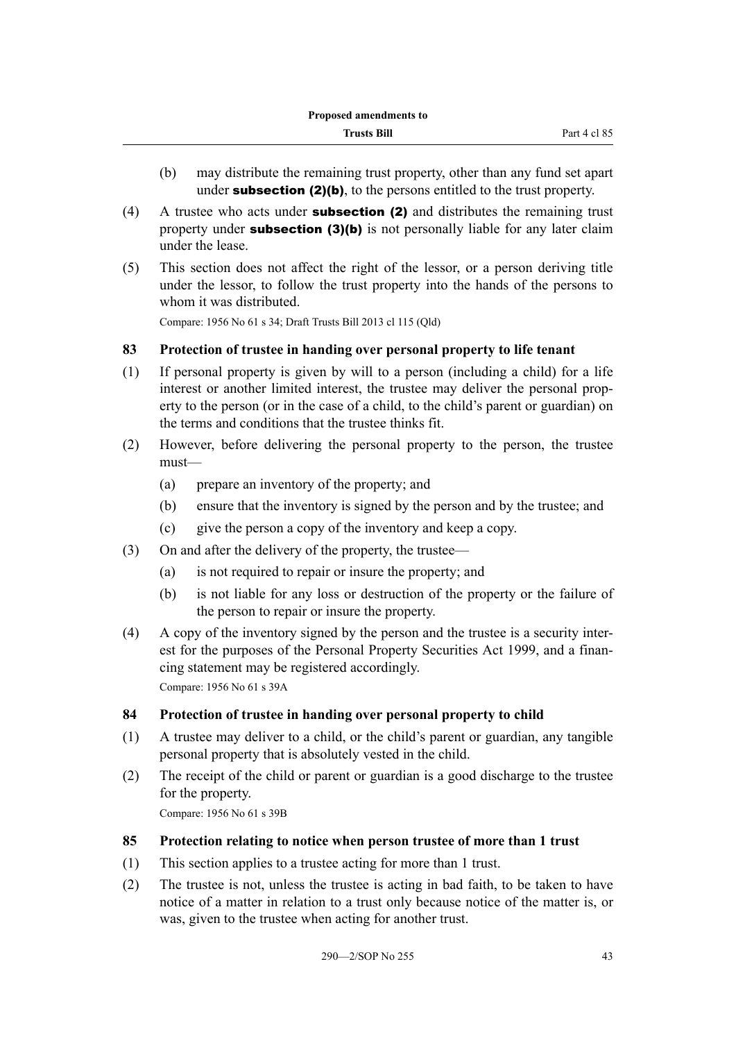(b) may distribute the remaining trust property, other than any fund set apart under **subsection (2)(b)**, to the persons entitled to the trust property.

(4) A trustee who acts under **subsection (2)** and distributes the remaining trust property under **subsection (3)(b)** is not personally liable for any later claim under the lease.

(5) This section does not affect the right of the lessor, or a person deriving title under the lessor, to follow the trust property into the hands of the persons to whom it was distributed.

Compare: 1956 No 61 s 34; Draft Trusts Bill 2013 cl 115 (Qld)

### 83 Protection of trustee in handing over personal property to life tenant

(1) If personal property is given by will to a person (including a child) for a life interest or another limited interest, the trustee may deliver the personal property to the person (or in the case of a child, to the child's parent or guardian) on the terms and conditions that the trustee thinks fit.

(2) However, before delivering the personal property to the person, the trustee must—

(a) prepare an inventory of the property; and

(b) ensure that the inventory is signed by the person and by the trustee; and

(c) give the person a copy of the inventory and keep a copy.

(3) On and after the delivery of the property, the trustee—

(a) is not required to repair or insure the property; and

(b) is not liable for any loss or destruction of the property or the failure of the person to repair or insure the property.

(4) A copy of the inventory signed by the person and the trustee is a security interest for the purposes of the Personal Property Securities Act 1999, and a financing statement may be registered accordingly.

Compare: 1956 No 61 s 39A

### 84 Protection of trustee in handing over personal property to child

(1) A trustee may deliver to a child, or the child's parent or guardian, any tangible personal property that is absolutely vested in the child.

(2) The receipt of the child or parent or guardian is a good discharge to the trustee for the property.

Compare: 1956 No 61 s 39B

### 85 Protection relating to notice when person trustee of more than 1 trust

(1) This section applies to a trustee acting for more than 1 trust.

(2) The trustee is not, unless the trustee is acting in bad faith, to be taken to have notice of a matter in relation to a trust only because notice of the matter is, or was, given to the trustee when acting for another trust.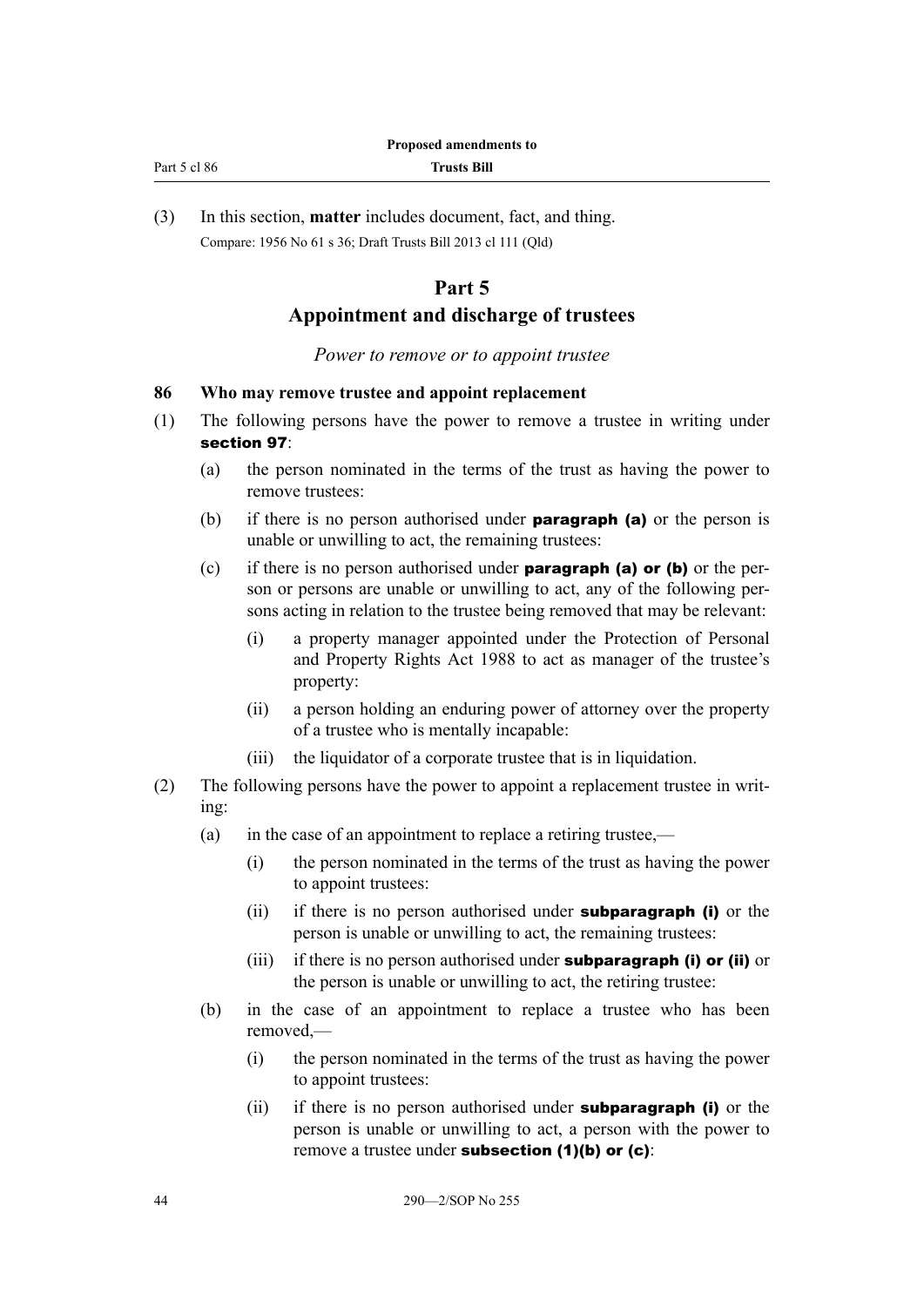(3) In this section, **matter** includes document, fact, and thing.

Compare: 1956 No 61 s 36; Draft Trusts Bill 2013 cl 111 (Qld)

# Part 5
# Appointment and discharge of trustees

*Power to remove or to appoint trustee*

### 86 Who may remove trustee and appoint replacement

(1) The following persons have the power to remove a trustee in writing under **section 97**:

  (a) the person nominated in the terms of the trust as having the power to remove trustees:

  (b) if there is no person authorised under **paragraph (a)** or the person is unable or unwilling to act, the remaining trustees:

  (c) if there is no person authorised under **paragraph (a) or (b)** or the person or persons are unable or unwilling to act, any of the following persons acting in relation to the trustee being removed that may be relevant:

    (i) a property manager appointed under the Protection of Personal and Property Rights Act 1988 to act as manager of the trustee's property:

    (ii) a person holding an enduring power of attorney over the property of a trustee who is mentally incapable:

    (iii) the liquidator of a corporate trustee that is in liquidation.

(2) The following persons have the power to appoint a replacement trustee in writing:

  (a) in the case of an appointment to replace a retiring trustee,—

    (i) the person nominated in the terms of the trust as having the power to appoint trustees:

    (ii) if there is no person authorised under **subparagraph (i)** or the person is unable or unwilling to act, the remaining trustees:

    (iii) if there is no person authorised under **subparagraph (i) or (ii)** or the person is unable or unwilling to act, the retiring trustee:

  (b) in the case of an appointment to replace a trustee who has been removed,—

    (i) the person nominated in the terms of the trust as having the power to appoint trustees:

    (ii) if there is no person authorised under **subparagraph (i)** or the person is unable or unwilling to act, a person with the power to remove a trustee under **subsection (1)(b) or (c)**: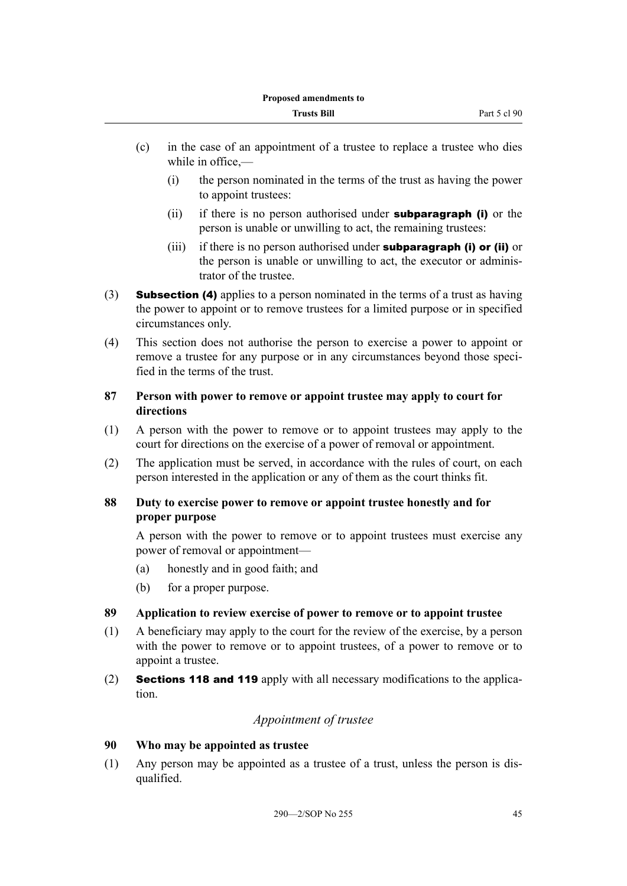- (c) in the case of an appointment of a trustee to replace a trustee who dies while in office,—
  - (i) the person nominated in the terms of the trust as having the power to appoint trustees:
  - (ii) if there is no person authorised under **subparagraph (i)** or the person is unable or unwilling to act, the remaining trustees:
  - (iii) if there is no person authorised under **subparagraph (i) or (ii)** or the person is unable or unwilling to act, the executor or administrator of the trustee.

(3) **Subsection (4)** applies to a person nominated in the terms of a trust as having the power to appoint or to remove trustees for a limited purpose or in specified circumstances only.

(4) This section does not authorise the person to exercise a power to appoint or remove a trustee for any purpose or in any circumstances beyond those specified in the terms of the trust.

### 87 Person with power to remove or appoint trustee may apply to court for directions

(1) A person with the power to remove or to appoint trustees may apply to the court for directions on the exercise of a power of removal or appointment.

(2) The application must be served, in accordance with the rules of court, on each person interested in the application or any of them as the court thinks fit.

### 88 Duty to exercise power to remove or appoint trustee honestly and for proper purpose

A person with the power to remove or to appoint trustees must exercise any power of removal or appointment—

- (a) honestly and in good faith; and
- (b) for a proper purpose.

### 89 Application to review exercise of power to remove or to appoint trustee

(1) A beneficiary may apply to the court for the review of the exercise, by a person with the power to remove or to appoint trustees, of a power to remove or to appoint a trustee.

(2) **Sections 118 and 119** apply with all necessary modifications to the application.

## *Appointment of trustee*

### 90 Who may be appointed as trustee

(1) Any person may be appointed as a trustee of a trust, unless the person is disqualified.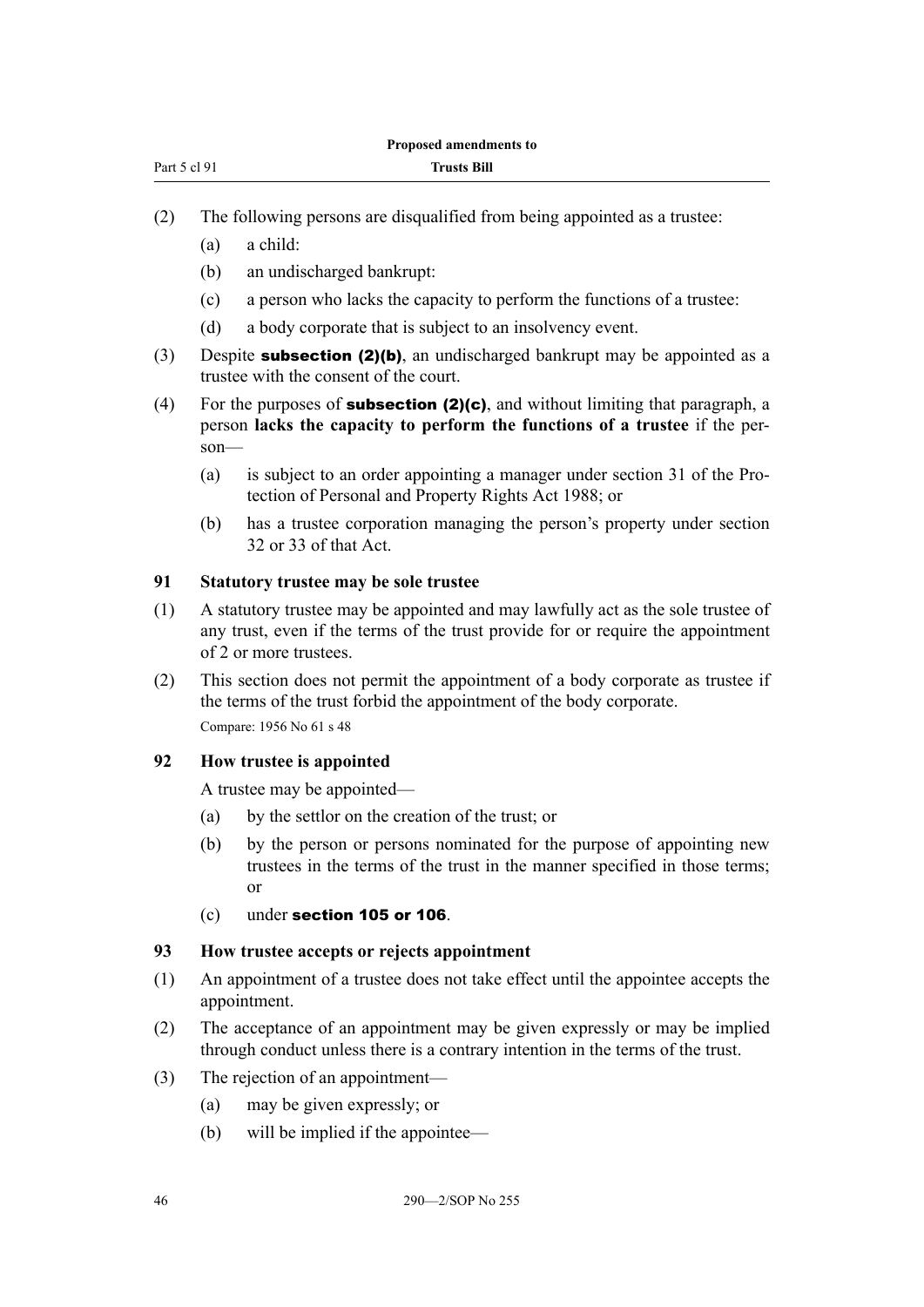(2) The following persons are disqualified from being appointed as a trustee:

  (a) a child:

  (b) an undischarged bankrupt:

  (c) a person who lacks the capacity to perform the functions of a trustee:

  (d) a body corporate that is subject to an insolvency event.

(3) Despite **subsection (2)(b)**, an undischarged bankrupt may be appointed as a trustee with the consent of the court.

(4) For the purposes of **subsection (2)(c)**, and without limiting that paragraph, a person **lacks the capacity to perform the functions of a trustee** if the person—

  (a) is subject to an order appointing a manager under section 31 of the Protection of Personal and Property Rights Act 1988; or

  (b) has a trustee corporation managing the person's property under section 32 or 33 of that Act.

### 91 Statutory trustee may be sole trustee

(1) A statutory trustee may be appointed and may lawfully act as the sole trustee of any trust, even if the terms of the trust provide for or require the appointment of 2 or more trustees.

(2) This section does not permit the appointment of a body corporate as trustee if the terms of the trust forbid the appointment of the body corporate.

Compare: 1956 No 61 s 48

### 92 How trustee is appointed

A trustee may be appointed—

  (a) by the settlor on the creation of the trust; or

  (b) by the person or persons nominated for the purpose of appointing new trustees in the terms of the trust in the manner specified in those terms; or

  (c) under **section 105 or 106**.

### 93 How trustee accepts or rejects appointment

(1) An appointment of a trustee does not take effect until the appointee accepts the appointment.

(2) The acceptance of an appointment may be given expressly or may be implied through conduct unless there is a contrary intention in the terms of the trust.

(3) The rejection of an appointment—

  (a) may be given expressly; or

  (b) will be implied if the appointee—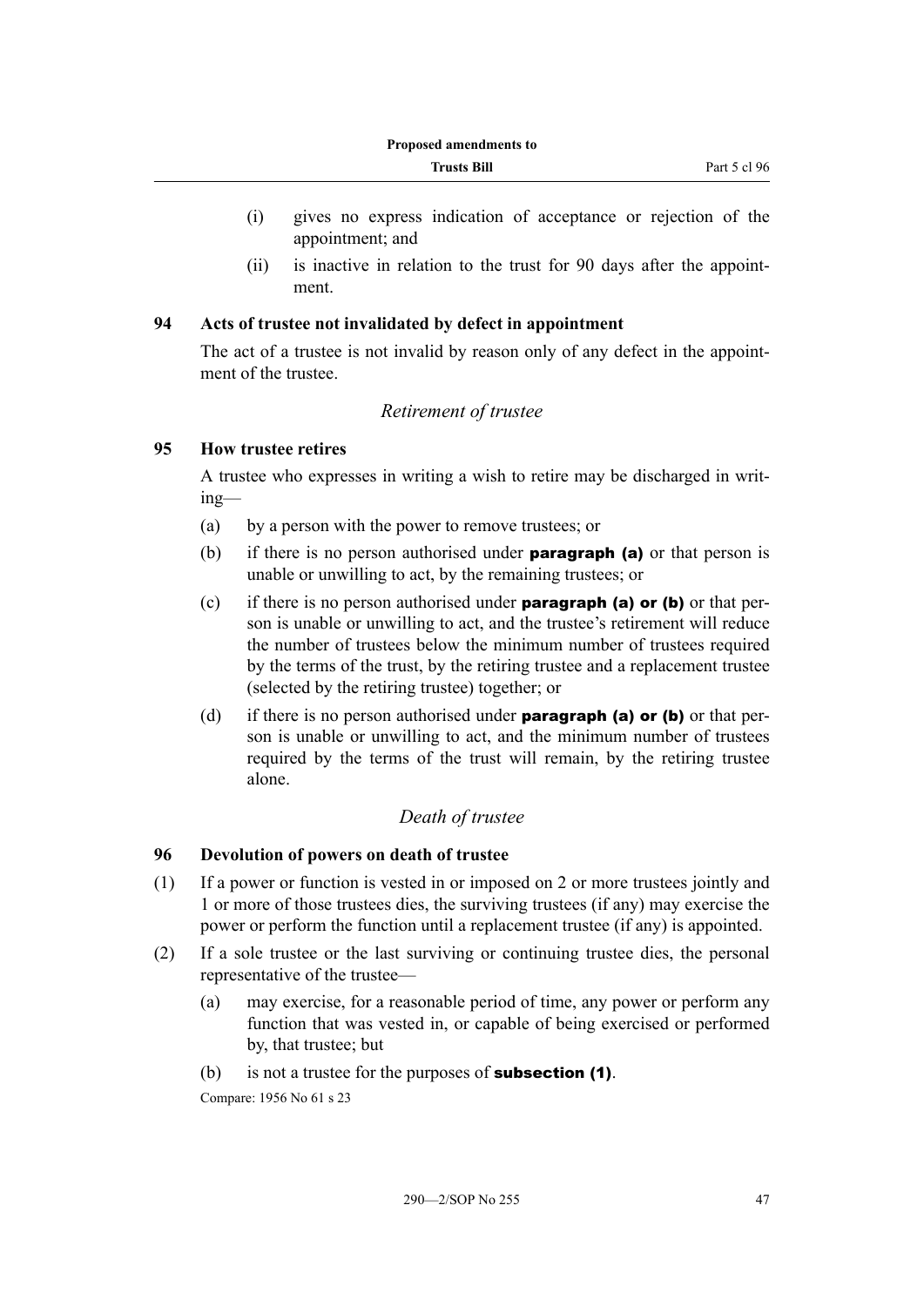(i) gives no express indication of acceptance or rejection of the appointment; and

(ii) is inactive in relation to the trust for 90 days after the appointment.

### 94 Acts of trustee not invalidated by defect in appointment

The act of a trustee is not invalid by reason only of any defect in the appointment of the trustee.

*Retirement of trustee*

### 95 How trustee retires

A trustee who expresses in writing a wish to retire may be discharged in writing—

(a) by a person with the power to remove trustees; or

(b) if there is no person authorised under **paragraph (a)** or that person is unable or unwilling to act, by the remaining trustees; or

(c) if there is no person authorised under **paragraph (a) or (b)** or that person is unable or unwilling to act, and the trustee's retirement will reduce the number of trustees below the minimum number of trustees required by the terms of the trust, by the retiring trustee and a replacement trustee (selected by the retiring trustee) together; or

(d) if there is no person authorised under **paragraph (a) or (b)** or that person is unable or unwilling to act, and the minimum number of trustees required by the terms of the trust will remain, by the retiring trustee alone.

*Death of trustee*

### 96 Devolution of powers on death of trustee

(1) If a power or function is vested in or imposed on 2 or more trustees jointly and 1 or more of those trustees dies, the surviving trustees (if any) may exercise the power or perform the function until a replacement trustee (if any) is appointed.

(2) If a sole trustee or the last surviving or continuing trustee dies, the personal representative of the trustee—

(a) may exercise, for a reasonable period of time, any power or perform any function that was vested in, or capable of being exercised or performed by, that trustee; but

(b) is not a trustee for the purposes of **subsection (1)**.

Compare: 1956 No 61 s 23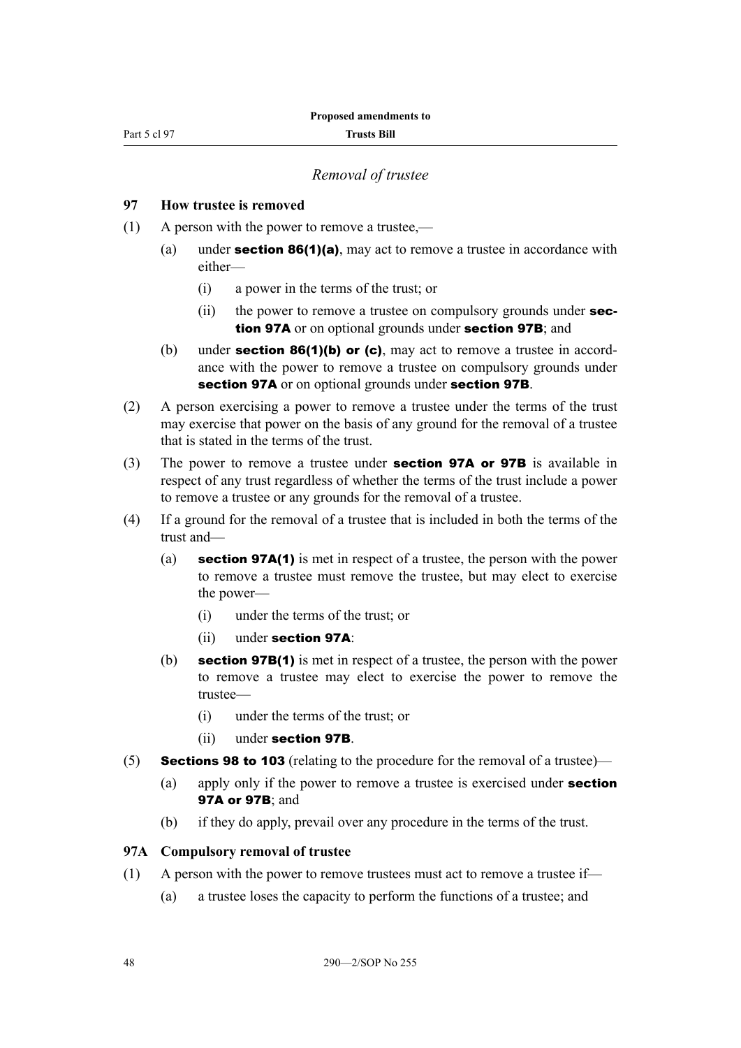*Removal of trustee*

**97 How trustee is removed**

(1) A person with the power to remove a trustee,—

  (a) under **section 86(1)(a)**, may act to remove a trustee in accordance with either—

    (i) a power in the terms of the trust; or

    (ii) the power to remove a trustee on compulsory grounds under **section 97A** or on optional grounds under **section 97B**; and

  (b) under **section 86(1)(b) or (c)**, may act to remove a trustee in accordance with the power to remove a trustee on compulsory grounds under **section 97A** or on optional grounds under **section 97B**.

(2) A person exercising a power to remove a trustee under the terms of the trust may exercise that power on the basis of any ground for the removal of a trustee that is stated in the terms of the trust.

(3) The power to remove a trustee under **section 97A or 97B** is available in respect of any trust regardless of whether the terms of the trust include a power to remove a trustee or any grounds for the removal of a trustee.

(4) If a ground for the removal of a trustee that is included in both the terms of the trust and—

  (a) **section 97A(1)** is met in respect of a trustee, the person with the power to remove a trustee must remove the trustee, but may elect to exercise the power—

    (i) under the terms of the trust; or

    (ii) under **section 97A**:

  (b) **section 97B(1)** is met in respect of a trustee, the person with the power to remove a trustee may elect to exercise the power to remove the trustee—

    (i) under the terms of the trust; or

    (ii) under **section 97B**.

(5) **Sections 98 to 103** (relating to the procedure for the removal of a trustee)—

  (a) apply only if the power to remove a trustee is exercised under **section 97A or 97B**; and

  (b) if they do apply, prevail over any procedure in the terms of the trust.

**97A Compulsory removal of trustee**

(1) A person with the power to remove trustees must act to remove a trustee if—

  (a) a trustee loses the capacity to perform the functions of a trustee; and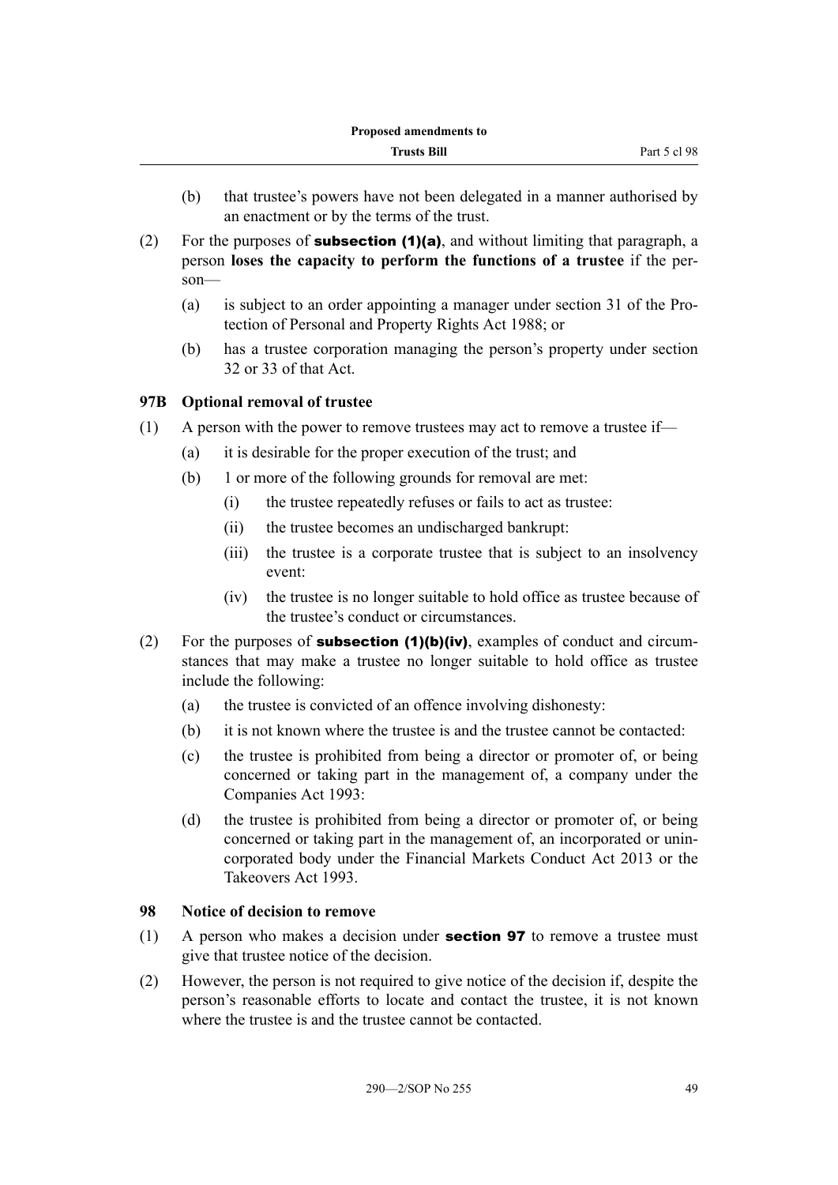(b) that trustee's powers have not been delegated in a manner authorised by an enactment or by the terms of the trust.

(2) For the purposes of **subsection (1)(a)**, and without limiting that paragraph, a person **loses the capacity to perform the functions of a trustee** if the person—

(a) is subject to an order appointing a manager under section 31 of the Protection of Personal and Property Rights Act 1988; or

(b) has a trustee corporation managing the person's property under section 32 or 33 of that Act.

### 97B Optional removal of trustee

(1) A person with the power to remove trustees may act to remove a trustee if—

(a) it is desirable for the proper execution of the trust; and

(b) 1 or more of the following grounds for removal are met:

(i) the trustee repeatedly refuses or fails to act as trustee:

(ii) the trustee becomes an undischarged bankrupt:

(iii) the trustee is a corporate trustee that is subject to an insolvency event:

(iv) the trustee is no longer suitable to hold office as trustee because of the trustee's conduct or circumstances.

(2) For the purposes of **subsection (1)(b)(iv)**, examples of conduct and circumstances that may make a trustee no longer suitable to hold office as trustee include the following:

(a) the trustee is convicted of an offence involving dishonesty:

(b) it is not known where the trustee is and the trustee cannot be contacted:

(c) the trustee is prohibited from being a director or promoter of, or being concerned or taking part in the management of, a company under the Companies Act 1993:

(d) the trustee is prohibited from being a director or promoter of, or being concerned or taking part in the management of, an incorporated or unincorporated body under the Financial Markets Conduct Act 2013 or the Takeovers Act 1993.

### 98 Notice of decision to remove

(1) A person who makes a decision under **section 97** to remove a trustee must give that trustee notice of the decision.

(2) However, the person is not required to give notice of the decision if, despite the person's reasonable efforts to locate and contact the trustee, it is not known where the trustee is and the trustee cannot be contacted.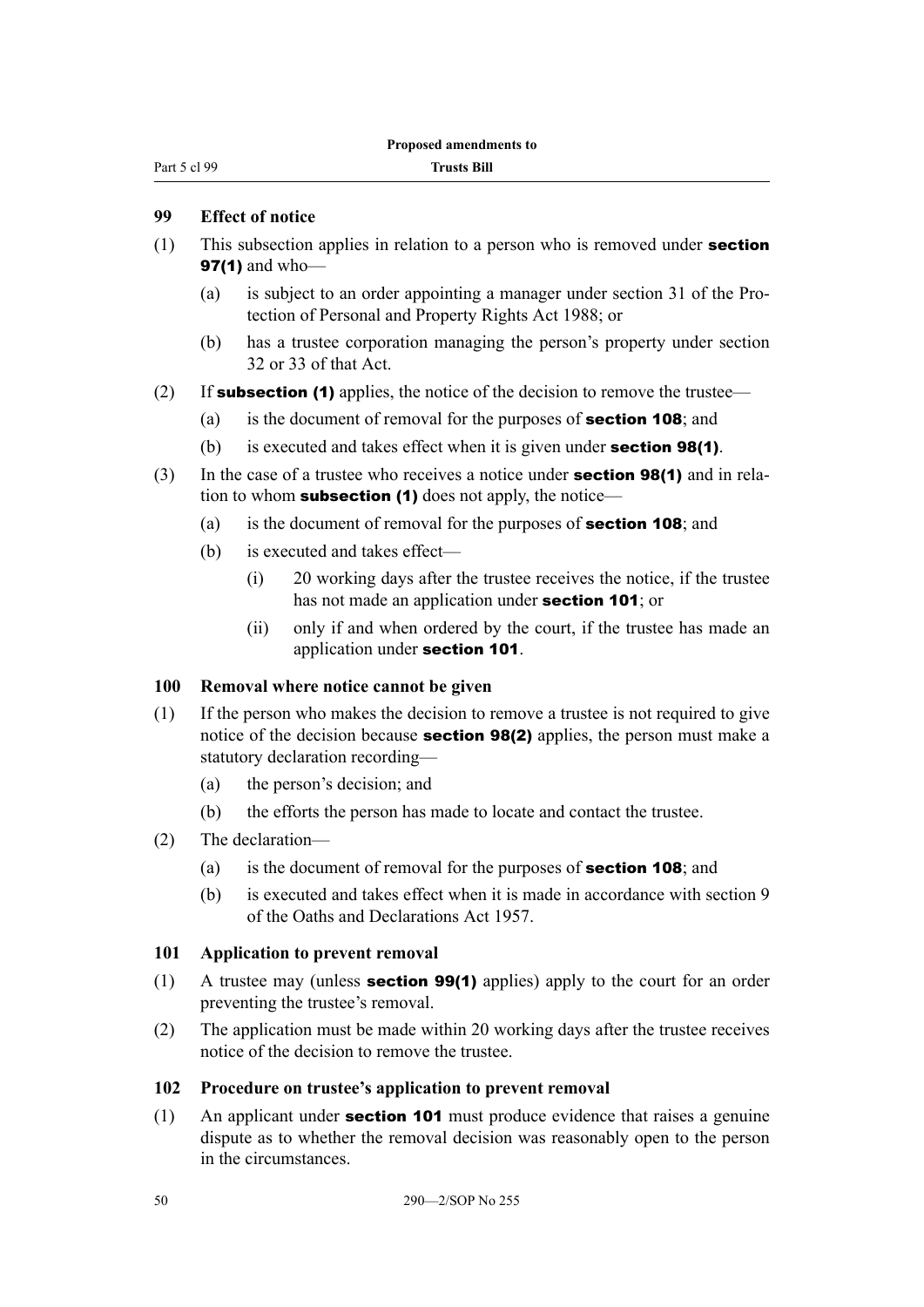### 99 Effect of notice

(1) This subsection applies in relation to a person who is removed under **section 97(1)** and who—

  (a) is subject to an order appointing a manager under section 31 of the Protection of Personal and Property Rights Act 1988; or

  (b) has a trustee corporation managing the person's property under section 32 or 33 of that Act.

(2) If **subsection (1)** applies, the notice of the decision to remove the trustee—

  (a) is the document of removal for the purposes of **section 108**; and

  (b) is executed and takes effect when it is given under **section 98(1)**.

(3) In the case of a trustee who receives a notice under **section 98(1)** and in relation to whom **subsection (1)** does not apply, the notice—

  (a) is the document of removal for the purposes of **section 108**; and

  (b) is executed and takes effect—

    (i) 20 working days after the trustee receives the notice, if the trustee has not made an application under **section 101**; or

    (ii) only if and when ordered by the court, if the trustee has made an application under **section 101**.

### 100 Removal where notice cannot be given

(1) If the person who makes the decision to remove a trustee is not required to give notice of the decision because **section 98(2)** applies, the person must make a statutory declaration recording—

  (a) the person's decision; and

  (b) the efforts the person has made to locate and contact the trustee.

(2) The declaration—

  (a) is the document of removal for the purposes of **section 108**; and

  (b) is executed and takes effect when it is made in accordance with section 9 of the Oaths and Declarations Act 1957.

### 101 Application to prevent removal

(1) A trustee may (unless **section 99(1)** applies) apply to the court for an order preventing the trustee's removal.

(2) The application must be made within 20 working days after the trustee receives notice of the decision to remove the trustee.

### 102 Procedure on trustee's application to prevent removal

(1) An applicant under **section 101** must produce evidence that raises a genuine dispute as to whether the removal decision was reasonably open to the person in the circumstances.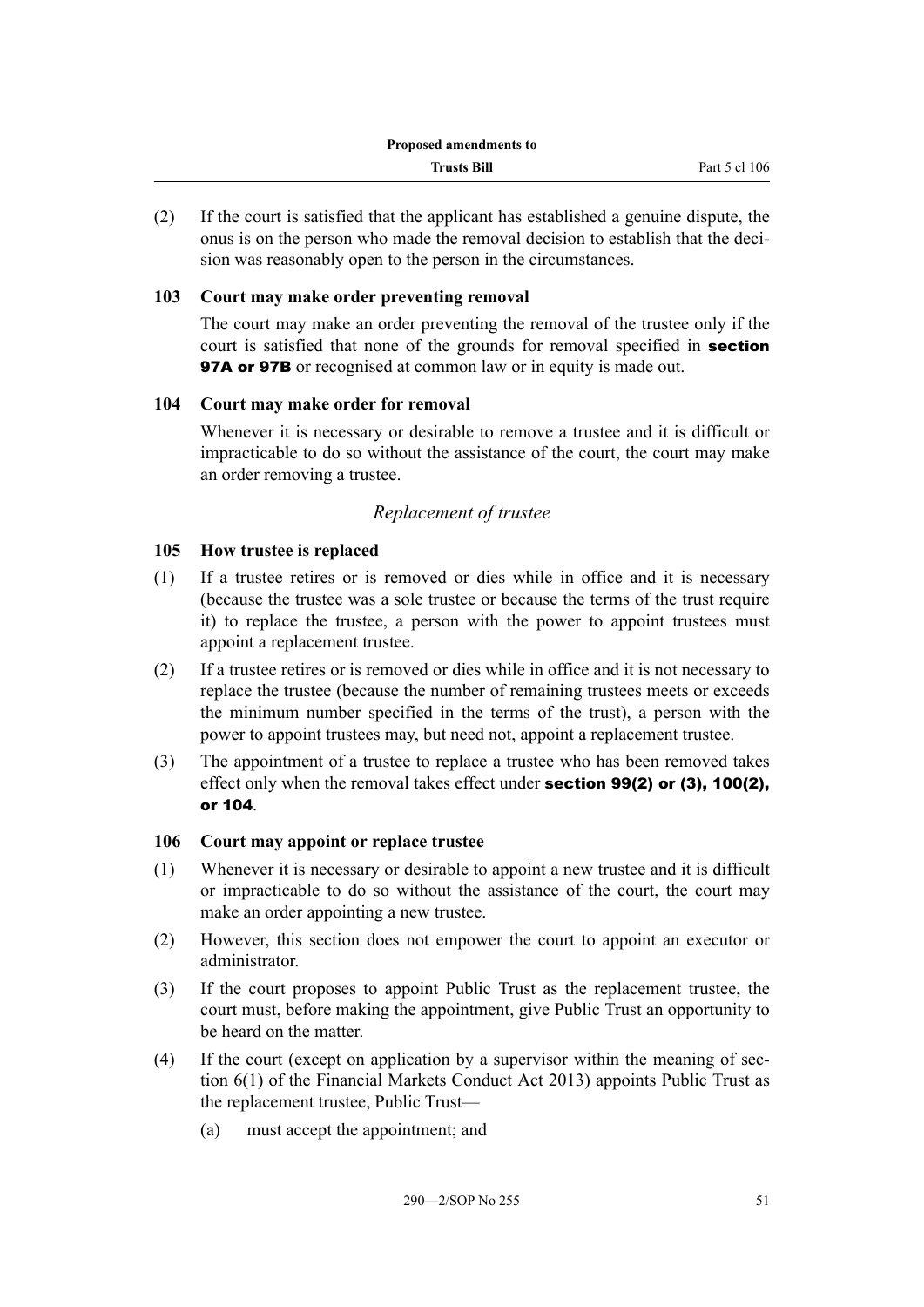(2) If the court is satisfied that the applicant has established a genuine dispute, the onus is on the person who made the removal decision to establish that the decision was reasonably open to the person in the circumstances.

### 103 Court may make order preventing removal

The court may make an order preventing the removal of the trustee only if the court is satisfied that none of the grounds for removal specified in **section 97A or 97B** or recognised at common law or in equity is made out.

### 104 Court may make order for removal

Whenever it is necessary or desirable to remove a trustee and it is difficult or impracticable to do so without the assistance of the court, the court may make an order removing a trustee.

*Replacement of trustee*

### 105 How trustee is replaced

(1) If a trustee retires or is removed or dies while in office and it is necessary (because the trustee was a sole trustee or because the terms of the trust require it) to replace the trustee, a person with the power to appoint trustees must appoint a replacement trustee.

(2) If a trustee retires or is removed or dies while in office and it is not necessary to replace the trustee (because the number of remaining trustees meets or exceeds the minimum number specified in the terms of the trust), a person with the power to appoint trustees may, but need not, appoint a replacement trustee.

(3) The appointment of a trustee to replace a trustee who has been removed takes effect only when the removal takes effect under **section 99(2) or (3), 100(2), or 104**.

### 106 Court may appoint or replace trustee

(1) Whenever it is necessary or desirable to appoint a new trustee and it is difficult or impracticable to do so without the assistance of the court, the court may make an order appointing a new trustee.

(2) However, this section does not empower the court to appoint an executor or administrator.

(3) If the court proposes to appoint Public Trust as the replacement trustee, the court must, before making the appointment, give Public Trust an opportunity to be heard on the matter.

(4) If the court (except on application by a supervisor within the meaning of section 6(1) of the Financial Markets Conduct Act 2013) appoints Public Trust as the replacement trustee, Public Trust—

(a) must accept the appointment; and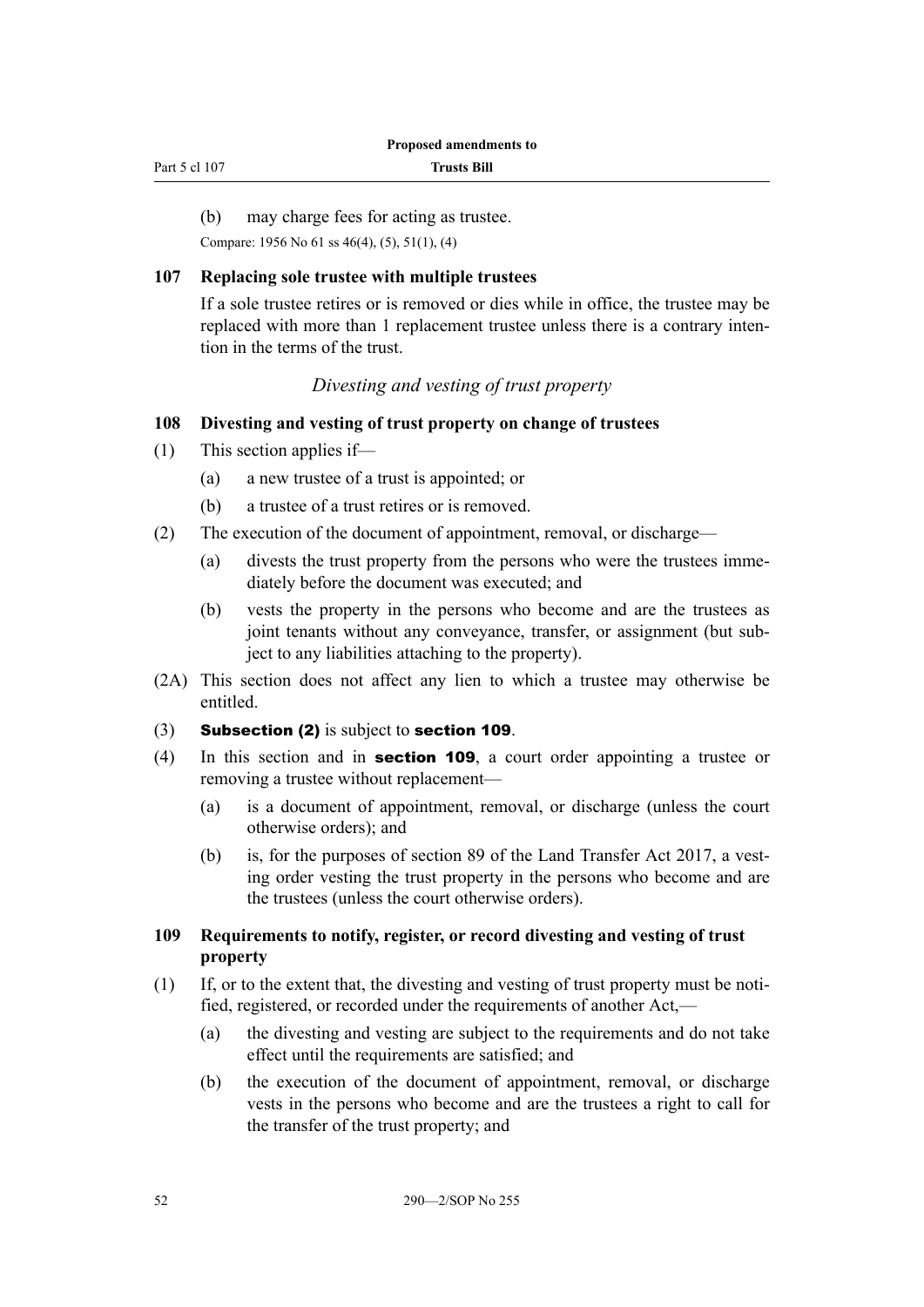(b) may charge fees for acting as trustee.

Compare: 1956 No 61 ss 46(4), (5), 51(1), (4)

### 107 Replacing sole trustee with multiple trustees

If a sole trustee retires or is removed or dies while in office, the trustee may be replaced with more than 1 replacement trustee unless there is a contrary intention in the terms of the trust.

*Divesting and vesting of trust property*

### 108 Divesting and vesting of trust property on change of trustees

(1) This section applies if—

(a) a new trustee of a trust is appointed; or

(b) a trustee of a trust retires or is removed.

(2) The execution of the document of appointment, removal, or discharge—

(a) divests the trust property from the persons who were the trustees immediately before the document was executed; and

(b) vests the property in the persons who become and are the trustees as joint tenants without any conveyance, transfer, or assignment (but subject to any liabilities attaching to the property).

(2A) This section does not affect any lien to which a trustee may otherwise be entitled.

(3) **Subsection (2)** is subject to **section 109**.

(4) In this section and in **section 109**, a court order appointing a trustee or removing a trustee without replacement—

(a) is a document of appointment, removal, or discharge (unless the court otherwise orders); and

(b) is, for the purposes of section 89 of the Land Transfer Act 2017, a vesting order vesting the trust property in the persons who become and are the trustees (unless the court otherwise orders).

### 109 Requirements to notify, register, or record divesting and vesting of trust property

(1) If, or to the extent that, the divesting and vesting of trust property must be notified, registered, or recorded under the requirements of another Act,—

(a) the divesting and vesting are subject to the requirements and do not take effect until the requirements are satisfied; and

(b) the execution of the document of appointment, removal, or discharge vests in the persons who become and are the trustees a right to call for the transfer of the trust property; and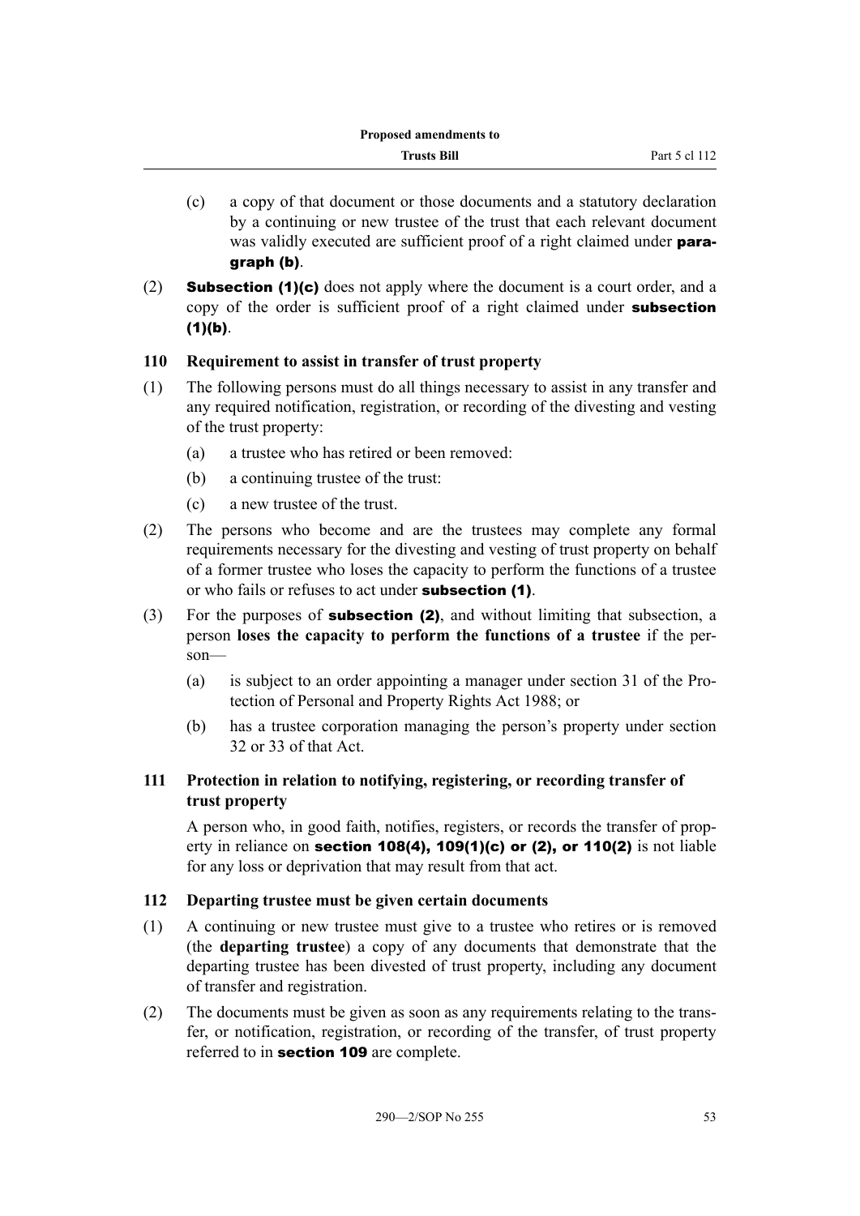(c) a copy of that document or those documents and a statutory declaration by a continuing or new trustee of the trust that each relevant document was validly executed are sufficient proof of a right claimed under **paragraph (b)**.

(2) **Subsection (1)(c)** does not apply where the document is a court order, and a copy of the order is sufficient proof of a right claimed under **subsection (1)(b)**.

### 110 Requirement to assist in transfer of trust property

(1) The following persons must do all things necessary to assist in any transfer and any required notification, registration, or recording of the divesting and vesting of the trust property:

(a) a trustee who has retired or been removed:

(b) a continuing trustee of the trust:

(c) a new trustee of the trust.

(2) The persons who become and are the trustees may complete any formal requirements necessary for the divesting and vesting of trust property on behalf of a former trustee who loses the capacity to perform the functions of a trustee or who fails or refuses to act under **subsection (1)**.

(3) For the purposes of **subsection (2)**, and without limiting that subsection, a person **loses the capacity to perform the functions of a trustee** if the person—

(a) is subject to an order appointing a manager under section 31 of the Protection of Personal and Property Rights Act 1988; or

(b) has a trustee corporation managing the person's property under section 32 or 33 of that Act.

### 111 Protection in relation to notifying, registering, or recording transfer of trust property

A person who, in good faith, notifies, registers, or records the transfer of property in reliance on **section 108(4), 109(1)(c) or (2), or 110(2)** is not liable for any loss or deprivation that may result from that act.

### 112 Departing trustee must be given certain documents

(1) A continuing or new trustee must give to a trustee who retires or is removed (the **departing trustee**) a copy of any documents that demonstrate that the departing trustee has been divested of trust property, including any document of transfer and registration.

(2) The documents must be given as soon as any requirements relating to the transfer, or notification, registration, or recording of the transfer, of trust property referred to in **section 109** are complete.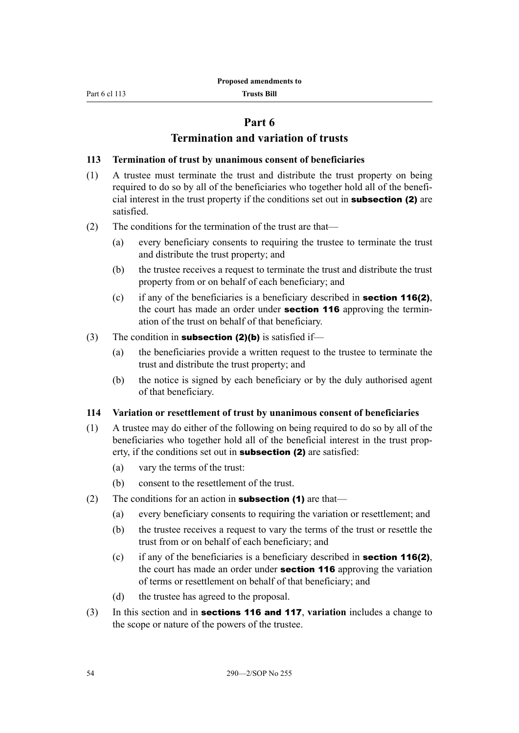# Part 6
# Termination and variation of trusts

### 113 Termination of trust by unanimous consent of beneficiaries

(1) A trustee must terminate the trust and distribute the trust property on being required to do so by all of the beneficiaries who together hold all of the beneficial interest in the trust property if the conditions set out in **subsection (2)** are satisfied.

(2) The conditions for the termination of the trust are that—

  (a) every beneficiary consents to requiring the trustee to terminate the trust and distribute the trust property; and

  (b) the trustee receives a request to terminate the trust and distribute the trust property from or on behalf of each beneficiary; and

  (c) if any of the beneficiaries is a beneficiary described in **section 116(2)**, the court has made an order under **section 116** approving the termination of the trust on behalf of that beneficiary.

(3) The condition in **subsection (2)(b)** is satisfied if—

  (a) the beneficiaries provide a written request to the trustee to terminate the trust and distribute the trust property; and

  (b) the notice is signed by each beneficiary or by the duly authorised agent of that beneficiary.

### 114 Variation or resettlement of trust by unanimous consent of beneficiaries

(1) A trustee may do either of the following on being required to do so by all of the beneficiaries who together hold all of the beneficial interest in the trust property, if the conditions set out in **subsection (2)** are satisfied:

  (a) vary the terms of the trust:

  (b) consent to the resettlement of the trust.

(2) The conditions for an action in **subsection (1)** are that—

  (a) every beneficiary consents to requiring the variation or resettlement; and

  (b) the trustee receives a request to vary the terms of the trust or resettle the trust from or on behalf of each beneficiary; and

  (c) if any of the beneficiaries is a beneficiary described in **section 116(2)**, the court has made an order under **section 116** approving the variation of terms or resettlement on behalf of that beneficiary; and

  (d) the trustee has agreed to the proposal.

(3) In this section and in **sections 116 and 117**, **variation** includes a change to the scope or nature of the powers of the trustee.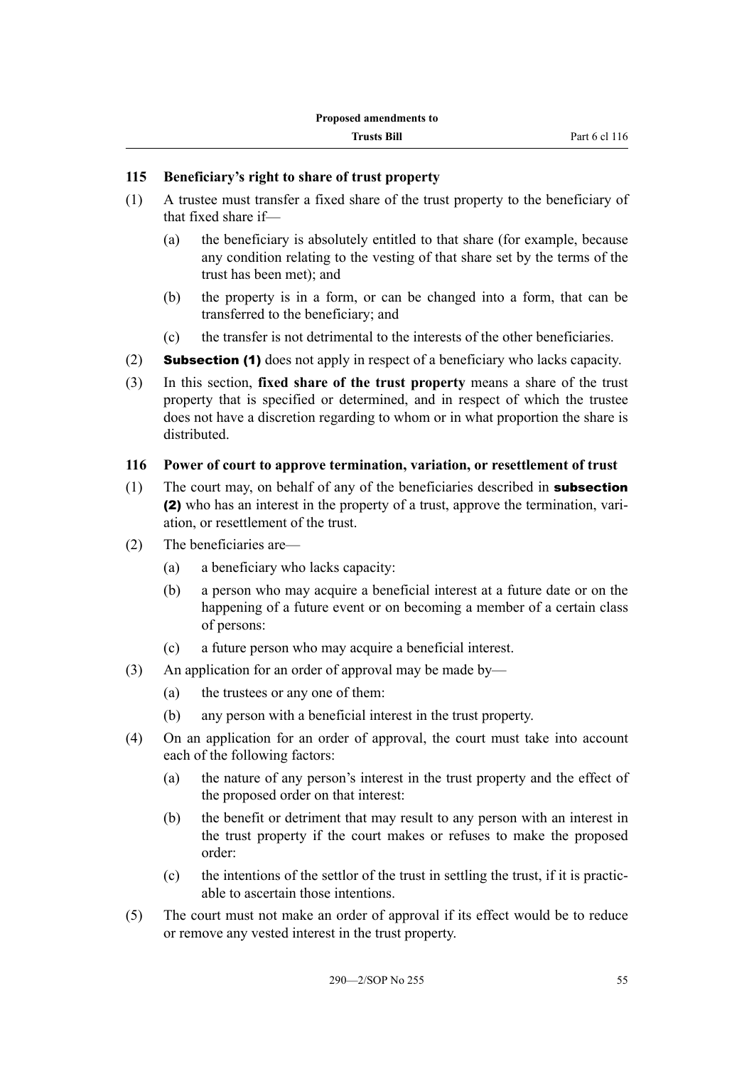### 115 Beneficiary's right to share of trust property

(1) A trustee must transfer a fixed share of the trust property to the beneficiary of that fixed share if—

  (a) the beneficiary is absolutely entitled to that share (for example, because any condition relating to the vesting of that share set by the terms of the trust has been met); and

  (b) the property is in a form, or can be changed into a form, that can be transferred to the beneficiary; and

  (c) the transfer is not detrimental to the interests of the other beneficiaries.

(2) **Subsection (1)** does not apply in respect of a beneficiary who lacks capacity.

(3) In this section, **fixed share of the trust property** means a share of the trust property that is specified or determined, and in respect of which the trustee does not have a discretion regarding to whom or in what proportion the share is distributed.

### 116 Power of court to approve termination, variation, or resettlement of trust

(1) The court may, on behalf of any of the beneficiaries described in **subsection (2)** who has an interest in the property of a trust, approve the termination, variation, or resettlement of the trust.

(2) The beneficiaries are—

  (a) a beneficiary who lacks capacity:

  (b) a person who may acquire a beneficial interest at a future date or on the happening of a future event or on becoming a member of a certain class of persons:

  (c) a future person who may acquire a beneficial interest.

(3) An application for an order of approval may be made by—

  (a) the trustees or any one of them:

  (b) any person with a beneficial interest in the trust property.

(4) On an application for an order of approval, the court must take into account each of the following factors:

  (a) the nature of any person's interest in the trust property and the effect of the proposed order on that interest:

  (b) the benefit or detriment that may result to any person with an interest in the trust property if the court makes or refuses to make the proposed order:

  (c) the intentions of the settlor of the trust in settling the trust, if it is practicable to ascertain those intentions.

(5) The court must not make an order of approval if its effect would be to reduce or remove any vested interest in the trust property.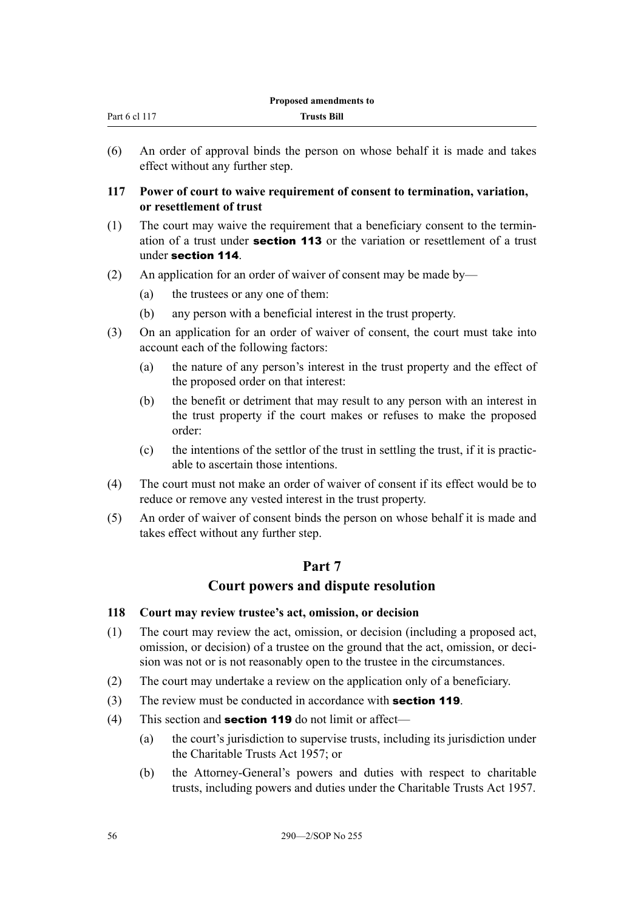(6) An order of approval binds the person on whose behalf it is made and takes effect without any further step.

### 117 Power of court to waive requirement of consent to termination, variation, or resettlement of trust

(1) The court may waive the requirement that a beneficiary consent to the termination of a trust under **section 113** or the variation or resettlement of a trust under **section 114**.

(2) An application for an order of waiver of consent may be made by—

- (a) the trustees or any one of them:
- (b) any person with a beneficial interest in the trust property.

(3) On an application for an order of waiver of consent, the court must take into account each of the following factors:

- (a) the nature of any person's interest in the trust property and the effect of the proposed order on that interest:
- (b) the benefit or detriment that may result to any person with an interest in the trust property if the court makes or refuses to make the proposed order:
- (c) the intentions of the settlor of the trust in settling the trust, if it is practicable to ascertain those intentions.

(4) The court must not make an order of waiver of consent if its effect would be to reduce or remove any vested interest in the trust property.

(5) An order of waiver of consent binds the person on whose behalf it is made and takes effect without any further step.

## Part 7
## Court powers and dispute resolution

### 118 Court may review trustee's act, omission, or decision

(1) The court may review the act, omission, or decision (including a proposed act, omission, or decision) of a trustee on the ground that the act, omission, or decision was not or is not reasonably open to the trustee in the circumstances.

(2) The court may undertake a review on the application only of a beneficiary.

(3) The review must be conducted in accordance with **section 119**.

(4) This section and **section 119** do not limit or affect—

- (a) the court's jurisdiction to supervise trusts, including its jurisdiction under the Charitable Trusts Act 1957; or
- (b) the Attorney-General's powers and duties with respect to charitable trusts, including powers and duties under the Charitable Trusts Act 1957.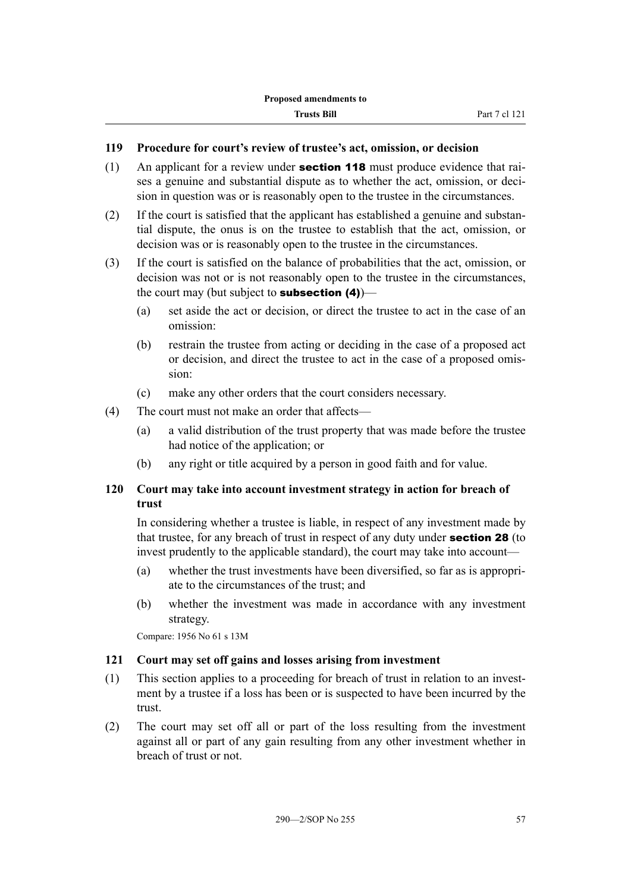### 119 Procedure for court's review of trustee's act, omission, or decision

(1) An applicant for a review under **section 118** must produce evidence that raises a genuine and substantial dispute as to whether the act, omission, or decision in question was or is reasonably open to the trustee in the circumstances.

(2) If the court is satisfied that the applicant has established a genuine and substantial dispute, the onus is on the trustee to establish that the act, omission, or decision was or is reasonably open to the trustee in the circumstances.

(3) If the court is satisfied on the balance of probabilities that the act, omission, or decision was not or is not reasonably open to the trustee in the circumstances, the court may (but subject to **subsection (4)**)—

(a) set aside the act or decision, or direct the trustee to act in the case of an omission:

(b) restrain the trustee from acting or deciding in the case of a proposed act or decision, and direct the trustee to act in the case of a proposed omission:

(c) make any other orders that the court considers necessary.

(4) The court must not make an order that affects—

(a) a valid distribution of the trust property that was made before the trustee had notice of the application; or

(b) any right or title acquired by a person in good faith and for value.

### 120 Court may take into account investment strategy in action for breach of trust

In considering whether a trustee is liable, in respect of any investment made by that trustee, for any breach of trust in respect of any duty under **section 28** (to invest prudently to the applicable standard), the court may take into account—

(a) whether the trust investments have been diversified, so far as is appropriate to the circumstances of the trust; and

(b) whether the investment was made in accordance with any investment strategy.

Compare: 1956 No 61 s 13M

### 121 Court may set off gains and losses arising from investment

(1) This section applies to a proceeding for breach of trust in relation to an investment by a trustee if a loss has been or is suspected to have been incurred by the trust.

(2) The court may set off all or part of the loss resulting from the investment against all or part of any gain resulting from any other investment whether in breach of trust or not.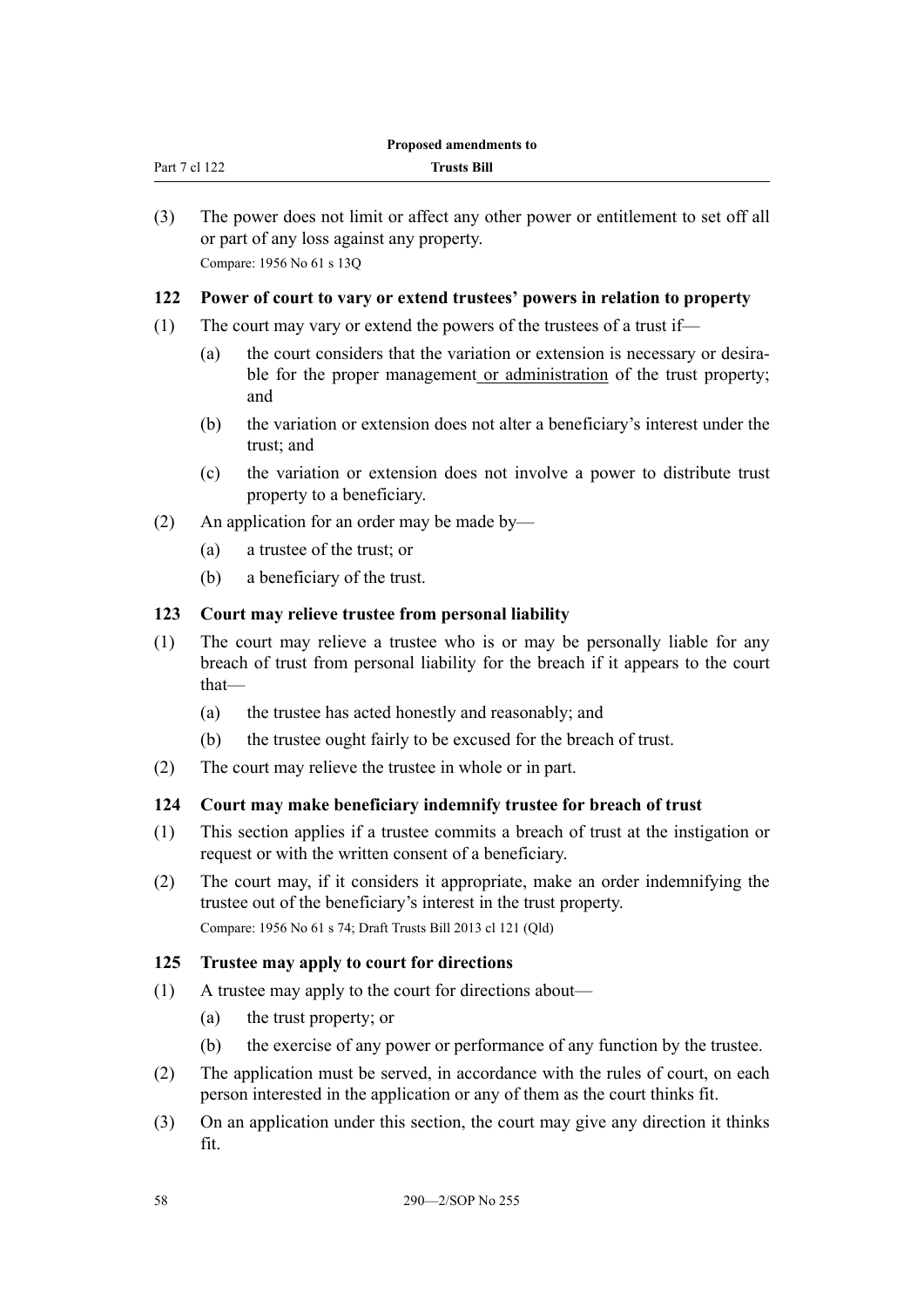(3) The power does not limit or affect any other power or entitlement to set off all or part of any loss against any property.

Compare: 1956 No 61 s 13Q

### 122 Power of court to vary or extend trustees' powers in relation to property

(1) The court may vary or extend the powers of the trustees of a trust if—

- (a) the court considers that the variation or extension is necessary or desirable for the proper management <u>or administration</u> of the trust property; and
- (b) the variation or extension does not alter a beneficiary's interest under the trust; and
- (c) the variation or extension does not involve a power to distribute trust property to a beneficiary.

(2) An application for an order may be made by—

- (a) a trustee of the trust; or
- (b) a beneficiary of the trust.

### 123 Court may relieve trustee from personal liability

(1) The court may relieve a trustee who is or may be personally liable for any breach of trust from personal liability for the breach if it appears to the court that—

- (a) the trustee has acted honestly and reasonably; and
- (b) the trustee ought fairly to be excused for the breach of trust.

(2) The court may relieve the trustee in whole or in part.

### 124 Court may make beneficiary indemnify trustee for breach of trust

(1) This section applies if a trustee commits a breach of trust at the instigation or request or with the written consent of a beneficiary.

(2) The court may, if it considers it appropriate, make an order indemnifying the trustee out of the beneficiary's interest in the trust property.

Compare: 1956 No 61 s 74; Draft Trusts Bill 2013 cl 121 (Qld)

### 125 Trustee may apply to court for directions

(1) A trustee may apply to the court for directions about—

- (a) the trust property; or
- (b) the exercise of any power or performance of any function by the trustee.

(2) The application must be served, in accordance with the rules of court, on each person interested in the application or any of them as the court thinks fit.

(3) On an application under this section, the court may give any direction it thinks fit.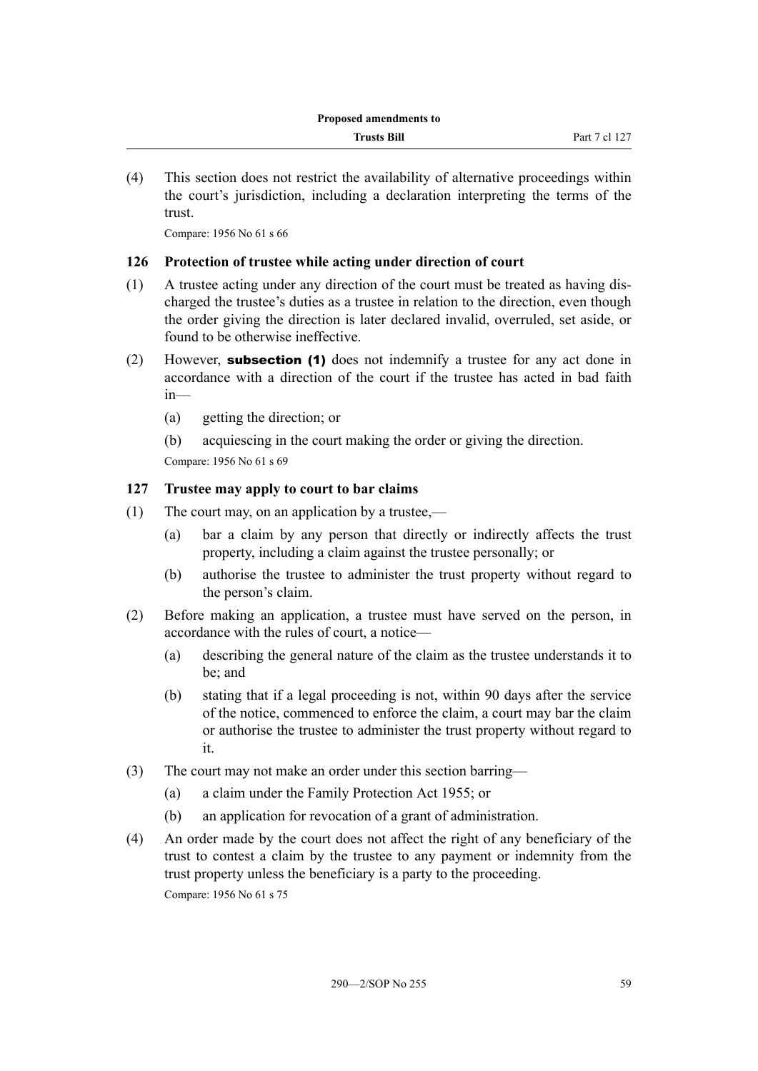(4) This section does not restrict the availability of alternative proceedings within the court's jurisdiction, including a declaration interpreting the terms of the trust.

Compare: 1956 No 61 s 66

### 126 Protection of trustee while acting under direction of court

(1) A trustee acting under any direction of the court must be treated as having discharged the trustee's duties as a trustee in relation to the direction, even though the order giving the direction is later declared invalid, overruled, set aside, or found to be otherwise ineffective.

(2) However, **subsection (1)** does not indemnify a trustee for any act done in accordance with a direction of the court if the trustee has acted in bad faith in—

- (a) getting the direction; or
- (b) acquiescing in the court making the order or giving the direction.

Compare: 1956 No 61 s 69

### 127 Trustee may apply to court to bar claims

(1) The court may, on an application by a trustee,—

- (a) bar a claim by any person that directly or indirectly affects the trust property, including a claim against the trustee personally; or
- (b) authorise the trustee to administer the trust property without regard to the person's claim.

(2) Before making an application, a trustee must have served on the person, in accordance with the rules of court, a notice—

- (a) describing the general nature of the claim as the trustee understands it to be; and
- (b) stating that if a legal proceeding is not, within 90 days after the service of the notice, commenced to enforce the claim, a court may bar the claim or authorise the trustee to administer the trust property without regard to it.

(3) The court may not make an order under this section barring—

- (a) a claim under the Family Protection Act 1955; or
- (b) an application for revocation of a grant of administration.

(4) An order made by the court does not affect the right of any beneficiary of the trust to contest a claim by the trustee to any payment or indemnity from the trust property unless the beneficiary is a party to the proceeding.

Compare: 1956 No 61 s 75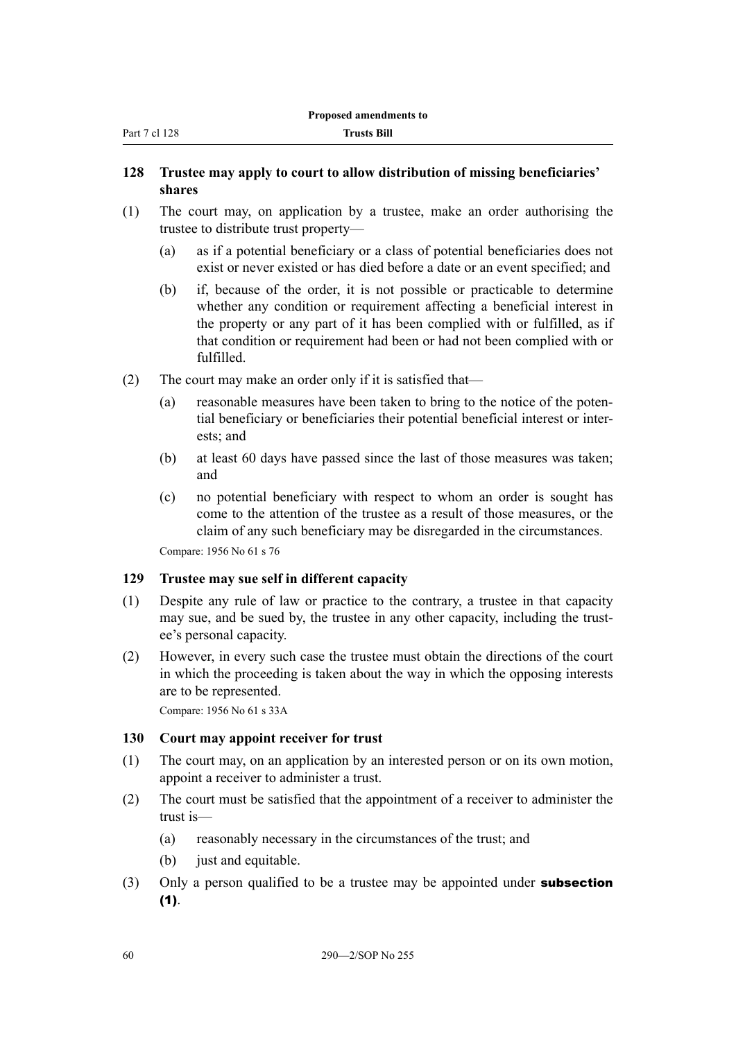## 128 Trustee may apply to court to allow distribution of missing beneficiaries' shares

(1) The court may, on application by a trustee, make an order authorising the trustee to distribute trust property—

(a) as if a potential beneficiary or a class of potential beneficiaries does not exist or never existed or has died before a date or an event specified; and

(b) if, because of the order, it is not possible or practicable to determine whether any condition or requirement affecting a beneficial interest in the property or any part of it has been complied with or fulfilled, as if that condition or requirement had been or had not been complied with or fulfilled.

(2) The court may make an order only if it is satisfied that—

(a) reasonable measures have been taken to bring to the notice of the potential beneficiary or beneficiaries their potential beneficial interest or interests; and

(b) at least 60 days have passed since the last of those measures was taken; and

(c) no potential beneficiary with respect to whom an order is sought has come to the attention of the trustee as a result of those measures, or the claim of any such beneficiary may be disregarded in the circumstances.

Compare: 1956 No 61 s 76

## 129 Trustee may sue self in different capacity

(1) Despite any rule of law or practice to the contrary, a trustee in that capacity may sue, and be sued by, the trustee in any other capacity, including the trustee's personal capacity.

(2) However, in every such case the trustee must obtain the directions of the court in which the proceeding is taken about the way in which the opposing interests are to be represented.

Compare: 1956 No 61 s 33A

## 130 Court may appoint receiver for trust

(1) The court may, on an application by an interested person or on its own motion, appoint a receiver to administer a trust.

(2) The court must be satisfied that the appointment of a receiver to administer the trust is—

(a) reasonably necessary in the circumstances of the trust; and

(b) just and equitable.

(3) Only a person qualified to be a trustee may be appointed under **subsection (1)**.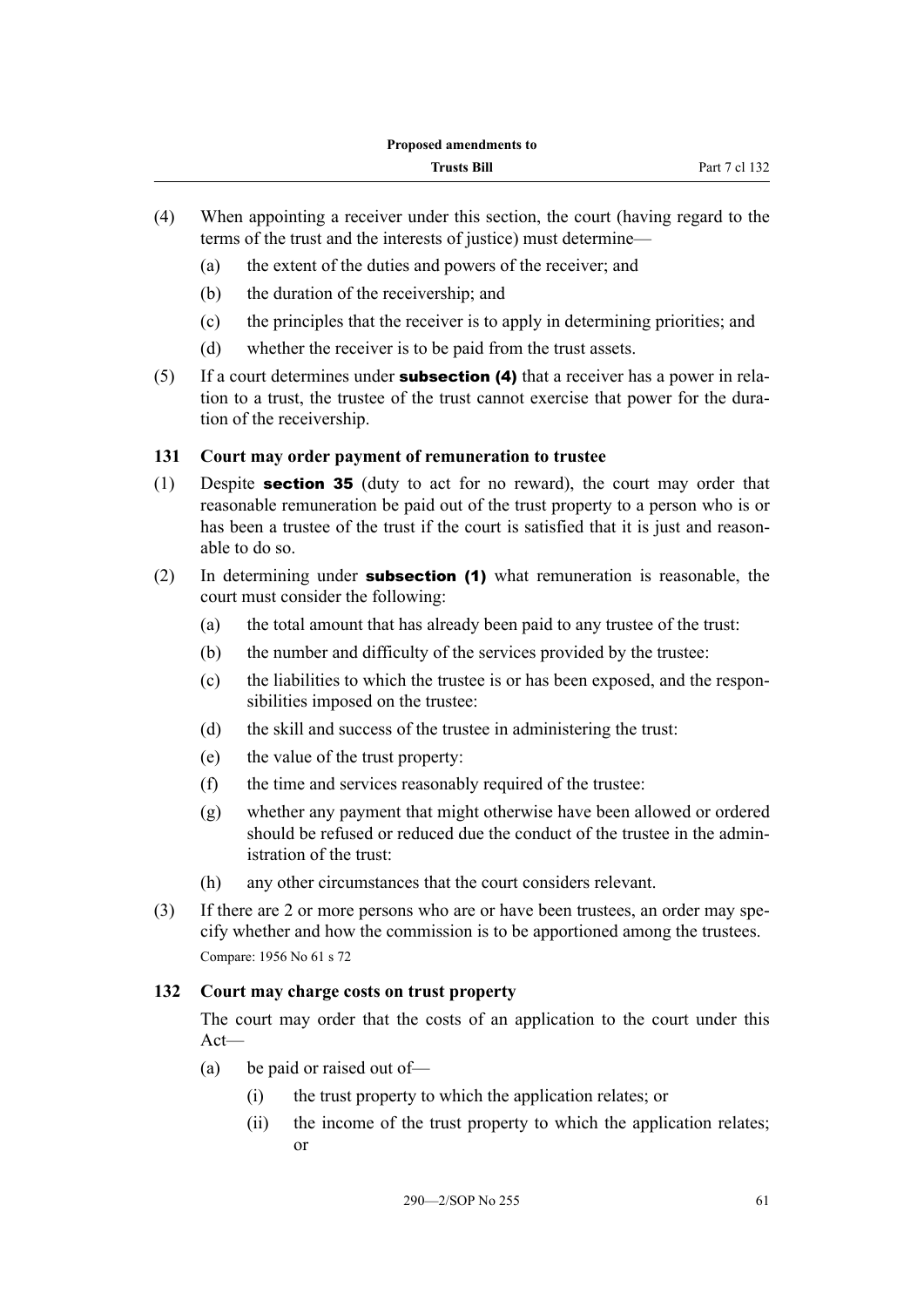(4) When appointing a receiver under this section, the court (having regard to the terms of the trust and the interests of justice) must determine—

(a) the extent of the duties and powers of the receiver; and

(b) the duration of the receivership; and

(c) the principles that the receiver is to apply in determining priorities; and

(d) whether the receiver is to be paid from the trust assets.

(5) If a court determines under **subsection (4)** that a receiver has a power in relation to a trust, the trustee of the trust cannot exercise that power for the duration of the receivership.

### 131 Court may order payment of remuneration to trustee

(1) Despite **section 35** (duty to act for no reward), the court may order that reasonable remuneration be paid out of the trust property to a person who is or has been a trustee of the trust if the court is satisfied that it is just and reasonable to do so.

(2) In determining under **subsection (1)** what remuneration is reasonable, the court must consider the following:

(a) the total amount that has already been paid to any trustee of the trust:

(b) the number and difficulty of the services provided by the trustee:

(c) the liabilities to which the trustee is or has been exposed, and the responsibilities imposed on the trustee:

(d) the skill and success of the trustee in administering the trust:

(e) the value of the trust property:

(f) the time and services reasonably required of the trustee:

(g) whether any payment that might otherwise have been allowed or ordered should be refused or reduced due the conduct of the trustee in the administration of the trust:

(h) any other circumstances that the court considers relevant.

(3) If there are 2 or more persons who are or have been trustees, an order may specify whether and how the commission is to be apportioned among the trustees.

Compare: 1956 No 61 s 72

### 132 Court may charge costs on trust property

The court may order that the costs of an application to the court under this Act—

(a) be paid or raised out of—

(i) the trust property to which the application relates; or

(ii) the income of the trust property to which the application relates; or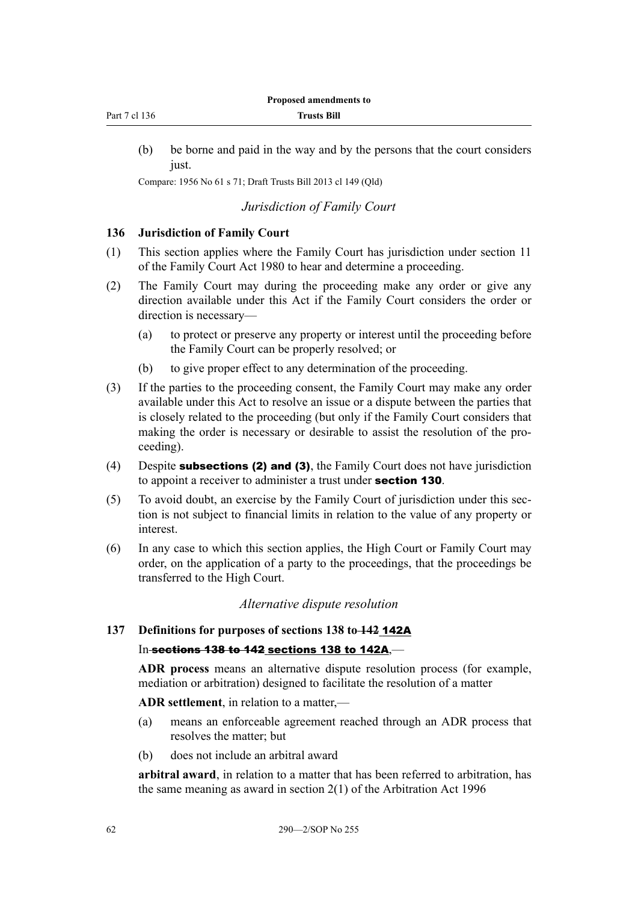(b) be borne and paid in the way and by the persons that the court considers just.

Compare: 1956 No 61 s 71; Draft Trusts Bill 2013 cl 149 (Qld)

### *Jurisdiction of Family Court*

**136 Jurisdiction of Family Court**

(1) This section applies where the Family Court has jurisdiction under section 11 of the Family Court Act 1980 to hear and determine a proceeding.

(2) The Family Court may during the proceeding make any order or give any direction available under this Act if the Family Court considers the order or direction is necessary—

(a) to protect or preserve any property or interest until the proceeding before the Family Court can be properly resolved; or

(b) to give proper effect to any determination of the proceeding.

(3) If the parties to the proceeding consent, the Family Court may make any order available under this Act to resolve an issue or a dispute between the parties that is closely related to the proceeding (but only if the Family Court considers that making the order is necessary or desirable to assist the resolution of the proceeding).

(4) Despite **subsections (2) and (3)**, the Family Court does not have jurisdiction to appoint a receiver to administer a trust under **section 130**.

(5) To avoid doubt, an exercise by the Family Court of jurisdiction under this section is not subject to financial limits in relation to the value of any property or interest.

(6) In any case to which this section applies, the High Court or Family Court may order, on the application of a party to the proceedings, that the proceedings be transferred to the High Court.

### *Alternative dispute resolution*

**137 Definitions for purposes of sections 138 to ~~142~~ 142A**

In ~~sections 138 to 142~~ **sections 138 to 142A**,—

**ADR process** means an alternative dispute resolution process (for example, mediation or arbitration) designed to facilitate the resolution of a matter

**ADR settlement**, in relation to a matter,—

(a) means an enforceable agreement reached through an ADR process that resolves the matter; but

(b) does not include an arbitral award

**arbitral award**, in relation to a matter that has been referred to arbitration, has the same meaning as award in section 2(1) of the Arbitration Act 1996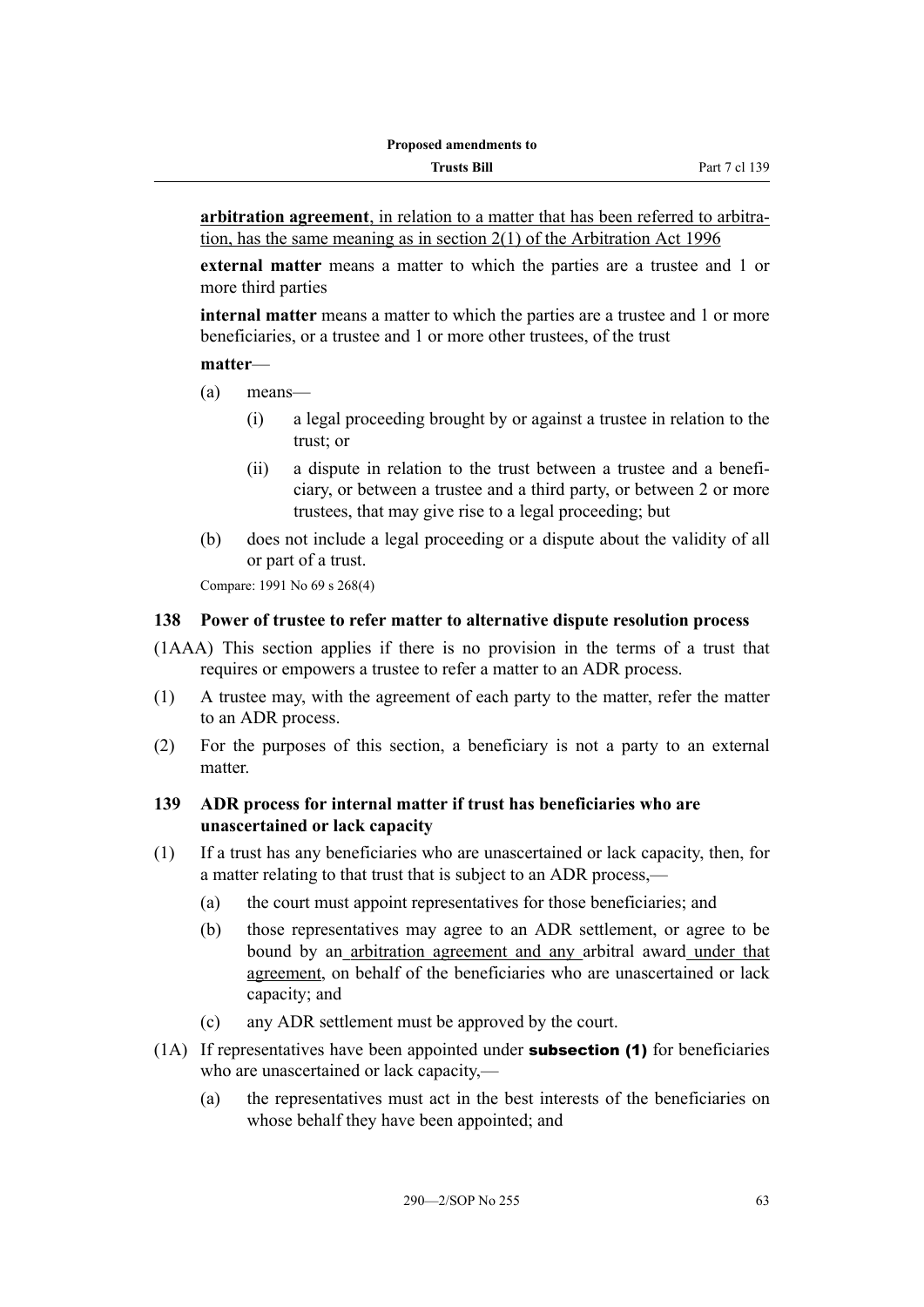**arbitration agreement**, in relation to a matter that has been referred to arbitration, has the same meaning as in section 2(1) of the Arbitration Act 1996

**external matter** means a matter to which the parties are a trustee and 1 or more third parties

**internal matter** means a matter to which the parties are a trustee and 1 or more beneficiaries, or a trustee and 1 or more other trustees, of the trust

**matter**—

(a) means—

(i) a legal proceeding brought by or against a trustee in relation to the trust; or

(ii) a dispute in relation to the trust between a trustee and a beneficiary, or between a trustee and a third party, or between 2 or more trustees, that may give rise to a legal proceeding; but

(b) does not include a legal proceeding or a dispute about the validity of all or part of a trust.

Compare: 1991 No 69 s 268(4)

### 138 Power of trustee to refer matter to alternative dispute resolution process

(1AAA) This section applies if there is no provision in the terms of a trust that requires or empowers a trustee to refer a matter to an ADR process.

(1) A trustee may, with the agreement of each party to the matter, refer the matter to an ADR process.

(2) For the purposes of this section, a beneficiary is not a party to an external matter.

### 139 ADR process for internal matter if trust has beneficiaries who are unascertained or lack capacity

(1) If a trust has any beneficiaries who are unascertained or lack capacity, then, for a matter relating to that trust that is subject to an ADR process,—

(a) the court must appoint representatives for those beneficiaries; and

(b) those representatives may agree to an ADR settlement, or agree to be bound by an arbitration agreement and any arbitral award under that agreement, on behalf of the beneficiaries who are unascertained or lack capacity; and

(c) any ADR settlement must be approved by the court.

(1A) If representatives have been appointed under **subsection (1)** for beneficiaries who are unascertained or lack capacity,—

(a) the representatives must act in the best interests of the beneficiaries on whose behalf they have been appointed; and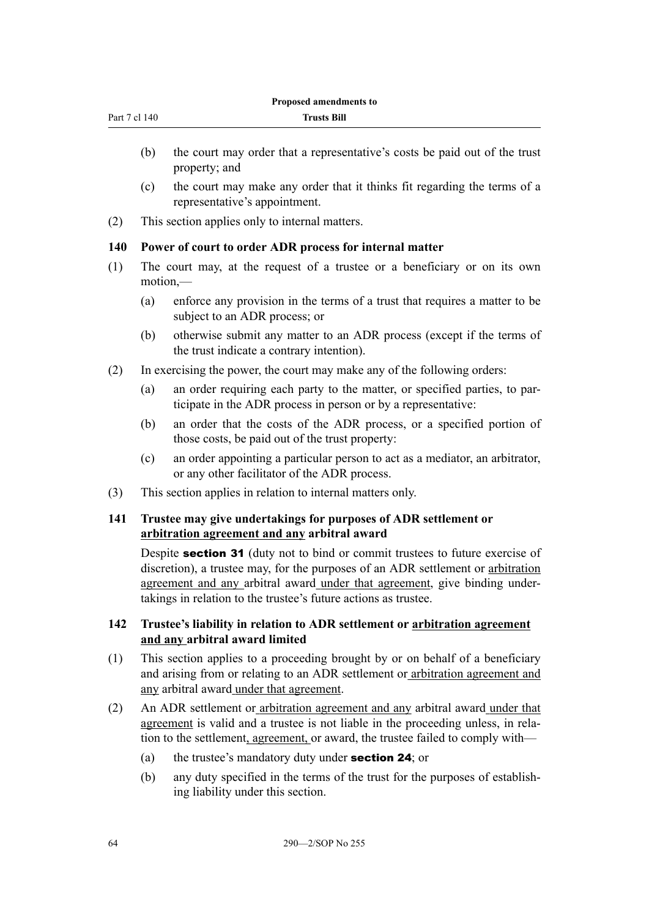(b) the court may order that a representative's costs be paid out of the trust property; and

(c) the court may make any order that it thinks fit regarding the terms of a representative's appointment.

(2) This section applies only to internal matters.

### 140 Power of court to order ADR process for internal matter

(1) The court may, at the request of a trustee or a beneficiary or on its own motion,—

(a) enforce any provision in the terms of a trust that requires a matter to be subject to an ADR process; or

(b) otherwise submit any matter to an ADR process (except if the terms of the trust indicate a contrary intention).

(2) In exercising the power, the court may make any of the following orders:

(a) an order requiring each party to the matter, or specified parties, to participate in the ADR process in person or by a representative:

(b) an order that the costs of the ADR process, or a specified portion of those costs, be paid out of the trust property:

(c) an order appointing a particular person to act as a mediator, an arbitrator, or any other facilitator of the ADR process.

(3) This section applies in relation to internal matters only.

### 141 Trustee may give undertakings for purposes of ADR settlement or <u>arbitration agreement and any</u> arbitral award

Despite **section 31** (duty not to bind or commit trustees to future exercise of discretion), a trustee may, for the purposes of an ADR settlement or <u>arbitration agreement and any</u> arbitral award<u> under that agreement</u>, give binding undertakings in relation to the trustee's future actions as trustee.

### 142 Trustee's liability in relation to ADR settlement or <u>arbitration agreement and any</u> arbitral award limited

(1) This section applies to a proceeding brought by or on behalf of a beneficiary and arising from or relating to an ADR settlement or<u> arbitration agreement and any</u> arbitral award<u> under that agreement</u>.

(2) An ADR settlement or<u> arbitration agreement and any</u> arbitral award<u> under that agreement</u> is valid and a trustee is not liable in the proceeding unless, in relation to the settlement<u>, agreement,</u> or award, the trustee failed to comply with—

(a) the trustee's mandatory duty under **section 24**; or

(b) any duty specified in the terms of the trust for the purposes of establishing liability under this section.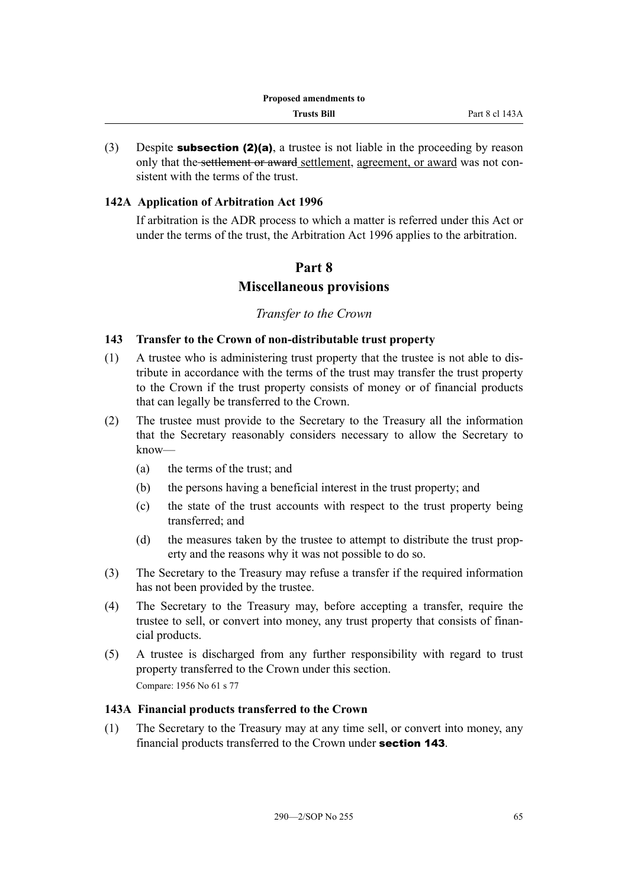(3) Despite **subsection (2)(a)**, a trustee is not liable in the proceeding by reason only that the ~~settlement or award~~ settlement, agreement, or award was not consistent with the terms of the trust.

### 142A Application of Arbitration Act 1996

If arbitration is the ADR process to which a matter is referred under this Act or under the terms of the trust, the Arbitration Act 1996 applies to the arbitration.

## Part 8
## Miscellaneous provisions

*Transfer to the Crown*

### 143 Transfer to the Crown of non-distributable trust property

(1) A trustee who is administering trust property that the trustee is not able to distribute in accordance with the terms of the trust may transfer the trust property to the Crown if the trust property consists of money or of financial products that can legally be transferred to the Crown.

(2) The trustee must provide to the Secretary to the Treasury all the information that the Secretary reasonably considers necessary to allow the Secretary to know—

(a) the terms of the trust; and

(b) the persons having a beneficial interest in the trust property; and

(c) the state of the trust accounts with respect to the trust property being transferred; and

(d) the measures taken by the trustee to attempt to distribute the trust property and the reasons why it was not possible to do so.

(3) The Secretary to the Treasury may refuse a transfer if the required information has not been provided by the trustee.

(4) The Secretary to the Treasury may, before accepting a transfer, require the trustee to sell, or convert into money, any trust property that consists of financial products.

(5) A trustee is discharged from any further responsibility with regard to trust property transferred to the Crown under this section.

Compare: 1956 No 61 s 77

### 143A Financial products transferred to the Crown

(1) The Secretary to the Treasury may at any time sell, or convert into money, any financial products transferred to the Crown under **section 143**.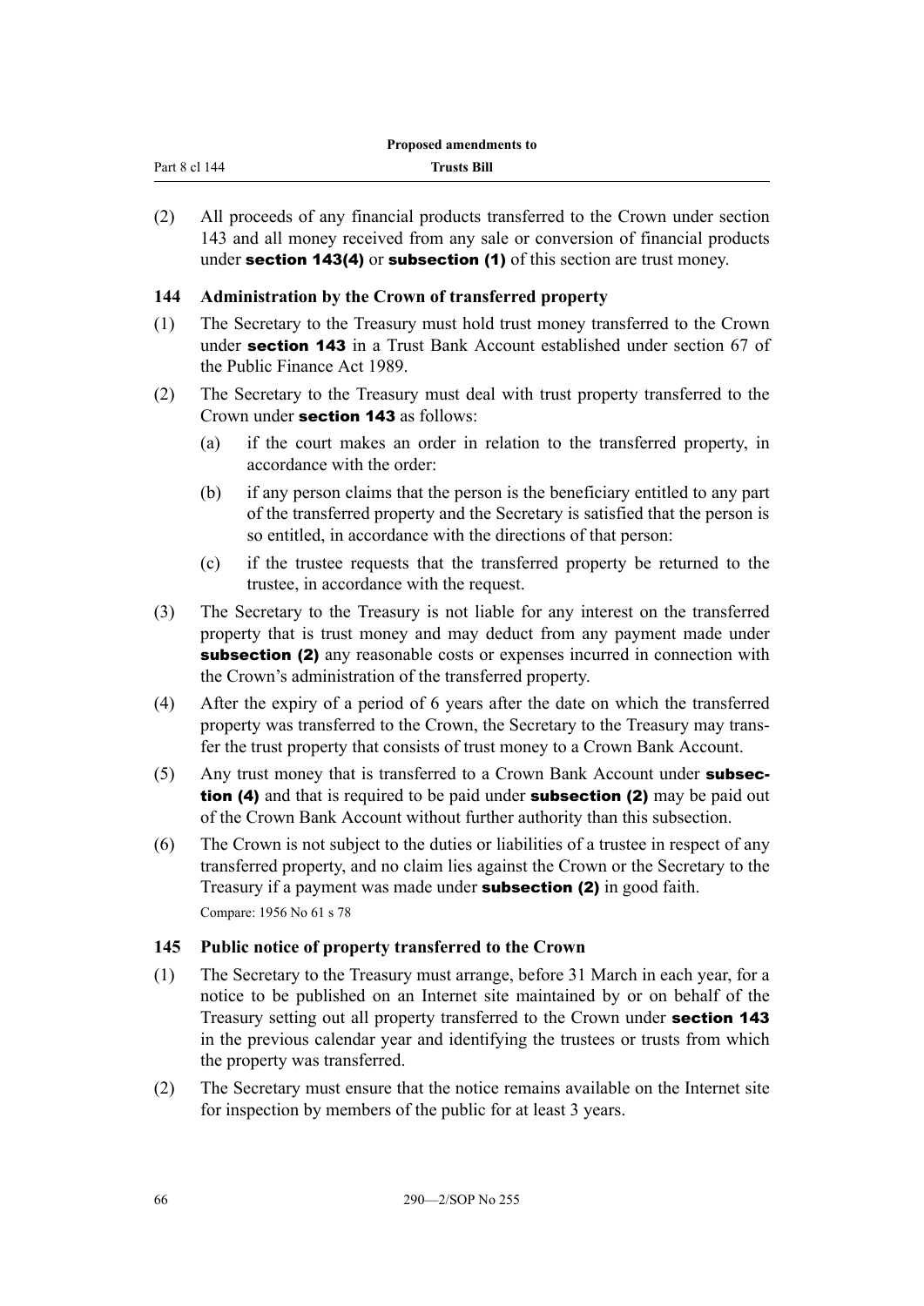(2) All proceeds of any financial products transferred to the Crown under section 143 and all money received from any sale or conversion of financial products under **section 143(4)** or **subsection (1)** of this section are trust money.

### 144 Administration by the Crown of transferred property

(1) The Secretary to the Treasury must hold trust money transferred to the Crown under **section 143** in a Trust Bank Account established under section 67 of the Public Finance Act 1989.

(2) The Secretary to the Treasury must deal with trust property transferred to the Crown under **section 143** as follows:

  (a) if the court makes an order in relation to the transferred property, in accordance with the order:

  (b) if any person claims that the person is the beneficiary entitled to any part of the transferred property and the Secretary is satisfied that the person is so entitled, in accordance with the directions of that person:

  (c) if the trustee requests that the transferred property be returned to the trustee, in accordance with the request.

(3) The Secretary to the Treasury is not liable for any interest on the transferred property that is trust money and may deduct from any payment made under **subsection (2)** any reasonable costs or expenses incurred in connection with the Crown's administration of the transferred property.

(4) After the expiry of a period of 6 years after the date on which the transferred property was transferred to the Crown, the Secretary to the Treasury may transfer the trust property that consists of trust money to a Crown Bank Account.

(5) Any trust money that is transferred to a Crown Bank Account under **subsection (4)** and that is required to be paid under **subsection (2)** may be paid out of the Crown Bank Account without further authority than this subsection.

(6) The Crown is not subject to the duties or liabilities of a trustee in respect of any transferred property, and no claim lies against the Crown or the Secretary to the Treasury if a payment was made under **subsection (2)** in good faith.

Compare: 1956 No 61 s 78

### 145 Public notice of property transferred to the Crown

(1) The Secretary to the Treasury must arrange, before 31 March in each year, for a notice to be published on an Internet site maintained by or on behalf of the Treasury setting out all property transferred to the Crown under **section 143** in the previous calendar year and identifying the trustees or trusts from which the property was transferred.

(2) The Secretary must ensure that the notice remains available on the Internet site for inspection by members of the public for at least 3 years.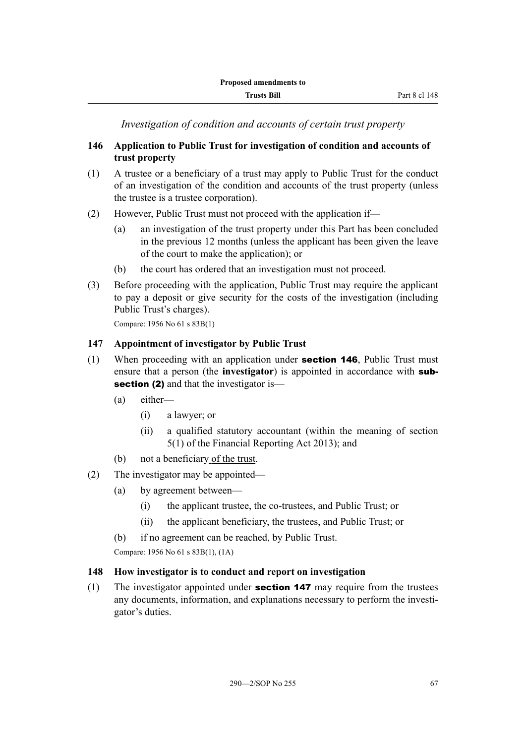*Investigation of condition and accounts of certain trust property*

### 146 Application to Public Trust for investigation of condition and accounts of trust property

(1) A trustee or a beneficiary of a trust may apply to Public Trust for the conduct of an investigation of the condition and accounts of the trust property (unless the trustee is a trustee corporation).

(2) However, Public Trust must not proceed with the application if—

- (a) an investigation of the trust property under this Part has been concluded in the previous 12 months (unless the applicant has been given the leave of the court to make the application); or
- (b) the court has ordered that an investigation must not proceed.

(3) Before proceeding with the application, Public Trust may require the applicant to pay a deposit or give security for the costs of the investigation (including Public Trust's charges).

Compare: 1956 No 61 s 83B(1)

### 147 Appointment of investigator by Public Trust

(1) When proceeding with an application under **section 146**, Public Trust must ensure that a person (the **investigator**) is appointed in accordance with **subsection (2)** and that the investigator is—

- (a) either—
  - (i) a lawyer; or
  - (ii) a qualified statutory accountant (within the meaning of section 5(1) of the Financial Reporting Act 2013); and
- (b) not a beneficiary of the trust.

(2) The investigator may be appointed—

- (a) by agreement between—
  - (i) the applicant trustee, the co-trustees, and Public Trust; or
  - (ii) the applicant beneficiary, the trustees, and Public Trust; or
- (b) if no agreement can be reached, by Public Trust.

Compare: 1956 No 61 s 83B(1), (1A)

### 148 How investigator is to conduct and report on investigation

(1) The investigator appointed under **section 147** may require from the trustees any documents, information, and explanations necessary to perform the investigator's duties.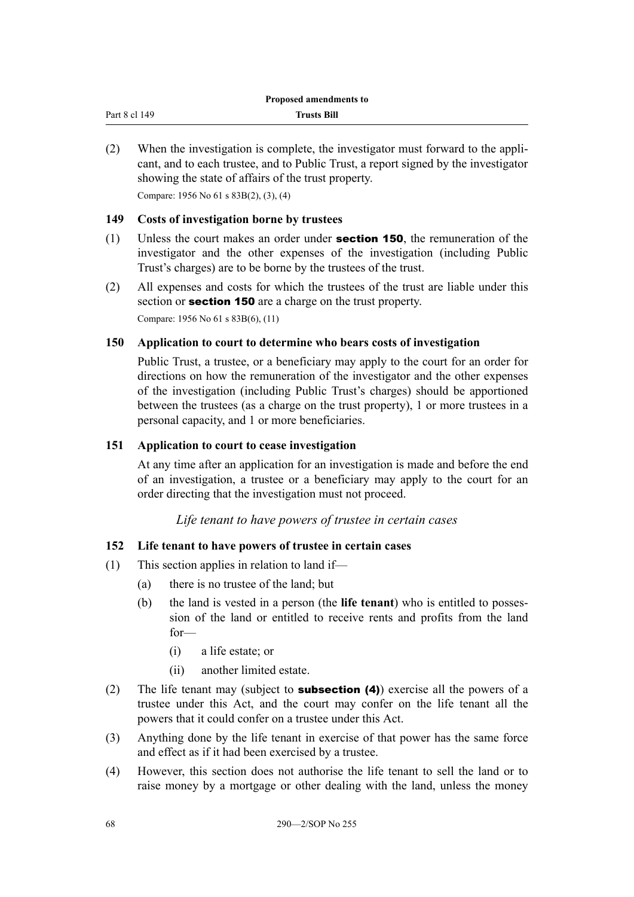(2) When the investigation is complete, the investigator must forward to the applicant, and to each trustee, and to Public Trust, a report signed by the investigator showing the state of affairs of the trust property.

Compare: 1956 No 61 s 83B(2), (3), (4)

### 149 Costs of investigation borne by trustees

(1) Unless the court makes an order under **section 150**, the remuneration of the investigator and the other expenses of the investigation (including Public Trust's charges) are to be borne by the trustees of the trust.

(2) All expenses and costs for which the trustees of the trust are liable under this section or **section 150** are a charge on the trust property.

Compare: 1956 No 61 s 83B(6), (11)

### 150 Application to court to determine who bears costs of investigation

Public Trust, a trustee, or a beneficiary may apply to the court for an order for directions on how the remuneration of the investigator and the other expenses of the investigation (including Public Trust's charges) should be apportioned between the trustees (as a charge on the trust property), 1 or more trustees in a personal capacity, and 1 or more beneficiaries.

### 151 Application to court to cease investigation

At any time after an application for an investigation is made and before the end of an investigation, a trustee or a beneficiary may apply to the court for an order directing that the investigation must not proceed.

*Life tenant to have powers of trustee in certain cases*

### 152 Life tenant to have powers of trustee in certain cases

(1) This section applies in relation to land if—

  (a) there is no trustee of the land; but

  (b) the land is vested in a person (the **life tenant**) who is entitled to possession of the land or entitled to receive rents and profits from the land for—

    (i) a life estate; or

    (ii) another limited estate.

(2) The life tenant may (subject to **subsection (4)**) exercise all the powers of a trustee under this Act, and the court may confer on the life tenant all the powers that it could confer on a trustee under this Act.

(3) Anything done by the life tenant in exercise of that power has the same force and effect as if it had been exercised by a trustee.

(4) However, this section does not authorise the life tenant to sell the land or to raise money by a mortgage or other dealing with the land, unless the money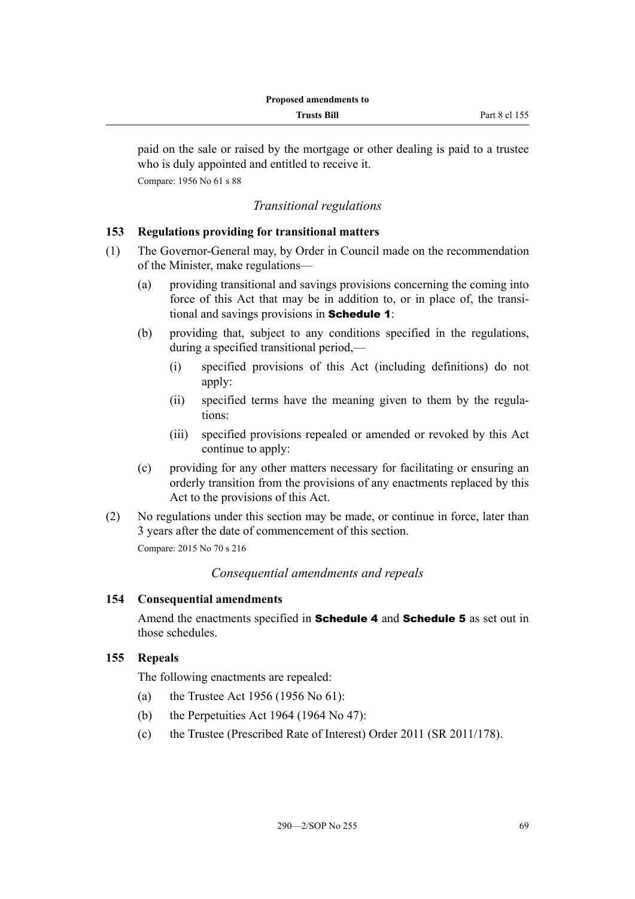paid on the sale or raised by the mortgage or other dealing is paid to a trustee who is duly appointed and entitled to receive it.

Compare: 1956 No 61 s 88

*Transitional regulations*

### 153 Regulations providing for transitional matters

(1) The Governor-General may, by Order in Council made on the recommendation of the Minister, make regulations—

  (a) providing transitional and savings provisions concerning the coming into force of this Act that may be in addition to, or in place of, the transitional and savings provisions in **Schedule 1**:

  (b) providing that, subject to any conditions specified in the regulations, during a specified transitional period,—

    (i) specified provisions of this Act (including definitions) do not apply:

    (ii) specified terms have the meaning given to them by the regulations:

    (iii) specified provisions repealed or amended or revoked by this Act continue to apply:

  (c) providing for any other matters necessary for facilitating or ensuring an orderly transition from the provisions of any enactments replaced by this Act to the provisions of this Act.

(2) No regulations under this section may be made, or continue in force, later than 3 years after the date of commencement of this section.

Compare: 2015 No 70 s 216

*Consequential amendments and repeals*

### 154 Consequential amendments

Amend the enactments specified in **Schedule 4** and **Schedule 5** as set out in those schedules.

### 155 Repeals

The following enactments are repealed:

  (a) the Trustee Act 1956 (1956 No 61):

  (b) the Perpetuities Act 1964 (1964 No 47):

  (c) the Trustee (Prescribed Rate of Interest) Order 2011 (SR 2011/178).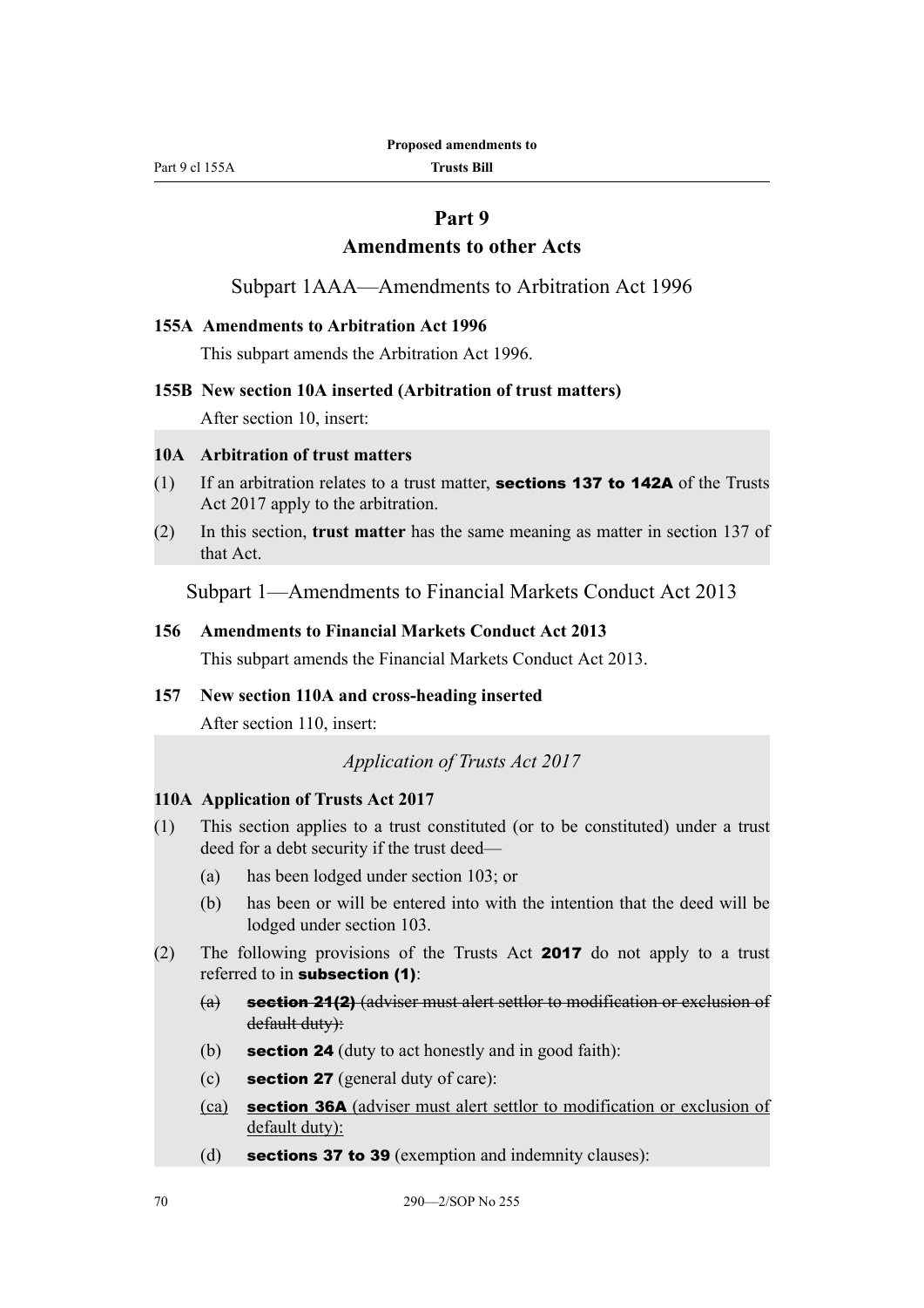# Part 9
# Amendments to other Acts

## Subpart 1AAA—Amendments to Arbitration Act 1996

### 155A Amendments to Arbitration Act 1996

This subpart amends the Arbitration Act 1996.

### 155B New section 10A inserted (Arbitration of trust matters)

After section 10, insert:

**10A Arbitration of trust matters**

(1) If an arbitration relates to a trust matter, **sections 137 to 142A** of the Trusts Act 2017 apply to the arbitration.

(2) In this section, **trust matter** has the same meaning as matter in section 137 of that Act.

## Subpart 1—Amendments to Financial Markets Conduct Act 2013

### 156 Amendments to Financial Markets Conduct Act 2013

This subpart amends the Financial Markets Conduct Act 2013.

### 157 New section 110A and cross-heading inserted

After section 110, insert:

*Application of Trusts Act 2017*

**110A Application of Trusts Act 2017**

(1) This section applies to a trust constituted (or to be constituted) under a trust deed for a debt security if the trust deed—

(a) has been lodged under section 103; or

(b) has been or will be entered into with the intention that the deed will be lodged under section 103.

(2) The following provisions of the Trusts Act **2017** do not apply to a trust referred to in **subsection (1)**:

~~(a) **section 21(2)** (adviser must alert settlor to modification or exclusion of default duty):~~

(b) **section 24** (duty to act honestly and in good faith):

(c) **section 27** (general duty of care):

<u>(ca) **section 36A** (adviser must alert settlor to modification or exclusion of default duty):</u>

(d) **sections 37 to 39** (exemption and indemnity clauses):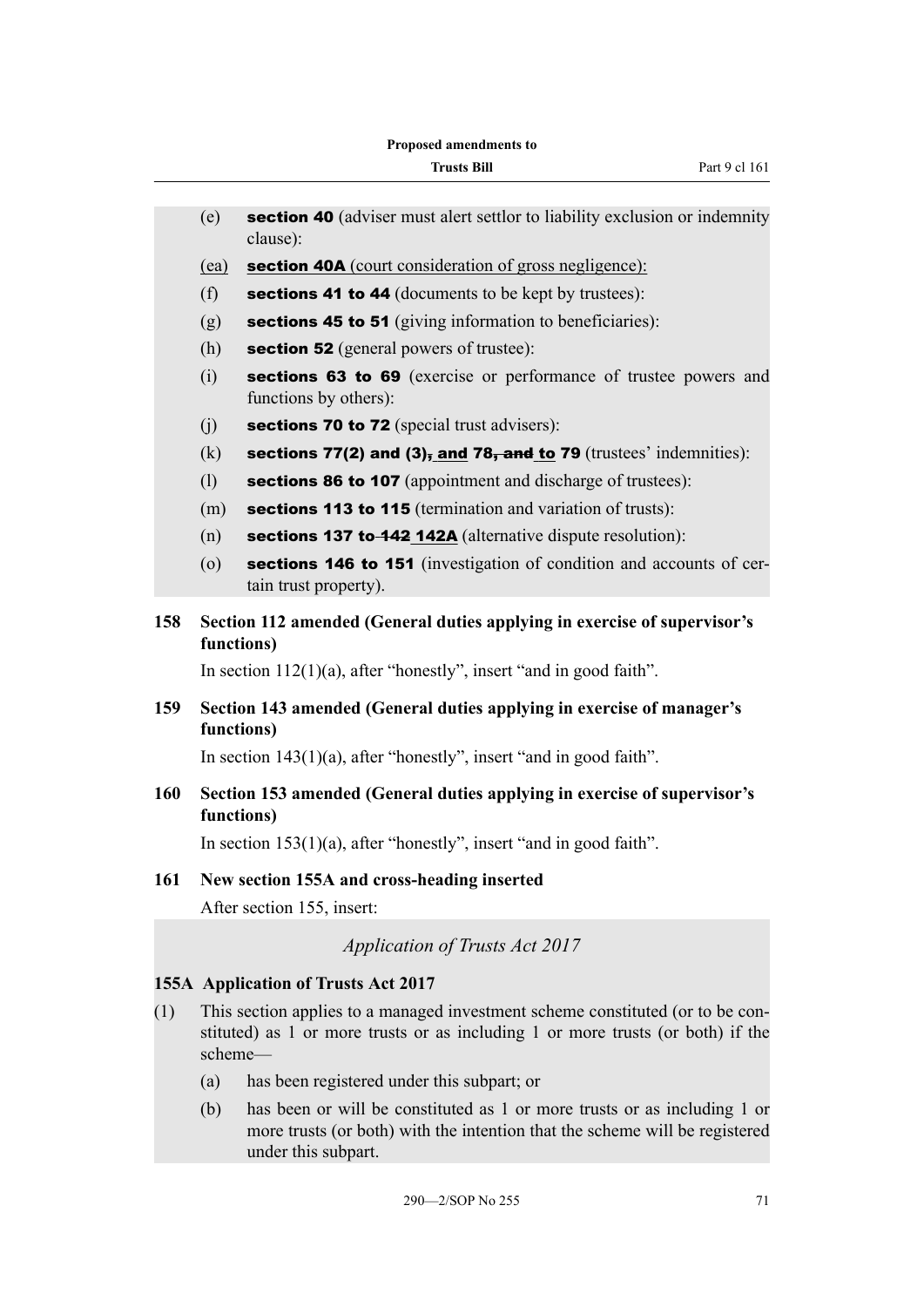(e) **section 40** (adviser must alert settlor to liability exclusion or indemnity clause):

<u>(ea) **section 40A** (court consideration of gross negligence):</u>

(f) **sections 41 to 44** (documents to be kept by trustees):

(g) **sections 45 to 51** (giving information to beneficiaries):

(h) **section 52** (general powers of trustee):

(i) **sections 63 to 69** (exercise or performance of trustee powers and functions by others):

(j) **sections 70 to 72** (special trust advisers):

(k) **sections 77(2) and (3)~~,~~ <u>and</u> 78~~, and~~ <u>to</u> 79** (trustees' indemnities):

(l) **sections 86 to 107** (appointment and discharge of trustees):

(m) **sections 113 to 115** (termination and variation of trusts):

(n) **sections 137 to ~~142~~ <u>142A</u>** (alternative dispute resolution):

(o) **sections 146 to 151** (investigation of condition and accounts of certain trust property).

### 158 Section 112 amended (General duties applying in exercise of supervisor's functions)

In section 112(1)(a), after "honestly", insert "and in good faith".

### 159 Section 143 amended (General duties applying in exercise of manager's functions)

In section 143(1)(a), after "honestly", insert "and in good faith".

### 160 Section 153 amended (General duties applying in exercise of supervisor's functions)

In section 153(1)(a), after "honestly", insert "and in good faith".

### 161 New section 155A and cross-heading inserted

After section 155, insert:

*Application of Trusts Act 2017*

**155A Application of Trusts Act 2017**

(1) This section applies to a managed investment scheme constituted (or to be constituted) as 1 or more trusts or as including 1 or more trusts (or both) if the scheme—

(a) has been registered under this subpart; or

(b) has been or will be constituted as 1 or more trusts or as including 1 or more trusts (or both) with the intention that the scheme will be registered under this subpart.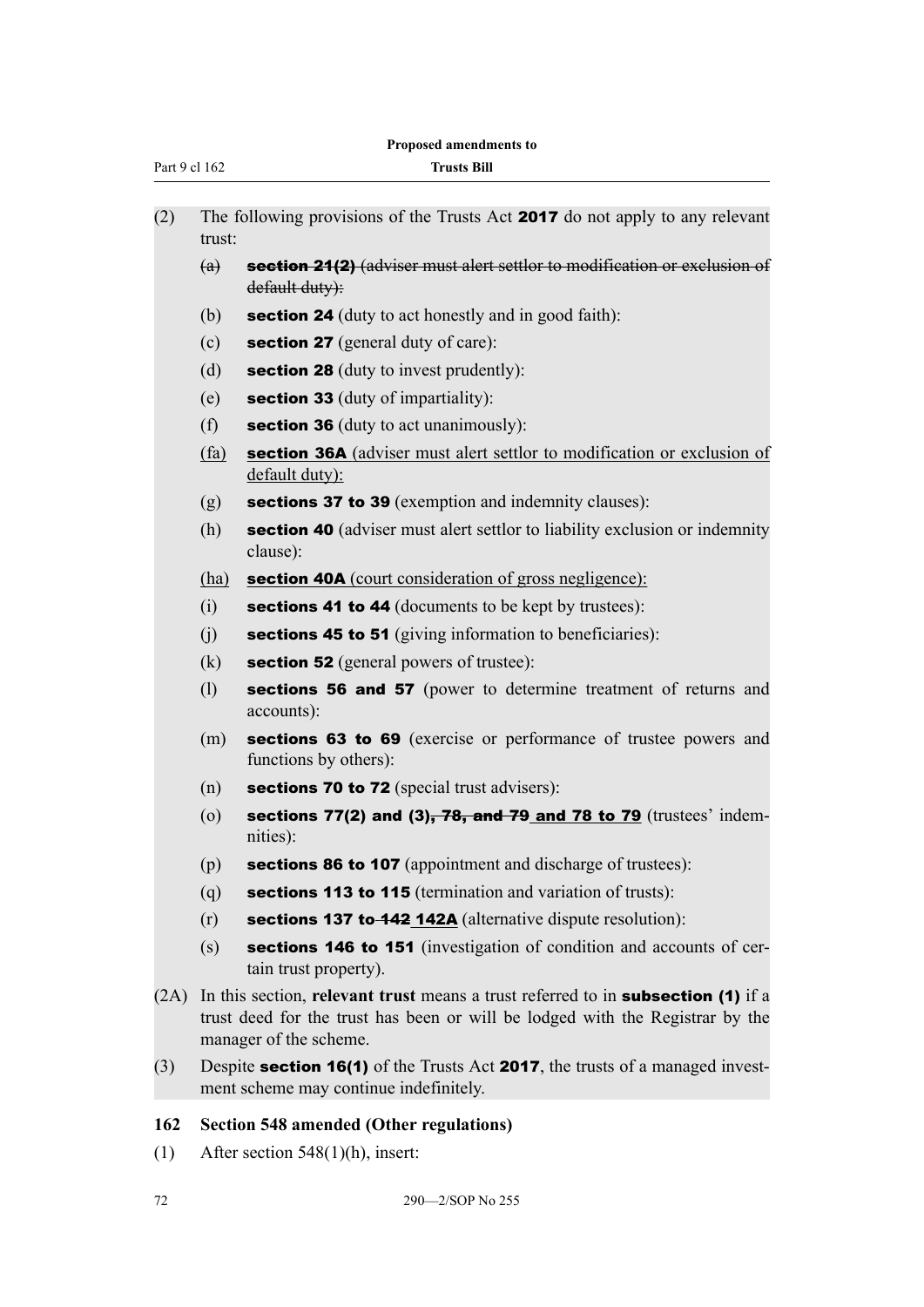(2) The following provisions of the Trusts Act **2017** do not apply to any relevant trust:

- ~~(a) **section 21(2)** (adviser must alert settlor to modification or exclusion of default duty):~~
- (b) **section 24** (duty to act honestly and in good faith):
- (c) **section 27** (general duty of care):
- (d) **section 28** (duty to invest prudently):
- (e) **section 33** (duty of impartiality):
- (f) **section 36** (duty to act unanimously):
- <u>(fa) **section 36A** (adviser must alert settlor to modification or exclusion of default duty):</u>
- (g) **sections 37 to 39** (exemption and indemnity clauses):
- (h) **section 40** (adviser must alert settlor to liability exclusion or indemnity clause):
- <u>(ha) **section 40A** (court consideration of gross negligence):</u>
- (i) **sections 41 to 44** (documents to be kept by trustees):
- (j) **sections 45 to 51** (giving information to beneficiaries):
- (k) **section 52** (general powers of trustee):
- (l) **sections 56 and 57** (power to determine treatment of returns and accounts):
- (m) **sections 63 to 69** (exercise or performance of trustee powers and functions by others):
- (n) **sections 70 to 72** (special trust advisers):
- (o) **sections 77(2) and (3)~~, 78, and 79~~ <u>and 78 to 79</u>** (trustees' indemnities):
- (p) **sections 86 to 107** (appointment and discharge of trustees):
- (q) **sections 113 to 115** (termination and variation of trusts):
- (r) **sections 137 to ~~142~~ <u>142A</u>** (alternative dispute resolution):
- (s) **sections 146 to 151** (investigation of condition and accounts of certain trust property).

(2A) In this section, **relevant trust** means a trust referred to in **subsection (1)** if a trust deed for the trust has been or will be lodged with the Registrar by the manager of the scheme.

(3) Despite **section 16(1)** of the Trusts Act **2017**, the trusts of a managed investment scheme may continue indefinitely.

### 162 Section 548 amended (Other regulations)

(1) After section 548(1)(h), insert: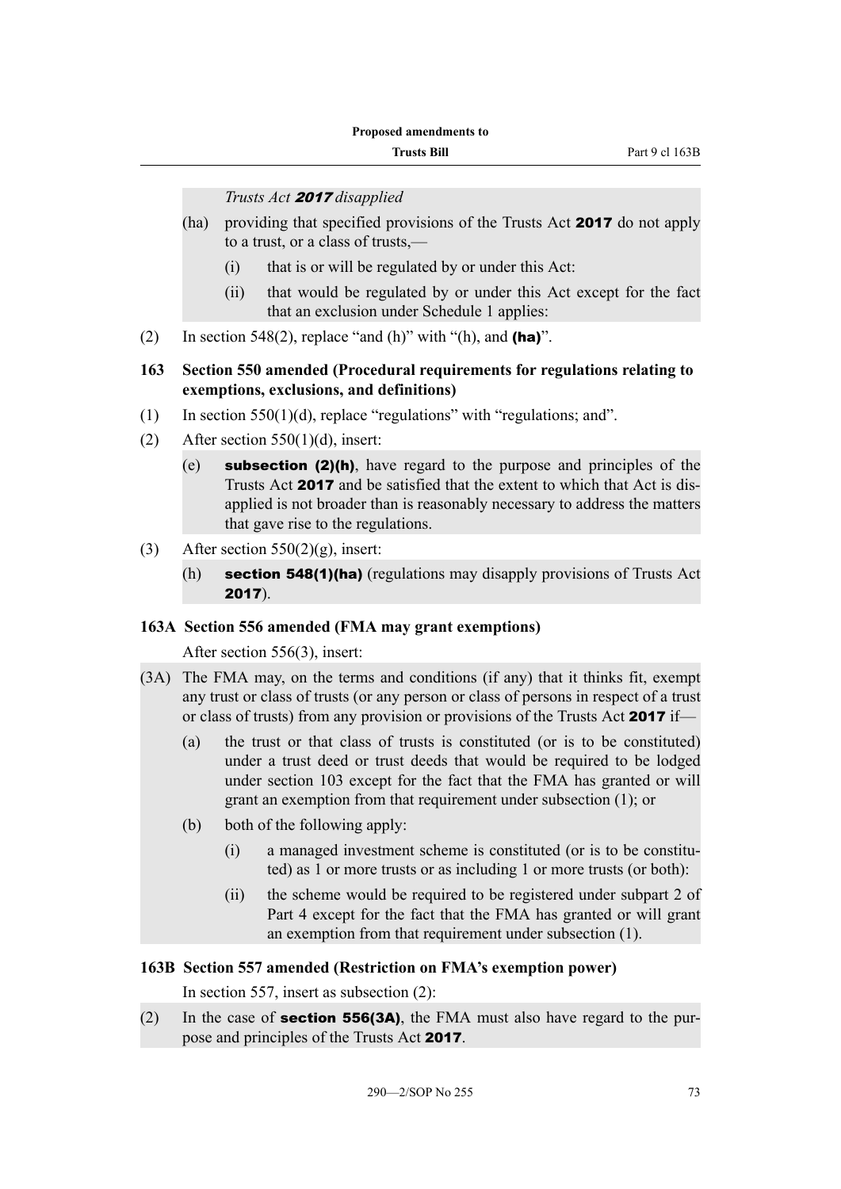*Trusts Act **2017** disapplied*

(ha) providing that specified provisions of the Trusts Act **2017** do not apply to a trust, or a class of trusts,—

(i) that is or will be regulated by or under this Act:

(ii) that would be regulated by or under this Act except for the fact that an exclusion under Schedule 1 applies:

(2) In section 548(2), replace "and (h)" with "(h), and **(ha)**".

**163 Section 550 amended (Procedural requirements for regulations relating to exemptions, exclusions, and definitions)**

(1) In section 550(1)(d), replace "regulations" with "regulations; and".

(2) After section 550(1)(d), insert:

(e) **subsection (2)(h)**, have regard to the purpose and principles of the Trusts Act **2017** and be satisfied that the extent to which that Act is disapplied is not broader than is reasonably necessary to address the matters that gave rise to the regulations.

(3) After section 550(2)(g), insert:

(h) **section 548(1)(ha)** (regulations may disapply provisions of Trusts Act **2017**).

**163A Section 556 amended (FMA may grant exemptions)**

After section 556(3), insert:

(3A) The FMA may, on the terms and conditions (if any) that it thinks fit, exempt any trust or class of trusts (or any person or class of persons in respect of a trust or class of trusts) from any provision or provisions of the Trusts Act **2017** if—

(a) the trust or that class of trusts is constituted (or is to be constituted) under a trust deed or trust deeds that would be required to be lodged under section 103 except for the fact that the FMA has granted or will grant an exemption from that requirement under subsection (1); or

(b) both of the following apply:

(i) a managed investment scheme is constituted (or is to be constituted) as 1 or more trusts or as including 1 or more trusts (or both):

(ii) the scheme would be required to be registered under subpart 2 of Part 4 except for the fact that the FMA has granted or will grant an exemption from that requirement under subsection (1).

**163B Section 557 amended (Restriction on FMA's exemption power)**

In section 557, insert as subsection (2):

(2) In the case of **section 556(3A)**, the FMA must also have regard to the purpose and principles of the Trusts Act **2017**.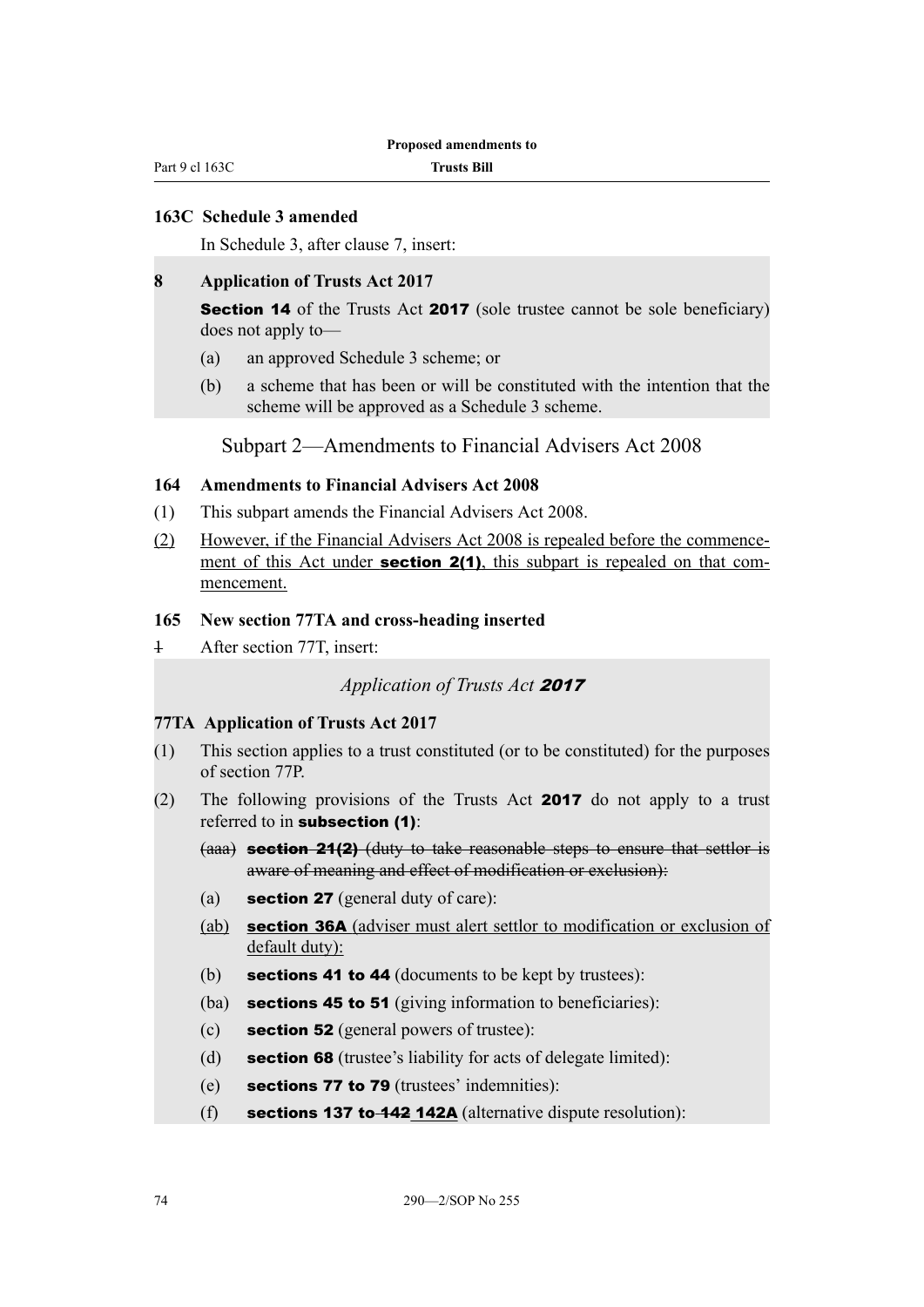### 163C Schedule 3 amended

In Schedule 3, after clause 7, insert:

**8 Application of Trusts Act 2017**

**Section 14** of the Trusts Act **2017** (sole trustee cannot be sole beneficiary) does not apply to—

(a) an approved Schedule 3 scheme; or

(b) a scheme that has been or will be constituted with the intention that the scheme will be approved as a Schedule 3 scheme.

## Subpart 2—Amendments to Financial Advisers Act 2008

### 164 Amendments to Financial Advisers Act 2008

(1) This subpart amends the Financial Advisers Act 2008.

(2) However, if the Financial Advisers Act 2008 is repealed before the commencement of this Act under **section 2(1)**, this subpart is repealed on that commencement.

### 165 New section 77TA and cross-heading inserted

~~1~~ After section 77T, insert:

*Application of Trusts Act* ***2017***

**77TA Application of Trusts Act 2017**

(1) This section applies to a trust constituted (or to be constituted) for the purposes of section 77P.

(2) The following provisions of the Trusts Act **2017** do not apply to a trust referred to in **subsection (1)**:

~~(aaa) **section 21(2)** (duty to take reasonable steps to ensure that settlor is aware of meaning and effect of modification or exclusion):~~

(a) **section 27** (general duty of care):

(ab) **section 36A** (adviser must alert settlor to modification or exclusion of default duty):

(b) **sections 41 to 44** (documents to be kept by trustees):

(ba) **sections 45 to 51** (giving information to beneficiaries):

(c) **section 52** (general powers of trustee):

(d) **section 68** (trustee's liability for acts of delegate limited):

(e) **sections 77 to 79** (trustees' indemnities):

(f) **sections 137 to ~~142~~ 142A** (alternative dispute resolution):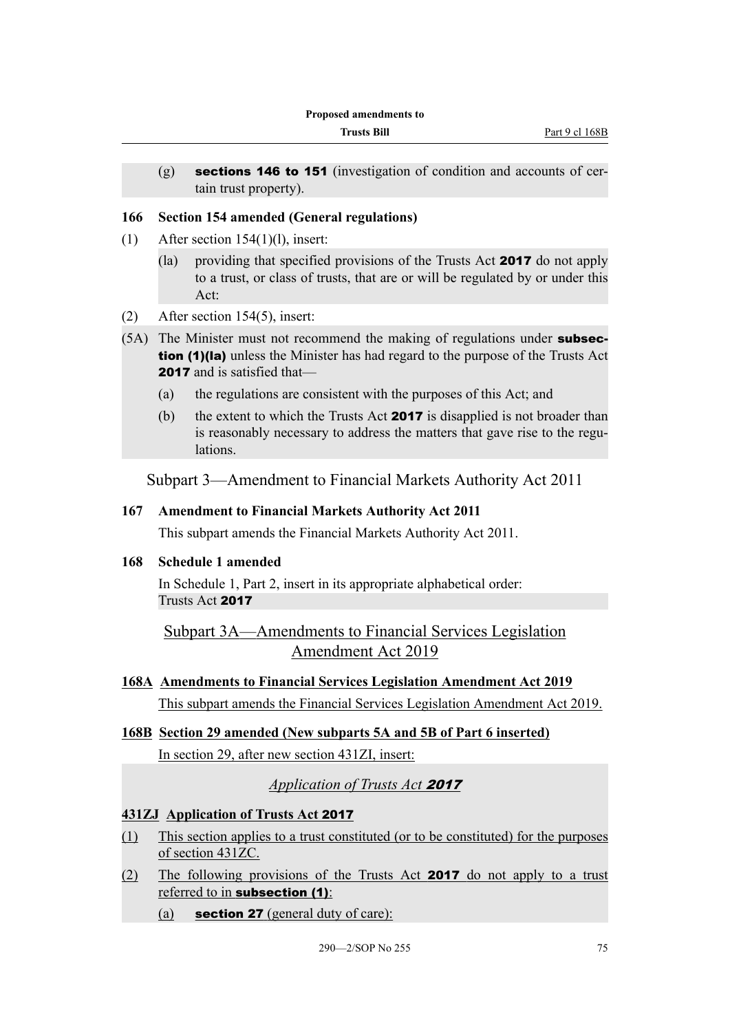(g) **sections 146 to 151** (investigation of condition and accounts of certain trust property).

**166 Section 154 amended (General regulations)**

(1) After section 154(1)(l), insert:

(la) providing that specified provisions of the Trusts Act **2017** do not apply to a trust, or class of trusts, that are or will be regulated by or under this Act:

(2) After section 154(5), insert:

(5A) The Minister must not recommend the making of regulations under **subsection (1)(la)** unless the Minister has had regard to the purpose of the Trusts Act **2017** and is satisfied that—

(a) the regulations are consistent with the purposes of this Act; and

(b) the extent to which the Trusts Act **2017** is disapplied is not broader than is reasonably necessary to address the matters that gave rise to the regulations.

## Subpart 3—Amendment to Financial Markets Authority Act 2011

**167 Amendment to Financial Markets Authority Act 2011**

This subpart amends the Financial Markets Authority Act 2011.

**168 Schedule 1 amended**

In Schedule 1, Part 2, insert in its appropriate alphabetical order:
Trusts Act **2017**

## Subpart 3A—Amendments to Financial Services Legislation Amendment Act 2019

**168A Amendments to Financial Services Legislation Amendment Act 2019**

This subpart amends the Financial Services Legislation Amendment Act 2019.

**168B Section 29 amended (New subparts 5A and 5B of Part 6 inserted)**

In section 29, after new section 431ZI, insert:

*Application of Trusts Act **2017***

**431ZJ Application of Trusts Act 2017**

(1) This section applies to a trust constituted (or to be constituted) for the purposes of section 431ZC.

(2) The following provisions of the Trusts Act **2017** do not apply to a trust referred to in **subsection (1)**:

(a) **section 27** (general duty of care):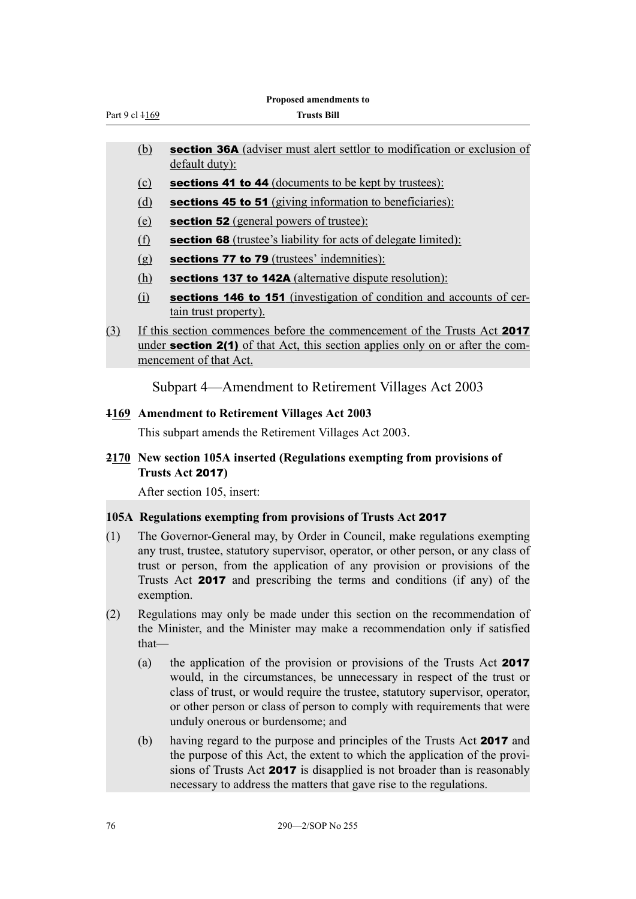(b) **section 36A** (adviser must alert settlor to modification or exclusion of default duty):

(c) **sections 41 to 44** (documents to be kept by trustees):

(d) **sections 45 to 51** (giving information to beneficiaries):

(e) **section 52** (general powers of trustee):

(f) **section 68** (trustee's liability for acts of delegate limited):

(g) **sections 77 to 79** (trustees' indemnities):

(h) **sections 137 to 142A** (alternative dispute resolution):

(i) **sections 146 to 151** (investigation of condition and accounts of certain trust property).

(3) If this section commences before the commencement of the Trusts Act **2017** under **section 2(1)** of that Act, this section applies only on or after the commencement of that Act.

## Subpart 4—Amendment to Retirement Villages Act 2003

**~~1~~169 Amendment to Retirement Villages Act 2003**

This subpart amends the Retirement Villages Act 2003.

**~~2~~170 New section 105A inserted (Regulations exempting from provisions of Trusts Act 2017)**

After section 105, insert:

**105A Regulations exempting from provisions of Trusts Act 2017**

(1) The Governor-General may, by Order in Council, make regulations exempting any trust, trustee, statutory supervisor, operator, or other person, or any class of trust or person, from the application of any provision or provisions of the Trusts Act **2017** and prescribing the terms and conditions (if any) of the exemption.

(2) Regulations may only be made under this section on the recommendation of the Minister, and the Minister may make a recommendation only if satisfied that—

(a) the application of the provision or provisions of the Trusts Act **2017** would, in the circumstances, be unnecessary in respect of the trust or class of trust, or would require the trustee, statutory supervisor, operator, or other person or class of person to comply with requirements that were unduly onerous or burdensome; and

(b) having regard to the purpose and principles of the Trusts Act **2017** and the purpose of this Act, the extent to which the application of the provisions of Trusts Act **2017** is disapplied is not broader than is reasonably necessary to address the matters that gave rise to the regulations.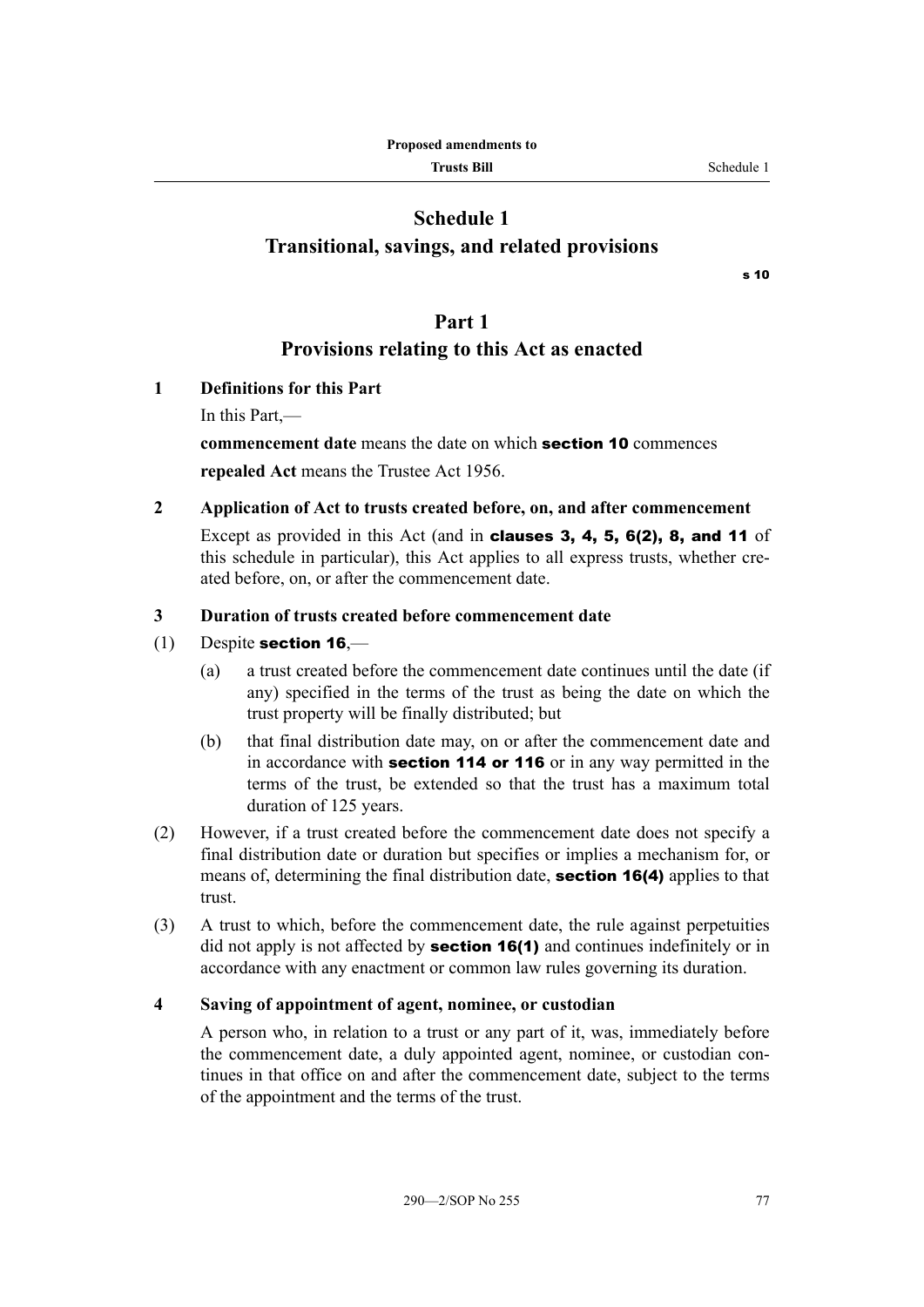# Schedule 1
# Transitional, savings, and related provisions

s 10

## Part 1
## Provisions relating to this Act as enacted

### 1 Definitions for this Part

In this Part,—

**commencement date** means the date on which **section 10** commences

**repealed Act** means the Trustee Act 1956.

### 2 Application of Act to trusts created before, on, and after commencement

Except as provided in this Act (and in **clauses 3, 4, 5, 6(2), 8, and 11** of this schedule in particular), this Act applies to all express trusts, whether created before, on, or after the commencement date.

### 3 Duration of trusts created before commencement date

(1) Despite **section 16**,—

(a) a trust created before the commencement date continues until the date (if any) specified in the terms of the trust as being the date on which the trust property will be finally distributed; but

(b) that final distribution date may, on or after the commencement date and in accordance with **section 114 or 116** or in any way permitted in the terms of the trust, be extended so that the trust has a maximum total duration of 125 years.

(2) However, if a trust created before the commencement date does not specify a final distribution date or duration but specifies or implies a mechanism for, or means of, determining the final distribution date, **section 16(4)** applies to that trust.

(3) A trust to which, before the commencement date, the rule against perpetuities did not apply is not affected by **section 16(1)** and continues indefinitely or in accordance with any enactment or common law rules governing its duration.

### 4 Saving of appointment of agent, nominee, or custodian

A person who, in relation to a trust or any part of it, was, immediately before the commencement date, a duly appointed agent, nominee, or custodian continues in that office on and after the commencement date, subject to the terms of the appointment and the terms of the trust.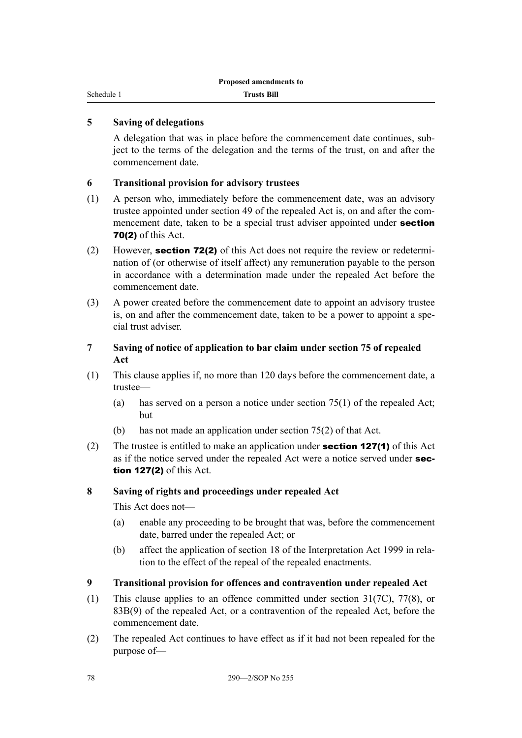### 5 Saving of delegations

A delegation that was in place before the commencement date continues, subject to the terms of the delegation and the terms of the trust, on and after the commencement date.

### 6 Transitional provision for advisory trustees

(1) A person who, immediately before the commencement date, was an advisory trustee appointed under section 49 of the repealed Act is, on and after the commencement date, taken to be a special trust adviser appointed under **section 70(2)** of this Act.

(2) However, **section 72(2)** of this Act does not require the review or redetermination of (or otherwise of itself affect) any remuneration payable to the person in accordance with a determination made under the repealed Act before the commencement date.

(3) A power created before the commencement date to appoint an advisory trustee is, on and after the commencement date, taken to be a power to appoint a special trust adviser.

### 7 Saving of notice of application to bar claim under section 75 of repealed Act

(1) This clause applies if, no more than 120 days before the commencement date, a trustee—

(a) has served on a person a notice under section 75(1) of the repealed Act; but

(b) has not made an application under section 75(2) of that Act.

(2) The trustee is entitled to make an application under **section 127(1)** of this Act as if the notice served under the repealed Act were a notice served under **section 127(2)** of this Act.

### 8 Saving of rights and proceedings under repealed Act

This Act does not—

(a) enable any proceeding to be brought that was, before the commencement date, barred under the repealed Act; or

(b) affect the application of section 18 of the Interpretation Act 1999 in relation to the effect of the repeal of the repealed enactments.

### 9 Transitional provision for offences and contravention under repealed Act

(1) This clause applies to an offence committed under section 31(7C), 77(8), or 83B(9) of the repealed Act, or a contravention of the repealed Act, before the commencement date.

(2) The repealed Act continues to have effect as if it had not been repealed for the purpose of—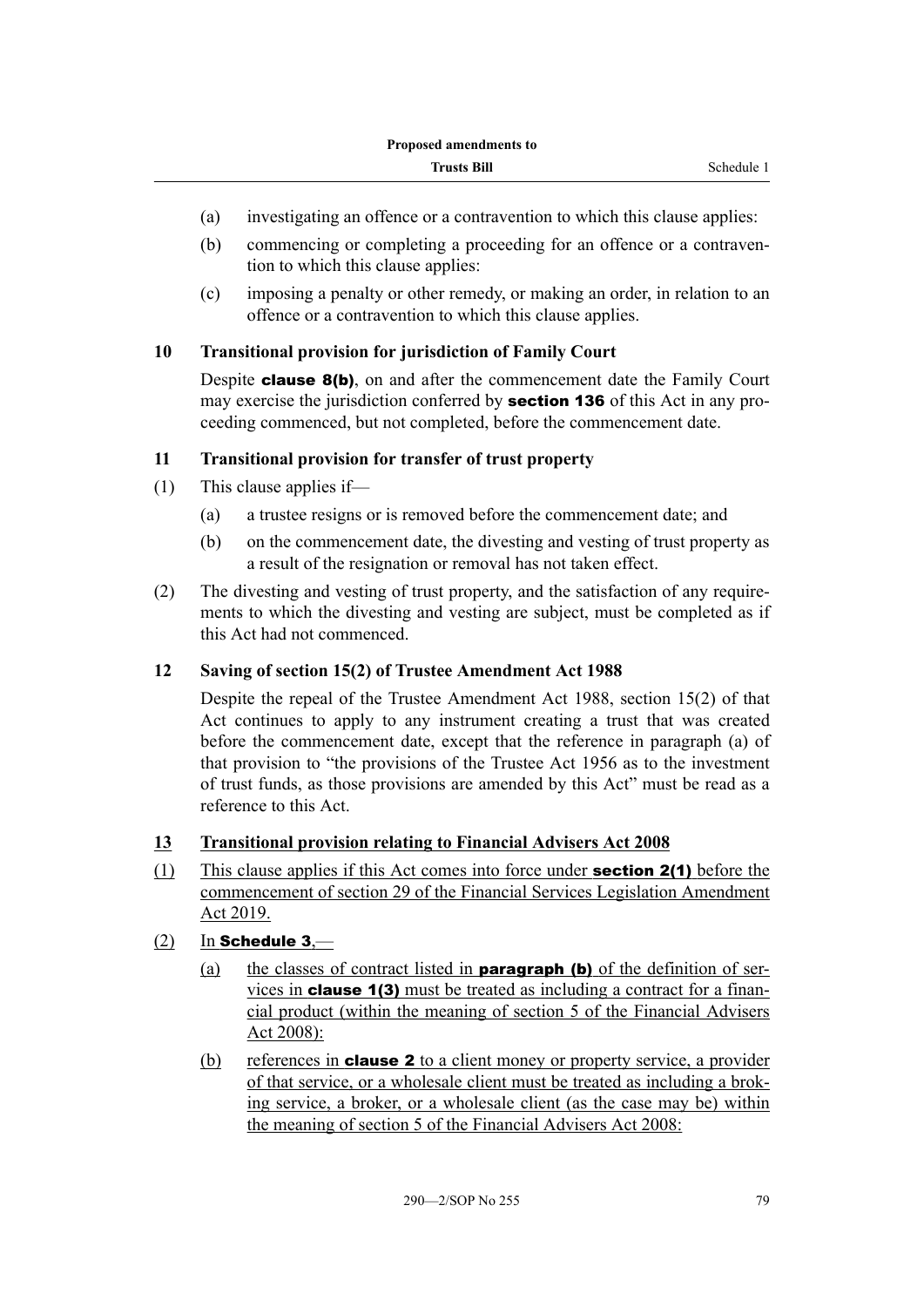(a) investigating an offence or a contravention to which this clause applies:

(b) commencing or completing a proceeding for an offence or a contravention to which this clause applies:

(c) imposing a penalty or other remedy, or making an order, in relation to an offence or a contravention to which this clause applies.

### 10 Transitional provision for jurisdiction of Family Court

Despite **clause 8(b)**, on and after the commencement date the Family Court may exercise the jurisdiction conferred by **section 136** of this Act in any proceeding commenced, but not completed, before the commencement date.

### 11 Transitional provision for transfer of trust property

(1) This clause applies if—

(a) a trustee resigns or is removed before the commencement date; and

(b) on the commencement date, the divesting and vesting of trust property as a result of the resignation or removal has not taken effect.

(2) The divesting and vesting of trust property, and the satisfaction of any requirements to which the divesting and vesting are subject, must be completed as if this Act had not commenced.

### 12 Saving of section 15(2) of Trustee Amendment Act 1988

Despite the repeal of the Trustee Amendment Act 1988, section 15(2) of that Act continues to apply to any instrument creating a trust that was created before the commencement date, except that the reference in paragraph (a) of that provision to "the provisions of the Trustee Act 1956 as to the investment of trust funds, as those provisions are amended by this Act" must be read as a reference to this Act.

### 13 Transitional provision relating to Financial Advisers Act 2008

(1) This clause applies if this Act comes into force under **section 2(1)** before the commencement of section 29 of the Financial Services Legislation Amendment Act 2019.

(2) In **Schedule 3**,—

(a) the classes of contract listed in **paragraph (b)** of the definition of services in **clause 1(3)** must be treated as including a contract for a financial product (within the meaning of section 5 of the Financial Advisers Act 2008):

(b) references in **clause 2** to a client money or property service, a provider of that service, or a wholesale client must be treated as including a broking service, a broker, or a wholesale client (as the case may be) within the meaning of section 5 of the Financial Advisers Act 2008: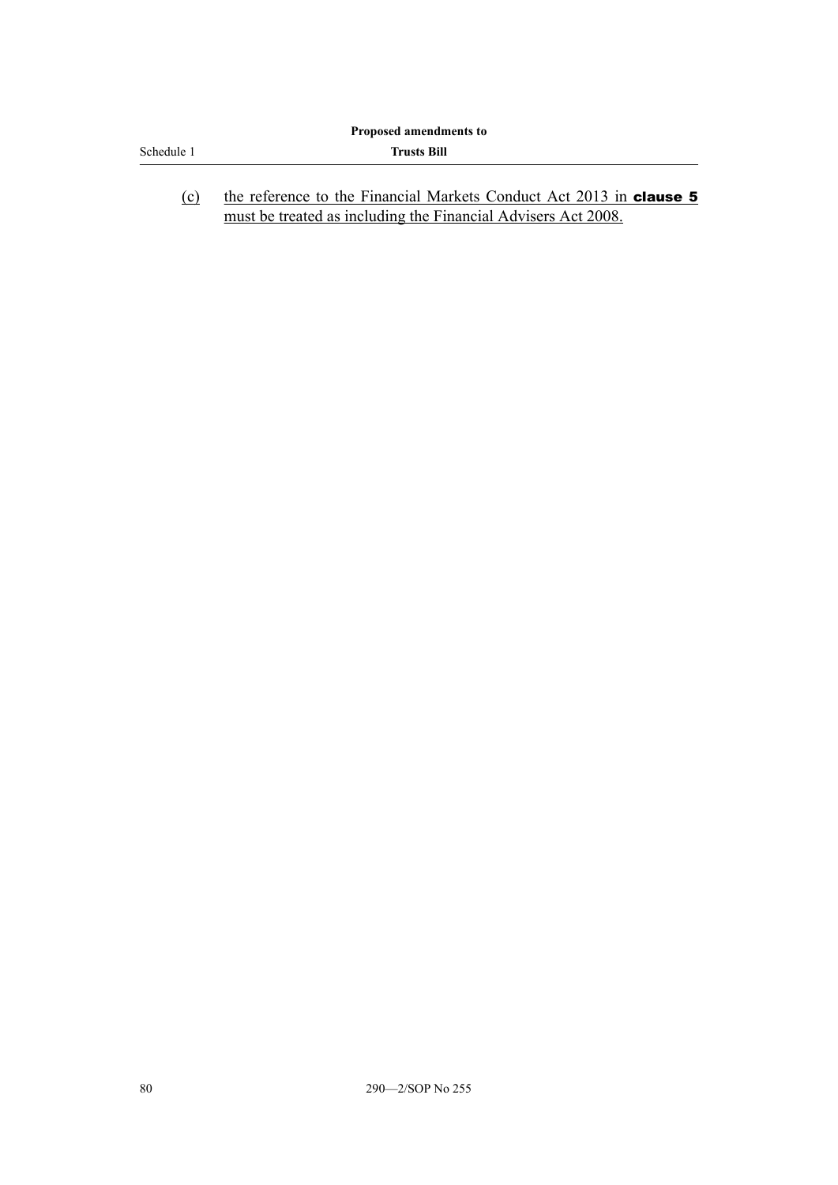(c) the reference to the Financial Markets Conduct Act 2013 in **clause 5** must be treated as including the Financial Advisers Act 2008.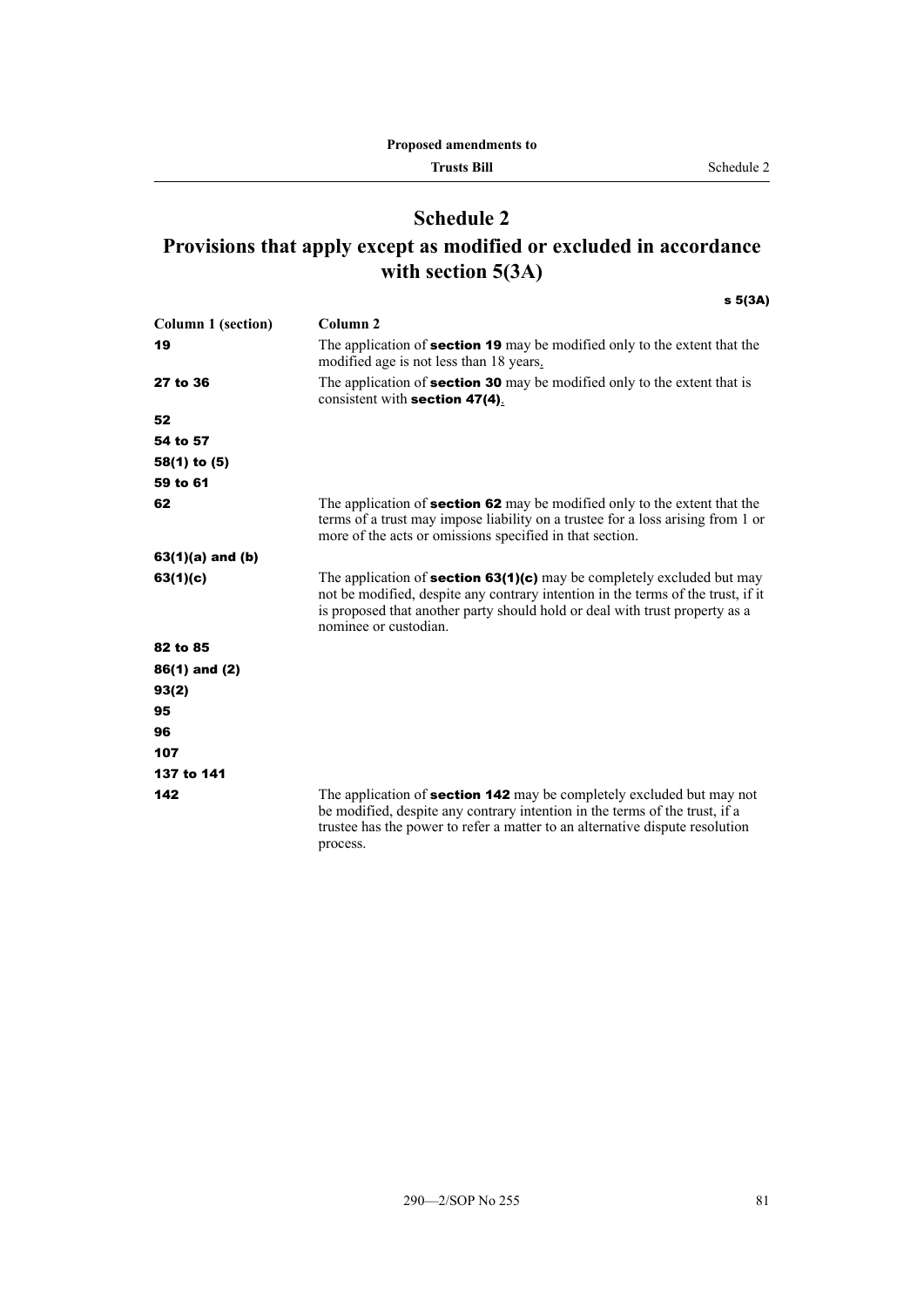# Schedule 2

## Provisions that apply except as modified or excluded in accordance with section 5(3A)

**s 5(3A)**

| Column 1 (section) | Column 2 |
|---|---|
| **19** | The application of **section 19** may be modified only to the extent that the modified age is not less than 18 years. |
| **27 to 36** | The application of **section 30** may be modified only to the extent that is consistent with **section 47(4)**. |
| **52** | |
| **54 to 57** | |
| **58(1) to (5)** | |
| **59 to 61** | |
| **62** | The application of **section 62** may be modified only to the extent that the terms of a trust may impose liability on a trustee for a loss arising from 1 or more of the acts or omissions specified in that section. |
| **63(1)(a) and (b)** | |
| **63(1)(c)** | The application of **section 63(1)(c)** may be completely excluded but may not be modified, despite any contrary intention in the terms of the trust, if it is proposed that another party should hold or deal with trust property as a nominee or custodian. |
| **82 to 85** | |
| **86(1) and (2)** | |
| **93(2)** | |
| **95** | |
| **96** | |
| **107** | |
| **137 to 141** | |
| **142** | The application of **section 142** may be completely excluded but may not be modified, despite any contrary intention in the terms of the trust, if a trustee has the power to refer a matter to an alternative dispute resolution process. |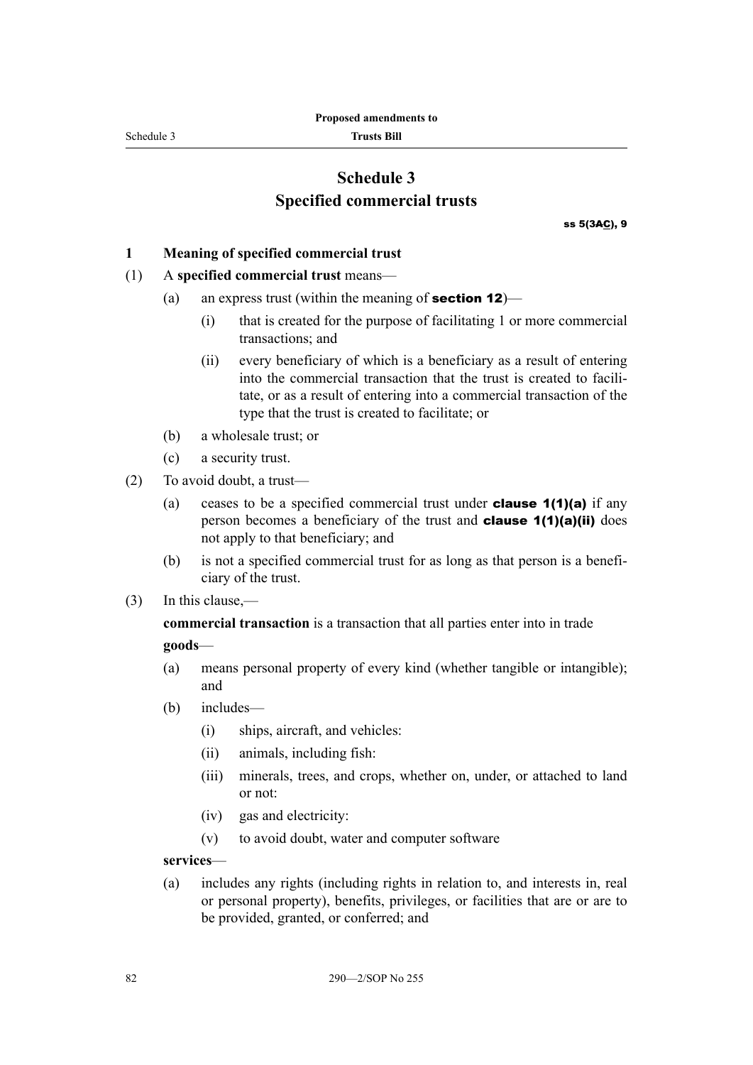# Schedule 3
## Specified commercial trusts

ss 5(3AC), 9

### 1 Meaning of specified commercial trust

(1) A **specified commercial trust** means—

(a) an express trust (within the meaning of **section 12**)—

(i) that is created for the purpose of facilitating 1 or more commercial transactions; and

(ii) every beneficiary of which is a beneficiary as a result of entering into the commercial transaction that the trust is created to facilitate, or as a result of entering into a commercial transaction of the type that the trust is created to facilitate; or

(b) a wholesale trust; or

(c) a security trust.

(2) To avoid doubt, a trust—

(a) ceases to be a specified commercial trust under **clause 1(1)(a)** if any person becomes a beneficiary of the trust and **clause 1(1)(a)(ii)** does not apply to that beneficiary; and

(b) is not a specified commercial trust for as long as that person is a beneficiary of the trust.

(3) In this clause,—

**commercial transaction** is a transaction that all parties enter into in trade

**goods**—

(a) means personal property of every kind (whether tangible or intangible); and

(b) includes—

(i) ships, aircraft, and vehicles:

(ii) animals, including fish:

(iii) minerals, trees, and crops, whether on, under, or attached to land or not:

(iv) gas and electricity:

(v) to avoid doubt, water and computer software

**services**—

(a) includes any rights (including rights in relation to, and interests in, real or personal property), benefits, privileges, or facilities that are or are to be provided, granted, or conferred; and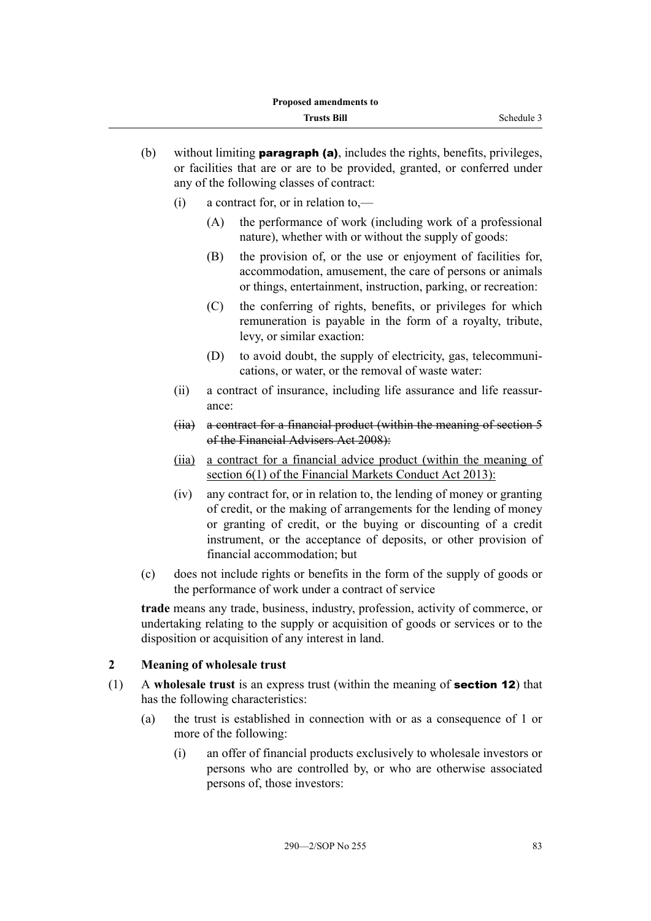(b) without limiting **paragraph (a)**, includes the rights, benefits, privileges, or facilities that are or are to be provided, granted, or conferred under any of the following classes of contract:

  (i) a contract for, or in relation to,—

    (A) the performance of work (including work of a professional nature), whether with or without the supply of goods:

    (B) the provision of, or the use or enjoyment of facilities for, accommodation, amusement, the care of persons or animals or things, entertainment, instruction, parking, or recreation:

    (C) the conferring of rights, benefits, or privileges for which remuneration is payable in the form of a royalty, tribute, levy, or similar exaction:

    (D) to avoid doubt, the supply of electricity, gas, telecommunications, or water, or the removal of waste water:

  (ii) a contract of insurance, including life assurance and life reassurance:

  ~~(iia) a contract for a financial product (within the meaning of section 5 of the Financial Advisers Act 2008):~~

  <u>(iia) a contract for a financial advice product (within the meaning of section 6(1) of the Financial Markets Conduct Act 2013):</u>

  (iv) any contract for, or in relation to, the lending of money or granting of credit, or the making of arrangements for the lending of money or granting of credit, or the buying or discounting of a credit instrument, or the acceptance of deposits, or other provision of financial accommodation; but

(c) does not include rights or benefits in the form of the supply of goods or the performance of work under a contract of service

**trade** means any trade, business, industry, profession, activity of commerce, or undertaking relating to the supply or acquisition of goods or services or to the disposition or acquisition of any interest in land.

### 2 Meaning of wholesale trust

(1) A **wholesale trust** is an express trust (within the meaning of **section 12**) that has the following characteristics:

  (a) the trust is established in connection with or as a consequence of 1 or more of the following:

    (i) an offer of financial products exclusively to wholesale investors or persons who are controlled by, or who are otherwise associated persons of, those investors: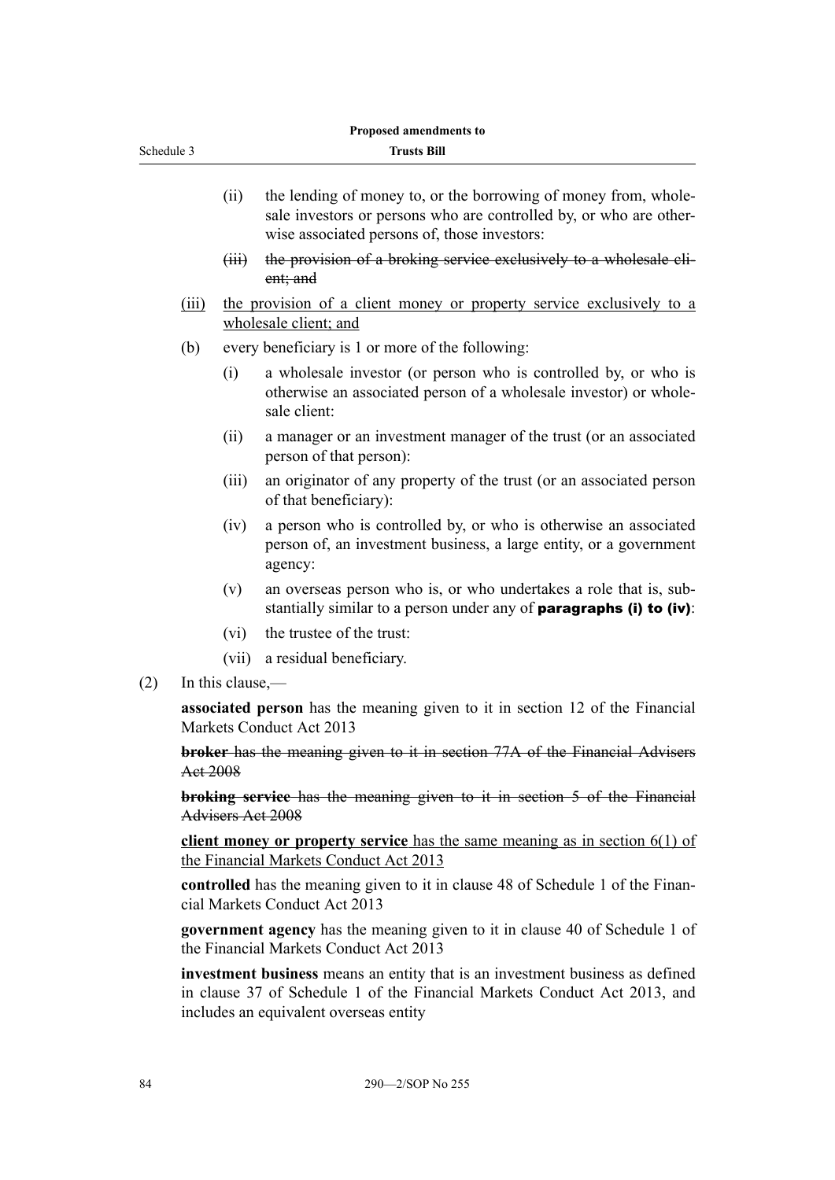(ii) the lending of money to, or the borrowing of money from, wholesale investors or persons who are controlled by, or who are otherwise associated persons of, those investors:

~~(iii) the provision of a broking service exclusively to a wholesale client; and~~

<u>(iii) the provision of a client money or property service exclusively to a wholesale client; and</u>

(b) every beneficiary is 1 or more of the following:

(i) a wholesale investor (or person who is controlled by, or who is otherwise an associated person of a wholesale investor) or wholesale client:

(ii) a manager or an investment manager of the trust (or an associated person of that person):

(iii) an originator of any property of the trust (or an associated person of that beneficiary):

(iv) a person who is controlled by, or who is otherwise an associated person of, an investment business, a large entity, or a government agency:

(v) an overseas person who is, or who undertakes a role that is, substantially similar to a person under any of **paragraphs (i) to (iv)**:

(vi) the trustee of the trust:

(vii) a residual beneficiary.

(2) In this clause,—

**associated person** has the meaning given to it in section 12 of the Financial Markets Conduct Act 2013

~~**broker** has the meaning given to it in section 77A of the Financial Advisers Act 2008~~

~~**broking service** has the meaning given to it in section 5 of the Financial Advisers Act 2008~~

<u>**client money or property service** has the same meaning as in section 6(1) of the Financial Markets Conduct Act 2013</u>

**controlled** has the meaning given to it in clause 48 of Schedule 1 of the Financial Markets Conduct Act 2013

**government agency** has the meaning given to it in clause 40 of Schedule 1 of the Financial Markets Conduct Act 2013

**investment business** means an entity that is an investment business as defined in clause 37 of Schedule 1 of the Financial Markets Conduct Act 2013, and includes an equivalent overseas entity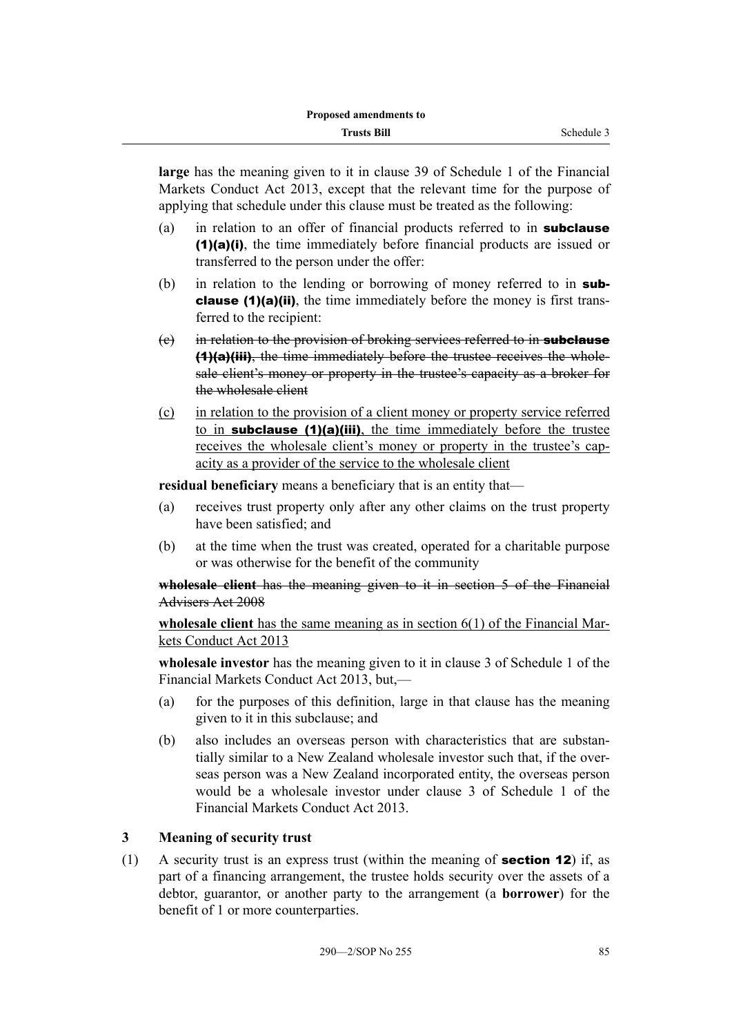**large** has the meaning given to it in clause 39 of Schedule 1 of the Financial Markets Conduct Act 2013, except that the relevant time for the purpose of applying that schedule under this clause must be treated as the following:

(a) in relation to an offer of financial products referred to in **subclause (1)(a)(i)**, the time immediately before financial products are issued or transferred to the person under the offer:

(b) in relation to the lending or borrowing of money referred to in **subclause (1)(a)(ii)**, the time immediately before the money is first transferred to the recipient:

~~(c) in relation to the provision of broking services referred to in **subclause (1)(a)(iii)**, the time immediately before the trustee receives the wholesale client's money or property in the trustee's capacity as a broker for the wholesale client~~

<u>(c) in relation to the provision of a client money or property service referred to in **subclause (1)(a)(iii)**, the time immediately before the trustee receives the wholesale client's money or property in the trustee's capacity as a provider of the service to the wholesale client</u>

**residual beneficiary** means a beneficiary that is an entity that—

(a) receives trust property only after any other claims on the trust property have been satisfied; and

(b) at the time when the trust was created, operated for a charitable purpose or was otherwise for the benefit of the community

~~**wholesale client** has the meaning given to it in section 5 of the Financial Advisers Act 2008~~

<u>**wholesale client** has the same meaning as in section 6(1) of the Financial Markets Conduct Act 2013</u>

**wholesale investor** has the meaning given to it in clause 3 of Schedule 1 of the Financial Markets Conduct Act 2013, but,—

(a) for the purposes of this definition, large in that clause has the meaning given to it in this subclause; and

(b) also includes an overseas person with characteristics that are substantially similar to a New Zealand wholesale investor such that, if the overseas person was a New Zealand incorporated entity, the overseas person would be a wholesale investor under clause 3 of Schedule 1 of the Financial Markets Conduct Act 2013.

### 3 Meaning of security trust

(1) A security trust is an express trust (within the meaning of **section 12**) if, as part of a financing arrangement, the trustee holds security over the assets of a debtor, guarantor, or another party to the arrangement (a **borrower**) for the benefit of 1 or more counterparties.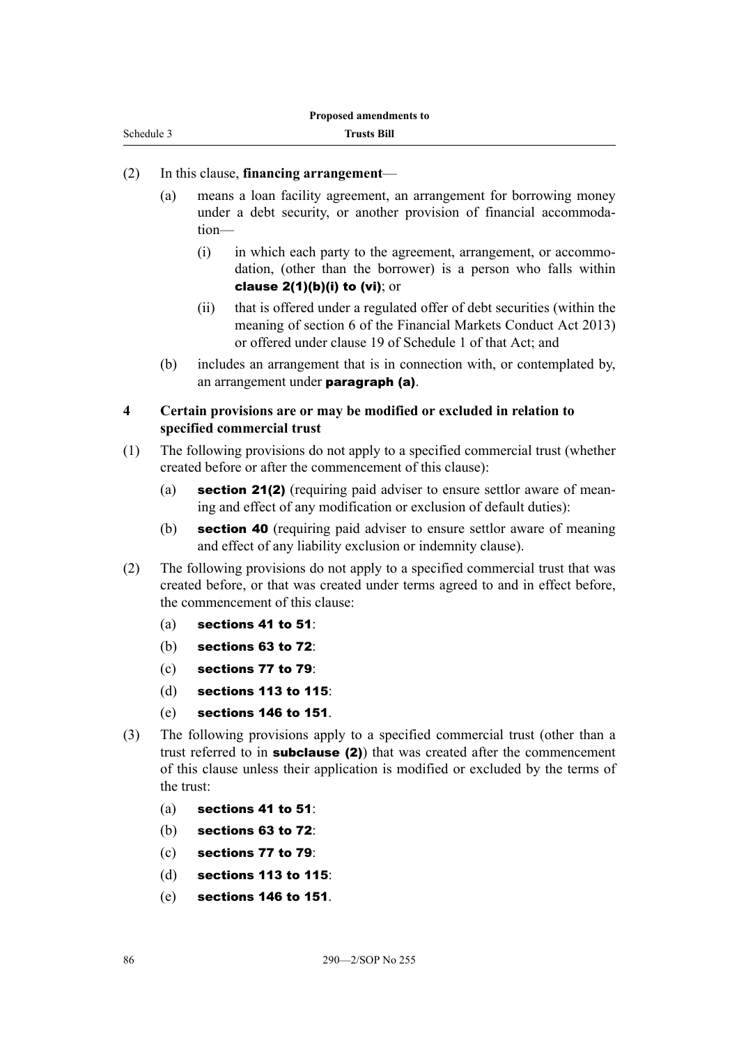(2) In this clause, **financing arrangement**—

(a) means a loan facility agreement, an arrangement for borrowing money under a debt security, or another provision of financial accommodation—

(i) in which each party to the agreement, arrangement, or accommodation, (other than the borrower) is a person who falls within **clause 2(1)(b)(i) to (vi)**; or

(ii) that is offered under a regulated offer of debt securities (within the meaning of section 6 of the Financial Markets Conduct Act 2013) or offered under clause 19 of Schedule 1 of that Act; and

(b) includes an arrangement that is in connection with, or contemplated by, an arrangement under **paragraph (a)**.

**4 Certain provisions are or may be modified or excluded in relation to specified commercial trust**

(1) The following provisions do not apply to a specified commercial trust (whether created before or after the commencement of this clause):

(a) **section 21(2)** (requiring paid adviser to ensure settlor aware of meaning and effect of any modification or exclusion of default duties):

(b) **section 40** (requiring paid adviser to ensure settlor aware of meaning and effect of any liability exclusion or indemnity clause).

(2) The following provisions do not apply to a specified commercial trust that was created before, or that was created under terms agreed to and in effect before, the commencement of this clause:

(a) **sections 41 to 51**:

(b) **sections 63 to 72**:

(c) **sections 77 to 79**:

(d) **sections 113 to 115**:

(e) **sections 146 to 151**.

(3) The following provisions apply to a specified commercial trust (other than a trust referred to in **subclause (2)**) that was created after the commencement of this clause unless their application is modified or excluded by the terms of the trust:

(a) **sections 41 to 51**:

(b) **sections 63 to 72**:

(c) **sections 77 to 79**:

(d) **sections 113 to 115**:

(e) **sections 146 to 151**.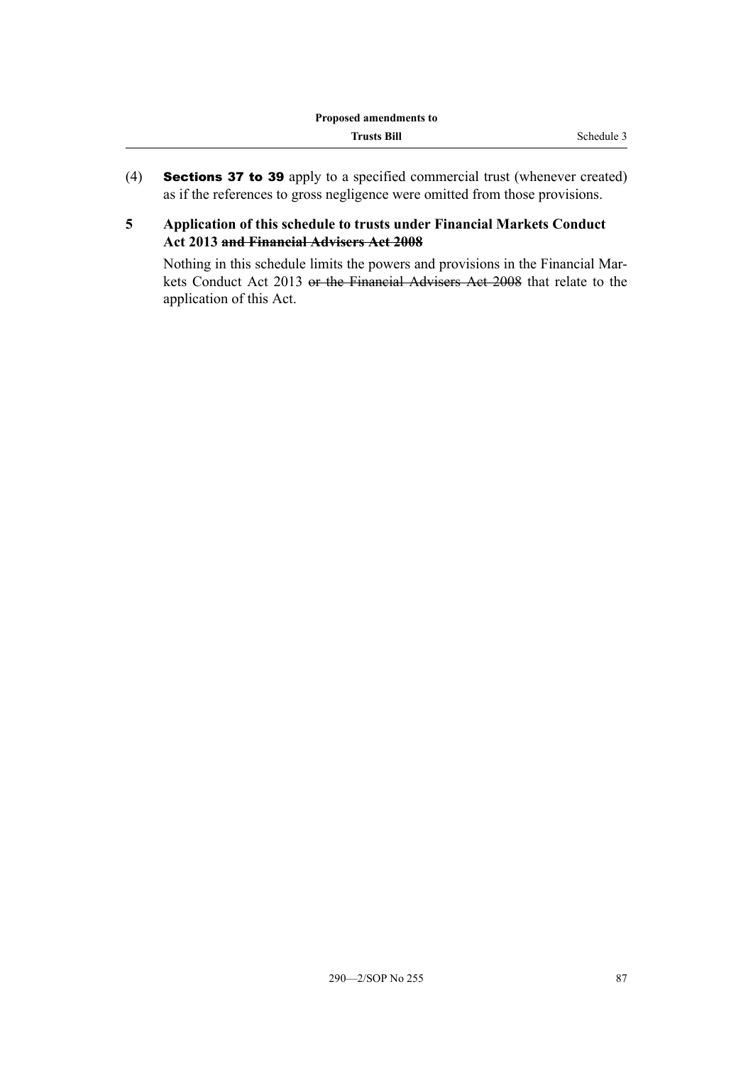(4) **Sections 37 to 39** apply to a specified commercial trust (whenever created) as if the references to gross negligence were omitted from those provisions.

### 5 Application of this schedule to trusts under Financial Markets Conduct Act 2013 ~~and Financial Advisers Act 2008~~

Nothing in this schedule limits the powers and provisions in the Financial Markets Conduct Act 2013 ~~or the Financial Advisers Act 2008~~ that relate to the application of this Act.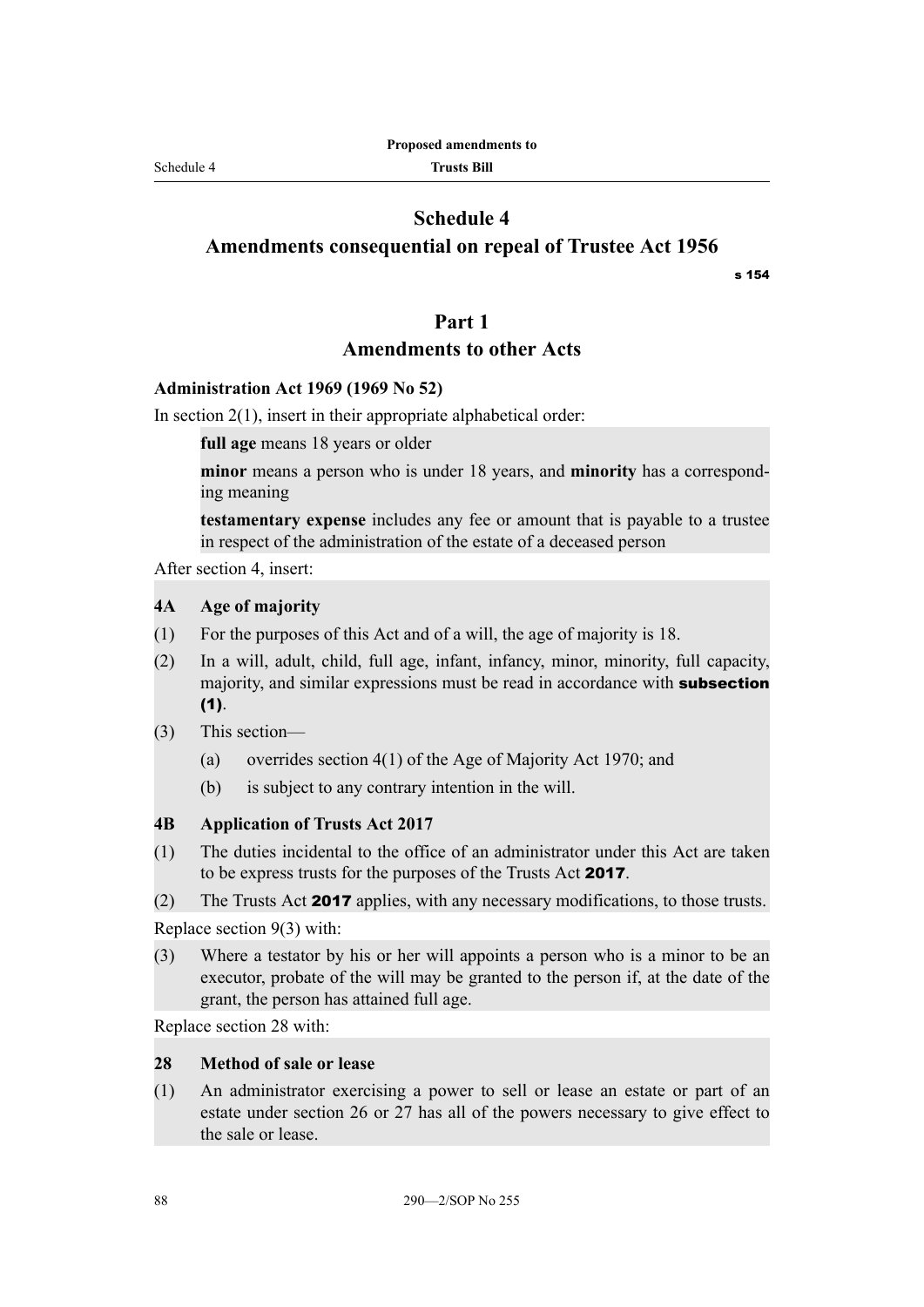# Schedule 4
## Amendments consequential on repeal of Trustee Act 1956

s 154

# Part 1
## Amendments to other Acts

### Administration Act 1969 (1969 No 52)

In section 2(1), insert in their appropriate alphabetical order:

> **full age** means 18 years or older
>
> **minor** means a person who is under 18 years, and **minority** has a corresponding meaning
>
> **testamentary expense** includes any fee or amount that is payable to a trustee in respect of the administration of the estate of a deceased person

After section 4, insert:

> **4A Age of majority**
>
> (1) For the purposes of this Act and of a will, the age of majority is 18.
>
> (2) In a will, adult, child, full age, infant, infancy, minor, minority, full capacity, majority, and similar expressions must be read in accordance with **subsection (1)**.
>
> (3) This section—
>
> (a) overrides section 4(1) of the Age of Majority Act 1970; and
>
> (b) is subject to any contrary intention in the will.
>
> **4B Application of Trusts Act 2017**
>
> (1) The duties incidental to the office of an administrator under this Act are taken to be express trusts for the purposes of the Trusts Act **2017**.
>
> (2) The Trusts Act **2017** applies, with any necessary modifications, to those trusts.

Replace section 9(3) with:

> (3) Where a testator by his or her will appoints a person who is a minor to be an executor, probate of the will may be granted to the person if, at the date of the grant, the person has attained full age.

Replace section 28 with:

> **28 Method of sale or lease**
>
> (1) An administrator exercising a power to sell or lease an estate or part of an estate under section 26 or 27 has all of the powers necessary to give effect to the sale or lease.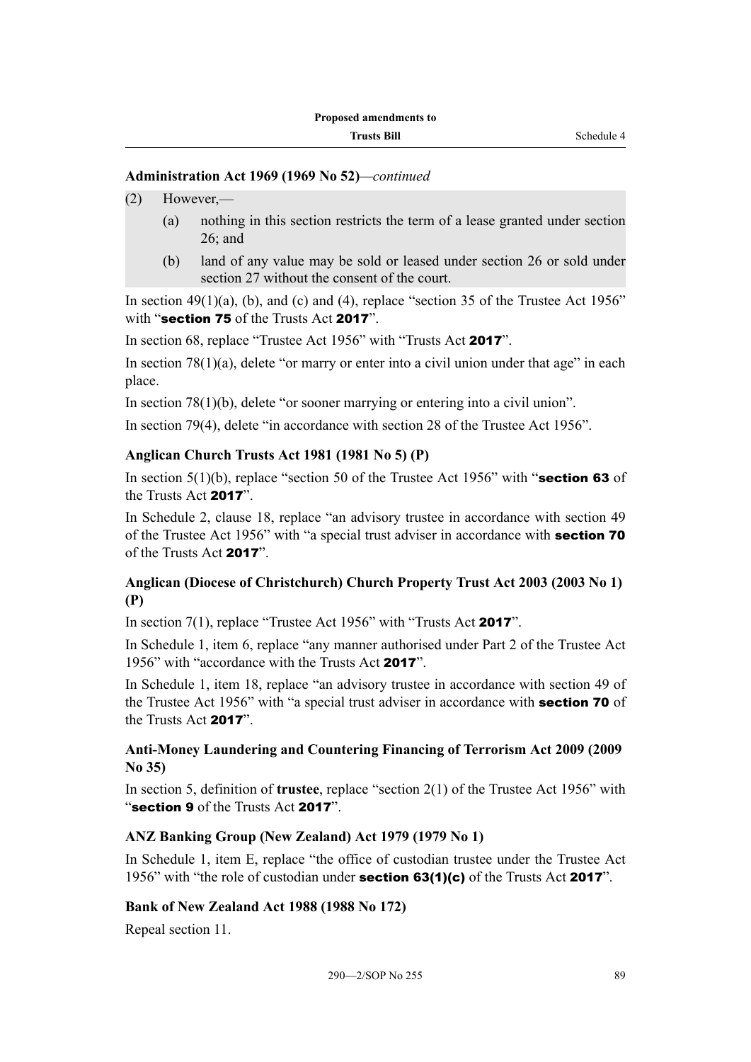**Administration Act 1969 (1969 No 52)**—*continued*

(2) However,—

(a) nothing in this section restricts the term of a lease granted under section 26; and

(b) land of any value may be sold or leased under section 26 or sold under section 27 without the consent of the court.

In section 49(1)(a), (b), and (c) and (4), replace "section 35 of the Trustee Act 1956" with "**section 75** of the Trusts Act **2017**".

In section 68, replace "Trustee Act 1956" with "Trusts Act **2017**".

In section 78(1)(a), delete "or marry or enter into a civil union under that age" in each place.

In section 78(1)(b), delete "or sooner marrying or entering into a civil union".

In section 79(4), delete "in accordance with section 28 of the Trustee Act 1956".

**Anglican Church Trusts Act 1981 (1981 No 5) (P)**

In section 5(1)(b), replace "section 50 of the Trustee Act 1956" with "**section 63** of the Trusts Act **2017**".

In Schedule 2, clause 18, replace "an advisory trustee in accordance with section 49 of the Trustee Act 1956" with "a special trust adviser in accordance with **section 70** of the Trusts Act **2017**".

**Anglican (Diocese of Christchurch) Church Property Trust Act 2003 (2003 No 1) (P)**

In section 7(1), replace "Trustee Act 1956" with "Trusts Act **2017**".

In Schedule 1, item 6, replace "any manner authorised under Part 2 of the Trustee Act 1956" with "accordance with the Trusts Act **2017**".

In Schedule 1, item 18, replace "an advisory trustee in accordance with section 49 of the Trustee Act 1956" with "a special trust adviser in accordance with **section 70** of the Trusts Act **2017**".

**Anti-Money Laundering and Countering Financing of Terrorism Act 2009 (2009 No 35)**

In section 5, definition of **trustee**, replace "section 2(1) of the Trustee Act 1956" with "**section 9** of the Trusts Act **2017**".

**ANZ Banking Group (New Zealand) Act 1979 (1979 No 1)**

In Schedule 1, item E, replace "the office of custodian trustee under the Trustee Act 1956" with "the role of custodian under **section 63(1)(c)** of the Trusts Act **2017**".

**Bank of New Zealand Act 1988 (1988 No 172)**

Repeal section 11.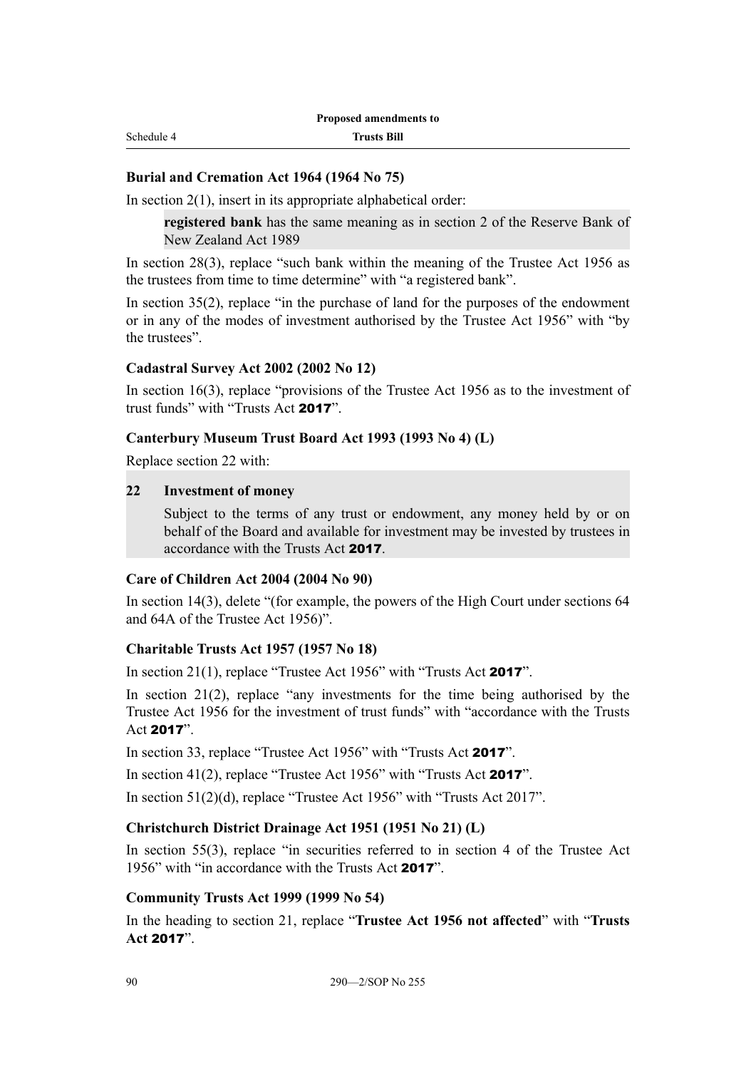### Burial and Cremation Act 1964 (1964 No 75)

In section 2(1), insert in its appropriate alphabetical order:

> **registered bank** has the same meaning as in section 2 of the Reserve Bank of New Zealand Act 1989

In section 28(3), replace "such bank within the meaning of the Trustee Act 1956 as the trustees from time to time determine" with "a registered bank".

In section 35(2), replace "in the purchase of land for the purposes of the endowment or in any of the modes of investment authorised by the Trustee Act 1956" with "by the trustees".

### Cadastral Survey Act 2002 (2002 No 12)

In section 16(3), replace "provisions of the Trustee Act 1956 as to the investment of trust funds" with "Trusts Act **2017**".

### Canterbury Museum Trust Board Act 1993 (1993 No 4) (L)

Replace section 22 with:

> **22 Investment of money**
>
> Subject to the terms of any trust or endowment, any money held by or on behalf of the Board and available for investment may be invested by trustees in accordance with the Trusts Act **2017**.

### Care of Children Act 2004 (2004 No 90)

In section 14(3), delete "(for example, the powers of the High Court under sections 64 and 64A of the Trustee Act 1956)".

### Charitable Trusts Act 1957 (1957 No 18)

In section 21(1), replace "Trustee Act 1956" with "Trusts Act **2017**".

In section 21(2), replace "any investments for the time being authorised by the Trustee Act 1956 for the investment of trust funds" with "accordance with the Trusts Act **2017**".

In section 33, replace "Trustee Act 1956" with "Trusts Act **2017**".

In section 41(2), replace "Trustee Act 1956" with "Trusts Act **2017**".

In section 51(2)(d), replace "Trustee Act 1956" with "Trusts Act 2017".

### Christchurch District Drainage Act 1951 (1951 No 21) (L)

In section 55(3), replace "in securities referred to in section 4 of the Trustee Act 1956" with "in accordance with the Trusts Act **2017**".

### Community Trusts Act 1999 (1999 No 54)

In the heading to section 21, replace "**Trustee Act 1956 not affected**" with "**Trusts Act 2017**".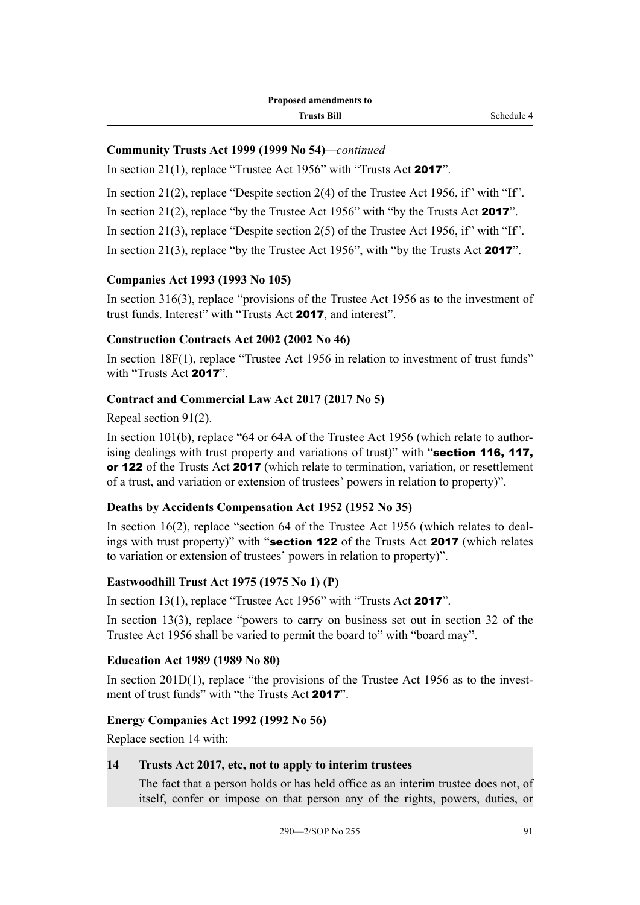**Community Trusts Act 1999 (1999 No 54)**—*continued*

In section 21(1), replace "Trustee Act 1956" with "Trusts Act **2017**".

In section 21(2), replace "Despite section 2(4) of the Trustee Act 1956, if" with "If".

In section 21(2), replace "by the Trustee Act 1956" with "by the Trusts Act **2017**".

In section 21(3), replace "Despite section 2(5) of the Trustee Act 1956, if" with "If".

In section 21(3), replace "by the Trustee Act 1956", with "by the Trusts Act **2017**".

**Companies Act 1993 (1993 No 105)**

In section 316(3), replace "provisions of the Trustee Act 1956 as to the investment of trust funds. Interest" with "Trusts Act **2017**, and interest".

**Construction Contracts Act 2002 (2002 No 46)**

In section 18F(1), replace "Trustee Act 1956 in relation to investment of trust funds" with "Trusts Act **2017**".

**Contract and Commercial Law Act 2017 (2017 No 5)**

Repeal section 91(2).

In section 101(b), replace "64 or 64A of the Trustee Act 1956 (which relate to authorising dealings with trust property and variations of trust)" with "**section 116, 117, or 122** of the Trusts Act **2017** (which relate to termination, variation, or resettlement of a trust, and variation or extension of trustees' powers in relation to property)".

**Deaths by Accidents Compensation Act 1952 (1952 No 35)**

In section 16(2), replace "section 64 of the Trustee Act 1956 (which relates to dealings with trust property)" with "**section 122** of the Trusts Act **2017** (which relates to variation or extension of trustees' powers in relation to property)".

**Eastwoodhill Trust Act 1975 (1975 No 1) (P)**

In section 13(1), replace "Trustee Act 1956" with "Trusts Act **2017**".

In section 13(3), replace "powers to carry on business set out in section 32 of the Trustee Act 1956 shall be varied to permit the board to" with "board may".

**Education Act 1989 (1989 No 80)**

In section 201D(1), replace "the provisions of the Trustee Act 1956 as to the investment of trust funds" with "the Trusts Act **2017**".

**Energy Companies Act 1992 (1992 No 56)**

Replace section 14 with:

**14 Trusts Act 2017, etc, not to apply to interim trustees**

The fact that a person holds or has held office as an interim trustee does not, of itself, confer or impose on that person any of the rights, powers, duties, or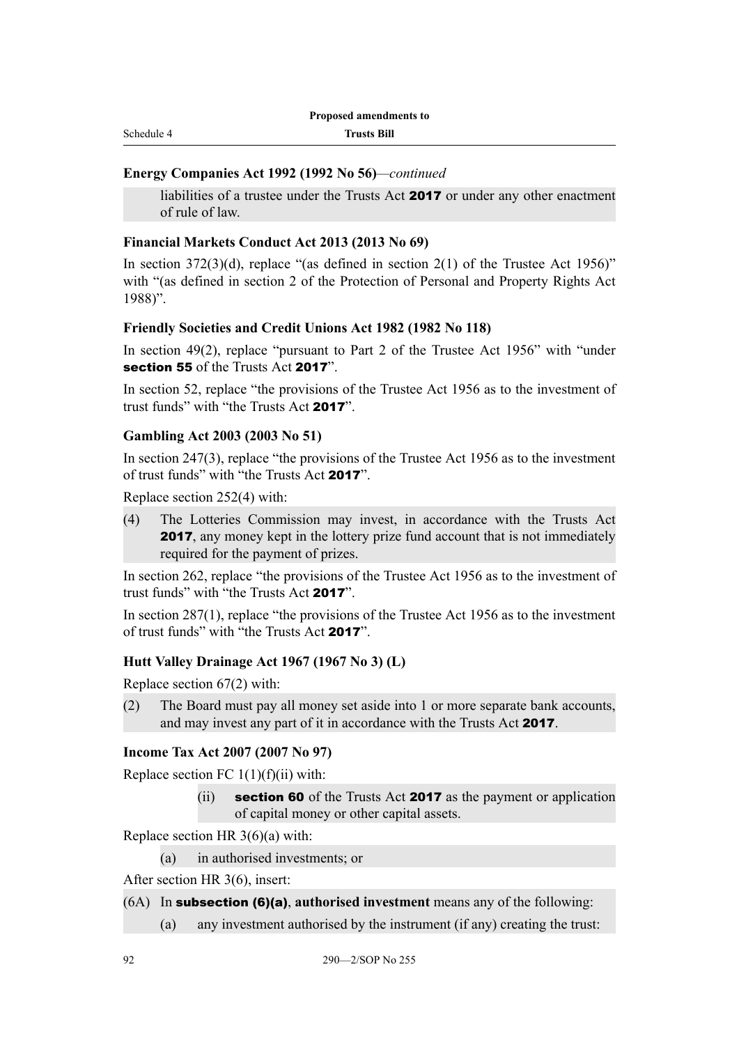**Energy Companies Act 1992 (1992 No 56)**—*continued*

liabilities of a trustee under the Trusts Act **2017** or under any other enactment of rule of law.

**Financial Markets Conduct Act 2013 (2013 No 69)**

In section 372(3)(d), replace "(as defined in section 2(1) of the Trustee Act 1956)" with "(as defined in section 2 of the Protection of Personal and Property Rights Act 1988)".

**Friendly Societies and Credit Unions Act 1982 (1982 No 118)**

In section 49(2), replace "pursuant to Part 2 of the Trustee Act 1956" with "under **section 55** of the Trusts Act **2017**".

In section 52, replace "the provisions of the Trustee Act 1956 as to the investment of trust funds" with "the Trusts Act **2017**".

**Gambling Act 2003 (2003 No 51)**

In section 247(3), replace "the provisions of the Trustee Act 1956 as to the investment of trust funds" with "the Trusts Act **2017**".

Replace section 252(4) with:

(4) The Lotteries Commission may invest, in accordance with the Trusts Act **2017**, any money kept in the lottery prize fund account that is not immediately required for the payment of prizes.

In section 262, replace "the provisions of the Trustee Act 1956 as to the investment of trust funds" with "the Trusts Act **2017**".

In section 287(1), replace "the provisions of the Trustee Act 1956 as to the investment of trust funds" with "the Trusts Act **2017**".

**Hutt Valley Drainage Act 1967 (1967 No 3) (L)**

Replace section 67(2) with:

(2) The Board must pay all money set aside into 1 or more separate bank accounts, and may invest any part of it in accordance with the Trusts Act **2017**.

**Income Tax Act 2007 (2007 No 97)**

Replace section FC 1(1)(f)(ii) with:

(ii) **section 60** of the Trusts Act **2017** as the payment or application of capital money or other capital assets.

Replace section HR 3(6)(a) with:

(a) in authorised investments; or

After section HR 3(6), insert:

(6A) In **subsection (6)(a)**, **authorised investment** means any of the following:

(a) any investment authorised by the instrument (if any) creating the trust: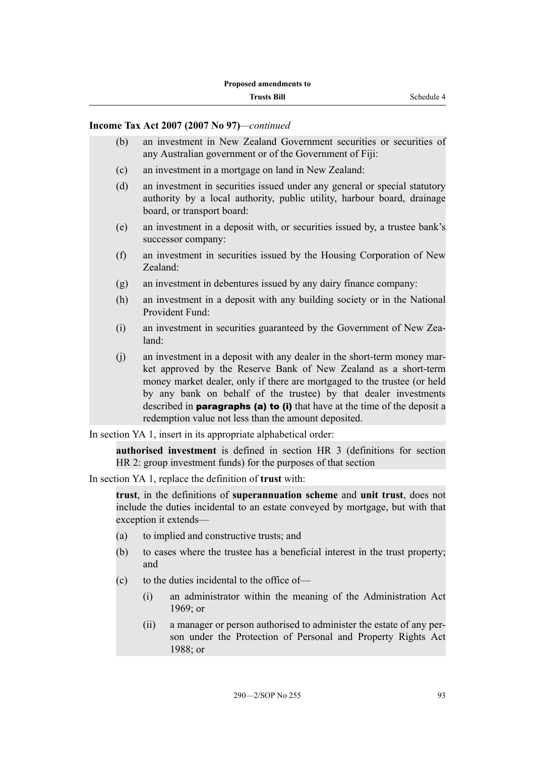**Income Tax Act 2007 (2007 No 97)**—*continued*

(b) an investment in New Zealand Government securities or securities of any Australian government or of the Government of Fiji:

(c) an investment in a mortgage on land in New Zealand:

(d) an investment in securities issued under any general or special statutory authority by a local authority, public utility, harbour board, drainage board, or transport board:

(e) an investment in a deposit with, or securities issued by, a trustee bank's successor company:

(f) an investment in securities issued by the Housing Corporation of New Zealand:

(g) an investment in debentures issued by any dairy finance company:

(h) an investment in a deposit with any building society or in the National Provident Fund:

(i) an investment in securities guaranteed by the Government of New Zealand:

(j) an investment in a deposit with any dealer in the short-term money market approved by the Reserve Bank of New Zealand as a short-term money market dealer, only if there are mortgaged to the trustee (or held by any bank on behalf of the trustee) by that dealer investments described in **paragraphs (a) to (i)** that have at the time of the deposit a redemption value not less than the amount deposited.

In section YA 1, insert in its appropriate alphabetical order:

**authorised investment** is defined in section HR 3 (definitions for section HR 2: group investment funds) for the purposes of that section

In section YA 1, replace the definition of **trust** with:

**trust**, in the definitions of **superannuation scheme** and **unit trust**, does not include the duties incidental to an estate conveyed by mortgage, but with that exception it extends—

(a) to implied and constructive trusts; and

(b) to cases where the trustee has a beneficial interest in the trust property; and

(c) to the duties incidental to the office of—

(i) an administrator within the meaning of the Administration Act 1969; or

(ii) a manager or person authorised to administer the estate of any person under the Protection of Personal and Property Rights Act 1988; or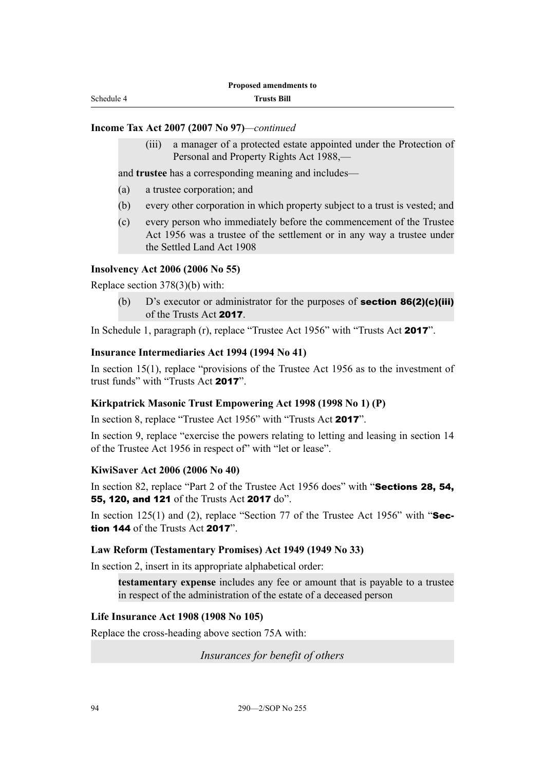**Income Tax Act 2007 (2007 No 97)**—*continued*

(iii) a manager of a protected estate appointed under the Protection of Personal and Property Rights Act 1988,—

and **trustee** has a corresponding meaning and includes—

(a) a trustee corporation; and

(b) every other corporation in which property subject to a trust is vested; and

(c) every person who immediately before the commencement of the Trustee Act 1956 was a trustee of the settlement or in any way a trustee under the Settled Land Act 1908

**Insolvency Act 2006 (2006 No 55)**

Replace section 378(3)(b) with:

(b) D's executor or administrator for the purposes of **section 86(2)(c)(iii)** of the Trusts Act **2017**.

In Schedule 1, paragraph (r), replace "Trustee Act 1956" with "Trusts Act **2017**".

**Insurance Intermediaries Act 1994 (1994 No 41)**

In section 15(1), replace "provisions of the Trustee Act 1956 as to the investment of trust funds" with "Trusts Act **2017**".

**Kirkpatrick Masonic Trust Empowering Act 1998 (1998 No 1) (P)**

In section 8, replace "Trustee Act 1956" with "Trusts Act **2017**".

In section 9, replace "exercise the powers relating to letting and leasing in section 14 of the Trustee Act 1956 in respect of" with "let or lease".

**KiwiSaver Act 2006 (2006 No 40)**

In section 82, replace "Part 2 of the Trustee Act 1956 does" with "**Sections 28, 54, 55, 120, and 121** of the Trusts Act **2017** do".

In section 125(1) and (2), replace "Section 77 of the Trustee Act 1956" with "**Section 144** of the Trusts Act **2017**".

**Law Reform (Testamentary Promises) Act 1949 (1949 No 33)**

In section 2, insert in its appropriate alphabetical order:

**testamentary expense** includes any fee or amount that is payable to a trustee in respect of the administration of the estate of a deceased person

**Life Insurance Act 1908 (1908 No 105)**

Replace the cross-heading above section 75A with:

*Insurances for benefit of others*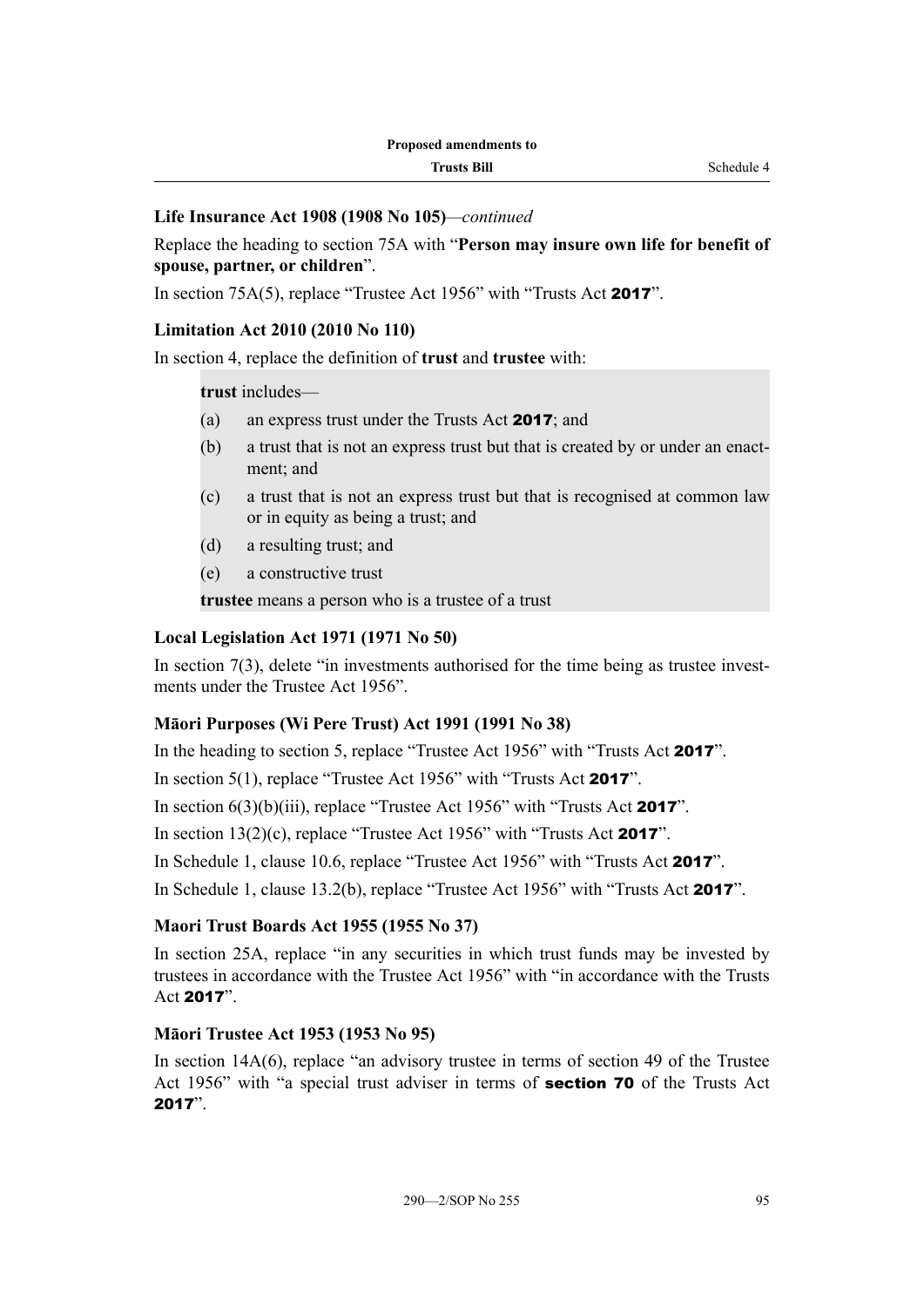**Life Insurance Act 1908 (1908 No 105)**—*continued*

Replace the heading to section 75A with "**Person may insure own life for benefit of spouse, partner, or children**".

In section 75A(5), replace "Trustee Act 1956" with "Trusts Act **2017**".

**Limitation Act 2010 (2010 No 110)**

In section 4, replace the definition of **trust** and **trustee** with:

> **trust** includes—
>
> (a) an express trust under the Trusts Act **2017**; and
>
> (b) a trust that is not an express trust but that is created by or under an enactment; and
>
> (c) a trust that is not an express trust but that is recognised at common law or in equity as being a trust; and
>
> (d) a resulting trust; and
>
> (e) a constructive trust
>
> **trustee** means a person who is a trustee of a trust

**Local Legislation Act 1971 (1971 No 50)**

In section 7(3), delete "in investments authorised for the time being as trustee investments under the Trustee Act 1956".

**Māori Purposes (Wi Pere Trust) Act 1991 (1991 No 38)**

In the heading to section 5, replace "Trustee Act 1956" with "Trusts Act **2017**".

In section 5(1), replace "Trustee Act 1956" with "Trusts Act **2017**".

In section 6(3)(b)(iii), replace "Trustee Act 1956" with "Trusts Act **2017**".

In section 13(2)(c), replace "Trustee Act 1956" with "Trusts Act **2017**".

In Schedule 1, clause 10.6, replace "Trustee Act 1956" with "Trusts Act **2017**".

In Schedule 1, clause 13.2(b), replace "Trustee Act 1956" with "Trusts Act **2017**".

**Maori Trust Boards Act 1955 (1955 No 37)**

In section 25A, replace "in any securities in which trust funds may be invested by trustees in accordance with the Trustee Act 1956" with "in accordance with the Trusts Act **2017**".

**Māori Trustee Act 1953 (1953 No 95)**

In section 14A(6), replace "an advisory trustee in terms of section 49 of the Trustee Act 1956" with "a special trust adviser in terms of **section 70** of the Trusts Act **2017**".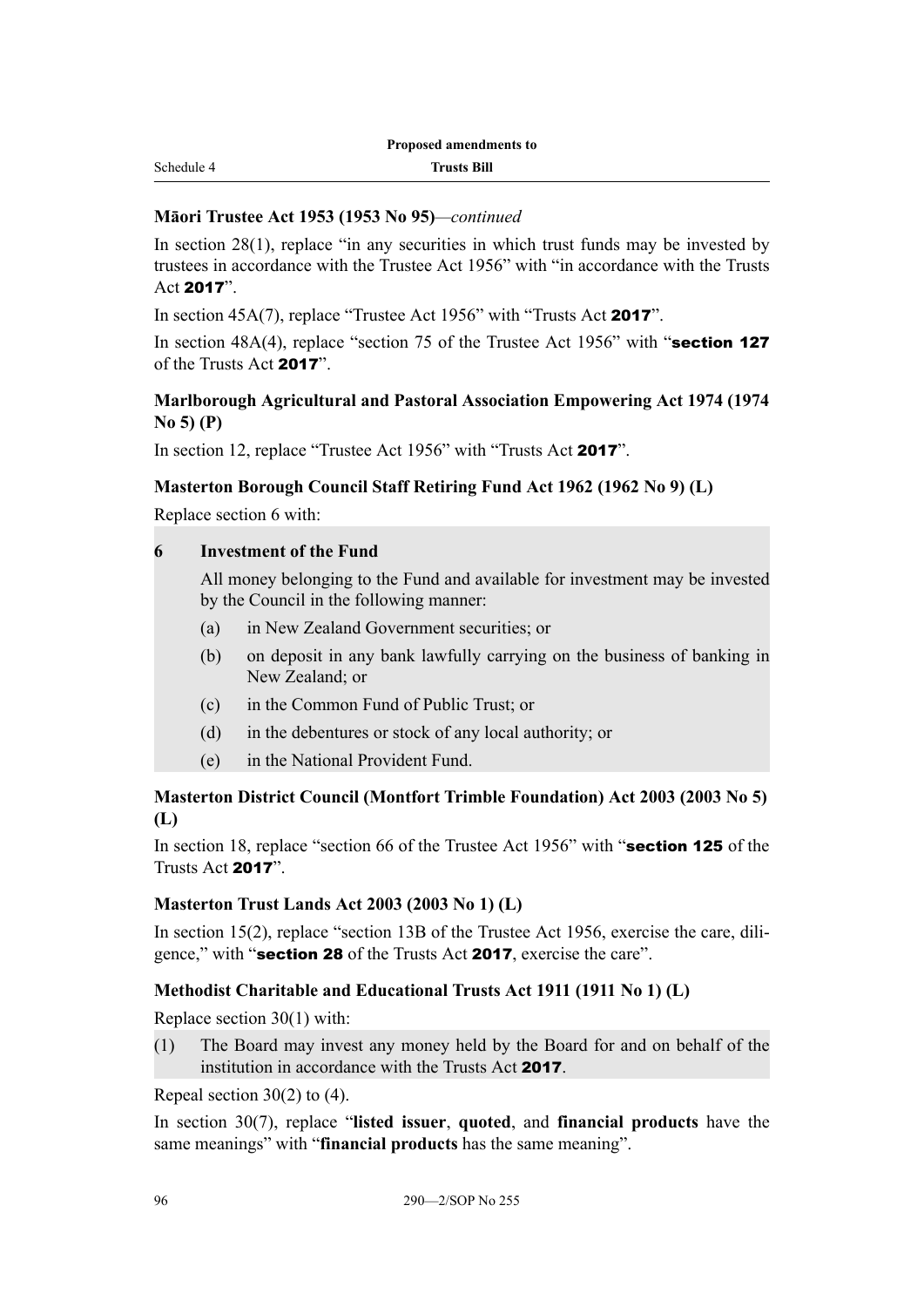**Māori Trustee Act 1953 (1953 No 95)**—*continued*

In section 28(1), replace "in any securities in which trust funds may be invested by trustees in accordance with the Trustee Act 1956" with "in accordance with the Trusts Act **2017**".

In section 45A(7), replace "Trustee Act 1956" with "Trusts Act **2017**".

In section 48A(4), replace "section 75 of the Trustee Act 1956" with "**section 127** of the Trusts Act **2017**".

**Marlborough Agricultural and Pastoral Association Empowering Act 1974 (1974 No 5) (P)**

In section 12, replace "Trustee Act 1956" with "Trusts Act **2017**".

**Masterton Borough Council Staff Retiring Fund Act 1962 (1962 No 9) (L)**

Replace section 6 with:

**6 Investment of the Fund**

All money belonging to the Fund and available for investment may be invested by the Council in the following manner:

(a) in New Zealand Government securities; or

(b) on deposit in any bank lawfully carrying on the business of banking in New Zealand; or

(c) in the Common Fund of Public Trust; or

(d) in the debentures or stock of any local authority; or

(e) in the National Provident Fund.

**Masterton District Council (Montfort Trimble Foundation) Act 2003 (2003 No 5) (L)**

In section 18, replace "section 66 of the Trustee Act 1956" with "**section 125** of the Trusts Act **2017**".

**Masterton Trust Lands Act 2003 (2003 No 1) (L)**

In section 15(2), replace "section 13B of the Trustee Act 1956, exercise the care, diligence," with "**section 28** of the Trusts Act **2017**, exercise the care".

**Methodist Charitable and Educational Trusts Act 1911 (1911 No 1) (L)**

Replace section 30(1) with:

(1) The Board may invest any money held by the Board for and on behalf of the institution in accordance with the Trusts Act **2017**.

Repeal section 30(2) to (4).

In section 30(7), replace "**listed issuer**, **quoted**, and **financial products** have the same meanings" with "**financial products** has the same meaning".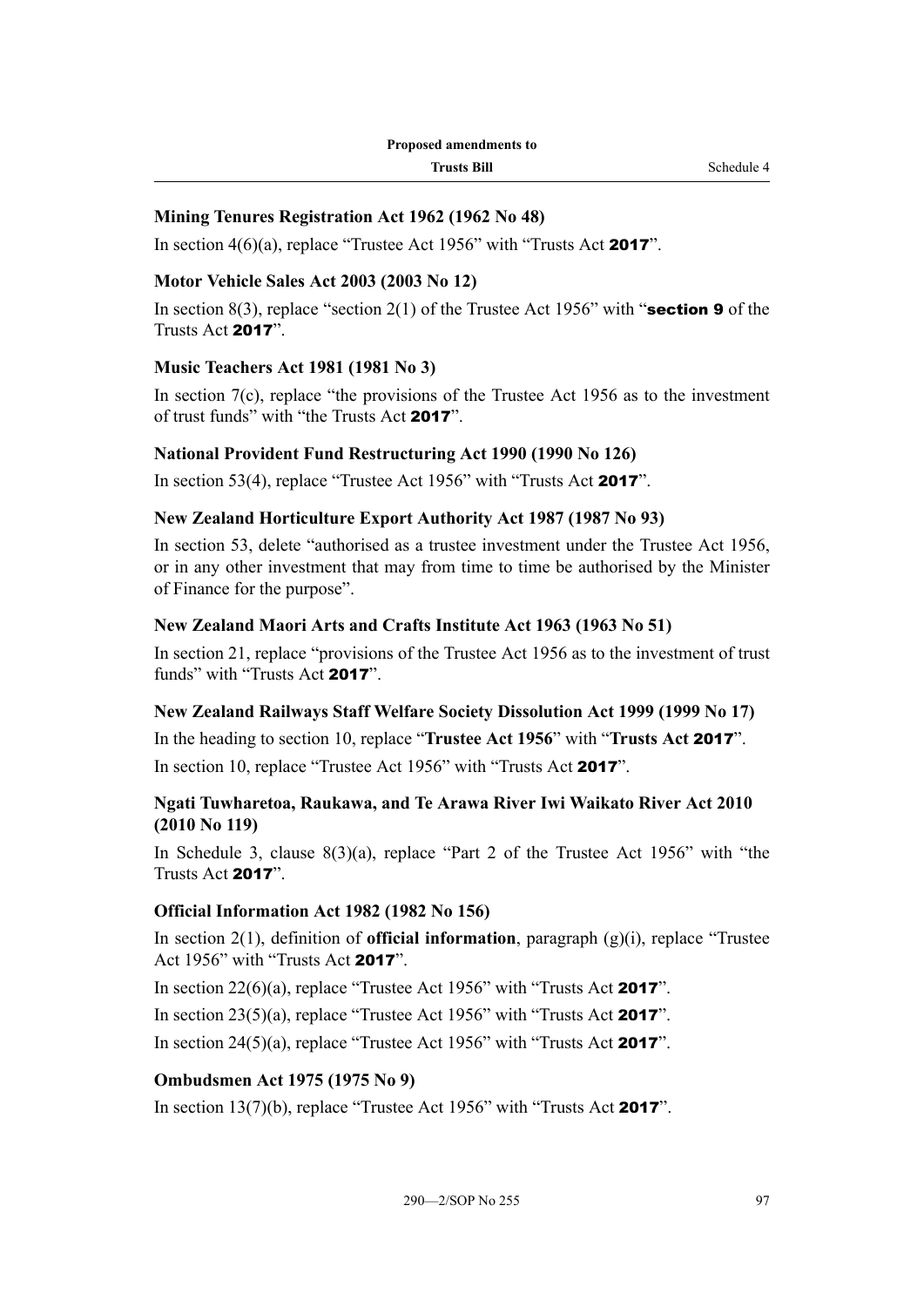### Mining Tenures Registration Act 1962 (1962 No 48)

In section 4(6)(a), replace "Trustee Act 1956" with "Trusts Act **2017**".

### Motor Vehicle Sales Act 2003 (2003 No 12)

In section 8(3), replace "section 2(1) of the Trustee Act 1956" with "**section 9** of the Trusts Act **2017**".

### Music Teachers Act 1981 (1981 No 3)

In section 7(c), replace "the provisions of the Trustee Act 1956 as to the investment of trust funds" with "the Trusts Act **2017**".

### National Provident Fund Restructuring Act 1990 (1990 No 126)

In section 53(4), replace "Trustee Act 1956" with "Trusts Act **2017**".

### New Zealand Horticulture Export Authority Act 1987 (1987 No 93)

In section 53, delete "authorised as a trustee investment under the Trustee Act 1956, or in any other investment that may from time to time be authorised by the Minister of Finance for the purpose".

### New Zealand Maori Arts and Crafts Institute Act 1963 (1963 No 51)

In section 21, replace "provisions of the Trustee Act 1956 as to the investment of trust funds" with "Trusts Act **2017**".

### New Zealand Railways Staff Welfare Society Dissolution Act 1999 (1999 No 17)

In the heading to section 10, replace "**Trustee Act 1956**" with "**Trusts Act 2017**".

In section 10, replace "Trustee Act 1956" with "Trusts Act **2017**".

### Ngati Tuwharetoa, Raukawa, and Te Arawa River Iwi Waikato River Act 2010 (2010 No 119)

In Schedule 3, clause 8(3)(a), replace "Part 2 of the Trustee Act 1956" with "the Trusts Act **2017**".

### Official Information Act 1982 (1982 No 156)

In section 2(1), definition of **official information**, paragraph (g)(i), replace "Trustee Act 1956" with "Trusts Act **2017**".

In section 22(6)(a), replace "Trustee Act 1956" with "Trusts Act **2017**".

In section 23(5)(a), replace "Trustee Act 1956" with "Trusts Act **2017**".

In section 24(5)(a), replace "Trustee Act 1956" with "Trusts Act **2017**".

### Ombudsmen Act 1975 (1975 No 9)

In section 13(7)(b), replace "Trustee Act 1956" with "Trusts Act **2017**".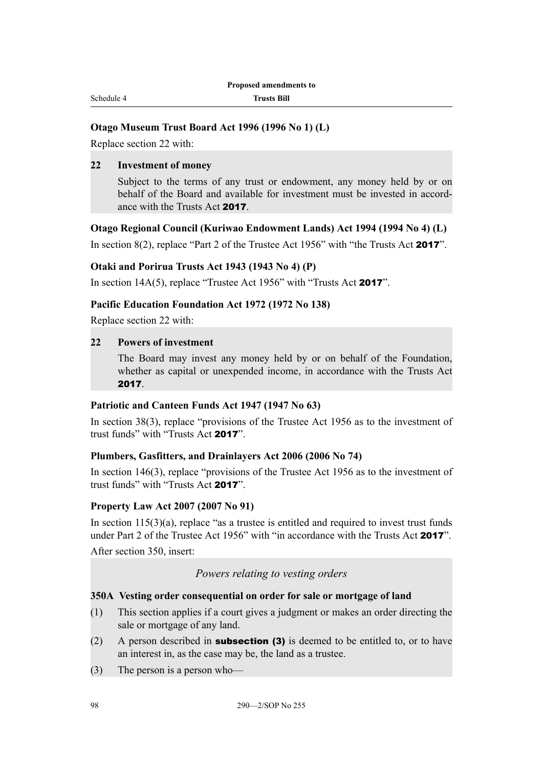### Otago Museum Trust Board Act 1996 (1996 No 1) (L)

Replace section 22 with:

> **22 Investment of money**
>
> Subject to the terms of any trust or endowment, any money held by or on behalf of the Board and available for investment must be invested in accordance with the Trusts Act **2017**.

### Otago Regional Council (Kuriwao Endowment Lands) Act 1994 (1994 No 4) (L)

In section 8(2), replace "Part 2 of the Trustee Act 1956" with "the Trusts Act **2017**".

### Otaki and Porirua Trusts Act 1943 (1943 No 4) (P)

In section 14A(5), replace "Trustee Act 1956" with "Trusts Act **2017**".

### Pacific Education Foundation Act 1972 (1972 No 138)

Replace section 22 with:

> **22 Powers of investment**
>
> The Board may invest any money held by or on behalf of the Foundation, whether as capital or unexpended income, in accordance with the Trusts Act **2017**.

### Patriotic and Canteen Funds Act 1947 (1947 No 63)

In section 38(3), replace "provisions of the Trustee Act 1956 as to the investment of trust funds" with "Trusts Act **2017**".

### Plumbers, Gasfitters, and Drainlayers Act 2006 (2006 No 74)

In section 146(3), replace "provisions of the Trustee Act 1956 as to the investment of trust funds" with "Trusts Act **2017**".

### Property Law Act 2007 (2007 No 91)

In section 115(3)(a), replace "as a trustee is entitled and required to invest trust funds under Part 2 of the Trustee Act 1956" with "in accordance with the Trusts Act **2017**".

After section 350, insert:

> *Powers relating to vesting orders*
>
> **350A Vesting order consequential on order for sale or mortgage of land**
>
> (1) This section applies if a court gives a judgment or makes an order directing the sale or mortgage of any land.
>
> (2) A person described in **subsection (3)** is deemed to be entitled to, or to have an interest in, as the case may be, the land as a trustee.
>
> (3) The person is a person who—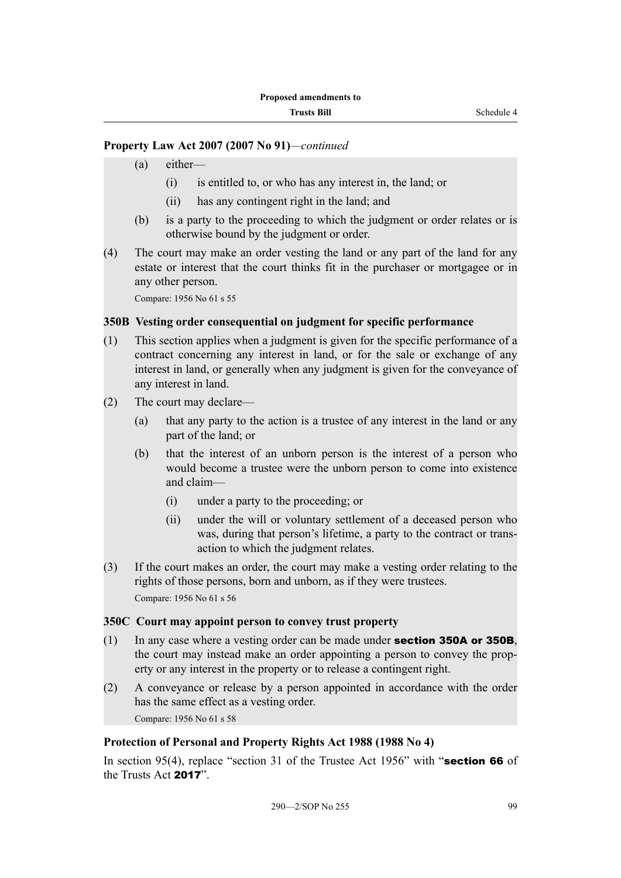**Property Law Act 2007 (2007 No 91)**—*continued*

(a) either—

(i) is entitled to, or who has any interest in, the land; or

(ii) has any contingent right in the land; and

(b) is a party to the proceeding to which the judgment or order relates or is otherwise bound by the judgment or order.

(4) The court may make an order vesting the land or any part of the land for any estate or interest that the court thinks fit in the purchaser or mortgagee or in any other person.

Compare: 1956 No 61 s 55

### 350B Vesting order consequential on judgment for specific performance

(1) This section applies when a judgment is given for the specific performance of a contract concerning any interest in land, or for the sale or exchange of any interest in land, or generally when any judgment is given for the conveyance of any interest in land.

(2) The court may declare—

(a) that any party to the action is a trustee of any interest in the land or any part of the land; or

(b) that the interest of an unborn person is the interest of a person who would become a trustee were the unborn person to come into existence and claim—

(i) under a party to the proceeding; or

(ii) under the will or voluntary settlement of a deceased person who was, during that person's lifetime, a party to the contract or transaction to which the judgment relates.

(3) If the court makes an order, the court may make a vesting order relating to the rights of those persons, born and unborn, as if they were trustees.

Compare: 1956 No 61 s 56

### 350C Court may appoint person to convey trust property

(1) In any case where a vesting order can be made under **section 350A or 350B**, the court may instead make an order appointing a person to convey the property or any interest in the property or to release a contingent right.

(2) A conveyance or release by a person appointed in accordance with the order has the same effect as a vesting order.

Compare: 1956 No 61 s 58

**Protection of Personal and Property Rights Act 1988 (1988 No 4)**

In section 95(4), replace "section 31 of the Trustee Act 1956" with "**section 66** of the Trusts Act **2017**".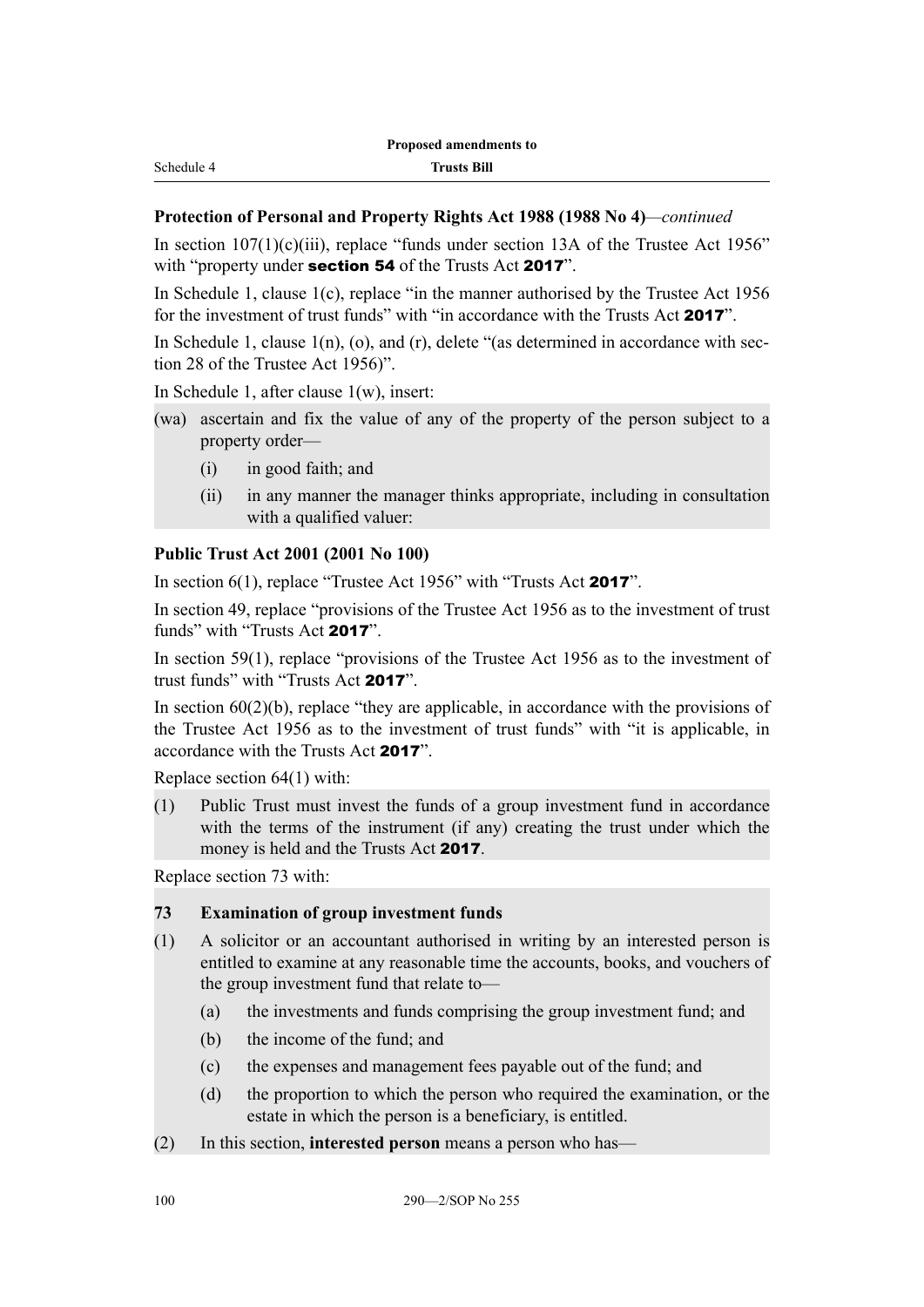**Protection of Personal and Property Rights Act 1988 (1988 No 4)**—*continued*

In section 107(1)(c)(iii), replace "funds under section 13A of the Trustee Act 1956" with "property under **section 54** of the Trusts Act **2017**".

In Schedule 1, clause 1(c), replace "in the manner authorised by the Trustee Act 1956 for the investment of trust funds" with "in accordance with the Trusts Act **2017**".

In Schedule 1, clause 1(n), (o), and (r), delete "(as determined in accordance with section 28 of the Trustee Act 1956)".

In Schedule 1, after clause 1(w), insert:

(wa) ascertain and fix the value of any of the property of the person subject to a property order—

  (i) in good faith; and

  (ii) in any manner the manager thinks appropriate, including in consultation with a qualified valuer:

**Public Trust Act 2001 (2001 No 100)**

In section 6(1), replace "Trustee Act 1956" with "Trusts Act **2017**".

In section 49, replace "provisions of the Trustee Act 1956 as to the investment of trust funds" with "Trusts Act **2017**".

In section 59(1), replace "provisions of the Trustee Act 1956 as to the investment of trust funds" with "Trusts Act **2017**".

In section 60(2)(b), replace "they are applicable, in accordance with the provisions of the Trustee Act 1956 as to the investment of trust funds" with "it is applicable, in accordance with the Trusts Act **2017**".

Replace section 64(1) with:

(1) Public Trust must invest the funds of a group investment fund in accordance with the terms of the instrument (if any) creating the trust under which the money is held and the Trusts Act **2017**.

Replace section 73 with:

**73 Examination of group investment funds**

(1) A solicitor or an accountant authorised in writing by an interested person is entitled to examine at any reasonable time the accounts, books, and vouchers of the group investment fund that relate to—

  (a) the investments and funds comprising the group investment fund; and

  (b) the income of the fund; and

  (c) the expenses and management fees payable out of the fund; and

  (d) the proportion to which the person who required the examination, or the estate in which the person is a beneficiary, is entitled.

(2) In this section, **interested person** means a person who has—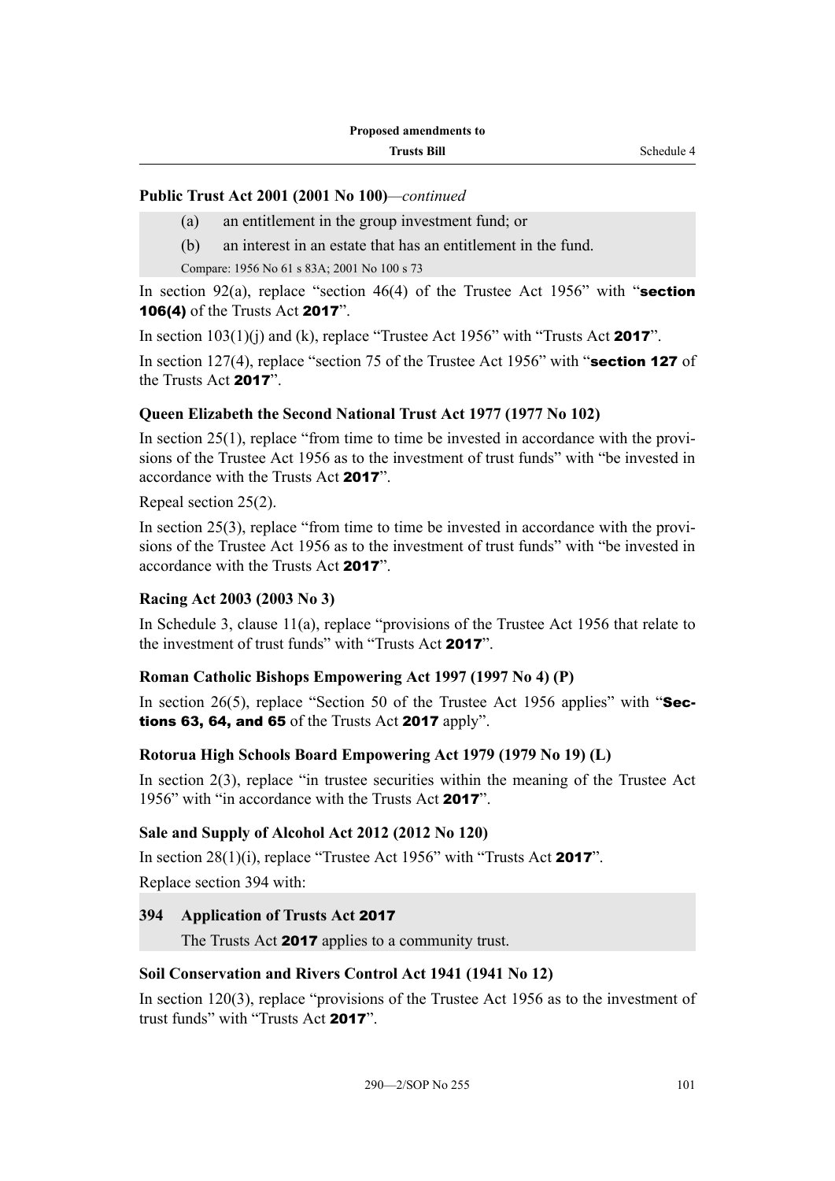**Public Trust Act 2001 (2001 No 100)**—*continued*

(a) an entitlement in the group investment fund; or

(b) an interest in an estate that has an entitlement in the fund.

Compare: 1956 No 61 s 83A; 2001 No 100 s 73

In section 92(a), replace "section 46(4) of the Trustee Act 1956" with "**section 106(4)** of the Trusts Act **2017**".

In section 103(1)(j) and (k), replace "Trustee Act 1956" with "Trusts Act **2017**".

In section 127(4), replace "section 75 of the Trustee Act 1956" with "**section 127** of the Trusts Act **2017**".

**Queen Elizabeth the Second National Trust Act 1977 (1977 No 102)**

In section 25(1), replace "from time to time be invested in accordance with the provisions of the Trustee Act 1956 as to the investment of trust funds" with "be invested in accordance with the Trusts Act **2017**".

Repeal section 25(2).

In section 25(3), replace "from time to time be invested in accordance with the provisions of the Trustee Act 1956 as to the investment of trust funds" with "be invested in accordance with the Trusts Act **2017**".

**Racing Act 2003 (2003 No 3)**

In Schedule 3, clause 11(a), replace "provisions of the Trustee Act 1956 that relate to the investment of trust funds" with "Trusts Act **2017**".

**Roman Catholic Bishops Empowering Act 1997 (1997 No 4) (P)**

In section 26(5), replace "Section 50 of the Trustee Act 1956 applies" with "**Sections 63, 64, and 65** of the Trusts Act **2017** apply".

**Rotorua High Schools Board Empowering Act 1979 (1979 No 19) (L)**

In section 2(3), replace "in trustee securities within the meaning of the Trustee Act 1956" with "in accordance with the Trusts Act **2017**".

**Sale and Supply of Alcohol Act 2012 (2012 No 120)**

In section 28(1)(i), replace "Trustee Act 1956" with "Trusts Act **2017**".

Replace section 394 with:

**394 Application of Trusts Act 2017**

The Trusts Act **2017** applies to a community trust.

**Soil Conservation and Rivers Control Act 1941 (1941 No 12)**

In section 120(3), replace "provisions of the Trustee Act 1956 as to the investment of trust funds" with "Trusts Act **2017**".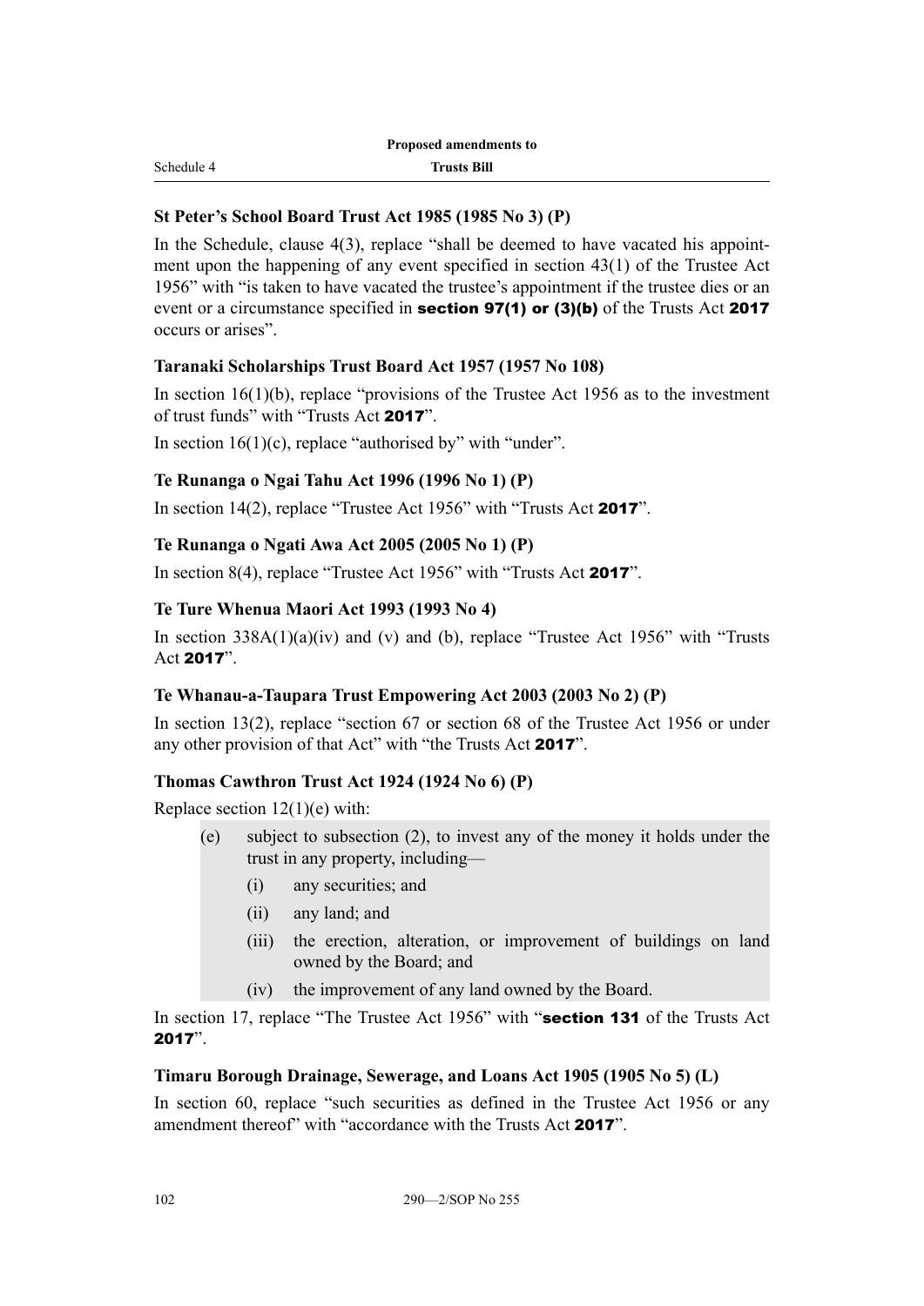### St Peter's School Board Trust Act 1985 (1985 No 3) (P)

In the Schedule, clause 4(3), replace "shall be deemed to have vacated his appointment upon the happening of any event specified in section 43(1) of the Trustee Act 1956" with "is taken to have vacated the trustee's appointment if the trustee dies or an event or a circumstance specified in **section 97(1) or (3)(b)** of the Trusts Act **2017** occurs or arises".

### Taranaki Scholarships Trust Board Act 1957 (1957 No 108)

In section 16(1)(b), replace "provisions of the Trustee Act 1956 as to the investment of trust funds" with "Trusts Act **2017**".

In section 16(1)(c), replace "authorised by" with "under".

### Te Runanga o Ngai Tahu Act 1996 (1996 No 1) (P)

In section 14(2), replace "Trustee Act 1956" with "Trusts Act **2017**".

### Te Runanga o Ngati Awa Act 2005 (2005 No 1) (P)

In section 8(4), replace "Trustee Act 1956" with "Trusts Act **2017**".

### Te Ture Whenua Maori Act 1993 (1993 No 4)

In section 338A(1)(a)(iv) and (v) and (b), replace "Trustee Act 1956" with "Trusts Act **2017**".

### Te Whanau-a-Taupara Trust Empowering Act 2003 (2003 No 2) (P)

In section 13(2), replace "section 67 or section 68 of the Trustee Act 1956 or under any other provision of that Act" with "the Trusts Act **2017**".

### Thomas Cawthron Trust Act 1924 (1924 No 6) (P)

Replace section 12(1)(e) with:

(e) subject to subsection (2), to invest any of the money it holds under the trust in any property, including—
  - (i) any securities; and
  - (ii) any land; and
  - (iii) the erection, alteration, or improvement of buildings on land owned by the Board; and
  - (iv) the improvement of any land owned by the Board.

In section 17, replace "The Trustee Act 1956" with "**section 131** of the Trusts Act **2017**".

### Timaru Borough Drainage, Sewerage, and Loans Act 1905 (1905 No 5) (L)

In section 60, replace "such securities as defined in the Trustee Act 1956 or any amendment thereof" with "accordance with the Trusts Act **2017**".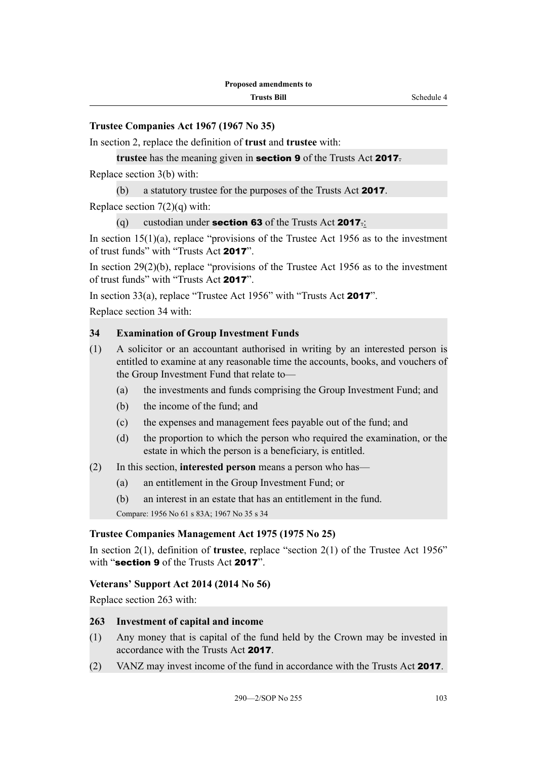**Trustee Companies Act 1967 (1967 No 35)**

In section 2, replace the definition of **trust** and **trustee** with:

> **trustee** has the meaning given in **section 9** of the Trusts Act **2017**.

Replace section 3(b) with:

> (b) a statutory trustee for the purposes of the Trusts Act **2017**.

Replace section 7(2)(q) with:

> (q) custodian under **section 63** of the Trusts Act **2017**.:

In section 15(1)(a), replace "provisions of the Trustee Act 1956 as to the investment of trust funds" with "Trusts Act **2017**".

In section 29(2)(b), replace "provisions of the Trustee Act 1956 as to the investment of trust funds" with "Trusts Act **2017**".

In section 33(a), replace "Trustee Act 1956" with "Trusts Act **2017**".

Replace section 34 with:

> **34 Examination of Group Investment Funds**
>
> (1) A solicitor or an accountant authorised in writing by an interested person is entitled to examine at any reasonable time the accounts, books, and vouchers of the Group Investment Fund that relate to—
>
> (a) the investments and funds comprising the Group Investment Fund; and
>
> (b) the income of the fund; and
>
> (c) the expenses and management fees payable out of the fund; and
>
> (d) the proportion to which the person who required the examination, or the estate in which the person is a beneficiary, is entitled.
>
> (2) In this section, **interested person** means a person who has—
>
> (a) an entitlement in the Group Investment Fund; or
>
> (b) an interest in an estate that has an entitlement in the fund.
>
> Compare: 1956 No 61 s 83A; 1967 No 35 s 34

**Trustee Companies Management Act 1975 (1975 No 25)**

In section 2(1), definition of **trustee**, replace "section 2(1) of the Trustee Act 1956" with "**section 9** of the Trusts Act **2017**".

**Veterans' Support Act 2014 (2014 No 56)**

Replace section 263 with:

> **263 Investment of capital and income**
>
> (1) Any money that is capital of the fund held by the Crown may be invested in accordance with the Trusts Act **2017**.
>
> (2) VANZ may invest income of the fund in accordance with the Trusts Act **2017**.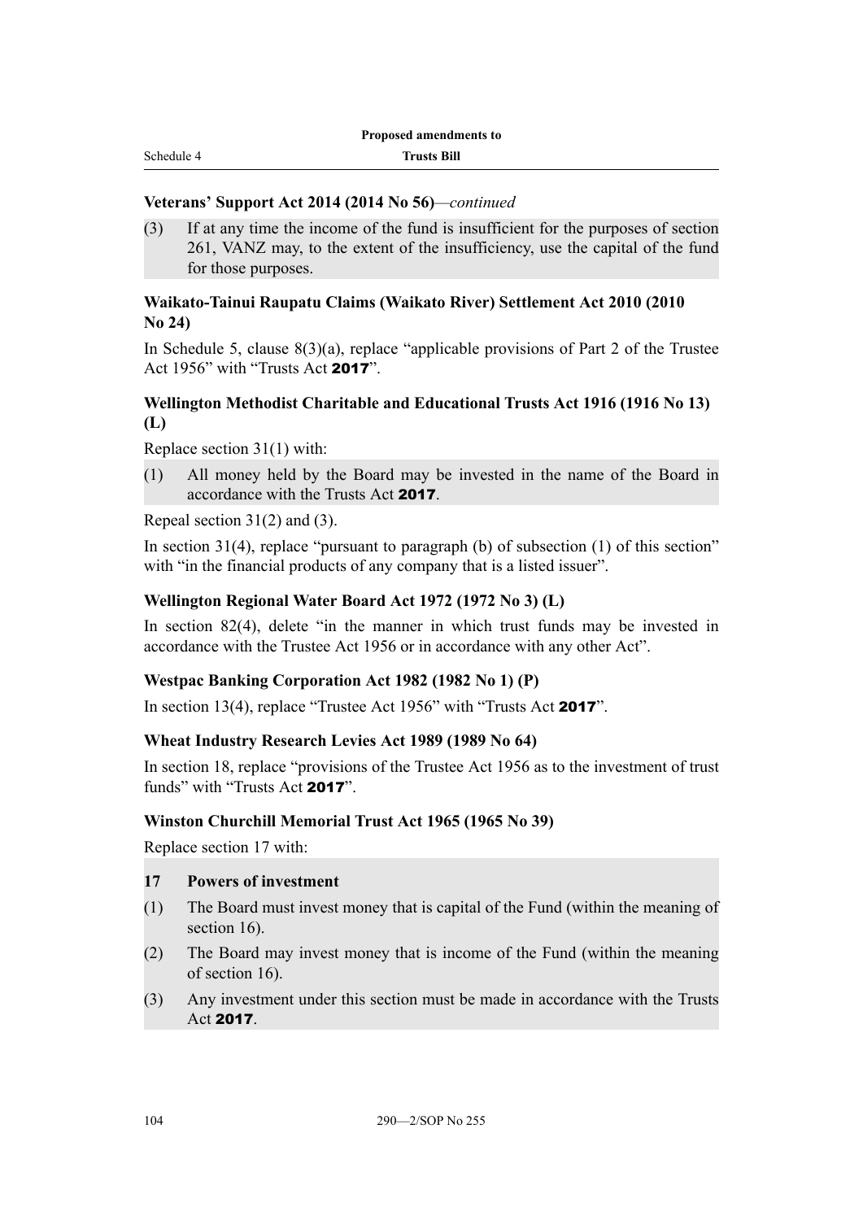**Veterans' Support Act 2014 (2014 No 56)**—*continued*

(3) If at any time the income of the fund is insufficient for the purposes of section 261, VANZ may, to the extent of the insufficiency, use the capital of the fund for those purposes.

**Waikato-Tainui Raupatu Claims (Waikato River) Settlement Act 2010 (2010 No 24)**

In Schedule 5, clause 8(3)(a), replace "applicable provisions of Part 2 of the Trustee Act 1956" with "Trusts Act **2017**".

**Wellington Methodist Charitable and Educational Trusts Act 1916 (1916 No 13) (L)**

Replace section 31(1) with:

(1) All money held by the Board may be invested in the name of the Board in accordance with the Trusts Act **2017**.

Repeal section 31(2) and (3).

In section 31(4), replace "pursuant to paragraph (b) of subsection (1) of this section" with "in the financial products of any company that is a listed issuer".

**Wellington Regional Water Board Act 1972 (1972 No 3) (L)**

In section 82(4), delete "in the manner in which trust funds may be invested in accordance with the Trustee Act 1956 or in accordance with any other Act".

**Westpac Banking Corporation Act 1982 (1982 No 1) (P)**

In section 13(4), replace "Trustee Act 1956" with "Trusts Act **2017**".

**Wheat Industry Research Levies Act 1989 (1989 No 64)**

In section 18, replace "provisions of the Trustee Act 1956 as to the investment of trust funds" with "Trusts Act **2017**".

**Winston Churchill Memorial Trust Act 1965 (1965 No 39)**

Replace section 17 with:

**17 Powers of investment**

(1) The Board must invest money that is capital of the Fund (within the meaning of section 16).

(2) The Board may invest money that is income of the Fund (within the meaning of section 16).

(3) Any investment under this section must be made in accordance with the Trusts Act **2017**.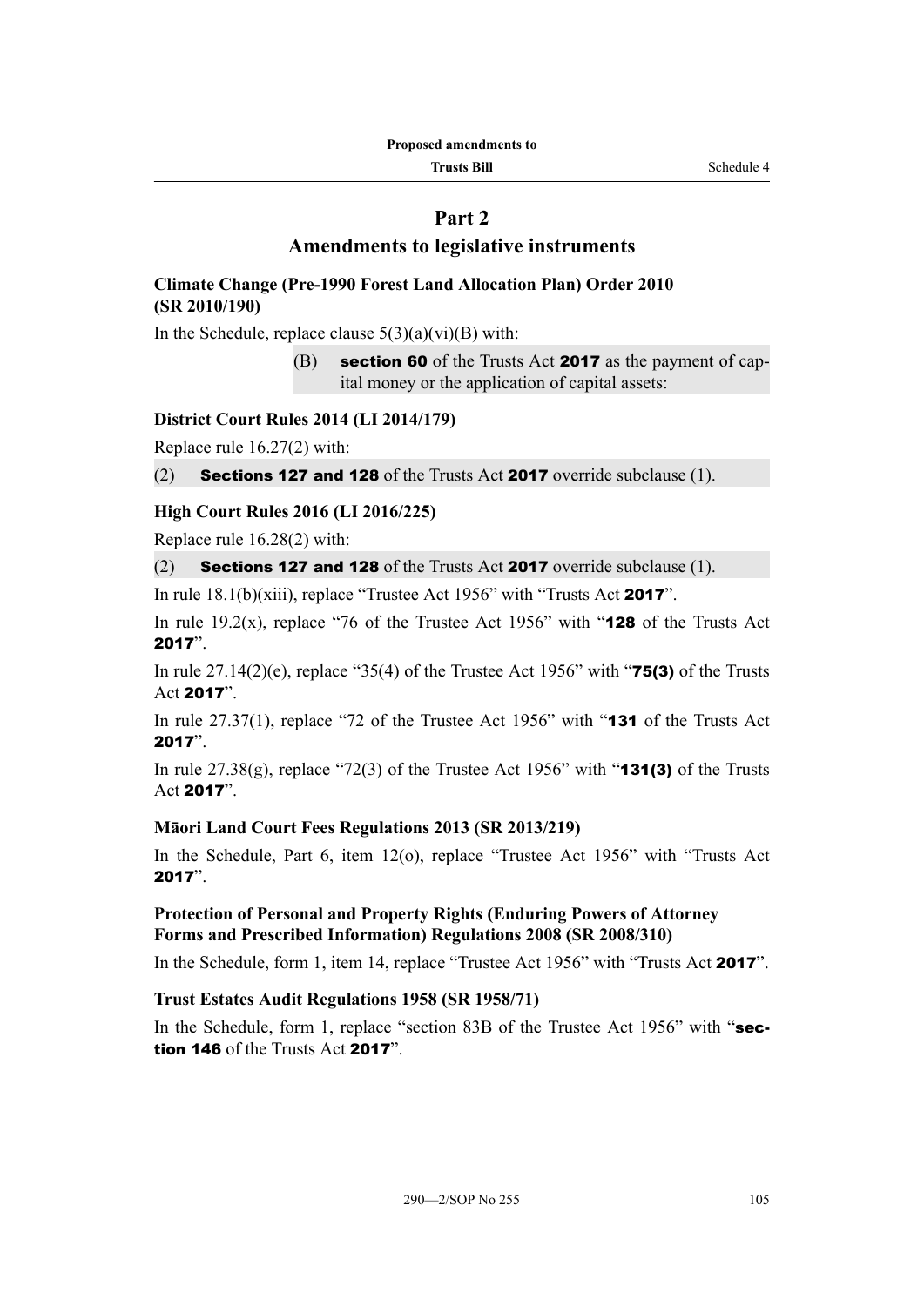## Part 2
## Amendments to legislative instruments

### Climate Change (Pre-1990 Forest Land Allocation Plan) Order 2010 (SR 2010/190)

In the Schedule, replace clause 5(3)(a)(vi)(B) with:

(B) **section 60** of the Trusts Act **2017** as the payment of capital money or the application of capital assets:

### District Court Rules 2014 (LI 2014/179)

Replace rule 16.27(2) with:

(2) **Sections 127 and 128** of the Trusts Act **2017** override subclause (1).

### High Court Rules 2016 (LI 2016/225)

Replace rule 16.28(2) with:

(2) **Sections 127 and 128** of the Trusts Act **2017** override subclause (1).

In rule 18.1(b)(xiii), replace "Trustee Act 1956" with "Trusts Act **2017**".

In rule 19.2(x), replace "76 of the Trustee Act 1956" with "**128** of the Trusts Act **2017**".

In rule 27.14(2)(e), replace "35(4) of the Trustee Act 1956" with "**75(3)** of the Trusts Act **2017**".

In rule 27.37(1), replace "72 of the Trustee Act 1956" with "**131** of the Trusts Act **2017**".

In rule 27.38(g), replace "72(3) of the Trustee Act 1956" with "**131(3)** of the Trusts Act **2017**".

### Māori Land Court Fees Regulations 2013 (SR 2013/219)

In the Schedule, Part 6, item 12(o), replace "Trustee Act 1956" with "Trusts Act **2017**".

### Protection of Personal and Property Rights (Enduring Powers of Attorney Forms and Prescribed Information) Regulations 2008 (SR 2008/310)

In the Schedule, form 1, item 14, replace "Trustee Act 1956" with "Trusts Act **2017**".

### Trust Estates Audit Regulations 1958 (SR 1958/71)

In the Schedule, form 1, replace "section 83B of the Trustee Act 1956" with "**section 146** of the Trusts Act **2017**".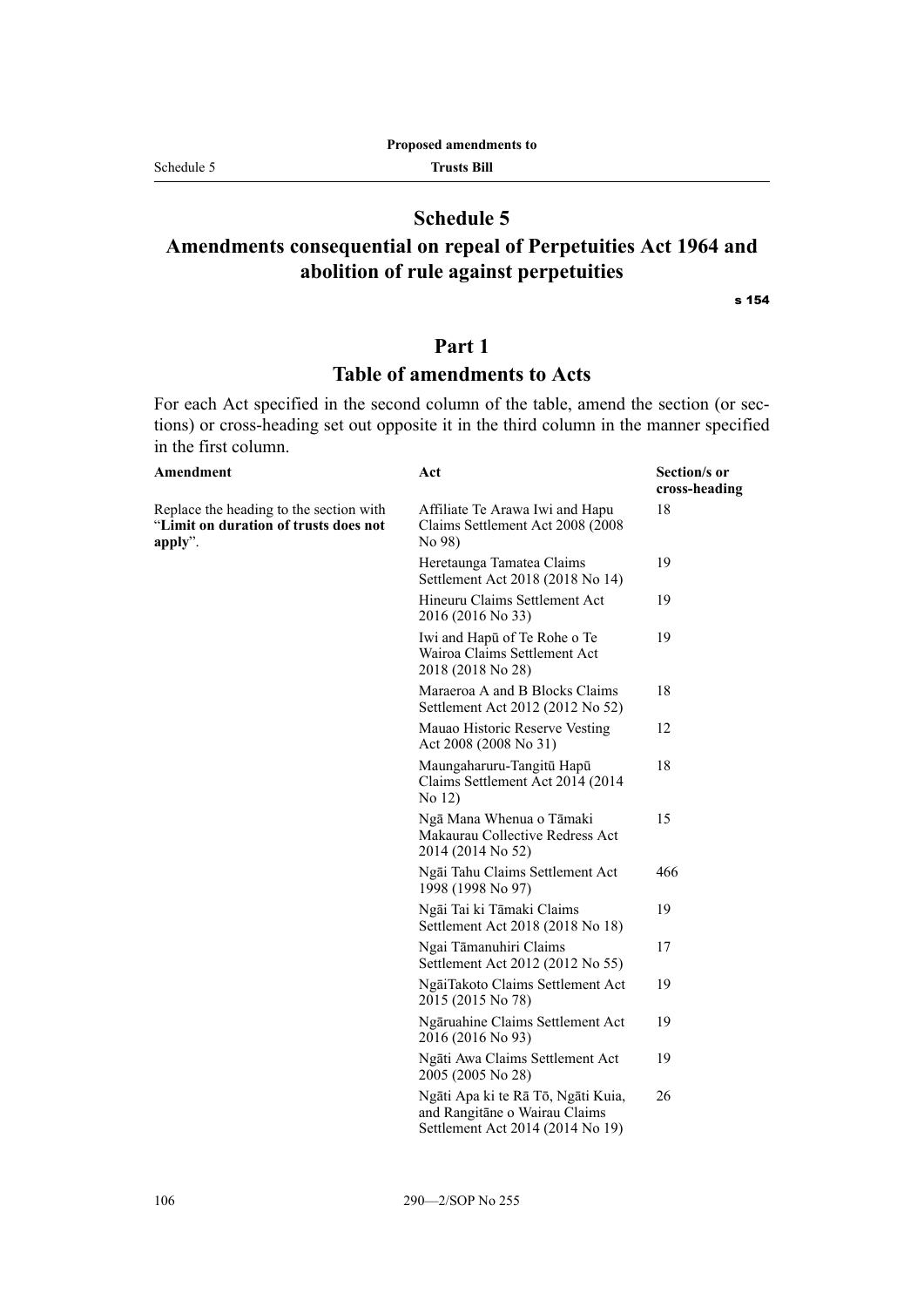# Schedule 5

## Amendments consequential on repeal of Perpetuities Act 1964 and abolition of rule against perpetuities

s 154

# Part 1

## Table of amendments to Acts

For each Act specified in the second column of the table, amend the section (or sections) or cross-heading set out opposite it in the third column in the manner specified in the first column.

| Amendment | Act | Section/s or cross-heading |
|---|---|---|
| Replace the heading to the section with "**Limit on duration of trusts does not apply**". | Affiliate Te Arawa Iwi and Hapu Claims Settlement Act 2008 (2008 No 98) | 18 |
| | Heretaunga Tamatea Claims Settlement Act 2018 (2018 No 14) | 19 |
| | Hineuru Claims Settlement Act 2016 (2016 No 33) | 19 |
| | Iwi and Hapū of Te Rohe o Te Wairoa Claims Settlement Act 2018 (2018 No 28) | 19 |
| | Maraeroa A and B Blocks Claims Settlement Act 2012 (2012 No 52) | 18 |
| | Mauao Historic Reserve Vesting Act 2008 (2008 No 31) | 12 |
| | Maungaharuru-Tangitū Hapū Claims Settlement Act 2014 (2014 No 12) | 18 |
| | Ngā Mana Whenua o Tāmaki Makaurau Collective Redress Act 2014 (2014 No 52) | 15 |
| | Ngāi Tahu Claims Settlement Act 1998 (1998 No 97) | 466 |
| | Ngāi Tai ki Tāmaki Claims Settlement Act 2018 (2018 No 18) | 19 |
| | Ngai Tāmanuhiri Claims Settlement Act 2012 (2012 No 55) | 17 |
| | NgāiTakoto Claims Settlement Act 2015 (2015 No 78) | 19 |
| | Ngāruahine Claims Settlement Act 2016 (2016 No 93) | 19 |
| | Ngāti Awa Claims Settlement Act 2005 (2005 No 28) | 19 |
| | Ngāti Apa ki te Rā Tō, Ngāti Kuia, and Rangitāne o Wairau Claims Settlement Act 2014 (2014 No 19) | 26 |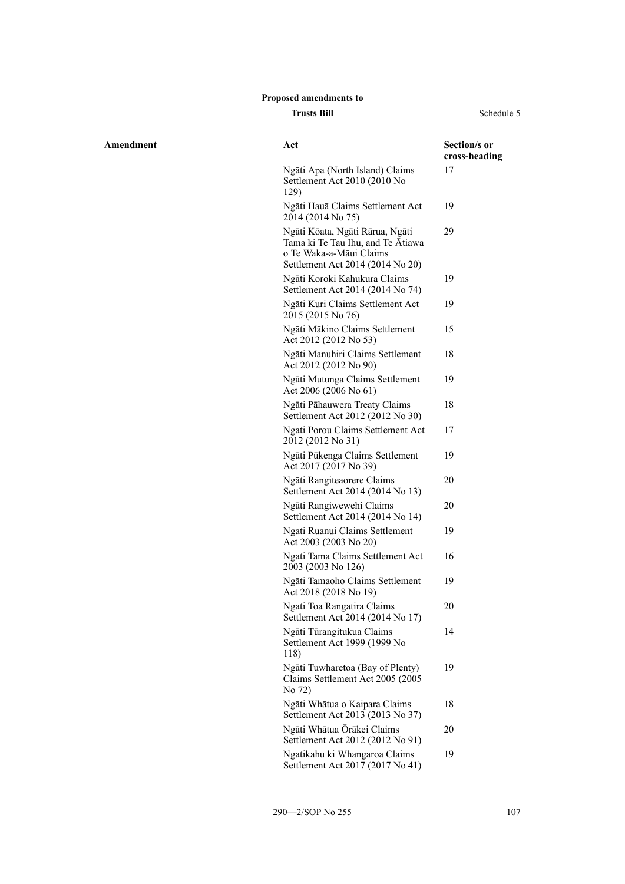| Amendment | Act | Section/s or cross-heading |
|---|---|---|
| | Ngāti Apa (North Island) Claims Settlement Act 2010 (2010 No 129) | 17 |
| | Ngāti Hauā Claims Settlement Act 2014 (2014 No 75) | 19 |
| | Ngāti Kōata, Ngāti Rārua, Ngāti Tama ki Te Tau Ihu, and Te Ātiawa o Te Waka-a-Māui Claims Settlement Act 2014 (2014 No 20) | 29 |
| | Ngāti Koroki Kahukura Claims Settlement Act 2014 (2014 No 74) | 19 |
| | Ngāti Kuri Claims Settlement Act 2015 (2015 No 76) | 19 |
| | Ngāti Mākino Claims Settlement Act 2012 (2012 No 53) | 15 |
| | Ngāti Manuhiri Claims Settlement Act 2012 (2012 No 90) | 18 |
| | Ngāti Mutunga Claims Settlement Act 2006 (2006 No 61) | 19 |
| | Ngāti Pāhauwera Treaty Claims Settlement Act 2012 (2012 No 30) | 18 |
| | Ngati Porou Claims Settlement Act 2012 (2012 No 31) | 17 |
| | Ngāti Pūkenga Claims Settlement Act 2017 (2017 No 39) | 19 |
| | Ngāti Rangiteaorere Claims Settlement Act 2014 (2014 No 13) | 20 |
| | Ngāti Rangiwewehi Claims Settlement Act 2014 (2014 No 14) | 20 |
| | Ngati Ruanui Claims Settlement Act 2003 (2003 No 20) | 19 |
| | Ngati Tama Claims Settlement Act 2003 (2003 No 126) | 16 |
| | Ngāti Tamaoho Claims Settlement Act 2018 (2018 No 19) | 19 |
| | Ngati Toa Rangatira Claims Settlement Act 2014 (2014 No 17) | 20 |
| | Ngāti Tūrangitukua Claims Settlement Act 1999 (1999 No 118) | 14 |
| | Ngāti Tuwharetoa (Bay of Plenty) Claims Settlement Act 2005 (2005 No 72) | 19 |
| | Ngāti Whātua o Kaipara Claims Settlement Act 2013 (2013 No 37) | 18 |
| | Ngāti Whātua Ōrākei Claims Settlement Act 2012 (2012 No 91) | 20 |
| | Ngatikahu ki Whangaroa Claims Settlement Act 2017 (2017 No 41) | 19 |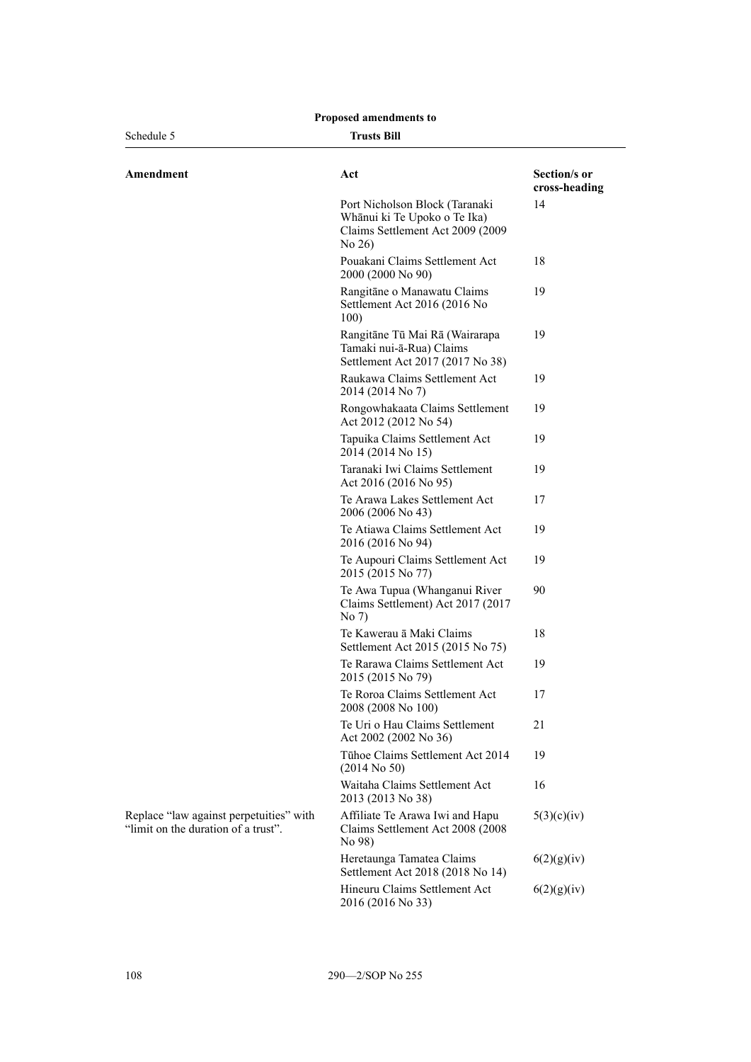| Amendment | Act | Section/s or cross-heading |
|---|---|---|
| | Port Nicholson Block (Taranaki Whānui ki Te Upoko o Te Ika) Claims Settlement Act 2009 (2009 No 26) | 14 |
| | Pouakani Claims Settlement Act 2000 (2000 No 90) | 18 |
| | Rangitāne o Manawatu Claims Settlement Act 2016 (2016 No 100) | 19 |
| | Rangitāne Tū Mai Rā (Wairarapa Tamaki nui-ā-Rua) Claims Settlement Act 2017 (2017 No 38) | 19 |
| | Raukawa Claims Settlement Act 2014 (2014 No 7) | 19 |
| | Rongowhakaata Claims Settlement Act 2012 (2012 No 54) | 19 |
| | Tapuika Claims Settlement Act 2014 (2014 No 15) | 19 |
| | Taranaki Iwi Claims Settlement Act 2016 (2016 No 95) | 19 |
| | Te Arawa Lakes Settlement Act 2006 (2006 No 43) | 17 |
| | Te Atiawa Claims Settlement Act 2016 (2016 No 94) | 19 |
| | Te Aupouri Claims Settlement Act 2015 (2015 No 77) | 19 |
| | Te Awa Tupua (Whanganui River Claims Settlement) Act 2017 (2017 No 7) | 90 |
| | Te Kawerau ā Maki Claims Settlement Act 2015 (2015 No 75) | 18 |
| | Te Rarawa Claims Settlement Act 2015 (2015 No 79) | 19 |
| | Te Roroa Claims Settlement Act 2008 (2008 No 100) | 17 |
| | Te Uri o Hau Claims Settlement Act 2002 (2002 No 36) | 21 |
| | Tūhoe Claims Settlement Act 2014 (2014 No 50) | 19 |
| | Waitaha Claims Settlement Act 2013 (2013 No 38) | 16 |
| Replace "law against perpetuities" with "limit on the duration of a trust". | Affiliate Te Arawa Iwi and Hapu Claims Settlement Act 2008 (2008 No 98) | 5(3)(c)(iv) |
| | Heretaunga Tamatea Claims Settlement Act 2018 (2018 No 14) | 6(2)(g)(iv) |
| | Hineuru Claims Settlement Act 2016 (2016 No 33) | 6(2)(g)(iv) |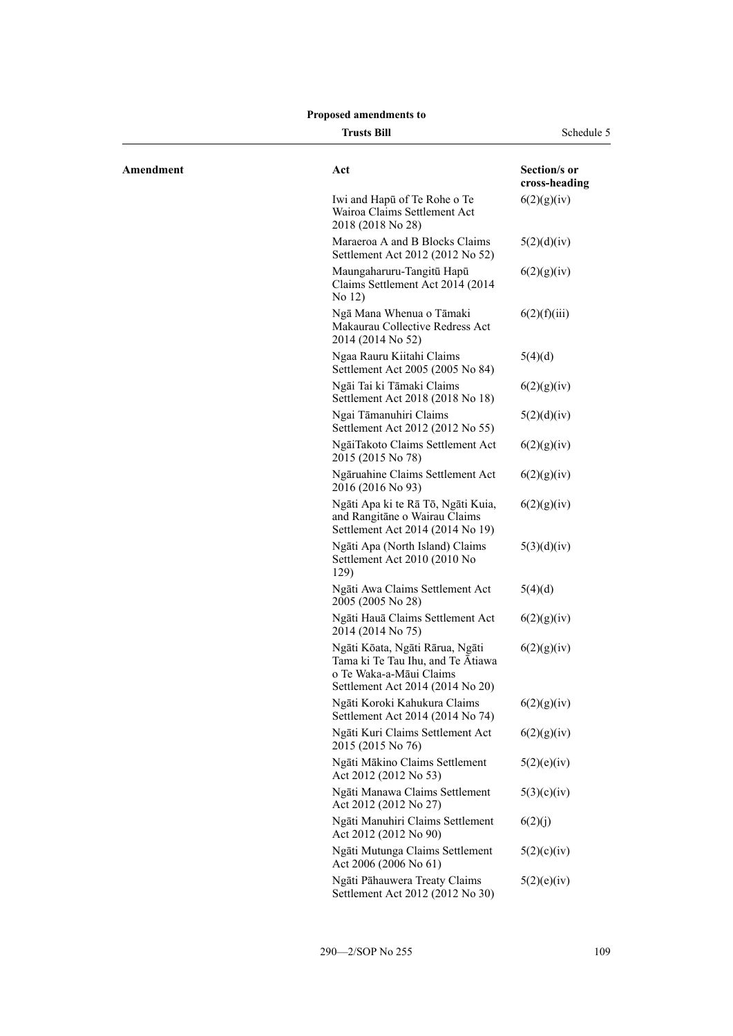| Amendment | Act | Section/s or cross-heading |
|---|---|---|
| | Iwi and Hapū of Te Rohe o Te Wairoa Claims Settlement Act 2018 (2018 No 28) | 6(2)(g)(iv) |
| | Maraeroa A and B Blocks Claims Settlement Act 2012 (2012 No 52) | 5(2)(d)(iv) |
| | Maungaharuru-Tangitū Hapū Claims Settlement Act 2014 (2014 No 12) | 6(2)(g)(iv) |
| | Ngā Mana Whenua o Tāmaki Makaurau Collective Redress Act 2014 (2014 No 52) | 6(2)(f)(iii) |
| | Ngaa Rauru Kiitahi Claims Settlement Act 2005 (2005 No 84) | 5(4)(d) |
| | Ngāi Tai ki Tāmaki Claims Settlement Act 2018 (2018 No 18) | 6(2)(g)(iv) |
| | Ngai Tāmanuhiri Claims Settlement Act 2012 (2012 No 55) | 5(2)(d)(iv) |
| | NgāiTakoto Claims Settlement Act 2015 (2015 No 78) | 6(2)(g)(iv) |
| | Ngāruahine Claims Settlement Act 2016 (2016 No 93) | 6(2)(g)(iv) |
| | Ngāti Apa ki te Rā Tō, Ngāti Kuia, and Rangitāne o Wairau Claims Settlement Act 2014 (2014 No 19) | 6(2)(g)(iv) |
| | Ngāti Apa (North Island) Claims Settlement Act 2010 (2010 No 129) | 5(3)(d)(iv) |
| | Ngāti Awa Claims Settlement Act 2005 (2005 No 28) | 5(4)(d) |
| | Ngāti Hauā Claims Settlement Act 2014 (2014 No 75) | 6(2)(g)(iv) |
| | Ngāti Kōata, Ngāti Rārua, Ngāti Tama ki Te Tau Ihu, and Te Ātiawa o Te Waka-a-Māui Claims Settlement Act 2014 (2014 No 20) | 6(2)(g)(iv) |
| | Ngāti Koroki Kahukura Claims Settlement Act 2014 (2014 No 74) | 6(2)(g)(iv) |
| | Ngāti Kuri Claims Settlement Act 2015 (2015 No 76) | 6(2)(g)(iv) |
| | Ngāti Mākino Claims Settlement Act 2012 (2012 No 53) | 5(2)(e)(iv) |
| | Ngāti Manawa Claims Settlement Act 2012 (2012 No 27) | 5(3)(c)(iv) |
| | Ngāti Manuhiri Claims Settlement Act 2012 (2012 No 90) | 6(2)(j) |
| | Ngāti Mutunga Claims Settlement Act 2006 (2006 No 61) | 5(2)(c)(iv) |
| | Ngāti Pāhauwera Treaty Claims Settlement Act 2012 (2012 No 30) | 5(2)(e)(iv) |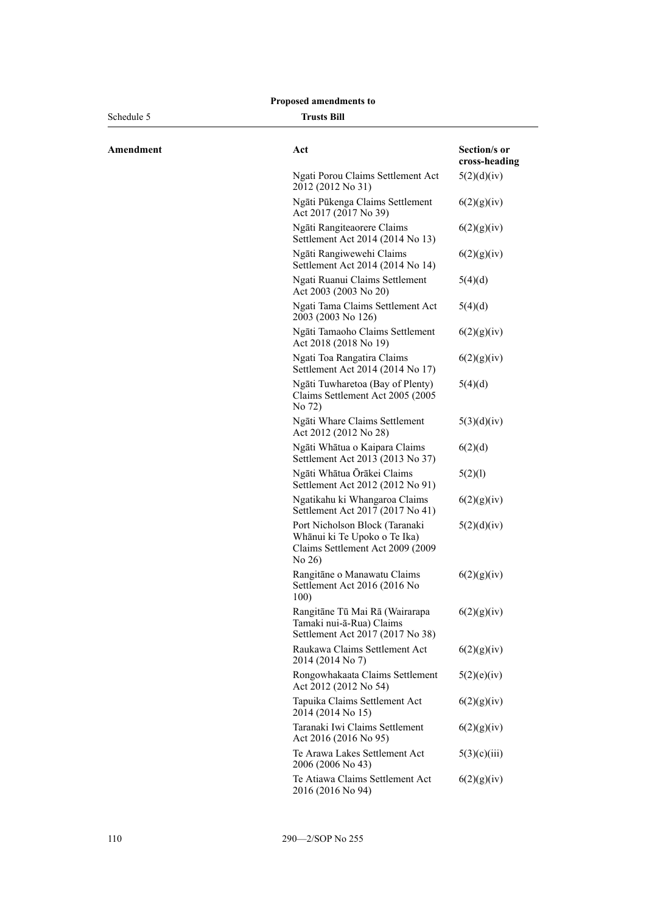| Amendment | Act | Section/s or cross-heading |
|---|---|---|
| | Ngati Porou Claims Settlement Act 2012 (2012 No 31) | 5(2)(d)(iv) |
| | Ngāti Pūkenga Claims Settlement Act 2017 (2017 No 39) | 6(2)(g)(iv) |
| | Ngāti Rangiteaorere Claims Settlement Act 2014 (2014 No 13) | 6(2)(g)(iv) |
| | Ngāti Rangiwewehi Claims Settlement Act 2014 (2014 No 14) | 6(2)(g)(iv) |
| | Ngati Ruanui Claims Settlement Act 2003 (2003 No 20) | 5(4)(d) |
| | Ngati Tama Claims Settlement Act 2003 (2003 No 126) | 5(4)(d) |
| | Ngāti Tamaoho Claims Settlement Act 2018 (2018 No 19) | 6(2)(g)(iv) |
| | Ngati Toa Rangatira Claims Settlement Act 2014 (2014 No 17) | 6(2)(g)(iv) |
| | Ngāti Tuwharetoa (Bay of Plenty) Claims Settlement Act 2005 (2005 No 72) | 5(4)(d) |
| | Ngāti Whare Claims Settlement Act 2012 (2012 No 28) | 5(3)(d)(iv) |
| | Ngāti Whātua o Kaipara Claims Settlement Act 2013 (2013 No 37) | 6(2)(d) |
| | Ngāti Whātua Ōrākei Claims Settlement Act 2012 (2012 No 91) | 5(2)(l) |
| | Ngatikahu ki Whangaroa Claims Settlement Act 2017 (2017 No 41) | 6(2)(g)(iv) |
| | Port Nicholson Block (Taranaki Whānui ki Te Upoko o Te Ika) Claims Settlement Act 2009 (2009 No 26) | 5(2)(d)(iv) |
| | Rangitāne o Manawatu Claims Settlement Act 2016 (2016 No 100) | 6(2)(g)(iv) |
| | Rangitāne Tū Mai Rā (Wairarapa Tamaki nui-ā-Rua) Claims Settlement Act 2017 (2017 No 38) | 6(2)(g)(iv) |
| | Raukawa Claims Settlement Act 2014 (2014 No 7) | 6(2)(g)(iv) |
| | Rongowhakaata Claims Settlement Act 2012 (2012 No 54) | 5(2)(e)(iv) |
| | Tapuika Claims Settlement Act 2014 (2014 No 15) | 6(2)(g)(iv) |
| | Taranaki Iwi Claims Settlement Act 2016 (2016 No 95) | 6(2)(g)(iv) |
| | Te Arawa Lakes Settlement Act 2006 (2006 No 43) | 5(3)(c)(iii) |
| | Te Atiawa Claims Settlement Act 2016 (2016 No 94) | 6(2)(g)(iv) |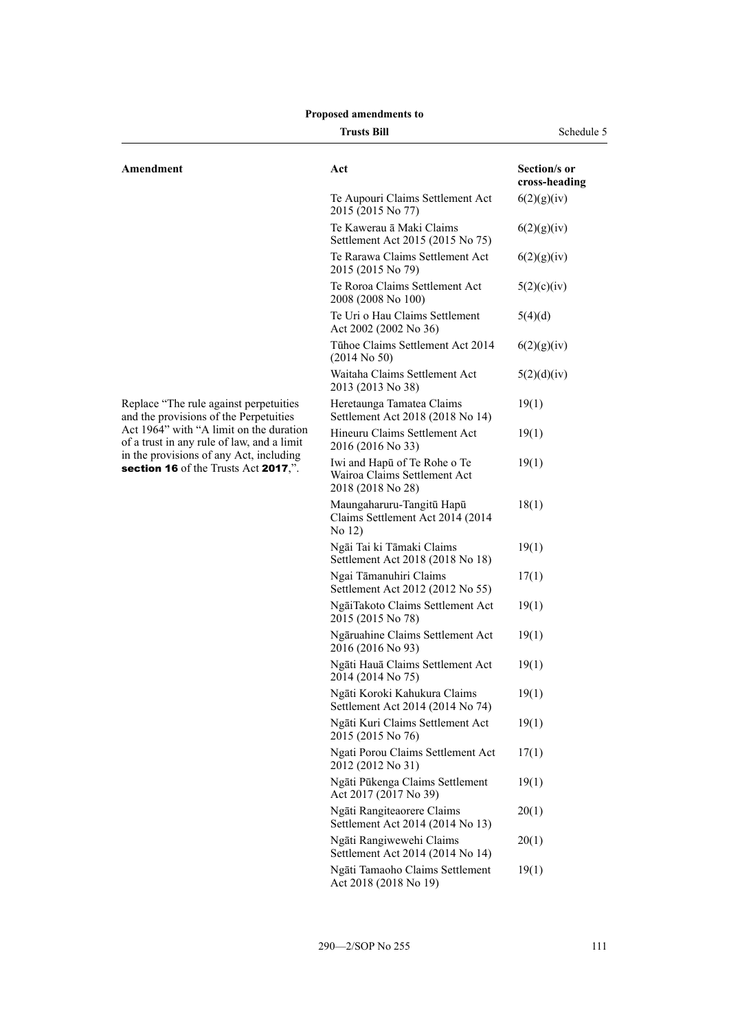| Amendment | Act | Section/s or cross-heading |
|---|---|---|
| | Te Aupouri Claims Settlement Act 2015 (2015 No 77) | 6(2)(g)(iv) |
| | Te Kawerau ā Maki Claims Settlement Act 2015 (2015 No 75) | 6(2)(g)(iv) |
| | Te Rarawa Claims Settlement Act 2015 (2015 No 79) | 6(2)(g)(iv) |
| | Te Roroa Claims Settlement Act 2008 (2008 No 100) | 5(2)(c)(iv) |
| | Te Uri o Hau Claims Settlement Act 2002 (2002 No 36) | 5(4)(d) |
| | Tūhoe Claims Settlement Act 2014 (2014 No 50) | 6(2)(g)(iv) |
| | Waitaha Claims Settlement Act 2013 (2013 No 38) | 5(2)(d)(iv) |
| Replace "The rule against perpetuities and the provisions of the Perpetuities Act 1964" with "A limit on the duration of a trust in any rule of law, and a limit in the provisions of any Act, including **section 16** of the Trusts Act **2017**,". | Heretaunga Tamatea Claims Settlement Act 2018 (2018 No 14) | 19(1) |
| | Hineuru Claims Settlement Act 2016 (2016 No 33) | 19(1) |
| | Iwi and Hapū of Te Rohe o Te Wairoa Claims Settlement Act 2018 (2018 No 28) | 19(1) |
| | Maungaharuru-Tangitū Hapū Claims Settlement Act 2014 (2014 No 12) | 18(1) |
| | Ngāi Tai ki Tāmaki Claims Settlement Act 2018 (2018 No 18) | 19(1) |
| | Ngai Tāmanuhiri Claims Settlement Act 2012 (2012 No 55) | 17(1) |
| | NgāiTakoto Claims Settlement Act 2015 (2015 No 78) | 19(1) |
| | Ngāruahine Claims Settlement Act 2016 (2016 No 93) | 19(1) |
| | Ngāti Hauā Claims Settlement Act 2014 (2014 No 75) | 19(1) |
| | Ngāti Koroki Kahukura Claims Settlement Act 2014 (2014 No 74) | 19(1) |
| | Ngāti Kuri Claims Settlement Act 2015 (2015 No 76) | 19(1) |
| | Ngati Porou Claims Settlement Act 2012 (2012 No 31) | 17(1) |
| | Ngāti Pūkenga Claims Settlement Act 2017 (2017 No 39) | 19(1) |
| | Ngāti Rangiteaorere Claims Settlement Act 2014 (2014 No 13) | 20(1) |
| | Ngāti Rangiwewehi Claims Settlement Act 2014 (2014 No 14) | 20(1) |
| | Ngāti Tamaoho Claims Settlement Act 2018 (2018 No 19) | 19(1) |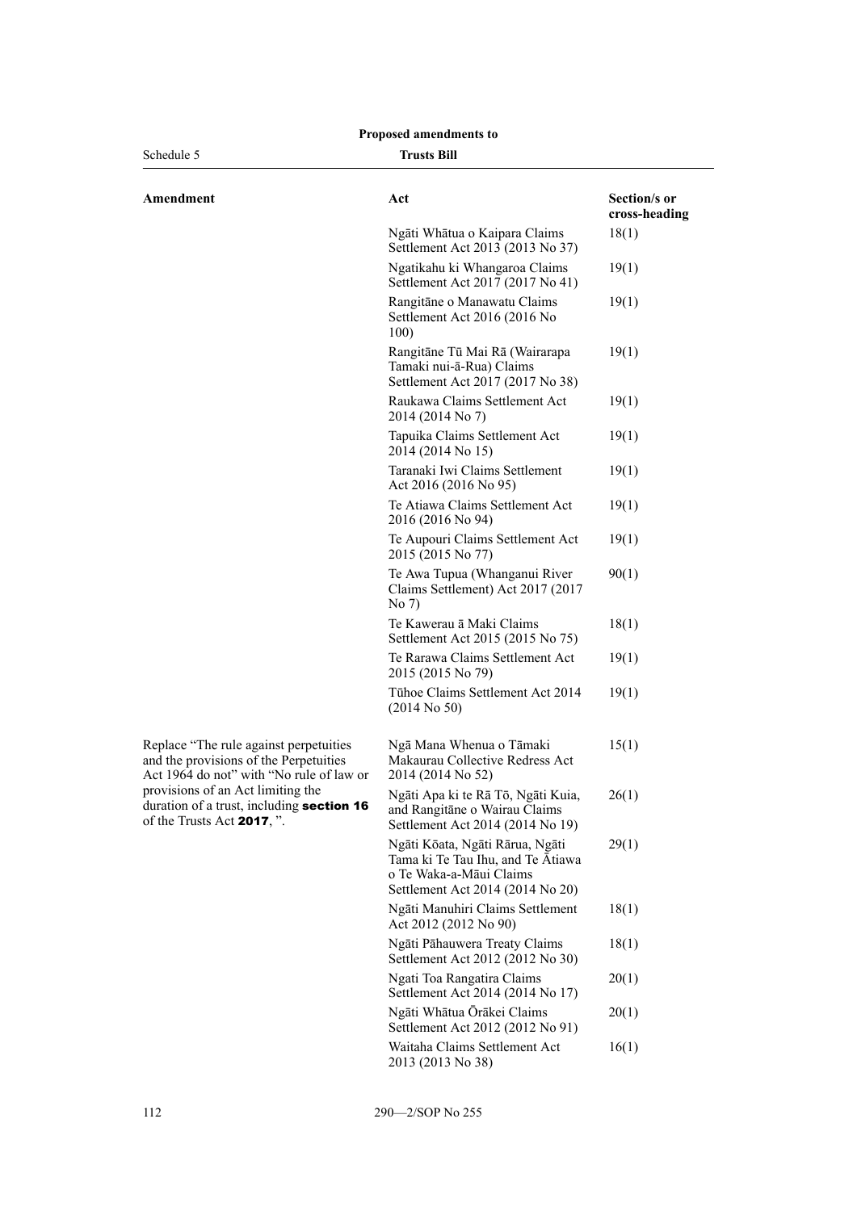| Amendment | Act | Section/s or cross-heading |
|---|---|---|
| | Ngāti Whātua o Kaipara Claims Settlement Act 2013 (2013 No 37) | 18(1) |
| | Ngatikahu ki Whangaroa Claims Settlement Act 2017 (2017 No 41) | 19(1) |
| | Rangitāne o Manawatu Claims Settlement Act 2016 (2016 No 100) | 19(1) |
| | Rangitāne Tū Mai Rā (Wairarapa Tamaki nui-ā-Rua) Claims Settlement Act 2017 (2017 No 38) | 19(1) |
| | Raukawa Claims Settlement Act 2014 (2014 No 7) | 19(1) |
| | Tapuika Claims Settlement Act 2014 (2014 No 15) | 19(1) |
| | Taranaki Iwi Claims Settlement Act 2016 (2016 No 95) | 19(1) |
| | Te Atiawa Claims Settlement Act 2016 (2016 No 94) | 19(1) |
| | Te Aupouri Claims Settlement Act 2015 (2015 No 77) | 19(1) |
| | Te Awa Tupua (Whanganui River Claims Settlement) Act 2017 (2017 No 7) | 90(1) |
| | Te Kawerau ā Maki Claims Settlement Act 2015 (2015 No 75) | 18(1) |
| | Te Rarawa Claims Settlement Act 2015 (2015 No 79) | 19(1) |
| | Tūhoe Claims Settlement Act 2014 (2014 No 50) | 19(1) |
| Replace "The rule against perpetuities and the provisions of the Perpetuities Act 1964 do not" with "No rule of law or provisions of an Act limiting the duration of a trust, including **section 16** of the Trusts Act **2017**, ". | Ngā Mana Whenua o Tāmaki Makaurau Collective Redress Act 2014 (2014 No 52) | 15(1) |
| | Ngāti Apa ki te Rā Tō, Ngāti Kuia, and Rangitāne o Wairau Claims Settlement Act 2014 (2014 No 19) | 26(1) |
| | Ngāti Kōata, Ngāti Rārua, Ngāti Tama ki Te Tau Ihu, and Te Ātiawa o Te Waka-a-Māui Claims Settlement Act 2014 (2014 No 20) | 29(1) |
| | Ngāti Manuhiri Claims Settlement Act 2012 (2012 No 90) | 18(1) |
| | Ngāti Pāhauwera Treaty Claims Settlement Act 2012 (2012 No 30) | 18(1) |
| | Ngati Toa Rangatira Claims Settlement Act 2014 (2014 No 17) | 20(1) |
| | Ngāti Whātua Ōrākei Claims Settlement Act 2012 (2012 No 91) | 20(1) |
| | Waitaha Claims Settlement Act 2013 (2013 No 38) | 16(1) |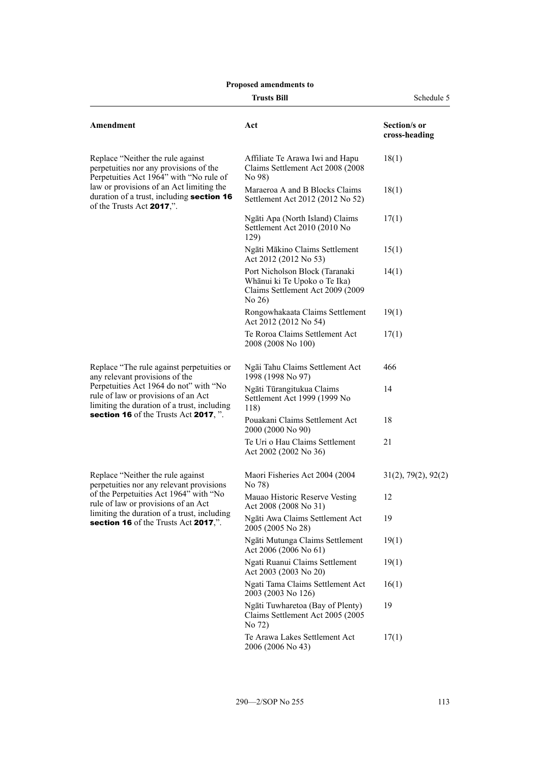| Amendment | Act | Section/s or cross-heading |
|---|---|---|
| Replace "Neither the rule against perpetuities nor any provisions of the Perpetuities Act 1964" with "No rule of law or provisions of an Act limiting the duration of a trust, including **section 16** of the Trusts Act **2017**,". | Affiliate Te Arawa Iwi and Hapu Claims Settlement Act 2008 (2008 No 98) | 18(1) |
| | Maraeroa A and B Blocks Claims Settlement Act 2012 (2012 No 52) | 18(1) |
| | Ngāti Apa (North Island) Claims Settlement Act 2010 (2010 No 129) | 17(1) |
| | Ngāti Mākino Claims Settlement Act 2012 (2012 No 53) | 15(1) |
| | Port Nicholson Block (Taranaki Whānui ki Te Upoko o Te Ika) Claims Settlement Act 2009 (2009 No 26) | 14(1) |
| | Rongowhakaata Claims Settlement Act 2012 (2012 No 54) | 19(1) |
| | Te Roroa Claims Settlement Act 2008 (2008 No 100) | 17(1) |
| Replace "The rule against perpetuities or any relevant provisions of the Perpetuities Act 1964 do not" with "No rule of law or provisions of an Act limiting the duration of a trust, including **section 16** of the Trusts Act **2017**, ". | Ngāi Tahu Claims Settlement Act 1998 (1998 No 97) | 466 |
| | Ngāti Tūrangitukua Claims Settlement Act 1999 (1999 No 118) | 14 |
| | Pouakani Claims Settlement Act 2000 (2000 No 90) | 18 |
| | Te Uri o Hau Claims Settlement Act 2002 (2002 No 36) | 21 |
| Replace "Neither the rule against perpetuities nor any relevant provisions of the Perpetuities Act 1964" with "No rule of law or provisions of an Act limiting the duration of a trust, including **section 16** of the Trusts Act **2017**,". | Maori Fisheries Act 2004 (2004 No 78) | 31(2), 79(2), 92(2) |
| | Mauao Historic Reserve Vesting Act 2008 (2008 No 31) | 12 |
| | Ngāti Awa Claims Settlement Act 2005 (2005 No 28) | 19 |
| | Ngāti Mutunga Claims Settlement Act 2006 (2006 No 61) | 19(1) |
| | Ngati Ruanui Claims Settlement Act 2003 (2003 No 20) | 19(1) |
| | Ngati Tama Claims Settlement Act 2003 (2003 No 126) | 16(1) |
| | Ngāti Tuwharetoa (Bay of Plenty) Claims Settlement Act 2005 (2005 No 72) | 19 |
| | Te Arawa Lakes Settlement Act 2006 (2006 No 43) | 17(1) |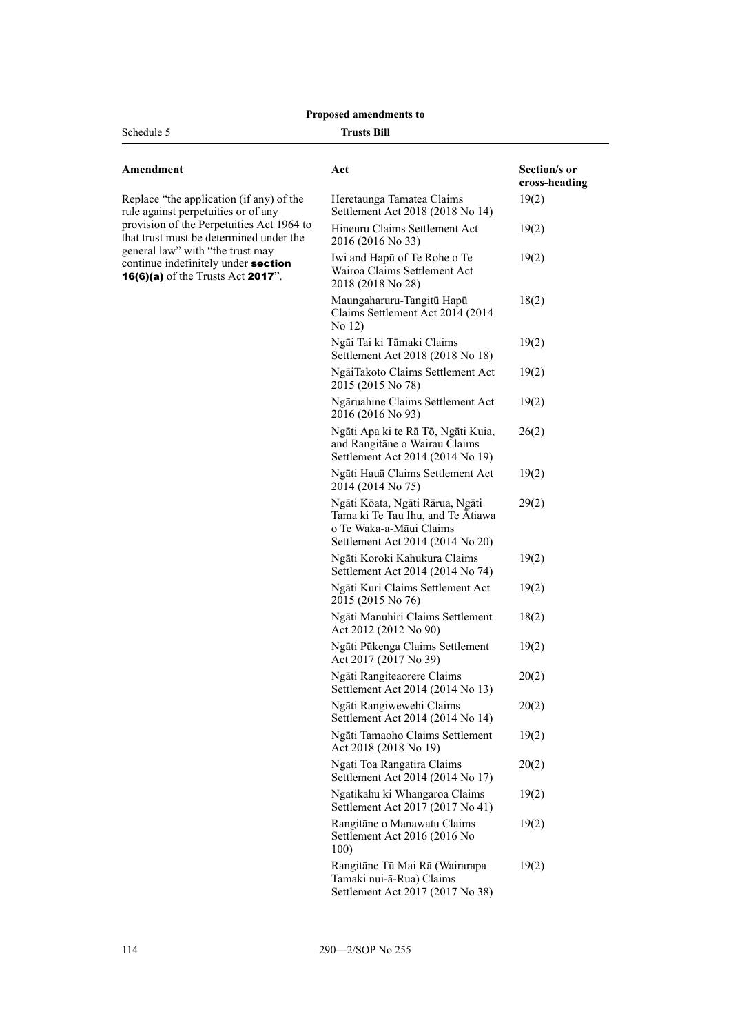| Amendment | Act | Section/s or cross-heading |
|---|---|---|
| Replace "the application (if any) of the rule against perpetuities or of any provision of the Perpetuities Act 1964 to that trust must be determined under the general law" with "the trust may continue indefinitely under **section 16(6)(a)** of the Trusts Act **2017**". | Heretaunga Tamatea Claims Settlement Act 2018 (2018 No 14) | 19(2) |
| | Hineuru Claims Settlement Act 2016 (2016 No 33) | 19(2) |
| | Iwi and Hapū of Te Rohe o Te Wairoa Claims Settlement Act 2018 (2018 No 28) | 19(2) |
| | Maungaharuru-Tangitū Hapū Claims Settlement Act 2014 (2014 No 12) | 18(2) |
| | Ngāi Tai ki Tāmaki Claims Settlement Act 2018 (2018 No 18) | 19(2) |
| | NgāiTakoto Claims Settlement Act 2015 (2015 No 78) | 19(2) |
| | Ngāruahine Claims Settlement Act 2016 (2016 No 93) | 19(2) |
| | Ngāti Apa ki te Rā Tō, Ngāti Kuia, and Rangitāne o Wairau Claims Settlement Act 2014 (2014 No 19) | 26(2) |
| | Ngāti Hauā Claims Settlement Act 2014 (2014 No 75) | 19(2) |
| | Ngāti Kōata, Ngāti Rārua, Ngāti Tama ki Te Tau Ihu, and Te Ātiawa o Te Waka-a-Māui Claims Settlement Act 2014 (2014 No 20) | 29(2) |
| | Ngāti Koroki Kahukura Claims Settlement Act 2014 (2014 No 74) | 19(2) |
| | Ngāti Kuri Claims Settlement Act 2015 (2015 No 76) | 19(2) |
| | Ngāti Manuhiri Claims Settlement Act 2012 (2012 No 90) | 18(2) |
| | Ngāti Pūkenga Claims Settlement Act 2017 (2017 No 39) | 19(2) |
| | Ngāti Rangiteaorere Claims Settlement Act 2014 (2014 No 13) | 20(2) |
| | Ngāti Rangiwewehi Claims Settlement Act 2014 (2014 No 14) | 20(2) |
| | Ngāti Tamaoho Claims Settlement Act 2018 (2018 No 19) | 19(2) |
| | Ngati Toa Rangatira Claims Settlement Act 2014 (2014 No 17) | 20(2) |
| | Ngatikahu ki Whangaroa Claims Settlement Act 2017 (2017 No 41) | 19(2) |
| | Rangitāne o Manawatu Claims Settlement Act 2016 (2016 No 100) | 19(2) |
| | Rangitāne Tū Mai Rā (Wairarapa Tamaki nui-ā-Rua) Claims Settlement Act 2017 (2017 No 38) | 19(2) |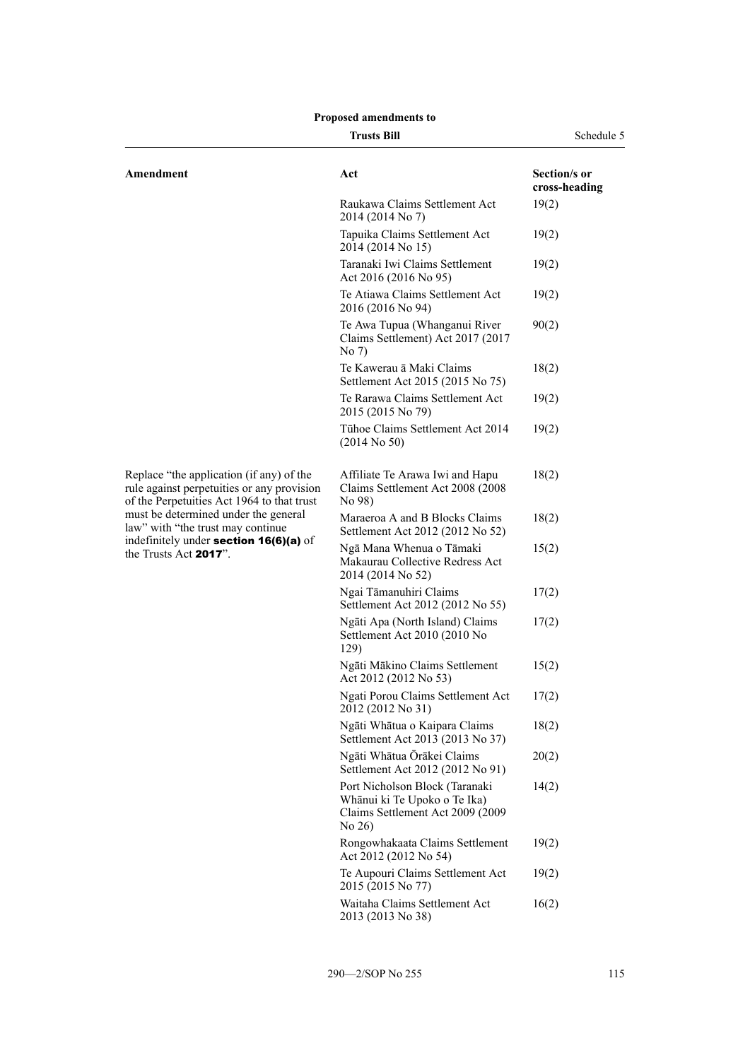| Amendment | Act | Section/s or cross-heading |
|---|---|---|
| | Raukawa Claims Settlement Act 2014 (2014 No 7) | 19(2) |
| | Tapuika Claims Settlement Act 2014 (2014 No 15) | 19(2) |
| | Taranaki Iwi Claims Settlement Act 2016 (2016 No 95) | 19(2) |
| | Te Atiawa Claims Settlement Act 2016 (2016 No 94) | 19(2) |
| | Te Awa Tupua (Whanganui River Claims Settlement) Act 2017 (2017 No 7) | 90(2) |
| | Te Kawerau ā Maki Claims Settlement Act 2015 (2015 No 75) | 18(2) |
| | Te Rarawa Claims Settlement Act 2015 (2015 No 79) | 19(2) |
| | Tūhoe Claims Settlement Act 2014 (2014 No 50) | 19(2) |
| Replace "the application (if any) of the rule against perpetuities or any provision of the Perpetuities Act 1964 to that trust must be determined under the general law" with "the trust may continue indefinitely under **section 16(6)(a)** of the Trusts Act **2017**". | Affiliate Te Arawa Iwi and Hapu Claims Settlement Act 2008 (2008 No 98) | 18(2) |
| | Maraeroa A and B Blocks Claims Settlement Act 2012 (2012 No 52) | 18(2) |
| | Ngā Mana Whenua o Tāmaki Makaurau Collective Redress Act 2014 (2014 No 52) | 15(2) |
| | Ngai Tāmanuhiri Claims Settlement Act 2012 (2012 No 55) | 17(2) |
| | Ngāti Apa (North Island) Claims Settlement Act 2010 (2010 No 129) | 17(2) |
| | Ngāti Mākino Claims Settlement Act 2012 (2012 No 53) | 15(2) |
| | Ngati Porou Claims Settlement Act 2012 (2012 No 31) | 17(2) |
| | Ngāti Whātua o Kaipara Claims Settlement Act 2013 (2013 No 37) | 18(2) |
| | Ngāti Whātua Ōrākei Claims Settlement Act 2012 (2012 No 91) | 20(2) |
| | Port Nicholson Block (Taranaki Whānui ki Te Upoko o Te Ika) Claims Settlement Act 2009 (2009 No 26) | 14(2) |
| | Rongowhakaata Claims Settlement Act 2012 (2012 No 54) | 19(2) |
| | Te Aupouri Claims Settlement Act 2015 (2015 No 77) | 19(2) |
| | Waitaha Claims Settlement Act 2013 (2013 No 38) | 16(2) |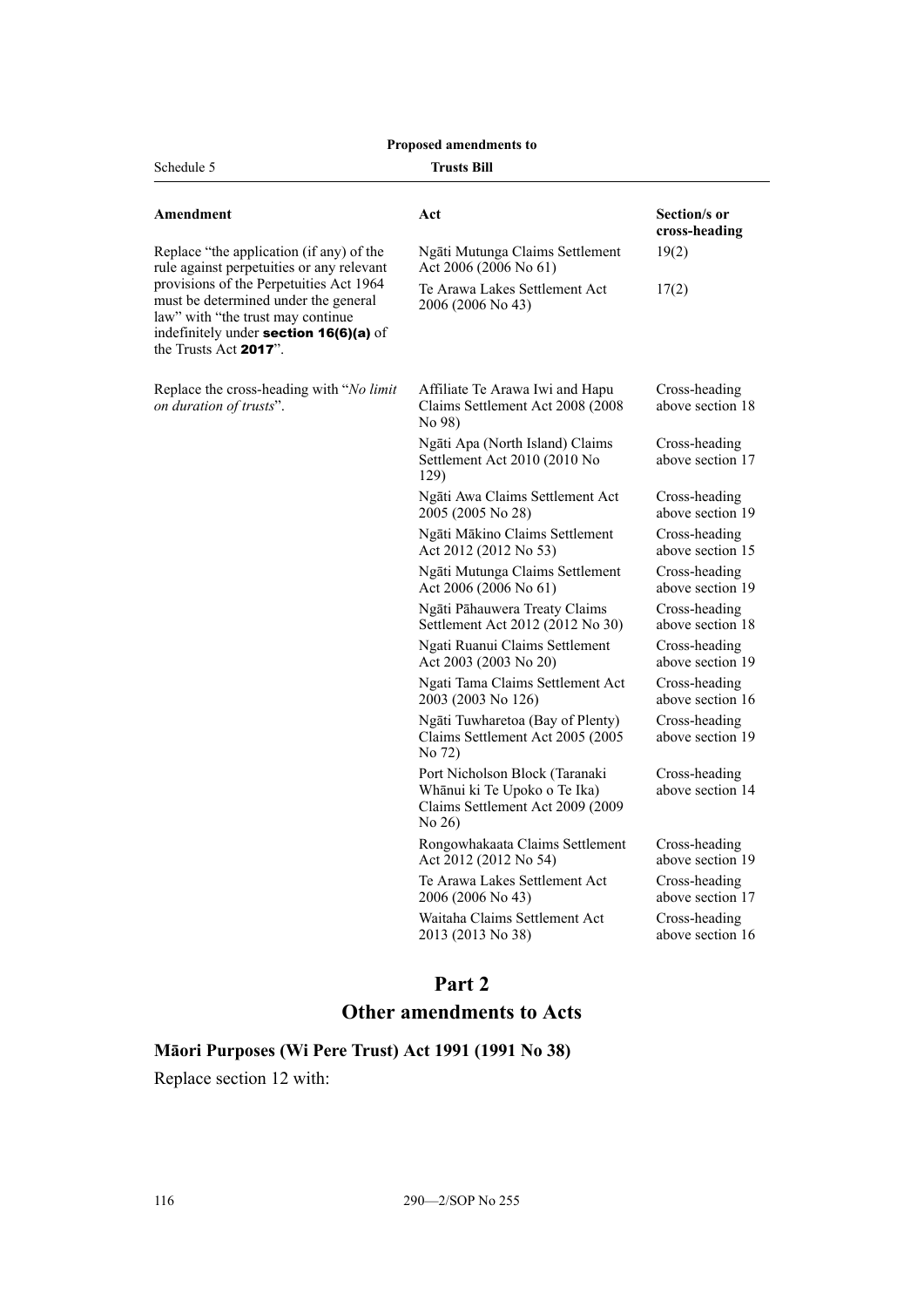| Amendment | Act | Section/s or cross-heading |
| --- | --- | --- |
| Replace "the application (if any) of the rule against perpetuities or any relevant provisions of the Perpetuities Act 1964 must be determined under the general law" with "the trust may continue indefinitely under **section 16(6)(a)** of the Trusts Act **2017**". | Ngāti Mutunga Claims Settlement Act 2006 (2006 No 61) | 19(2) |
| | Te Arawa Lakes Settlement Act 2006 (2006 No 43) | 17(2) |
| Replace the cross-heading with "*No limit on duration of trusts*". | Affiliate Te Arawa Iwi and Hapu Claims Settlement Act 2008 (2008 No 98) | Cross-heading above section 18 |
| | Ngāti Apa (North Island) Claims Settlement Act 2010 (2010 No 129) | Cross-heading above section 17 |
| | Ngāti Awa Claims Settlement Act 2005 (2005 No 28) | Cross-heading above section 19 |
| | Ngāti Mākino Claims Settlement Act 2012 (2012 No 53) | Cross-heading above section 15 |
| | Ngāti Mutunga Claims Settlement Act 2006 (2006 No 61) | Cross-heading above section 19 |
| | Ngāti Pāhauwera Treaty Claims Settlement Act 2012 (2012 No 30) | Cross-heading above section 18 |
| | Ngati Ruanui Claims Settlement Act 2003 (2003 No 20) | Cross-heading above section 19 |
| | Ngati Tama Claims Settlement Act 2003 (2003 No 126) | Cross-heading above section 16 |
| | Ngāti Tuwharetoa (Bay of Plenty) Claims Settlement Act 2005 (2005 No 72) | Cross-heading above section 19 |
| | Port Nicholson Block (Taranaki Whānui ki Te Upoko o Te Ika) Claims Settlement Act 2009 (2009 No 26) | Cross-heading above section 14 |
| | Rongowhakaata Claims Settlement Act 2012 (2012 No 54) | Cross-heading above section 19 |
| | Te Arawa Lakes Settlement Act 2006 (2006 No 43) | Cross-heading above section 17 |
| | Waitaha Claims Settlement Act 2013 (2013 No 38) | Cross-heading above section 16 |

# Part 2
# Other amendments to Acts

### Māori Purposes (Wi Pere Trust) Act 1991 (1991 No 38)

Replace section 12 with: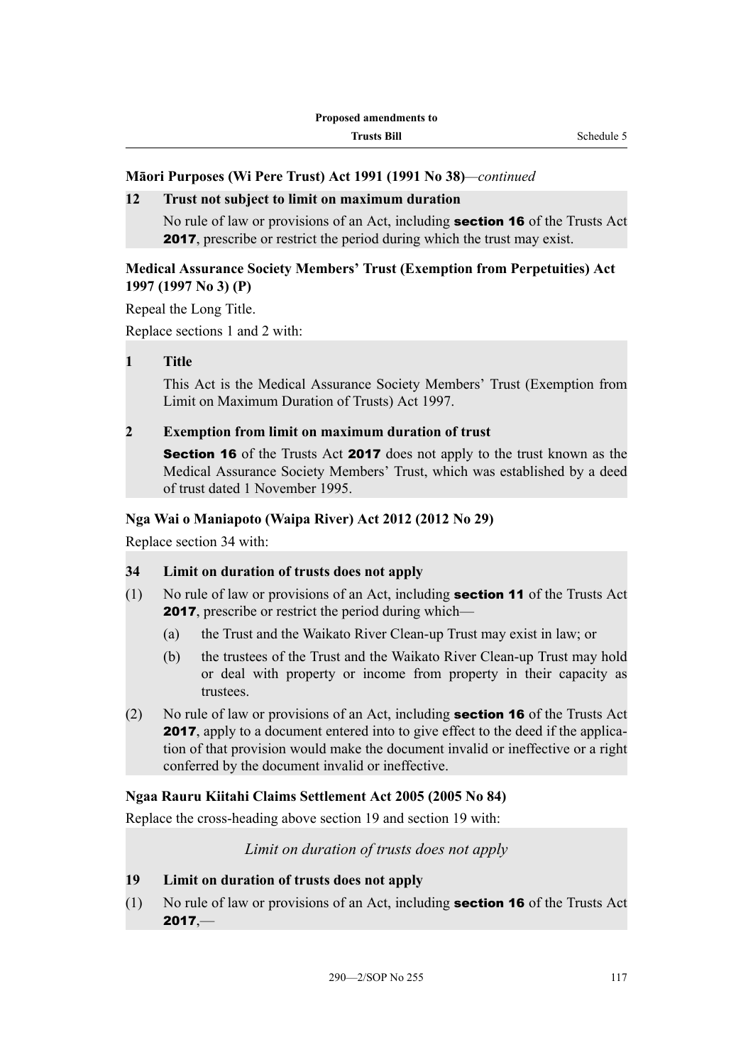**Māori Purposes (Wi Pere Trust) Act 1991 (1991 No 38)**—*continued*

**12 Trust not subject to limit on maximum duration**

No rule of law or provisions of an Act, including **section 16** of the Trusts Act **2017**, prescribe or restrict the period during which the trust may exist.

**Medical Assurance Society Members' Trust (Exemption from Perpetuities) Act 1997 (1997 No 3) (P)**

Repeal the Long Title.

Replace sections 1 and 2 with:

**1 Title**

This Act is the Medical Assurance Society Members' Trust (Exemption from Limit on Maximum Duration of Trusts) Act 1997.

**2 Exemption from limit on maximum duration of trust**

**Section 16** of the Trusts Act **2017** does not apply to the trust known as the Medical Assurance Society Members' Trust, which was established by a deed of trust dated 1 November 1995.

**Nga Wai o Maniapoto (Waipa River) Act 2012 (2012 No 29)**

Replace section 34 with:

**34 Limit on duration of trusts does not apply**

(1) No rule of law or provisions of an Act, including **section 11** of the Trusts Act **2017**, prescribe or restrict the period during which—

(a) the Trust and the Waikato River Clean-up Trust may exist in law; or

(b) the trustees of the Trust and the Waikato River Clean-up Trust may hold or deal with property or income from property in their capacity as trustees.

(2) No rule of law or provisions of an Act, including **section 16** of the Trusts Act **2017**, apply to a document entered into to give effect to the deed if the application of that provision would make the document invalid or ineffective or a right conferred by the document invalid or ineffective.

**Ngaa Rauru Kiitahi Claims Settlement Act 2005 (2005 No 84)**

Replace the cross-heading above section 19 and section 19 with:

*Limit on duration of trusts does not apply*

**19 Limit on duration of trusts does not apply**

(1) No rule of law or provisions of an Act, including **section 16** of the Trusts Act **2017**,—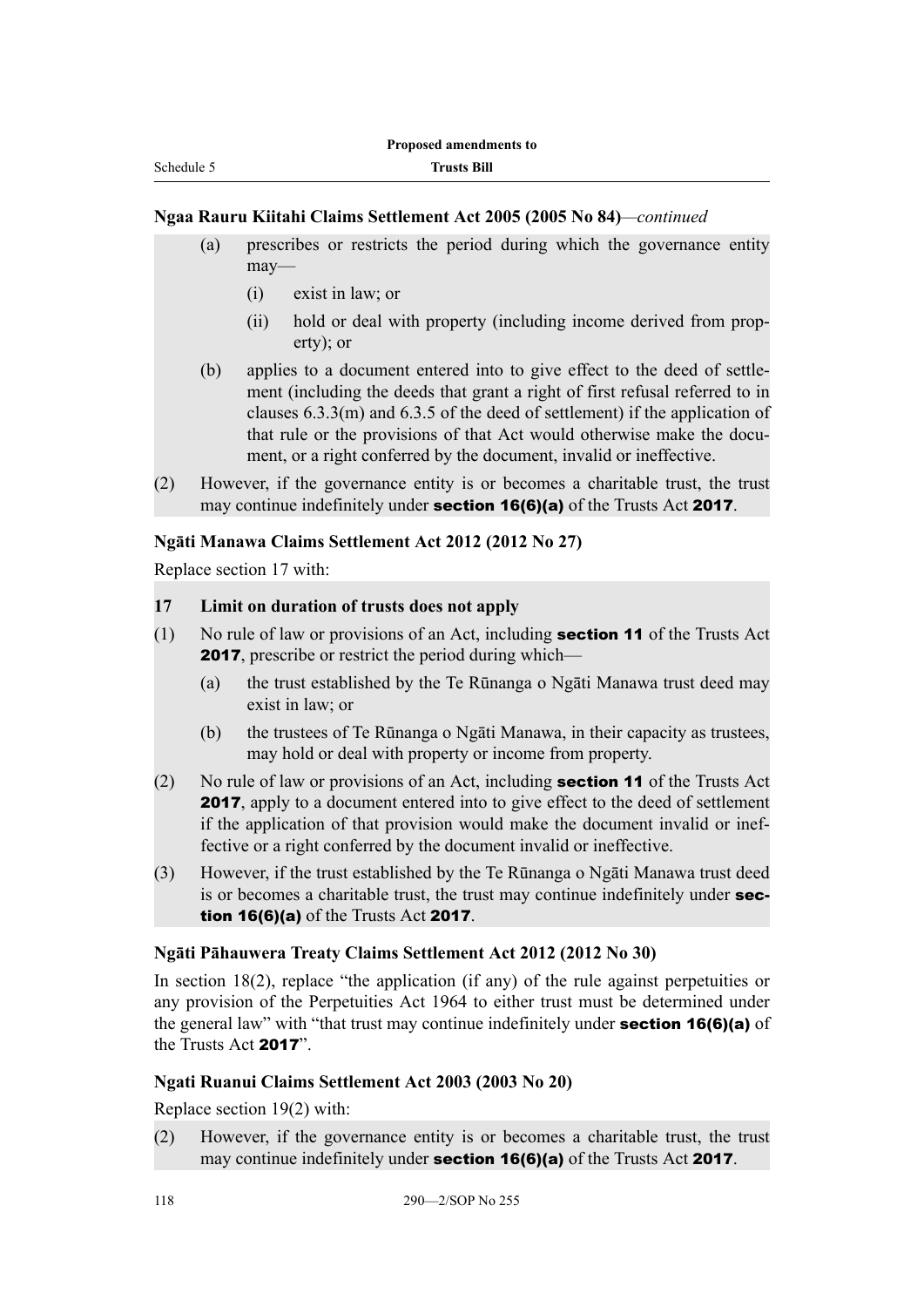### Ngaa Rauru Kiitahi Claims Settlement Act 2005 (2005 No 84)—*continued*

(a) prescribes or restricts the period during which the governance entity may—

(i) exist in law; or

(ii) hold or deal with property (including income derived from property); or

(b) applies to a document entered into to give effect to the deed of settlement (including the deeds that grant a right of first refusal referred to in clauses 6.3.3(m) and 6.3.5 of the deed of settlement) if the application of that rule or the provisions of that Act would otherwise make the document, or a right conferred by the document, invalid or ineffective.

(2) However, if the governance entity is or becomes a charitable trust, the trust may continue indefinitely under **section 16(6)(a)** of the Trusts Act **2017**.

### Ngāti Manawa Claims Settlement Act 2012 (2012 No 27)

Replace section 17 with:

**17 Limit on duration of trusts does not apply**

(1) No rule of law or provisions of an Act, including **section 11** of the Trusts Act **2017**, prescribe or restrict the period during which—

(a) the trust established by the Te Rūnanga o Ngāti Manawa trust deed may exist in law; or

(b) the trustees of Te Rūnanga o Ngāti Manawa, in their capacity as trustees, may hold or deal with property or income from property.

(2) No rule of law or provisions of an Act, including **section 11** of the Trusts Act **2017**, apply to a document entered into to give effect to the deed of settlement if the application of that provision would make the document invalid or ineffective or a right conferred by the document invalid or ineffective.

(3) However, if the trust established by the Te Rūnanga o Ngāti Manawa trust deed is or becomes a charitable trust, the trust may continue indefinitely under **section 16(6)(a)** of the Trusts Act **2017**.

### Ngāti Pāhauwera Treaty Claims Settlement Act 2012 (2012 No 30)

In section 18(2), replace "the application (if any) of the rule against perpetuities or any provision of the Perpetuities Act 1964 to either trust must be determined under the general law" with "that trust may continue indefinitely under **section 16(6)(a)** of the Trusts Act **2017**".

### Ngati Ruanui Claims Settlement Act 2003 (2003 No 20)

Replace section 19(2) with:

(2) However, if the governance entity is or becomes a charitable trust, the trust may continue indefinitely under **section 16(6)(a)** of the Trusts Act **2017**.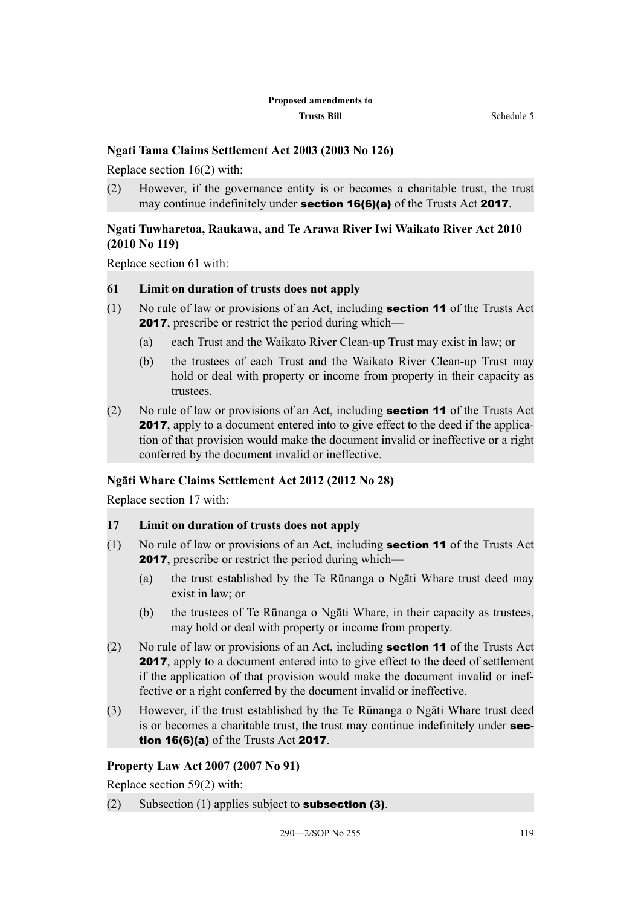### Ngati Tama Claims Settlement Act 2003 (2003 No 126)

Replace section 16(2) with:

(2) However, if the governance entity is or becomes a charitable trust, the trust may continue indefinitely under **section 16(6)(a)** of the Trusts Act **2017**.

### Ngati Tuwharetoa, Raukawa, and Te Arawa River Iwi Waikato River Act 2010 (2010 No 119)

Replace section 61 with:

**61 Limit on duration of trusts does not apply**

(1) No rule of law or provisions of an Act, including **section 11** of the Trusts Act **2017**, prescribe or restrict the period during which—

(a) each Trust and the Waikato River Clean-up Trust may exist in law; or

(b) the trustees of each Trust and the Waikato River Clean-up Trust may hold or deal with property or income from property in their capacity as trustees.

(2) No rule of law or provisions of an Act, including **section 11** of the Trusts Act **2017**, apply to a document entered into to give effect to the deed if the application of that provision would make the document invalid or ineffective or a right conferred by the document invalid or ineffective.

### Ngāti Whare Claims Settlement Act 2012 (2012 No 28)

Replace section 17 with:

**17 Limit on duration of trusts does not apply**

(1) No rule of law or provisions of an Act, including **section 11** of the Trusts Act **2017**, prescribe or restrict the period during which—

(a) the trust established by the Te Rūnanga o Ngāti Whare trust deed may exist in law; or

(b) the trustees of Te Rūnanga o Ngāti Whare, in their capacity as trustees, may hold or deal with property or income from property.

(2) No rule of law or provisions of an Act, including **section 11** of the Trusts Act **2017**, apply to a document entered into to give effect to the deed of settlement if the application of that provision would make the document invalid or ineffective or a right conferred by the document invalid or ineffective.

(3) However, if the trust established by the Te Rūnanga o Ngāti Whare trust deed is or becomes a charitable trust, the trust may continue indefinitely under **section 16(6)(a)** of the Trusts Act **2017**.

### Property Law Act 2007 (2007 No 91)

Replace section 59(2) with:

(2) Subsection (1) applies subject to **subsection (3)**.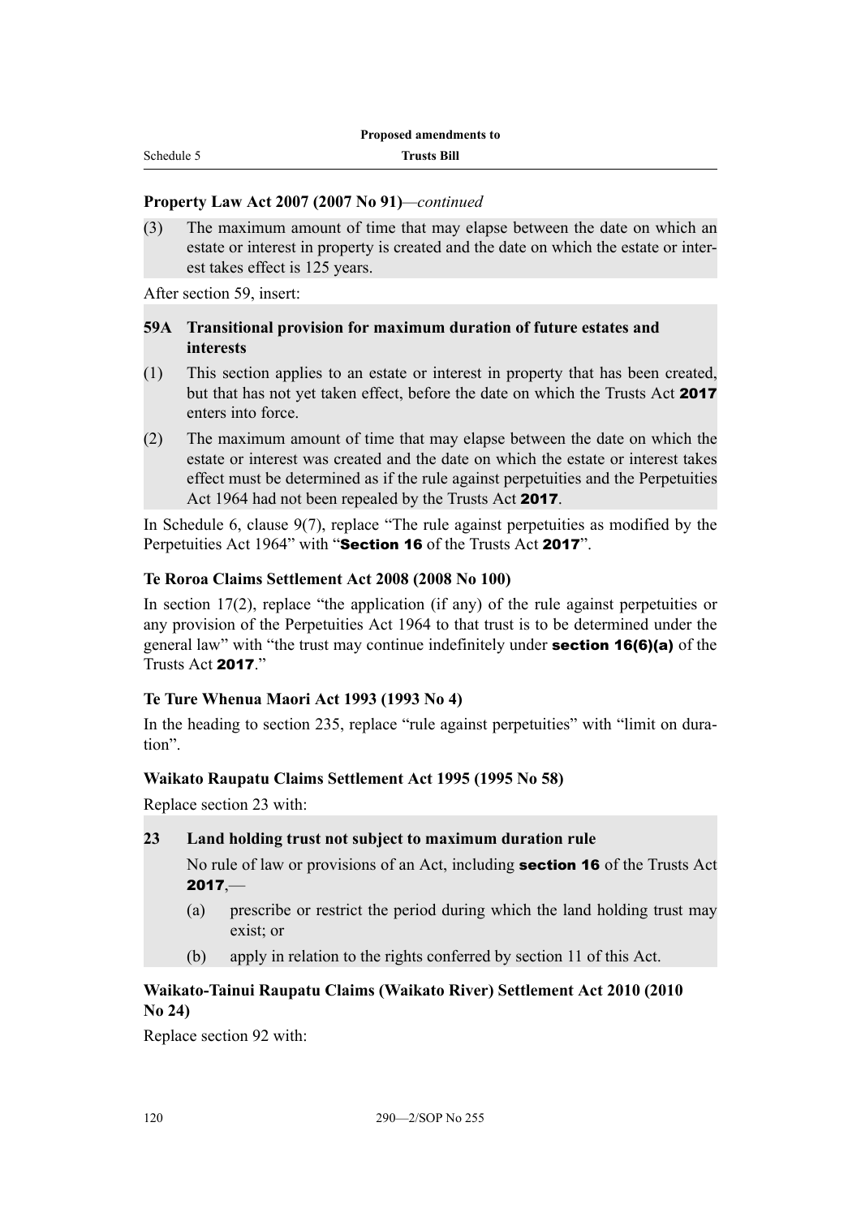**Property Law Act 2007 (2007 No 91)**—*continued*

(3) The maximum amount of time that may elapse between the date on which an estate or interest in property is created and the date on which the estate or interest takes effect is 125 years.

After section 59, insert:

**59A Transitional provision for maximum duration of future estates and interests**

(1) This section applies to an estate or interest in property that has been created, but that has not yet taken effect, before the date on which the Trusts Act **2017** enters into force.

(2) The maximum amount of time that may elapse between the date on which the estate or interest was created and the date on which the estate or interest takes effect must be determined as if the rule against perpetuities and the Perpetuities Act 1964 had not been repealed by the Trusts Act **2017**.

In Schedule 6, clause 9(7), replace "The rule against perpetuities as modified by the Perpetuities Act 1964" with "**Section 16** of the Trusts Act **2017**".

**Te Roroa Claims Settlement Act 2008 (2008 No 100)**

In section 17(2), replace "the application (if any) of the rule against perpetuities or any provision of the Perpetuities Act 1964 to that trust is to be determined under the general law" with "the trust may continue indefinitely under **section 16(6)(a)** of the Trusts Act **2017**."

**Te Ture Whenua Maori Act 1993 (1993 No 4)**

In the heading to section 235, replace "rule against perpetuities" with "limit on duration".

**Waikato Raupatu Claims Settlement Act 1995 (1995 No 58)**

Replace section 23 with:

**23 Land holding trust not subject to maximum duration rule**

No rule of law or provisions of an Act, including **section 16** of the Trusts Act **2017**,—

(a) prescribe or restrict the period during which the land holding trust may exist; or

(b) apply in relation to the rights conferred by section 11 of this Act.

**Waikato-Tainui Raupatu Claims (Waikato River) Settlement Act 2010 (2010 No 24)**

Replace section 92 with: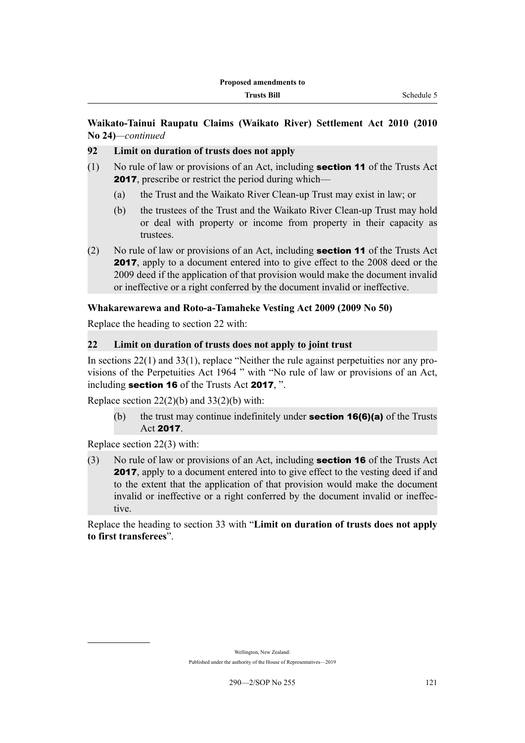**Waikato-Tainui Raupatu Claims (Waikato River) Settlement Act 2010 (2010 No 24)**—*continued*

**92 Limit on duration of trusts does not apply**

(1) No rule of law or provisions of an Act, including **section 11** of the Trusts Act **2017**, prescribe or restrict the period during which—

(a) the Trust and the Waikato River Clean-up Trust may exist in law; or

(b) the trustees of the Trust and the Waikato River Clean-up Trust may hold or deal with property or income from property in their capacity as trustees.

(2) No rule of law or provisions of an Act, including **section 11** of the Trusts Act **2017**, apply to a document entered into to give effect to the 2008 deed or the 2009 deed if the application of that provision would make the document invalid or ineffective or a right conferred by the document invalid or ineffective.

**Whakarewarewa and Roto-a-Tamaheke Vesting Act 2009 (2009 No 50)**

Replace the heading to section 22 with:

**22 Limit on duration of trusts does not apply to joint trust**

In sections 22(1) and 33(1), replace "Neither the rule against perpetuities nor any provisions of the Perpetuities Act 1964 " with "No rule of law or provisions of an Act, including **section 16** of the Trusts Act **2017**, ".

Replace section 22(2)(b) and 33(2)(b) with:

(b) the trust may continue indefinitely under **section 16(6)(a)** of the Trusts Act **2017**.

Replace section 22(3) with:

(3) No rule of law or provisions of an Act, including **section 16** of the Trusts Act **2017**, apply to a document entered into to give effect to the vesting deed if and to the extent that the application of that provision would make the document invalid or ineffective or a right conferred by the document invalid or ineffective.

Replace the heading to section 33 with "**Limit on duration of trusts does not apply to first transferees**".

Wellington, New Zealand:

Published under the authority of the House of Representatives—2019

290—2/SOP No 255